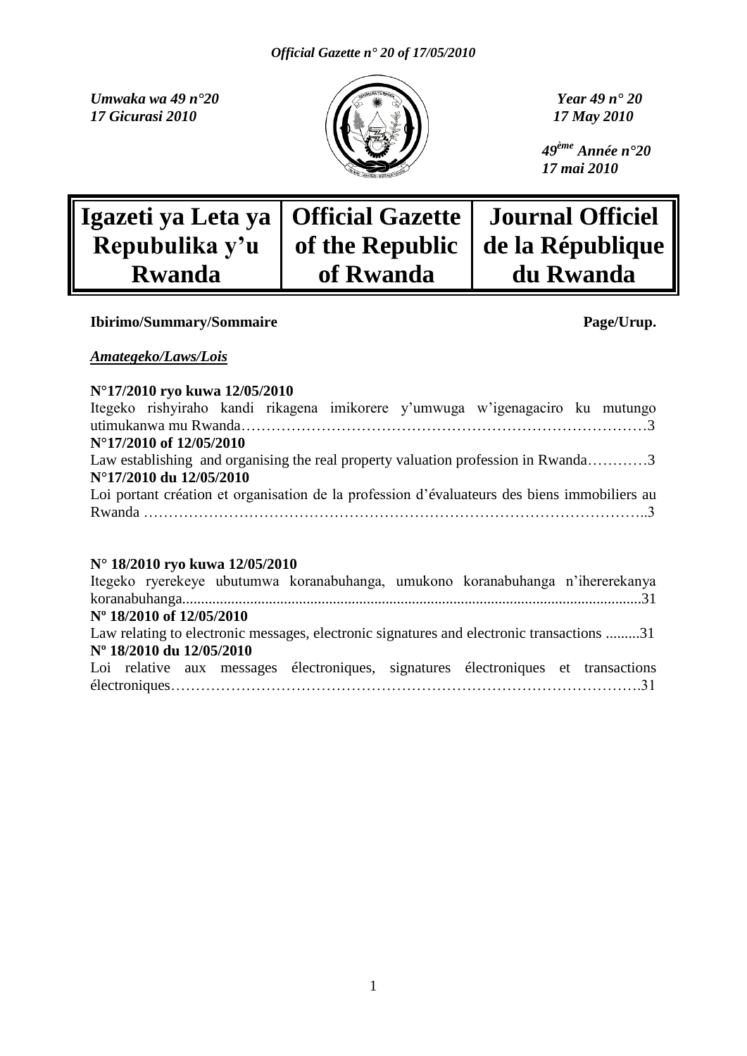*Umwaka wa 49 n°20*
*17 Gicurasi 2010*

*Year 49 n° 20*
*17 May 2010*

*49ème Année n°20*
*17 mai 2010*

| Igazeti ya Leta ya Repubulika y'u Rwanda | Official Gazette of the Republic of Rwanda | Journal Officiel de la République du Rwanda |
|---|---|---|

**Ibirimo/Summary/Sommaire** **Page/Urup.**

***Amategeko/Laws/Lois***

**N°17/2010 ryo kuwa 12/05/2010**
Itegeko rishyiraho kandi rikagena imikorere y'umwuga w'igenagaciro ku mutungo utimukanwa mu Rwanda……………………………………………………………………3
**N°17/2010 of 12/05/2010**
Law establishing and organising the real property valuation profession in Rwanda…………3
**N°17/2010 du 12/05/2010**
Loi portant création et organisation de la profession d'évaluateurs des biens immobiliers au Rwanda ……………………………………………………………………………………..3

**N° 18/2010 ryo kuwa 12/05/2010**
Itegeko ryerekeye ubutumwa koranabuhanga, umukono koranabuhanga n'ihererekanya koranabuhanga.........................................................................................................................31
**Nº 18/2010 of 12/05/2010**
Law relating to electronic messages, electronic signatures and electronic transactions .........31
**Nº 18/2010 du 12/05/2010**
Loi relative aux messages électroniques, signatures électroniques et transactions électroniques……………………………………………………………………………….31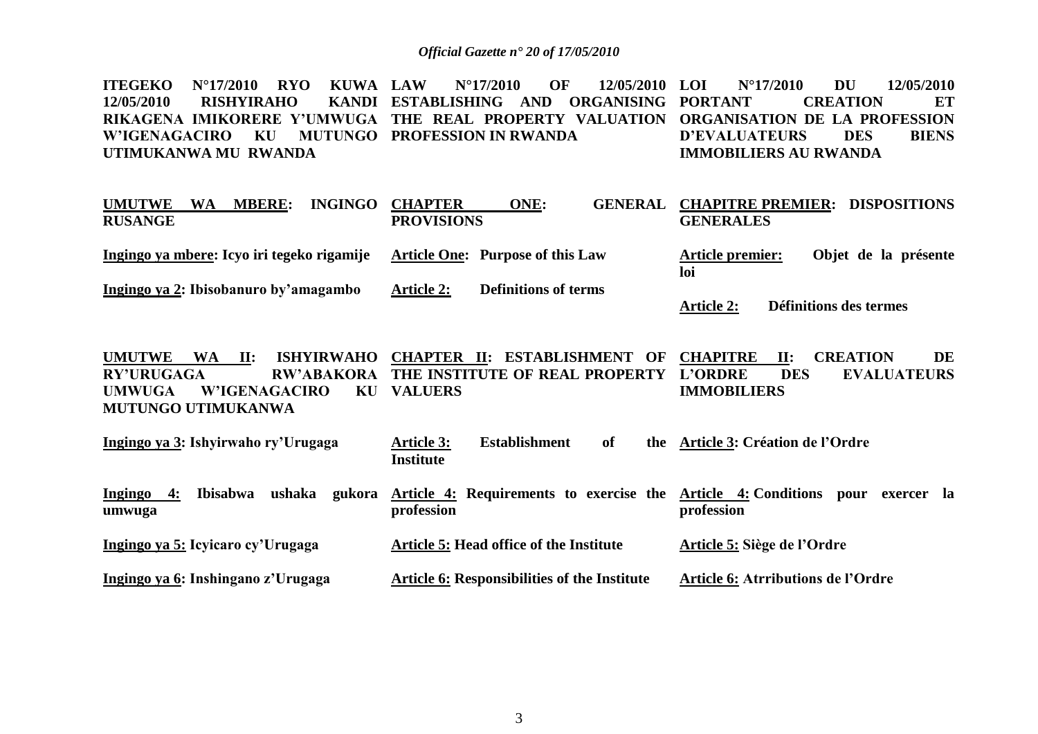**ITEGEKO N°17/2010 RYO KUWA 12/05/2010 RISHYIRAHO KANDI RIKAGENA IMIKORERE Y'UMWUGA W'IGENAGACIRO KU MUTUNGO UTIMUKANWA MU RWANDA**

**UMUTWE WA MBERE: INGINGO RUSANGE**

**Ingingo ya mbere: Icyo iri tegeko rigamije**

**Ingingo ya 2: Ibisobanuro by'amagambo**

**UMUTWE WA II: ISHYIRWAHO RY'URUGAGA RW'ABAKORA UMWUGA W'IGENAGACIRO KU MUTUNGO UTIMUKANWA**

**Ingingo ya 3: Ishyirwaho ry'Urugaga**

**Ingingo 4: Ibisabwa ushaka gukora umwuga**

**Ingingo ya 5: Icyicaro cy'Urugaga**

**Ingingo ya 6: Inshingano z'Urugaga**

**LAW N°17/2010 OF 12/05/2010 ESTABLISHING AND ORGANISING THE REAL PROPERTY VALUATION PROFESSION IN RWANDA**

**CHAPTER ONE: GENERAL PROVISIONS**

**Article One: Purpose of this Law**

**Article 2: Definitions of terms**

**CHAPTER II: ESTABLISHMENT OF THE INSTITUTE OF REAL PROPERTY VALUERS**

**Article 3: Establishment of the Institute**

**Article 4: Requirements to exercise the profession**

**Article 5: Head office of the Institute**

**Article 6: Responsibilities of the Institute**

**LOI N°17/2010 DU 12/05/2010 PORTANT CREATION ET ORGANISATION DE LA PROFESSION D'EVALUATEURS DES BIENS IMMOBILIERS AU RWANDA**

**CHAPITRE PREMIER: DISPOSITIONS GENERALES**

**Article premier: Objet de la présente loi**

**Article 2: Définitions des termes**

**CHAPITRE II: CREATION DE L'ORDRE DES EVALUATEURS IMMOBILIERS**

**Article 3: Création de l'Ordre**

**Article 4: Conditions pour exercer la profession**

**Article 5: Siège de l'Ordre**

**Article 6: Atrributions de l'Ordre**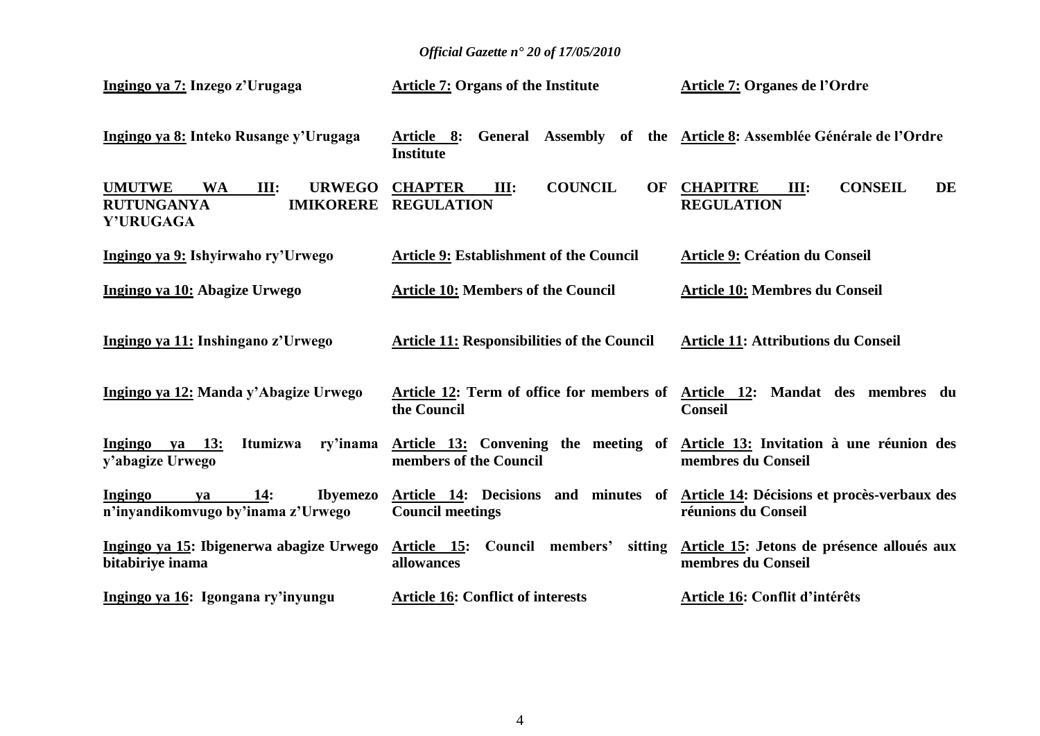| Kinyarwanda | English | Français |
| --- | --- | --- |
| **Ingingo ya 7: Inzego z'Urugaga** | **Article 7: Organs of the Institute** | **Article 7: Organes de l'Ordre** |
| **Ingingo ya 8: Inteko Rusange y'Urugaga** | **Article 8: General Assembly of the Institute** | **Article 8: Assemblée Générale de l'Ordre** |
| **UMUTWE WA III: URWEGO RUTUNGANYA IMIKORERE Y'URUGAGA** | **CHAPTER III: COUNCIL OF REGULATION** | **CHAPITRE III: CONSEIL DE REGULATION** |
| **Ingingo ya 9: Ishyirwaho ry'Urwego** | **Article 9: Establishment of the Council** | **Article 9: Création du Conseil** |
| **Ingingo ya 10: Abagize Urwego** | **Article 10: Members of the Council** | **Article 10: Membres du Conseil** |
| **Ingingo ya 11: Inshingano z'Urwego** | **Article 11: Responsibilities of the Council** | **Article 11: Attributions du Conseil** |
| **Ingingo ya 12: Manda y'Abagize Urwego** | **Article 12: Term of office for members of the Council** | **Article 12: Mandat des membres du Conseil** |
| **Ingingo ya 13: Itumizwa ry'inama y'abagize Urwego** | **Article 13: Convening the meeting of members of the Council** | **Article 13: Invitation à une réunion des membres du Conseil** |
| **Ingingo ya 14: Ibyemezo n'inyandikomvugo by'inama z'Urwego** | **Article 14: Decisions and minutes of Council meetings** | **Article 14: Décisions et procès-verbaux des réunions du Conseil** |
| **Ingingo ya 15: Ibigenerwa abagize Urwego bitabiriye inama** | **Article 15: Council members' sitting allowances** | **Article 15: Jetons de présence alloués aux membres du Conseil** |
| **Ingingo ya 16: Igongana ry'inyungu** | **Article 16: Conflict of interests** | **Article 16: Conflit d'intérêts** |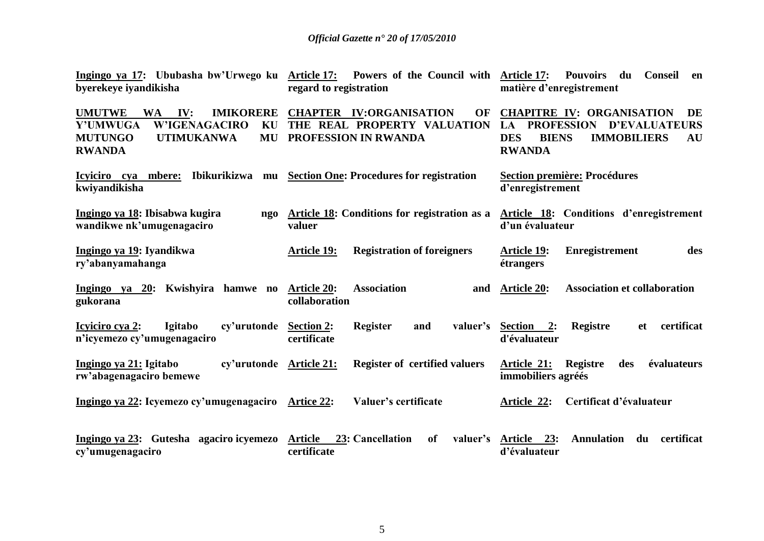| | | |
|---|---|---|
| **Ingingo ya 17: Ububasha bw'Urwego ku byerekeye iyandikisha** | **Article 17: Powers of the Council with regard to registration** | **Article 17: Pouvoirs du Conseil en matière d'enregistrement** |
| **UMUTWE WA IV: IMIKORERE Y'UMWUGA W'IGENAGACIRO KU MUTUNGO UTIMUKANWA MU RWANDA** | **CHAPTER IV:ORGANISATION OF THE REAL PROPERTY VALUATION PROFESSION IN RWANDA** | **CHAPITRE IV: ORGANISATION DE LA PROFESSION D'EVALUATEURS DES BIENS IMMOBILIERS AU RWANDA** |
| **Icyiciro cya mbere: Ibikurikizwa mu kwiyandikisha** | **Section One: Procedures for registration** | **Section première: Procédures d'enregistrement** |
| **Ingingo ya 18: Ibisabwa kugira ngo wandikwe nk'umugenagaciro** | **Article 18: Conditions for registration as a valuer** | **Article 18: Conditions d'enregistrement d'un évaluateur** |
| **Ingingo ya 19: Iyandikwa ry'abanyamahanga** | **Article 19: Registration of foreigners** | **Article 19: Enregistrement des étrangers** |
| **Ingingo ya 20: Kwishyira hamwe no gukorana** | **Article 20: Association and collaboration** | **Article 20: Association et collaboration** |
| **Icyiciro cya 2: Igitabo cy'urutonde n'icyemezo cy'umugenagaciro** | **Section 2: Register and valuer's certificate** | **Section 2: Registre et certificat d'évaluateur** |
| **Ingingo ya 21: Igitabo cy'urutonde rw'abagenagaciro bemewe** | **Article 21: Register of certified valuers** | **Article 21: Registre des évaluateurs immobiliers agréés** |
| **Ingingo ya 22: Icyemezo cy'umugenagaciro** | **Artice 22: Valuer's certificate** | **Article 22: Certificat d'évaluateur** |
| **Ingingo ya 23: Gutesha agaciro icyemezo cy'umugenagaciro** | **Article 23: Cancellation of valuer's certificate** | **Article 23: Annulation du certificat d'évaluateur** |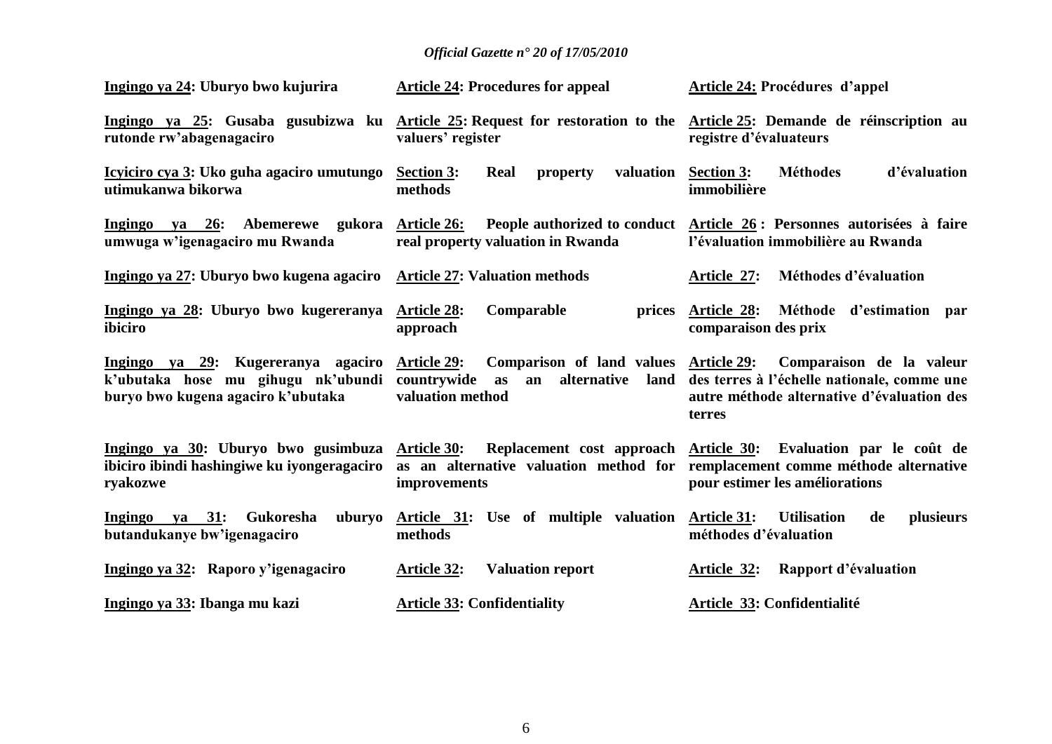**Ingingo ya 24: Uburyo bwo kujurira**

**Ingingo ya 25: Gusaba gusubizwa ku rutonde rw'abagenagaciro**

**Icyiciro cya 3: Uko guha agaciro umutungo utimukanwa bikorwa**

**Ingingo ya 26: Abemerewe gukora umwuga w'igenagaciro mu Rwanda**

**Ingingo ya 27: Uburyo bwo kugena agaciro**

**Ingingo ya 28: Uburyo bwo kugereranya ibiciro**

**Ingingo ya 29: Kugereranya agaciro k'ubutaka hose mu gihugu nk'ubundi buryo bwo kugena agaciro k'ubutaka**

**Ingingo ya 30: Uburyo bwo gusimbuza ibiciro ibindi hashingiwe ku iyongeragaciro ryakozwe**

**Ingingo ya 31: Gukoresha uburyo butandukanye bw'igenagaciro**

**Ingingo ya 32: Raporo y'igenagaciro**

**Ingingo ya 33: Ibanga mu kazi**

**Article 24: Procedures for appeal**

**Article 25: Request for restoration to the valuers' register**

**Section 3: Real property valuation methods**

**Article 26: People authorized to conduct real property valuation in Rwanda**

**Article 27: Valuation methods**

**Article 28: Comparable prices approach**

**Article 29: Comparison of land values countrywide as an alternative land valuation method**

**Article 30: Replacement cost approach as an alternative valuation method for improvements**

**Article 31: Use of multiple valuation methods**

**Article 32: Valuation report**

**Article 33: Confidentiality**

**Article 24: Procédures d'appel**

**Article 25: Demande de réinscription au registre d'évaluateurs**

**Section 3: Méthodes d'évaluation immobilière**

**Article 26 : Personnes autorisées à faire l'évaluation immobilière au Rwanda**

**Article 27: Méthodes d'évaluation**

**Article 28: Méthode d'estimation par comparaison des prix**

**Article 29: Comparaison de la valeur des terres à l'échelle nationale, comme une autre méthode alternative d'évaluation des terres**

**Article 30: Evaluation par le coût de remplacement comme méthode alternative pour estimer les améliorations**

**Article 31: Utilisation de plusieurs méthodes d'évaluation**

**Article 32: Rapport d'évaluation**

**Article 33: Confidentialité**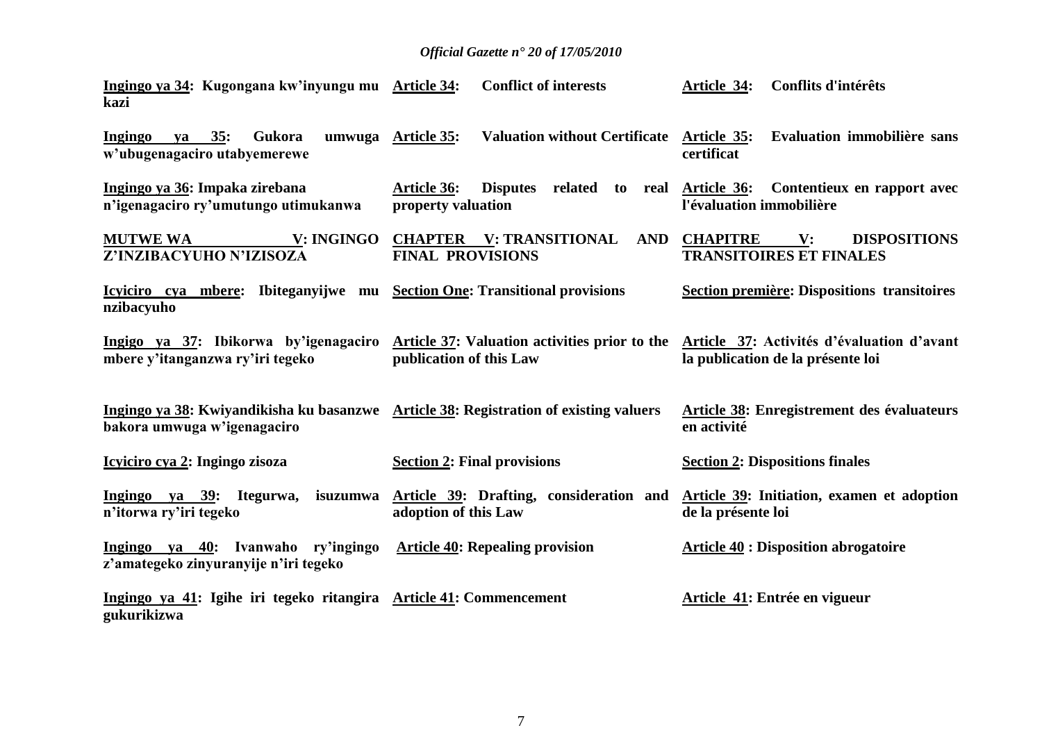| | | |
|---|---|---|
| **Ingingo ya 34: Kugongana kw'inyungu mu kazi** | **Article 34: Conflict of interests** | **Article 34: Conflits d'intérêts** |
| **Ingingo ya 35: Gukora umwuga w'ubugenagaciro utabyemerewe** | **Article 35: Valuation without Certificate** | **Article 35: Evaluation immobilière sans certificat** |
| **Ingingo ya 36: Impaka zirebana n'igenagaciro ry'umutungo utimukanwa** | **Article 36: Disputes related to real property valuation** | **Article 36: Contentieux en rapport avec l'évaluation immobilière** |
| **MUTWE WA V: INGINGO Z'INZIBACYUHO N'IZISOZA** | **CHAPTER V: TRANSITIONAL AND FINAL PROVISIONS** | **CHAPITRE V: DISPOSITIONS TRANSITOIRES ET FINALES** |
| **Icyiciro cya mbere: Ibiteganyijwe mu nzibacyuho** | **Section One: Transitional provisions** | **Section première: Dispositions transitoires** |
| **Ingigo ya 37: Ibikorwa by'igenagaciro mbere y'itanganzwa ry'iri tegeko** | **Article 37: Valuation activities prior to the publication of this Law** | **Article 37: Activités d'évaluation d'avant la publication de la présente loi** |
| **Ingingo ya 38: Kwiyandikisha ku basanzwe bakora umwuga w'igenagaciro** | **Article 38: Registration of existing valuers** | **Article 38: Enregistrement des évaluateurs en activité** |
| **Icyiciro cya 2: Ingingo zisoza** | **Section 2: Final provisions** | **Section 2: Dispositions finales** |
| **Ingingo ya 39: Itegurwa, isuzumwa n'itorwa ry'iri tegeko** | **Article 39: Drafting, consideration and adoption of this Law** | **Article 39: Initiation, examen et adoption de la présente loi** |
| **Ingingo ya 40: Ivanwaho ry'ingingo z'amategeko zinyuranyije n'iri tegeko** | **Article 40: Repealing provision** | **Article 40 : Disposition abrogatoire** |
| **Ingingo ya 41: Igihe iri tegeko ritangira gukurikizwa** | **Article 41: Commencement** | **Article 41: Entrée en vigueur** |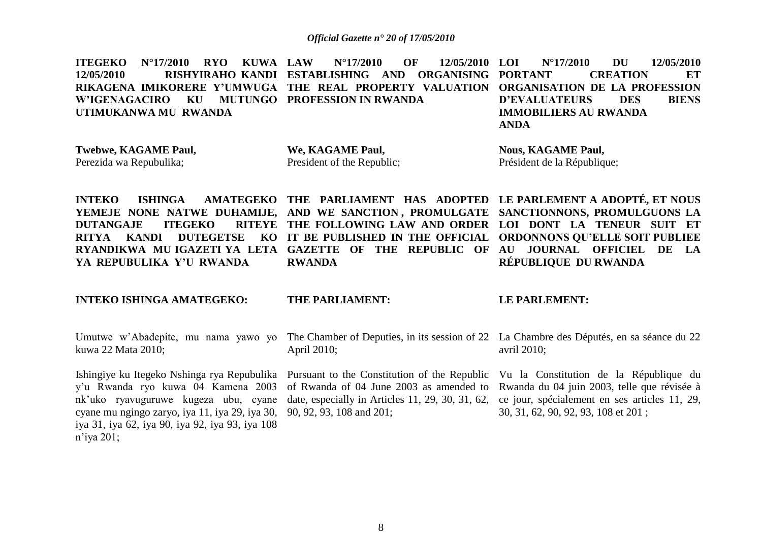**ITEGEKO N°17/2010 RYO KUWA 12/05/2010 RISHYIRAHO KANDI RIKAGENA IMIKORERE Y'UMWUGA W'IGENAGACIRO KU MUTUNGO UTIMUKANWA MU RWANDA**

**Twebwe, KAGAME Paul,**
Perezida wa Repubulika;

**INTEKO ISHINGA AMATEGEKO YEMEJE NONE NATWE DUHAMIJE, DUTANGAJE ITEGEKO RITEYE RITYA KANDI DUTEGETSE KO RYANDIKWA MU IGAZETI YA LETA YA REPUBULIKA Y'U RWANDA**

**INTEKO ISHINGA AMATEGEKO:**

Umutwe w'Abadepite, mu nama yawo yo kuwa 22 Mata 2010;

Ishingiye ku Itegeko Nshinga rya Repubulika y'u Rwanda ryo kuwa 04 Kamena 2003 nk'uko ryavuguruwe kugeza ubu, cyane cyane mu ngingo zaryo, iya 11, iya 29, iya 30, iya 31, iya 62, iya 90, iya 92, iya 93, iya 108 n'iya 201;

**LAW N°17/2010 OF 12/05/2010 ESTABLISHING AND ORGANISING THE REAL PROPERTY VALUATION PROFESSION IN RWANDA**

**We, KAGAME Paul,**
President of the Republic;

**THE PARLIAMENT HAS ADOPTED AND WE SANCTION , PROMULGATE THE FOLLOWING LAW AND ORDER IT BE PUBLISHED IN THE OFFICIAL GAZETTE OF THE REPUBLIC OF RWANDA**

**THE PARLIAMENT:**

The Chamber of Deputies, in its session of 22 April 2010;

Pursuant to the Constitution of the Republic of Rwanda of 04 June 2003 as amended to date, especially in Articles 11, 29, 30, 31, 62, 90, 92, 93, 108 and 201;

**LOI N°17/2010 DU 12/05/2010 PORTANT CREATION ET ORGANISATION DE LA PROFESSION D'EVALUATEURS DES BIENS IMMOBILIERS AU RWANDA ANDA**

**Nous, KAGAME Paul,**
Président de la République;

**LE PARLEMENT A ADOPTÉ, ET NOUS SANCTIONNONS, PROMULGUONS LA LOI DONT LA TENEUR SUIT ET ORDONNONS QU'ELLE SOIT PUBLIEE AU JOURNAL OFFICIEL DE LA RÉPUBLIQUE DU RWANDA**

**LE PARLEMENT:**

La Chambre des Députés, en sa séance du 22 avril 2010;

Vu la Constitution de la République du Rwanda du 04 juin 2003, telle que révisée à ce jour, spécialement en ses articles 11, 29, 30, 31, 62, 90, 92, 93, 108 et 201 ;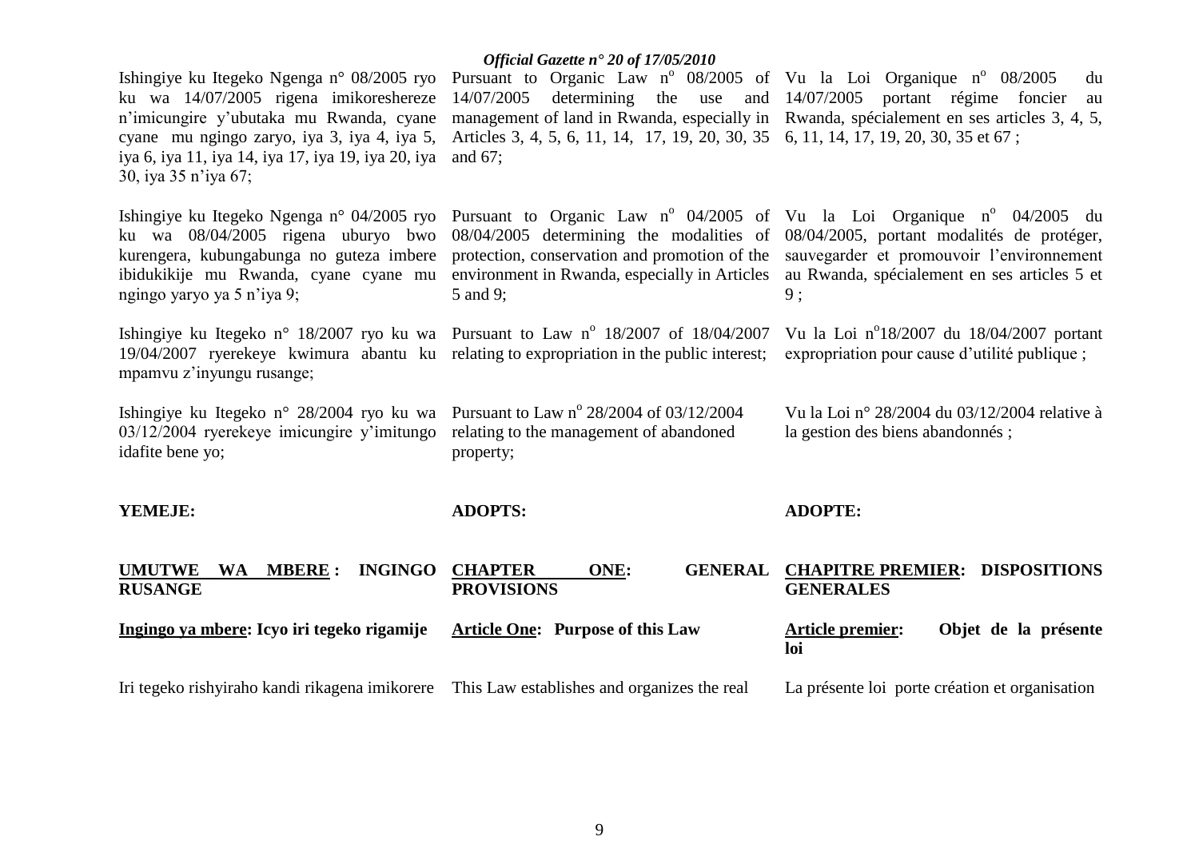Ishingiye ku Itegeko Ngenga n° 08/2005 ryo ku wa 14/07/2005 rigena imikoreshereze n'imicungire y'ubutaka mu Rwanda, cyane cyane mu ngingo zaryo, iya 3, iya 4, iya 5, iya 6, iya 11, iya 14, iya 17, iya 19, iya 20, iya 30, iya 35 n'iya 67;

Ishingiye ku Itegeko Ngenga n° 04/2005 ryo ku wa 08/04/2005 rigena uburyo bwo kurengera, kubungabunga no guteza imbere ibidukikije mu Rwanda, cyane cyane mu ngingo yaryo ya 5 n'iya 9;

Ishingiye ku Itegeko n° 18/2007 ryo ku wa 19/04/2007 ryerekeye kwimura abantu ku mpamvu z'inyungu rusange;

Ishingiye ku Itegeko n° 28/2004 ryo ku wa 03/12/2004 ryerekeye imicungire y'imitungo idafite bene yo;

**YEMEJE:**

**UMUTWE WA MBERE : INGINGO RUSANGE**

**Ingingo ya mbere: Icyo iri tegeko rigamije**

Iri tegeko rishyiraho kandi rikagena imikorere

Pursuant to Organic Law n° 08/2005 of 14/07/2005 determining the use and management of land in Rwanda, especially in Articles 3, 4, 5, 6, 11, 14, 17, 19, 20, 30, 35 and 67;

Pursuant to Organic Law n° 04/2005 of 08/04/2005 determining the modalities of protection, conservation and promotion of the environment in Rwanda, especially in Articles 5 and 9;

Pursuant to Law n° 18/2007 of 18/04/2007 relating to expropriation in the public interest;

Pursuant to Law n° 28/2004 of 03/12/2004 relating to the management of abandoned property;

**ADOPTS:**

**CHAPTER ONE: GENERAL PROVISIONS**

**Article One: Purpose of this Law**

This Law establishes and organizes the real

Vu la Loi Organique n° 08/2005 du 14/07/2005 portant régime foncier au Rwanda, spécialement en ses articles 3, 4, 5, 6, 11, 14, 17, 19, 20, 30, 35 et 67 ;

Vu la Loi Organique n° 04/2005 du 08/04/2005, portant modalités de protéger, sauvegarder et promouvoir l'environnement au Rwanda, spécialement en ses articles 5 et 9 ;

Vu la Loi n°18/2007 du 18/04/2007 portant expropriation pour cause d'utilité publique ;

Vu la Loi n° 28/2004 du 03/12/2004 relative à la gestion des biens abandonnés ;

**ADOPTE:**

**CHAPITRE PREMIER: DISPOSITIONS GENERALES**

**Article premier: Objet de la présente loi**

La présente loi porte création et organisation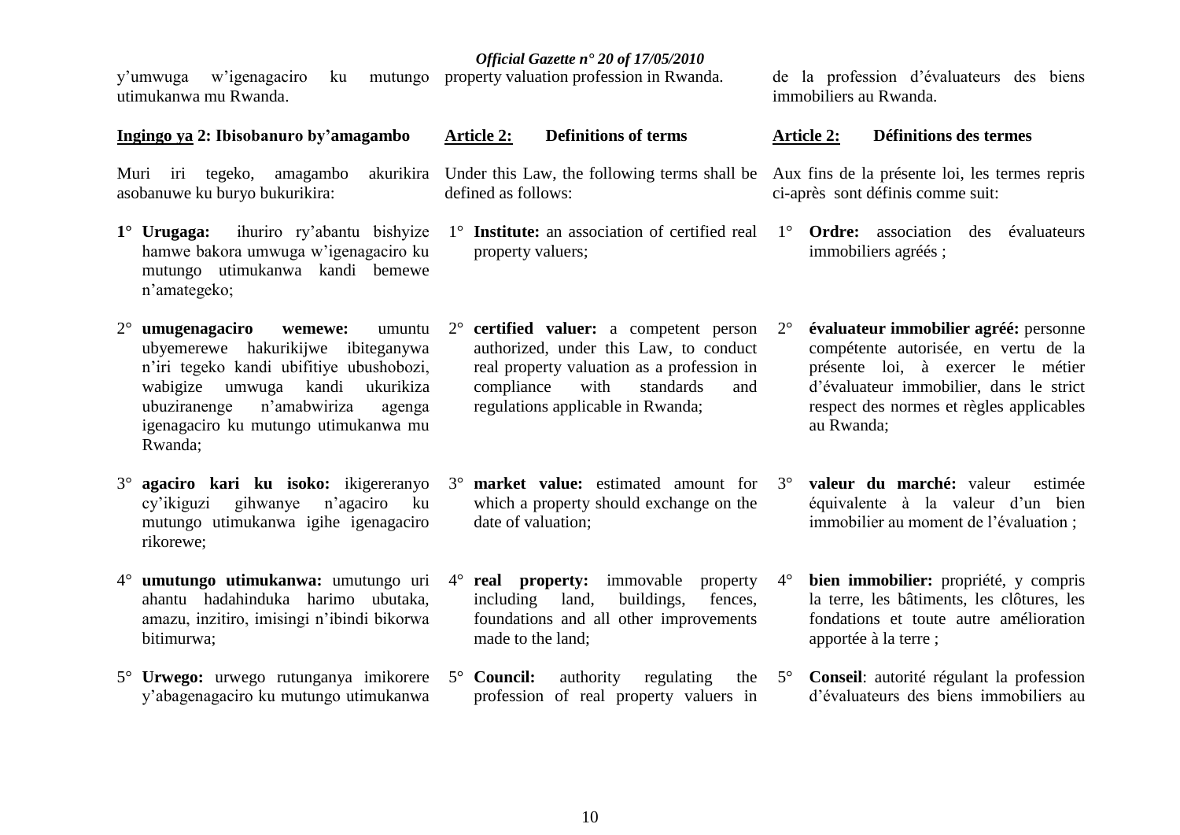y'umwuga w'igenagaciro ku mutungo utimukanwa mu Rwanda.

**Ingingo ya 2: Ibisobanuro by'amagambo**

Muri iri tegeko, amagambo akurikira asobanuwe ku buryo bukurikira:

**1° Urugaga:** ihuriro ry'abantu bishyize hamwe bakora umwuga w'igenagaciro ku mutungo utimukanwa kandi bemewe n'amategeko;

2° **umugenagaciro wemewe:** umuntu ubyemerewe hakurikijwe ibiteganywa n'iri tegeko kandi ubifitiye ubushobozi, wabigize umwuga kandi ukurikiza ubuziranenge n'amabwiriza agenga igenagaciro ku mutungo utimukanwa mu Rwanda;

3° **agaciro kari ku isoko:** ikigereranyo cy'ikiguzi gihwanye n'agaciro ku mutungo utimukanwa igihe igenagaciro rikorewe;

4° **umutungo utimukanwa:** umutungo uri ahantu hadahinduka harimo ubutaka, amazu, inzitiro, imisingi n'ibindi bikorwa bitimurwa;

5° **Urwego:** urwego rutunganya imikorere y'abagenagaciro ku mutungo utimukanwa

property valuation profession in Rwanda.

**Article 2: Definitions of terms**

Under this Law, the following terms shall be defined as follows:

1° **Institute:** an association of certified real property valuers;

2° **certified valuer:** a competent person authorized, under this Law, to conduct real property valuation as a profession in compliance with standards and regulations applicable in Rwanda;

3° **market value:** estimated amount for which a property should exchange on the date of valuation;

4° **real property:** immovable property including land, buildings, fences, foundations and all other improvements made to the land;

5° **Council:** authority regulating the profession of real property valuers in

de la profession d'évaluateurs des biens immobiliers au Rwanda.

**Article 2: Définitions des termes**

Aux fins de la présente loi, les termes repris ci-après sont définis comme suit:

1° **Ordre:** association des évaluateurs immobiliers agréés ;

2° **évaluateur immobilier agréé:** personne compétente autorisée, en vertu de la présente loi, à exercer le métier d'évaluateur immobilier, dans le strict respect des normes et règles applicables au Rwanda;

3° **valeur du marché:** valeur estimée équivalente à la valeur d'un bien immobilier au moment de l'évaluation ;

4° **bien immobilier:** propriété, y compris la terre, les bâtiments, les clôtures, les fondations et toute autre amélioration apportée à la terre ;

5° **Conseil**: autorité régulant la profession d'évaluateurs des biens immobiliers au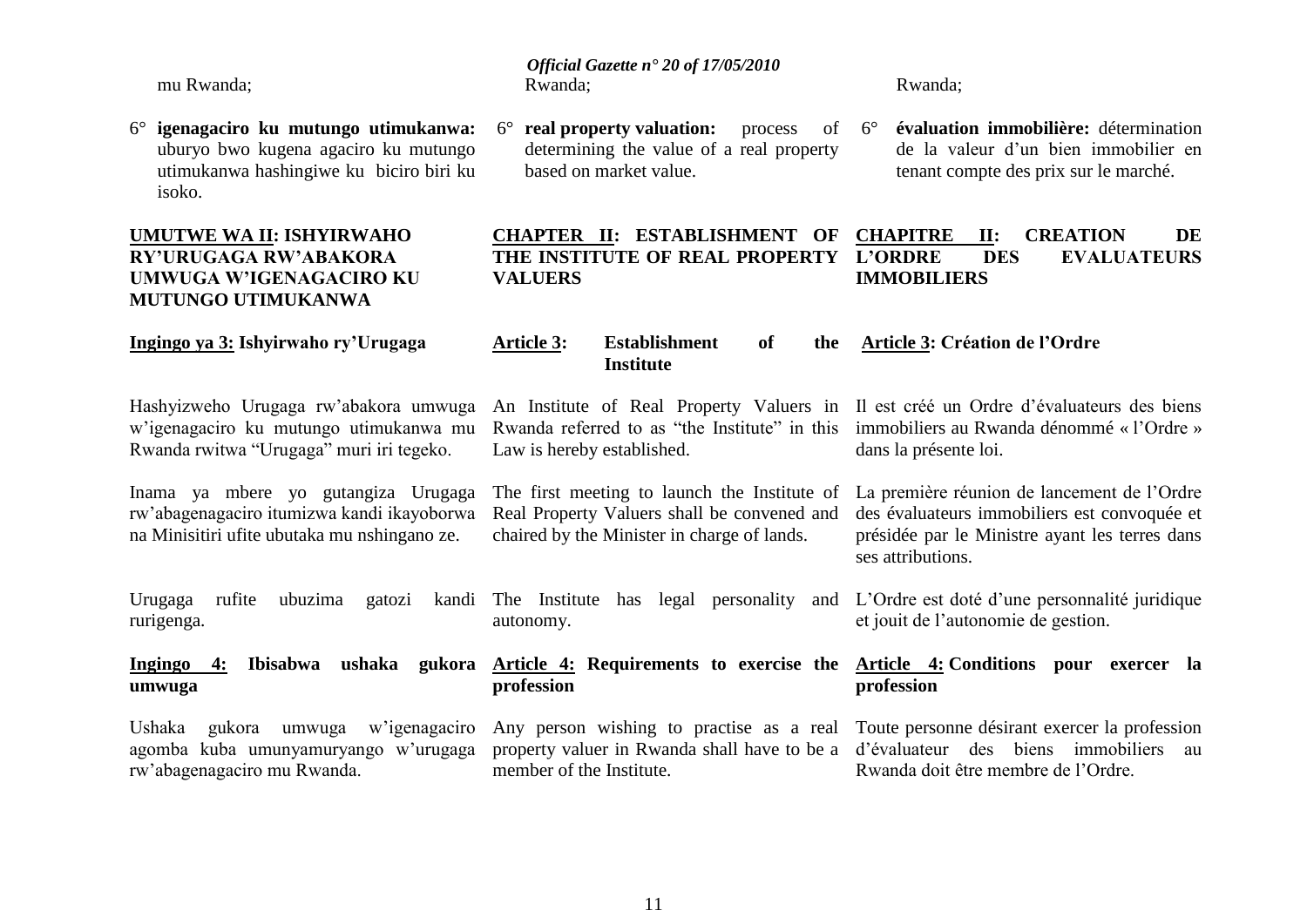mu Rwanda;

6° **igenagaciro ku mutungo utimukanwa:** uburyo bwo kugena agaciro ku mutungo utimukanwa hashingiwe ku biciro biri ku isoko.

## UMUTWE WA II: ISHYIRWAHO RY'URUGAGA RW'ABAKORA UMWUGA W'IGENAGACIRO KU MUTUNGO UTIMUKANWA

### Ingingo ya 3: Ishyirwaho ry'Urugaga

Hashyizweho Urugaga rw'abakora umwuga w'igenagaciro ku mutungo utimukanwa mu Rwanda rwitwa "Urugaga" muri iri tegeko.

Inama ya mbere yo gutangiza Urugaga rw'abagenagaciro itumizwa kandi ikayoborwa na Minisitiri ufite ubutaka mu nshingano ze.

Urugaga rufite ubuzima gatozi kandi rurigenga.

### Ingingo 4: Ibisabwa ushaka gukora umwuga

Ushaka gukora umwuga w'igenagaciro agomba kuba umunyamuryango w'urugaga rw'abagenagaciro mu Rwanda.

Rwanda;

6° **real property valuation:** process of determining the value of a real property based on market value.

## CHAPTER II: ESTABLISHMENT OF THE INSTITUTE OF REAL PROPERTY VALUERS

### Article 3: Establishment of the Institute

An Institute of Real Property Valuers in Rwanda referred to as "the Institute" in this Law is hereby established.

The first meeting to launch the Institute of Real Property Valuers shall be convened and chaired by the Minister in charge of lands.

The Institute has legal personality and autonomy.

### Article 4: Requirements to exercise the profession

Any person wishing to practise as a real property valuer in Rwanda shall have to be a member of the Institute.

Rwanda;

6° **évaluation immobilière:** détermination de la valeur d'un bien immobilier en tenant compte des prix sur le marché.

## CHAPITRE II: CREATION DE L'ORDRE DES EVALUATEURS IMMOBILIERS

### Article 3: Création de l'Ordre

Il est créé un Ordre d'évaluateurs des biens immobiliers au Rwanda dénommé « l'Ordre » dans la présente loi.

La première réunion de lancement de l'Ordre des évaluateurs immobiliers est convoquée et présidée par le Ministre ayant les terres dans ses attributions.

L'Ordre est doté d'une personnalité juridique et jouit de l'autonomie de gestion.

### Article 4: Conditions pour exercer la profession

Toute personne désirant exercer la profession d'évaluateur des biens immobiliers au Rwanda doit être membre de l'Ordre.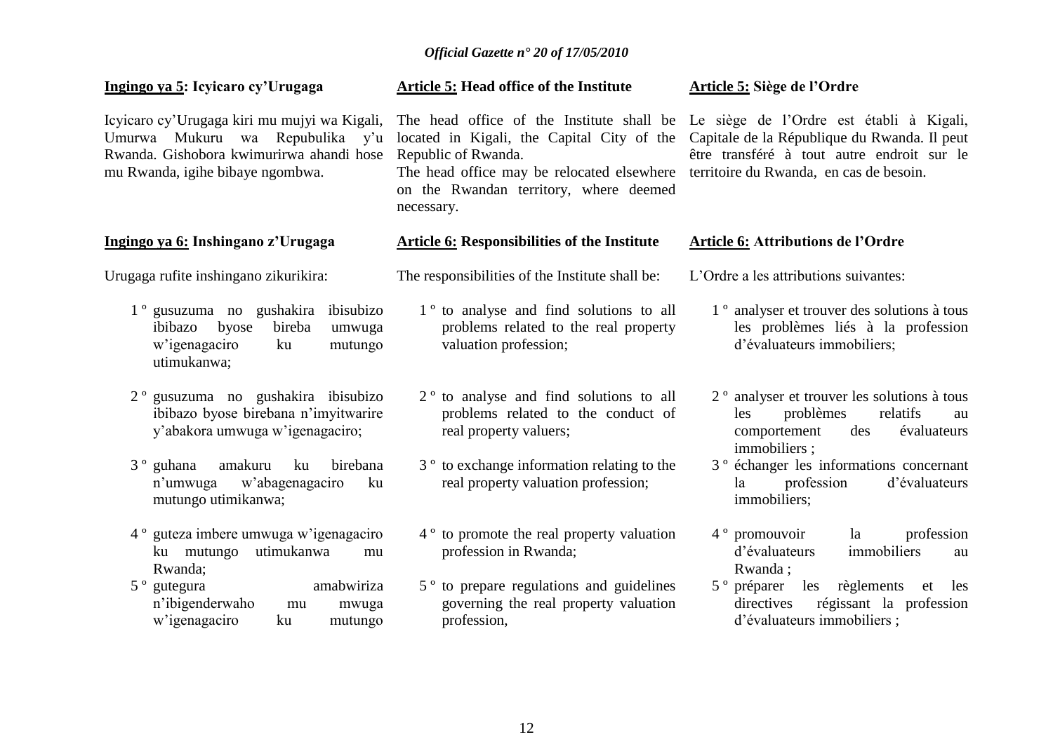**Ingingo ya 5: Icyicaro cy'Urugaga**

Icyicaro cy'Urugaga kiri mu mujyi wa Kigali, Umurwa Mukuru wa Repubulika y'u Rwanda. Gishobora kwimurirwa ahandi hose mu Rwanda, igihe bibaye ngombwa.

**Ingingo ya 6: Inshingano z'Urugaga**

Urugaga rufite inshingano zikurikira:

1 º gusuzuma no gushakira ibisubizo ibibazo byose bireba umwuga w'igenagaciro ku mutungo utimukanwa;

2 º gusuzuma no gushakira ibisubizo ibibazo byose birebana n'imyitwarire y'abakora umwuga w'igenagaciro;

3 º guhana amakuru ku birebana n'umwuga w'abagenagaciro ku mutungo utimikanwa;

4 º guteza imbere umwuga w'igenagaciro ku mutungo utimukanwa mu Rwanda;

5 º gutegura amabwiriza n'ibigenderwaho mu mwuga w'igenagaciro ku mutungo

**Article 5: Head office of the Institute**

The head office of the Institute shall be located in Kigali, the Capital City of the Republic of Rwanda.

The head office may be relocated elsewhere on the Rwandan territory, where deemed necessary.

**Article 6: Responsibilities of the Institute**

The responsibilities of the Institute shall be:

1 º to analyse and find solutions to all problems related to the real property valuation profession;

2 º to analyse and find solutions to all problems related to the conduct of real property valuers;

3 º to exchange information relating to the real property valuation profession;

4 º to promote the real property valuation profession in Rwanda;

5 º to prepare regulations and guidelines governing the real property valuation profession,

**Article 5: Siège de l'Ordre**

Le siège de l'Ordre est établi à Kigali, Capitale de la République du Rwanda. Il peut être transféré à tout autre endroit sur le territoire du Rwanda, en cas de besoin.

**Article 6: Attributions de l'Ordre**

L'Ordre a les attributions suivantes:

1 º analyser et trouver des solutions à tous les problèmes liés à la profession d'évaluateurs immobiliers;

2 º analyser et trouver les solutions à tous les problèmes relatifs au comportement des évaluateurs immobiliers ;

3 º échanger les informations concernant la profession d'évaluateurs immobiliers;

4 º promouvoir la profession d'évaluateurs immobiliers au Rwanda ;

5 º préparer les règlements et les directives régissant la profession d'évaluateurs immobiliers ;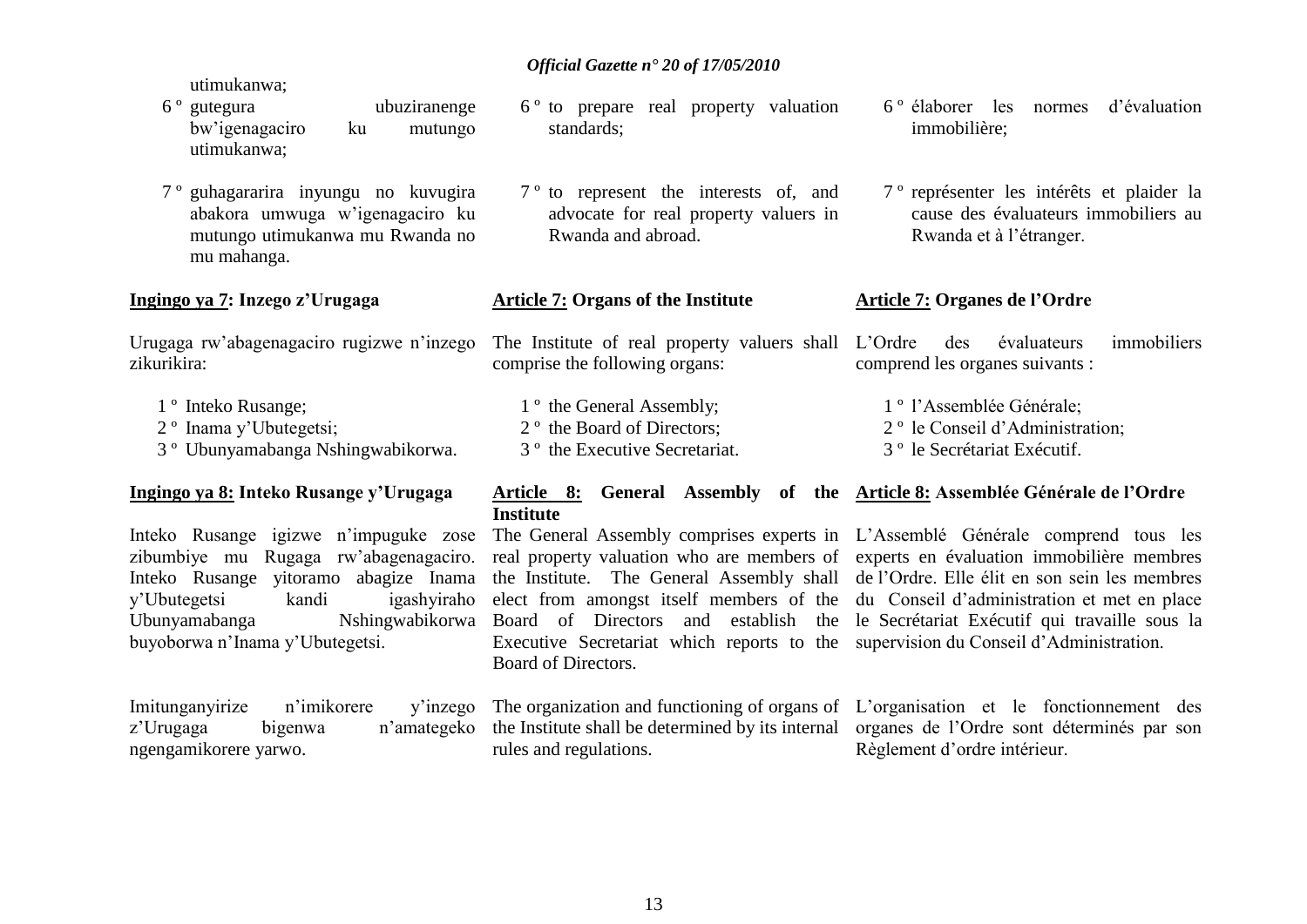utimukanwa;

6 º gutegura ubuziranenge bw'igenagaciro ku mutungo utimukanwa;

7 º guhagararira inyungu no kuvugira abakora umwuga w'igenagaciro ku mutungo utimukanwa mu Rwanda no mu mahanga.

**Ingingo ya 7: Inzego z'Urugaga**

Urugaga rw'abagenagaciro rugizwe n'inzego zikurikira:

1 º Inteko Rusange;
2 º Inama y'Ubutegetsi;
3 º Ubunyamabanga Nshingwabikorwa.

**Ingingo ya 8: Inteko Rusange y'Urugaga**

Inteko Rusange igizwe n'impuguke zose zibumbiye mu Rugaga rw'abagenagaciro. Inteko Rusange yitoramo abagize Inama y'Ubutegetsi kandi igashyiraho Ubunyamabanga Nshingwabikorwa buyoborwa n'Inama y'Ubutegetsi.

Imitunganyirize n'imikorere y'inzego z'Urugaga bigenwa n'amategeko ngengamikorere yarwo.

6 º to prepare real property valuation standards;

7 º to represent the interests of, and advocate for real property valuers in Rwanda and abroad.

**Article 7: Organs of the Institute**

The Institute of real property valuers shall comprise the following organs:

1 º the General Assembly;
2 º the Board of Directors;
3 º the Executive Secretariat.

**Article 8: General Assembly of the Institute**

The General Assembly comprises experts in real property valuation who are members of the Institute. The General Assembly shall elect from amongst itself members of the Board of Directors and establish the Executive Secretariat which reports to the Board of Directors.

The organization and functioning of organs of the Institute shall be determined by its internal rules and regulations.

6 º élaborer les normes d'évaluation immobilière;

7 º représenter les intérêts et plaider la cause des évaluateurs immobiliers au Rwanda et à l'étranger.

**Article 7: Organes de l'Ordre**

L'Ordre des évaluateurs immobiliers comprend les organes suivants :

1 º l'Assemblée Générale;
2 º le Conseil d'Administration;
3 º le Secrétariat Exécutif.

**Article 8: Assemblée Générale de l'Ordre**

L'Assemblé Générale comprend tous les experts en évaluation immobilière membres de l'Ordre. Elle élit en son sein les membres du Conseil d'administration et met en place le Secrétariat Exécutif qui travaille sous la supervision du Conseil d'Administration.

L'organisation et le fonctionnement des organes de l'Ordre sont déterminés par son Règlement d'ordre intérieur.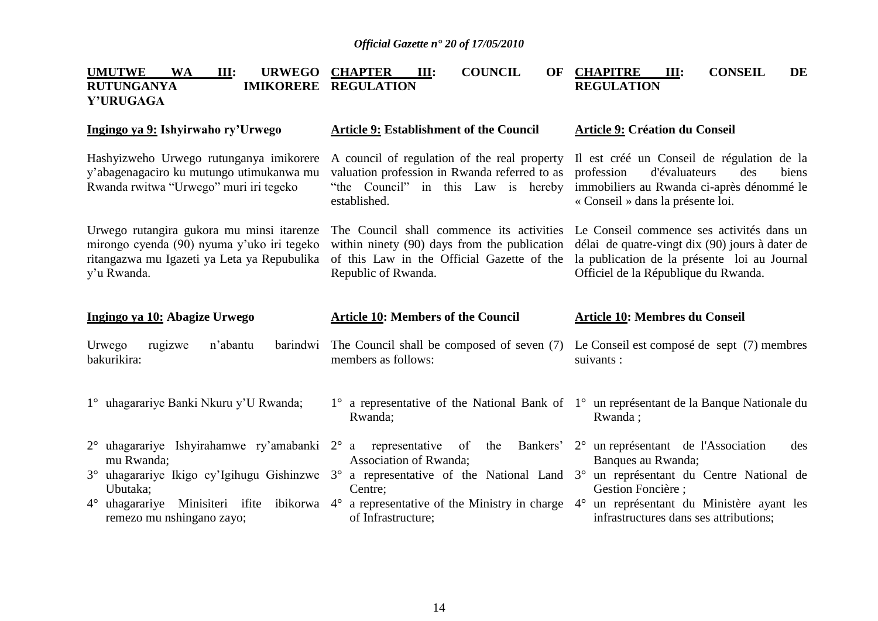**UMUTWE WA III: URWEGO RUTUNGANYA IMIKORERE Y'URUGAGA**

**Ingingo ya 9: Ishyirwaho ry'Urwego**

Hashyizweho Urwego rutunganya imikorere y'abagenagaciro ku mutungo utimukanwa mu Rwanda rwitwa "Urwego" muri iri tegeko

Urwego rutangira gukora mu minsi itarenze mirongo cyenda (90) nyuma y'uko iri tegeko ritangazwa mu Igazeti ya Leta ya Repubulika y'u Rwanda.

**Ingingo ya 10: Abagize Urwego**

Urwego rugizwe n'abantu barindwi bakurikira:

1° uhagarariye Banki Nkuru y'U Rwanda;

2° uhagarariye Ishyirahamwe ry'amabanki mu Rwanda;

3° uhagarariye Ikigo cy'Igihugu Gishinzwe Ubutaka;

4° uhagarariye Minisiteri ifite ibikorwa remezo mu nshingano zayo;

**CHAPTER III: COUNCIL OF REGULATION**

**Article 9: Establishment of the Council**

A council of regulation of the real property valuation profession in Rwanda referred to as "the Council" in this Law is hereby established.

The Council shall commence its activities within ninety (90) days from the publication of this Law in the Official Gazette of the Republic of Rwanda.

**Article 10: Members of the Council**

The Council shall be composed of seven (7) members as follows:

1° a representative of the National Bank of Rwanda;

2° a representative of the Bankers' Association of Rwanda;

3° a representative of the National Land Centre;

4° a representative of the Ministry in charge of Infrastructure;

**CHAPITRE III: CONSEIL DE REGULATION**

**Article 9: Création du Conseil**

Il est créé un Conseil de régulation de la profession d'évaluateurs des biens immobiliers au Rwanda ci-après dénommé le « Conseil » dans la présente loi.

Le Conseil commence ses activités dans un délai de quatre-vingt dix (90) jours à dater de la publication de la présente loi au Journal Officiel de la République du Rwanda.

**Article 10: Membres du Conseil**

Le Conseil est composé de sept (7) membres suivants :

1° un représentant de la Banque Nationale du Rwanda ;

2° un représentant de l'Association des Banques au Rwanda;

3° un représentant du Centre National de Gestion Foncière ;

4° un représentant du Ministère ayant les infrastructures dans ses attributions;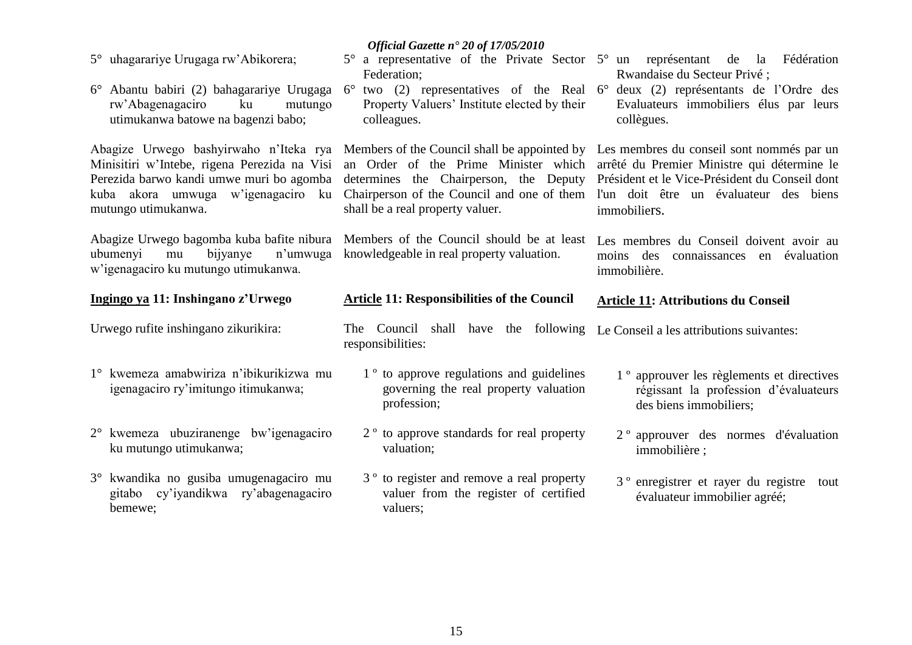5° uhagarariye Urugaga rw'Abikorera;

6° Abantu babiri (2) bahagarariye Urugaga rw'Abagenagaciro ku mutungo utimukanwa batowe na bagenzi babo;

Abagize Urwego bashyirwaho n'Iteka rya Minisitiri w'Intebe, rigena Perezida na Visi Perezida barwo kandi umwe muri bo agomba kuba akora umwuga w'igenagaciro ku mutungo utimukanwa.

Abagize Urwego bagomba kuba bafite nibura ubumenyi mu bijyanye n'umwuga w'igenagaciro ku mutungo utimukanwa.

**Ingingo ya 11: Inshingano z'Urwego**

Urwego rufite inshingano zikurikira:

1° kwemeza amabwiriza n'ibikurikizwa mu igenagaciro ry'imitungo itimukanwa;

2° kwemeza ubuziranenge bw'igenagaciro ku mutungo utimukanwa;

3° kwandika no gusiba umugenagaciro mu gitabo cy'iyandikwa ry'abagenagaciro bemewe;

5° a representative of the Private Sector Federation;

6° two (2) representatives of the Real Property Valuers' Institute elected by their colleagues.

Members of the Council shall be appointed by an Order of the Prime Minister which determines the Chairperson, the Deputy Chairperson of the Council and one of them shall be a real property valuer.

Members of the Council should be at least knowledgeable in real property valuation.

**Article 11: Responsibilities of the Council**

The Council shall have the following responsibilities:

1 º to approve regulations and guidelines governing the real property valuation profession;

2 º to approve standards for real property valuation;

3 º to register and remove a real property valuer from the register of certified valuers;

5° un représentant de la Fédération Rwandaise du Secteur Privé ;

6° deux (2) représentants de l'Ordre des Evaluateurs immobiliers élus par leurs collègues.

Les membres du conseil sont nommés par un arrêté du Premier Ministre qui détermine le Président et le Vice-Président du Conseil dont l'un doit être un évaluateur des biens immobiliers.

Les membres du Conseil doivent avoir au moins des connaissances en évaluation immobilière.

**Article 11: Attributions du Conseil**

Le Conseil a les attributions suivantes:

1 º approuver les règlements et directives régissant la profession d'évaluateurs des biens immobiliers;

2 º approuver des normes d'évaluation immobilière ;

3 º enregistrer et rayer du registre tout évaluateur immobilier agréé;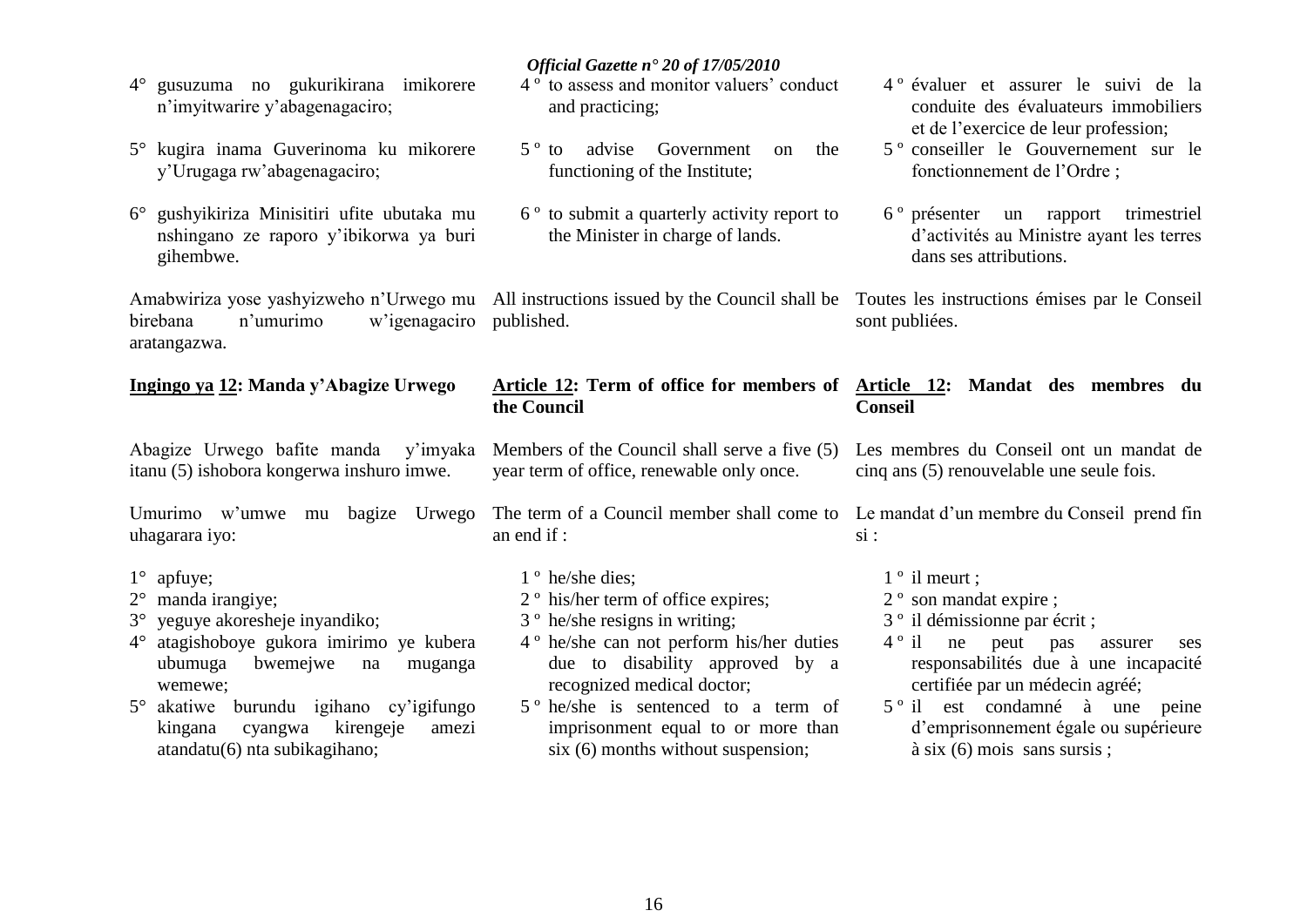4° gusuzuma no gukurikirana imikorere n'imyitwarire y'abagenagaciro;

5° kugira inama Guverinoma ku mikorere y'Urugaga rw'abagenagaciro;

6° gushyikiriza Minisitiri ufite ubutaka mu nshingano ze raporo y'ibikorwa ya buri gihembwe.

Amabwiriza yose yashyizweho n'Urwego mu birebana n'umurimo w'igenagaciro aratangazwa.

**Ingingo ya 12: Manda y'Abagize Urwego**

Abagize Urwego bafite manda y'imyaka itanu (5) ishobora kongerwa inshuro imwe.

Umurimo w'umwe mu bagize Urwego uhagarara iyo:

1° apfuye;
2° manda irangiye;
3° yeguye akoresheje inyandiko;
4° atagishoboye gukora imirimo ye kubera ubumuga bwemejwe na muganga wemewe;
5° akatiwe burundu igihano cy'igifungo kingana cyangwa kirengeje amezi atandatu(6) nta subikagihano;

4 º to assess and monitor valuers' conduct and practicing;

5 º to advise Government on the functioning of the Institute;

6 º to submit a quarterly activity report to the Minister in charge of lands.

All instructions issued by the Council shall be published.

**Article 12: Term of office for members of the Council**

Members of the Council shall serve a five (5) year term of office, renewable only once.

The term of a Council member shall come to an end if :

1 º he/she dies;
2 º his/her term of office expires;
3 º he/she resigns in writing;
4 º he/she can not perform his/her duties due to disability approved by a recognized medical doctor;
5 º he/she is sentenced to a term of imprisonment equal to or more than six (6) months without suspension;

4 º évaluer et assurer le suivi de la conduite des évaluateurs immobiliers et de l'exercice de leur profession;

5 º conseiller le Gouvernement sur le fonctionnement de l'Ordre ;

6 º présenter un rapport trimestriel d'activités au Ministre ayant les terres dans ses attributions.

Toutes les instructions émises par le Conseil sont publiées.

**Article 12: Mandat des membres du Conseil**

Les membres du Conseil ont un mandat de cinq ans (5) renouvelable une seule fois.

Le mandat d'un membre du Conseil prend fin si :

1 º il meurt ;
2 º son mandat expire ;
3 º il démissionne par écrit ;
4 º il ne peut pas assurer ses responsabilités due à une incapacité certifiée par un médecin agréé;
5 º il est condamné à une peine d'emprisonnement égale ou supérieure à six (6) mois sans sursis ;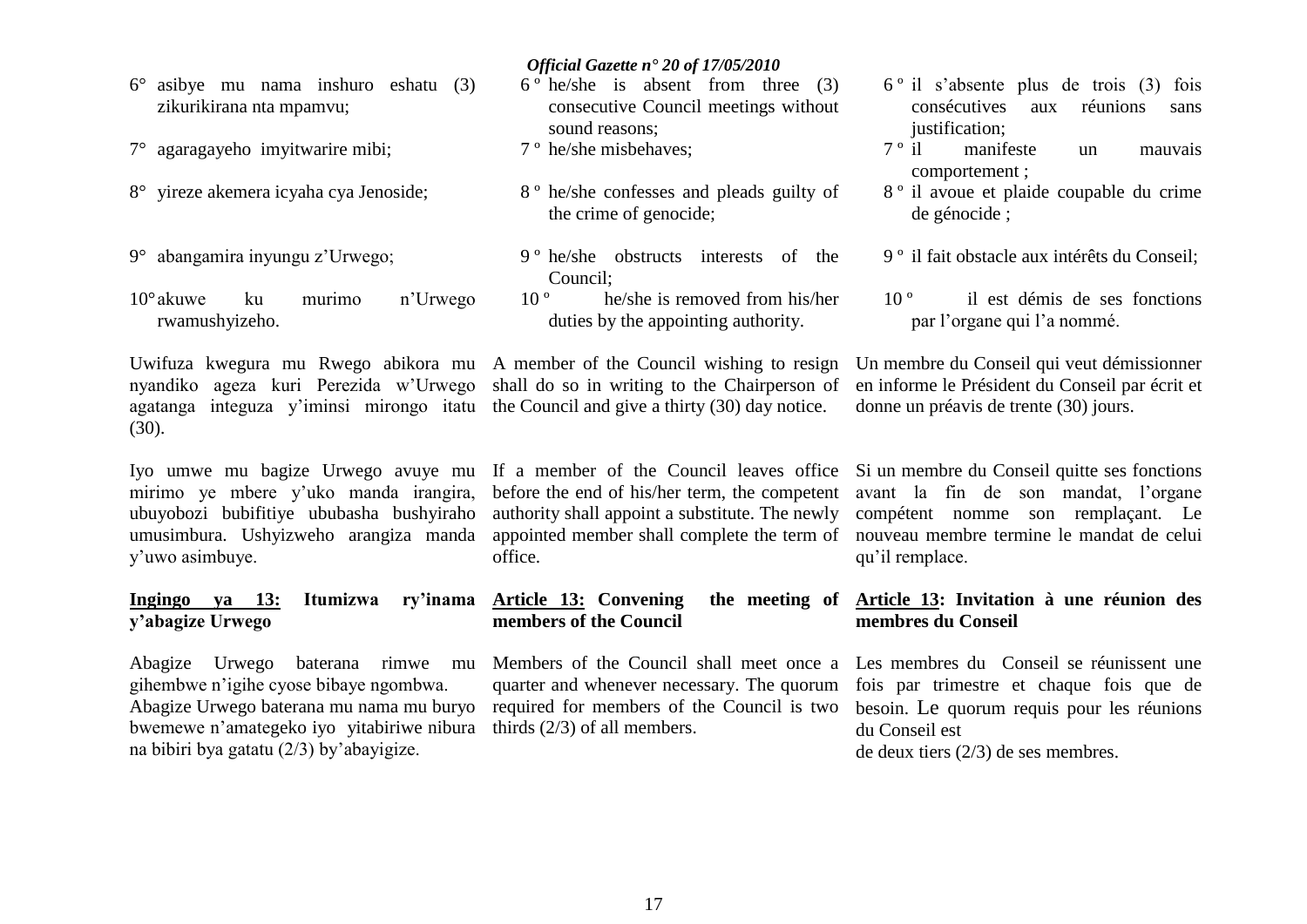6° asibye mu nama inshuro eshatu (3) zikurikirana nta mpamvu;

7° agaragayeho imyitwarire mibi;

8° yireze akemera icyaha cya Jenoside;

9° abangamira inyungu z'Urwego;

10° akuwe ku murimo n'Urwego rwamushyizeho.

Uwifuza kwegura mu Rwego abikora mu nyandiko ageza kuri Perezida w'Urwego agatanga integuza y'iminsi mirongo itatu (30).

Iyo umwe mu bagize Urwego avuye mu mirimo ye mbere y'uko manda irangira, ubuyobozi bubifitiye ububasha bushyiraho umusimbura. Ushyizweho arangiza manda y'uwo asimbuye.

**Ingingo ya 13: Itumizwa ry'inama y'abagize Urwego**

Abagize Urwego baterana rimwe mu gihembwe n'igihe cyose bibaye ngombwa. Abagize Urwego baterana mu nama mu buryo bwemewe n'amategeko iyo yitabiriwe nibura na bibiri bya gatatu (2/3) by'abayigize.

6º he/she is absent from three (3) consecutive Council meetings without sound reasons;

7º he/she misbehaves;

8º he/she confesses and pleads guilty of the crime of genocide;

9º he/she obstructs interests of the Council;

10º he/she is removed from his/her duties by the appointing authority.

A member of the Council wishing to resign shall do so in writing to the Chairperson of the Council and give a thirty (30) day notice.

If a member of the Council leaves office before the end of his/her term, the competent authority shall appoint a substitute. The newly appointed member shall complete the term of office.

**Article 13: Convening the meeting of members of the Council**

Members of the Council shall meet once a quarter and whenever necessary. The quorum required for members of the Council is two thirds (2/3) of all members.

6º il s'absente plus de trois (3) fois consécutives aux réunions sans justification;

7º il manifeste un mauvais comportement ;

8º il avoue et plaide coupable du crime de génocide ;

9º il fait obstacle aux intérêts du Conseil;

10º il est démis de ses fonctions par l'organe qui l'a nommé.

Un membre du Conseil qui veut démissionner en informe le Président du Conseil par écrit et donne un préavis de trente (30) jours.

Si un membre du Conseil quitte ses fonctions avant la fin de son mandat, l'organe compétent nomme son remplaçant. Le nouveau membre termine le mandat de celui qu'il remplace.

**Article 13: Invitation à une réunion des membres du Conseil**

Les membres du Conseil se réunissent une fois par trimestre et chaque fois que de besoin. Le quorum requis pour les réunions du Conseil est de deux tiers (2/3) de ses membres.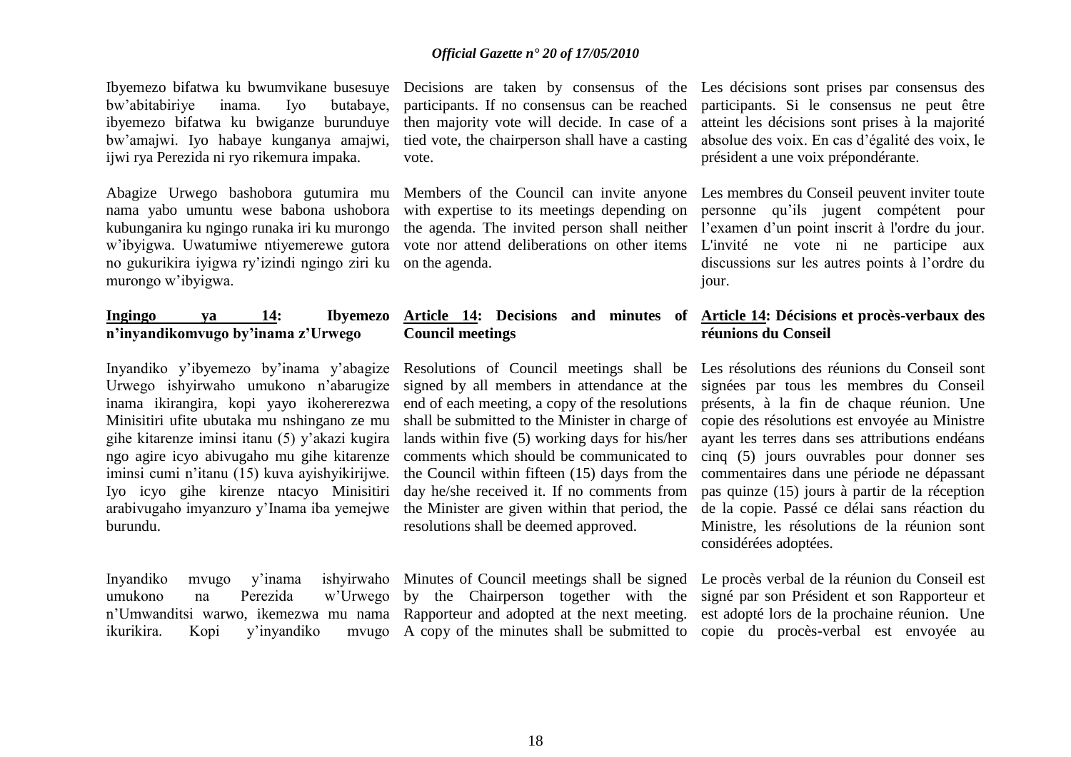Ibyemezo bifatwa ku bwumvikane busesuye bw'abitabiriye inama. Iyo butabaye, ibyemezo bifatwa ku bwiganze burunduye bw'amajwi. Iyo habaye kunganya amajwi, ijwi rya Perezida ni ryo rikemura impaka.

Abagize Urwego bashobora gutumira mu nama yabo umuntu wese babona ushobora kubunganira ku ngingo runaka iri ku murongo w'ibyigwa. Uwatumiwe ntiyemerewe gutora no gukurikira iyigwa ry'izindi ngingo ziri ku murongo w'ibyigwa.

**Ingingo ya 14: Ibyemezo n'inyandikomvugo by'inama z'Urwego**

Inyandiko y'ibyemezo by'inama y'abagize Urwego ishyirwaho umukono n'abarugize inama ikirangira, kopi yayo ikohererezwa Minisitiri ufite ubutaka mu nshingano ze mu gihe kitarenze iminsi itanu (5) y'akazi kugira ngo agire icyo abivugaho mu gihe kitarenze iminsi cumi n'itanu (15) kuva ayishyikirijwe. Iyo icyo gihe kirenze ntacyo Minisitiri arabivugaho imyanzuro y'Inama iba yemejwe burundu.

Inyandiko mvugo y'inama ishyirwaho umukono na Perezida w'Urwego n'Umwanditsi warwo, ikemezwa mu nama ikurikira. Kopi y'inyandiko mvugo

Decisions are taken by consensus of the participants. If no consensus can be reached then majority vote will decide. In case of a tied vote, the chairperson shall have a casting vote.

Members of the Council can invite anyone with expertise to its meetings depending on the agenda. The invited person shall neither vote nor attend deliberations on other items on the agenda.

**Article 14: Decisions and minutes of Council meetings**

Resolutions of Council meetings shall be signed by all members in attendance at the end of each meeting, a copy of the resolutions shall be submitted to the Minister in charge of lands within five (5) working days for his/her comments which should be communicated to the Council within fifteen (15) days from the day he/she received it. If no comments from the Minister are given within that period, the resolutions shall be deemed approved.

Minutes of Council meetings shall be signed by the Chairperson together with the Rapporteur and adopted at the next meeting. A copy of the minutes shall be submitted to

Les décisions sont prises par consensus des participants. Si le consensus ne peut être atteint les décisions sont prises à la majorité absolue des voix. En cas d'égalité des voix, le président a une voix prépondérante.

Les membres du Conseil peuvent inviter toute personne qu'ils jugent compétent pour l'examen d'un point inscrit à l'ordre du jour. L'invité ne vote ni ne participe aux discussions sur les autres points à l'ordre du jour.

**Article 14: Décisions et procès-verbaux des réunions du Conseil**

Les résolutions des réunions du Conseil sont signées par tous les membres du Conseil présents, à la fin de chaque réunion. Une copie des résolutions est envoyée au Ministre ayant les terres dans ses attributions endéans cinq (5) jours ouvrables pour donner ses commentaires dans une période ne dépassant pas quinze (15) jours à partir de la réception de la copie. Passé ce délai sans réaction du Ministre, les résolutions de la réunion sont considérées adoptées.

Le procès verbal de la réunion du Conseil est signé par son Président et son Rapporteur et est adopté lors de la prochaine réunion. Une copie du procès-verbal est envoyée au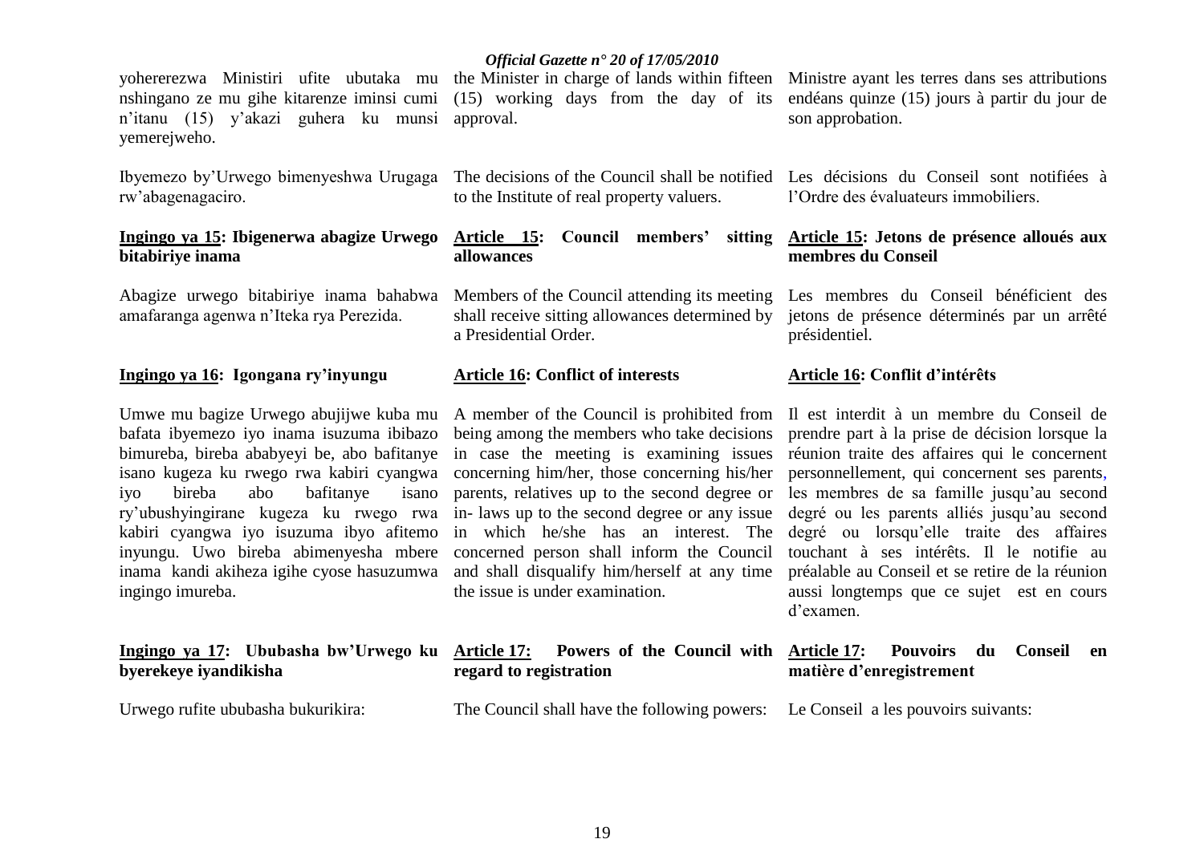yohererezwa Minisitiri ufite ubutaka mu nshingano ze mu gihe kitarenze iminsi cumi n'itanu (15) y'akazi guhera ku munsi yemerejweho.

Ibyemezo by'Urwego bimenyeshwa Urugaga rw'abagenagaciro.

**<u>Ingingo ya 15</u>: Ibigenerwa abagize Urwego bitabiriye inama**

Abagize urwego bitabiriye inama bahabwa amafaranga agenwa n'Iteka rya Perezida.

**<u>Ingingo ya 16</u>: Igongana ry'inyungu**

Umwe mu bagize Urwego abujijwe kuba mu bafata ibyemezo iyo inama isuzuma ibibazo bimureba, bireba ababyeyi be, abo bafitanye isano kugeza ku rwego rwa kabiri cyangwa iyo bireba abo bafitanye isano ry'ubushyingirane kugeza ku rwego rwa kabiri cyangwa iyo isuzuma ibyo afitemo inyungu. Uwo bireba abimenyesha mbere inama kandi akiheza igihe cyose hasuzumwa ingingo imureba.

**<u>Ingingo ya 17</u>: Ububasha bw'Urwego ku byerekeye iyandikisha**

Urwego rufite ububasha bukurikira:

the Minister in charge of lands within fifteen (15) working days from the day of its approval.

The decisions of the Council shall be notified to the Institute of real property valuers.

**<u>Article 15</u>: Council members' sitting allowances**

Members of the Council attending its meeting shall receive sitting allowances determined by a Presidential Order.

**<u>Article 16</u>: Conflict of interests**

A member of the Council is prohibited from being among the members who take decisions in case the meeting is examining issues concerning him/her, those concerning his/her parents, relatives up to the second degree or in- laws up to the second degree or any issue in which he/she has an interest. The concerned person shall inform the Council and shall disqualify him/herself at any time the issue is under examination.

**<u>Article 17</u>: Powers of the Council with regard to registration**

The Council shall have the following powers:

Ministre ayant les terres dans ses attributions endéans quinze (15) jours à partir du jour de son approbation.

Les décisions du Conseil sont notifiées à l'Ordre des évaluateurs immobiliers.

**<u>Article 15</u>: Jetons de présence alloués aux membres du Conseil**

Les membres du Conseil bénéficient des jetons de présence déterminés par un arrêté présidentiel.

**<u>Article 16</u>: Conflit d'intérêts**

Il est interdit à un membre du Conseil de prendre part à la prise de décision lorsque la réunion traite des affaires qui le concernent personnellement, qui concernent ses parents, les membres de sa famille jusqu'au second degré ou les parents alliés jusqu'au second degré ou lorsqu'elle traite des affaires touchant à ses intérêts. Il le notifie au préalable au Conseil et se retire de la réunion aussi longtemps que ce sujet est en cours d'examen.

**<u>Article 17</u>: Pouvoirs du Conseil en matière d'enregistrement**

Le Conseil a les pouvoirs suivants: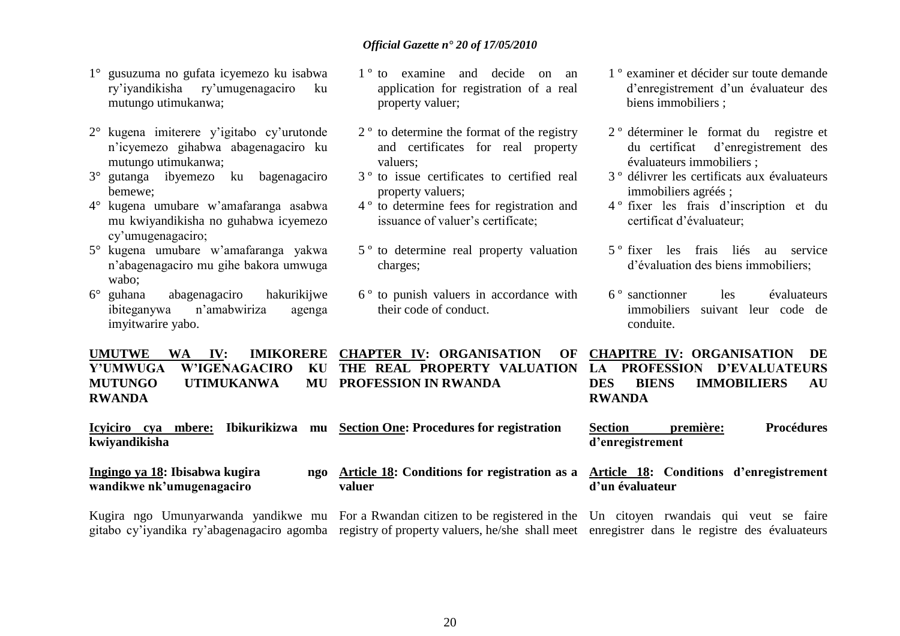1° gusuzuma no gufata icyemezo ku isabwa ry'iyandikisha ry'umugenagaciro ku mutungo utimukanwa;

2° kugena imiterere y'igitabo cy'urutonde n'icyemezo gihabwa abagenagaciro ku mutungo utimukanwa;

3° gutanga ibyemezo ku bagenagaciro bemewe;

4° kugena umubare w'amafaranga asabwa mu kwiyandikisha no guhabwa icyemezo cy'umugenagaciro;

5° kugena umubare w'amafaranga yakwa n'abagenagaciro mu gihe bakora umwuga wabo;

6° guhana abagenagaciro hakurikijwe ibiteganywa n'amabwiriza agenga imyitwarire yabo.

**UMUTWE WA IV: IMIKORERE Y'UMWUGA W'IGENAGACIRO KU MUTUNGO UTIMUKANWA MU RWANDA**

**Icyiciro cya mbere: Ibikurikizwa mu kwiyandikisha**

**Ingingo ya 18: Ibisabwa kugira ngo wandikwe nk'umugenagaciro**

Kugira ngo Umunyarwanda yandikwe mu gitabo cy'iyandika ry'abagenagaciro agomba

1 º to examine and decide on an application for registration of a real property valuer;

2 º to determine the format of the registry and certificates for real property valuers;

3 º to issue certificates to certified real property valuers;

4 º to determine fees for registration and issuance of valuer's certificate;

5 º to determine real property valuation charges;

6 º to punish valuers in accordance with their code of conduct.

**CHAPTER IV: ORGANISATION OF THE REAL PROPERTY VALUATION PROFESSION IN RWANDA**

**Section One: Procedures for registration**

**Article 18: Conditions for registration as a valuer**

For a Rwandan citizen to be registered in the registry of property valuers, he/she shall meet

1 º examiner et décider sur toute demande d'enregistrement d'un évaluateur des biens immobiliers ;

2 º déterminer le format du registre et du certificat d'enregistrement des évaluateurs immobiliers ;

3 º délivrer les certificats aux évaluateurs immobiliers agréés ;

4 º fixer les frais d'inscription et du certificat d'évaluateur;

5 º fixer les frais liés au service d'évaluation des biens immobiliers;

6 º sanctionner les évaluateurs immobiliers suivant leur code de conduite.

**CHAPITRE IV: ORGANISATION DE LA PROFESSION D'EVALUATEURS DES BIENS IMMOBILIERS AU RWANDA**

**Section première: Procédures d'enregistrement**

**Article 18: Conditions d'enregistrement d'un évaluateur**

Un citoyen rwandais qui veut se faire enregistrer dans le registre des évaluateurs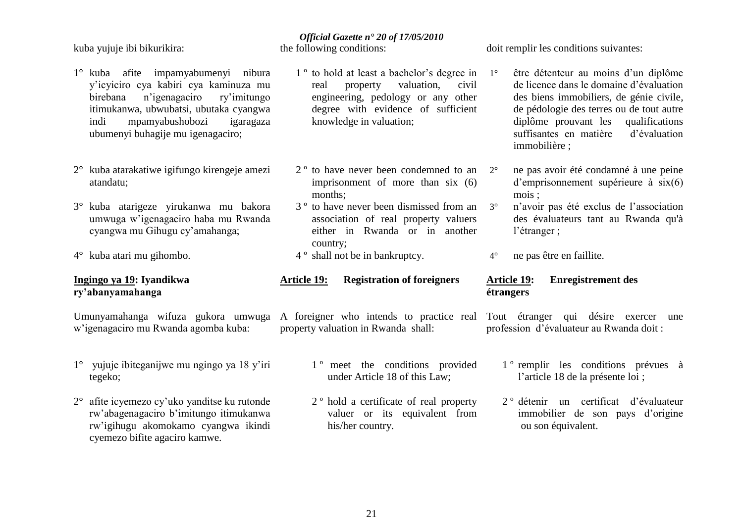kuba yujuje ibi bikurikira:

1° kuba afite impamyabumenyi nibura y'icyiciro cya kabiri cya kaminuza mu birebana n'igenagaciro ry'imitungo itimukanwa, ubwubatsi, ubutaka cyangwa indi mpamyabushobozi igaragaza ubumenyi buhagije mu igenagaciro;

2° kuba atarakatiwe igifungo kirengeje amezi atandatu;

3° kuba atarigeze yirukanwa mu bakora umwuga w'igenagaciro haba mu Rwanda cyangwa mu Gihugu cy'amahanga;

4° kuba atari mu gihombo.

**Ingingo ya 19: Iyandikwa ry'abanyamahanga**

Umunyamahanga wifuza gukora umwuga w'igenagaciro mu Rwanda agomba kuba:

1° yujuje ibiteganijwe mu ngingo ya 18 y'iri tegeko;

2° afite icyemezo cy'uko yanditse ku rutonde rw'abagenagaciro b'imitungo itimukanwa rw'igihugu akomokamo cyangwa ikindi cyemezo bifite agaciro kamwe.

the following conditions:

1 º to hold at least a bachelor's degree in real property valuation, civil engineering, pedology or any other degree with evidence of sufficient knowledge in valuation;

2 º to have never been condemned to an imprisonment of more than six (6) months;

3 º to have never been dismissed from an association of real property valuers either in Rwanda or in another country;

4 º shall not be in bankruptcy.

**Article 19: Registration of foreigners**

A foreigner who intends to practice real property valuation in Rwanda shall:

1 º meet the conditions provided under Article 18 of this Law;

2 º hold a certificate of real property valuer or its equivalent from his/her country.

doit remplir les conditions suivantes:

1° être détenteur au moins d'un diplôme de licence dans le domaine d'évaluation des biens immobiliers, de génie civile, de pédologie des terres ou de tout autre diplôme prouvant les qualifications suffisantes en matière d'évaluation immobilière ;

2° ne pas avoir été condamné à une peine d'emprisonnement supérieure à six(6) mois ;

3° n'avoir pas été exclus de l'association des évaluateurs tant au Rwanda qu'à l'étranger ;

4° ne pas être en faillite.

**Article 19: Enregistrement des étrangers**

Tout étranger qui désire exercer une profession d'évaluateur au Rwanda doit :

1 º remplir les conditions prévues à l'article 18 de la présente loi ;

2 º détenir un certificat d'évaluateur immobilier de son pays d'origine ou son équivalent.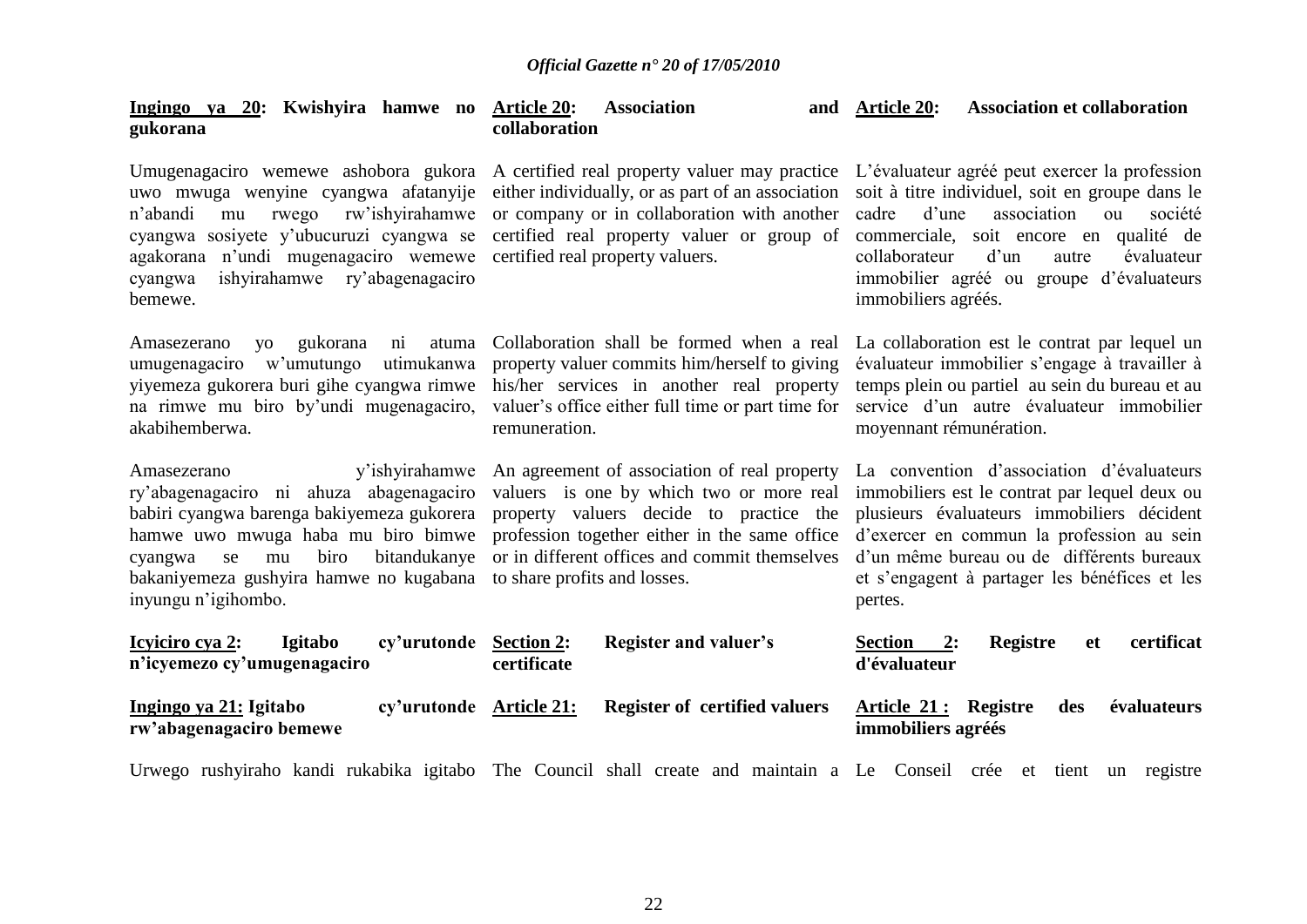**Ingingo ya 20: Kwishyira hamwe no gukorana**

Umugenagaciro wemewe ashobora gukora uwo mwuga wenyine cyangwa afatanyije n'abandi mu rwego rw'ishyirahamwe cyangwa sosiyete y'ubucuruzi cyangwa se agakorana n'undi mugenagaciro wemewe cyangwa ishyirahamwe ry'abagenagaciro bemewe.

Amasezerano yo gukorana ni atuma umugenagaciro w'umutungo utimukanwa yiyemeza gukorera buri gihe cyangwa rimwe na rimwe mu biro by'undi mugenagaciro, akabihemberwa.

Amasezerano y'ishyirahamwe ry'abagenagaciro ni ahuza abagenagaciro babiri cyangwa barenga bakiyemeza gukorera hamwe uwo mwuga haba mu biro bimwe cyangwa se mu biro bitandukanye bakaniyemeza gushyira hamwe no kugabana inyungu n'igihombo.

**Icyiciro cya 2: Igitabo cy'urutonde n'icyemezo cy'umugenagaciro**

**Ingingo ya 21: Igitabo cy'urutonde rw'abagenagaciro bemewe**

Urwego rushyiraho kandi rukabika igitabo

**Article 20: Association and collaboration**

A certified real property valuer may practice either individually, or as part of an association or company or in collaboration with another certified real property valuer or group of certified real property valuers.

Collaboration shall be formed when a real property valuer commits him/herself to giving his/her services in another real property valuer's office either full time or part time for remuneration.

An agreement of association of real property valuers is one by which two or more real property valuers decide to practice the profession together either in the same office or in different offices and commit themselves to share profits and losses.

**Section 2: Register and valuer's certificate**

**Article 21: Register of certified valuers**

The Council shall create and maintain a

**Article 20: Association et collaboration**

L'évaluateur agréé peut exercer la profession soit à titre individuel, soit en groupe dans le cadre d'une association ou société commerciale, soit encore en qualité de collaborateur d'un autre évaluateur immobilier agréé ou groupe d'évaluateurs immobiliers agréés.

La collaboration est le contrat par lequel un évaluateur immobilier s'engage à travailler à temps plein ou partiel au sein du bureau et au service d'un autre évaluateur immobilier moyennant rémunération.

La convention d'association d'évaluateurs immobiliers est le contrat par lequel deux ou plusieurs évaluateurs immobiliers décident d'exercer en commun la profession au sein d'un même bureau ou de différents bureaux et s'engagent à partager les bénéfices et les pertes.

**Section 2: Registre et certificat d'évaluateur**

**Article 21 : Registre des évaluateurs immobiliers agréés**

Le Conseil crée et tient un registre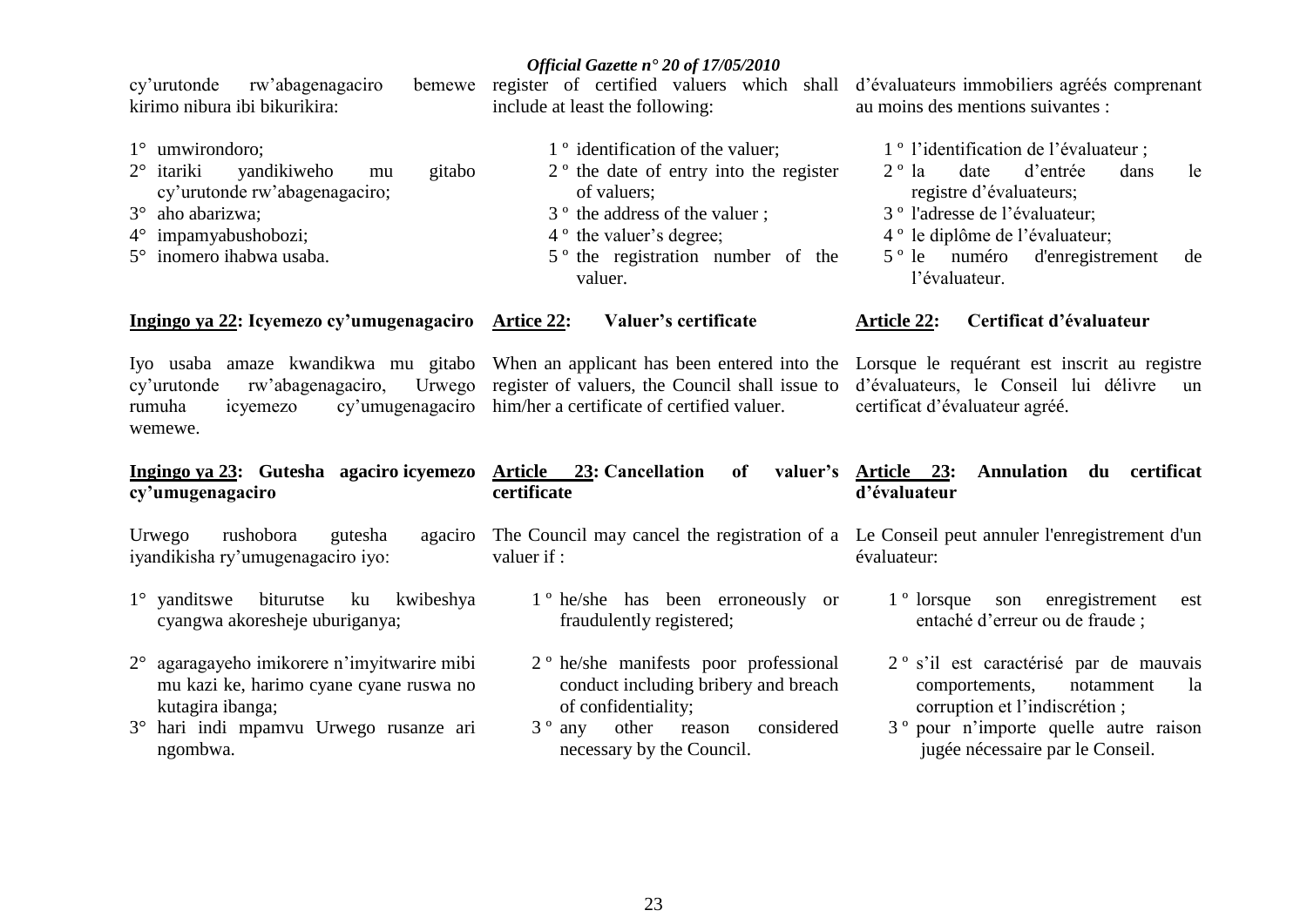cy'urutonde rw'abagenagaciro bemewe kirimo nibura ibi bikurikira:

1° umwirondoro;
2° itariki yandikiweho mu gitabo cy'urutonde rw'abagenagaciro;
3° aho abarizwa;
4° impamyabushobozi;
5° inomero ihabwa usaba.

**Ingingo ya 22: Icyemezo cy'umugenagaciro**

Iyo usaba amaze kwandikwa mu gitabo cy'urutonde rw'abagenagaciro, Urwego rumuha icyemezo cy'umugenagaciro wemewe.

**Ingingo ya 23: Gutesha agaciro icyemezo cy'umugenagaciro**

Urwego rushobora gutesha agaciro iyandikisha ry'umugenagaciro iyo:

1° yanditswe biturutse ku kwibeshya cyangwa akoresheje uburiganya;

2° agaragayeho imikorere n'imyitwarire mibi mu kazi ke, harimo cyane cyane ruswa no kutagira ibanga;

3° hari indi mpamvu Urwego rusanze ari ngombwa.

register of certified valuers which shall include at least the following:

1 º identification of the valuer;
2 º the date of entry into the register of valuers;
3 º the address of the valuer ;
4 º the valuer's degree;
5 º the registration number of the valuer.

**Artice 22: Valuer's certificate**

When an applicant has been entered into the register of valuers, the Council shall issue to him/her a certificate of certified valuer.

**Article 23: Cancellation of valuer's certificate**

The Council may cancel the registration of a valuer if :

1 º he/she has been erroneously or fraudulently registered;

2 º he/she manifests poor professional conduct including bribery and breach of confidentiality;

3 º any other reason considered necessary by the Council.

d'évaluateurs immobiliers agréés comprenant au moins des mentions suivantes :

1 º l'identification de l'évaluateur ;
2 º la date d'entrée dans le registre d'évaluateurs;
3 º l'adresse de l'évaluateur;
4 º le diplôme de l'évaluateur;
5 º le numéro d'enregistrement de l'évaluateur.

**Article 22: Certificat d'évaluateur**

Lorsque le requérant est inscrit au registre d'évaluateurs, le Conseil lui délivre un certificat d'évaluateur agréé.

**Article 23: Annulation du certificat d'évaluateur**

Le Conseil peut annuler l'enregistrement d'un évaluateur:

1 º lorsque son enregistrement est entaché d'erreur ou de fraude ;

2 º s'il est caractérisé par de mauvais comportements, notamment la corruption et l'indiscrétion ;

3 º pour n'importe quelle autre raison jugée nécessaire par le Conseil.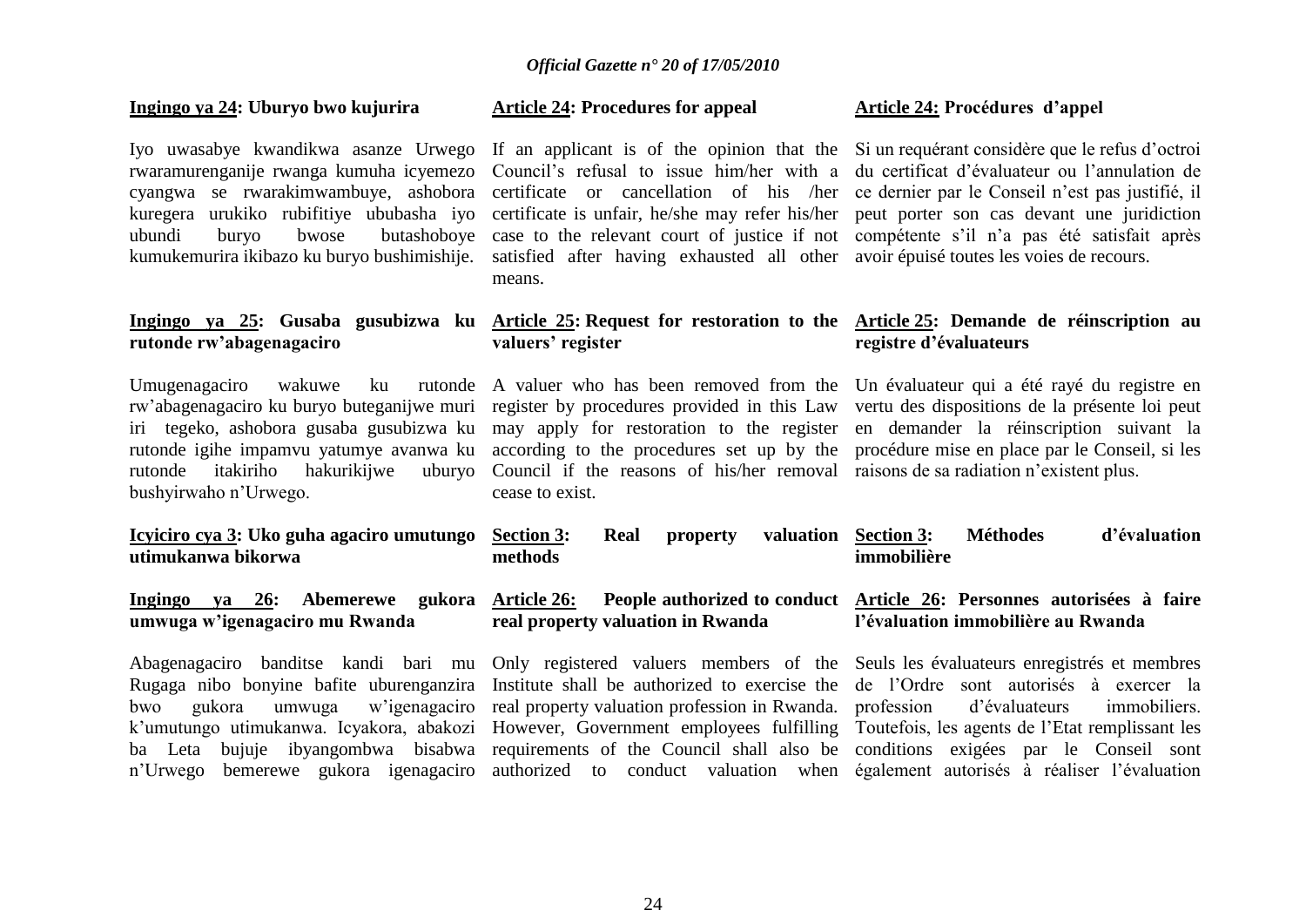**Ingingo ya 24: Uburyo bwo kujurira**

Iyo uwasabye kwandikwa asanze Urwego rwaramurenganije rwanga kumuha icyemezo cyangwa se rwarakimwambuye, ashobora kuregera urukiko rubifitiye ububasha iyo ubundi buryo bwose butashoboye kumukemurira ikibazo ku buryo bushimishije.

**Ingingo ya 25: Gusaba gusubizwa ku rutonde rw'abagenagaciro**

Umugenagaciro wakuwe ku rutonde rw'abagenagaciro ku buryo buteganijwe muri iri tegeko, ashobora gusaba gusubizwa ku rutonde igihe impamvu yatumye avanwa ku rutonde itakiriho hakurikijwe uburyo bushyirwaho n'Urwego.

**Icyiciro cya 3: Uko guha agaciro umutungo utimukanwa bikorwa**

**Ingingo ya 26: Abemerewe gukora umwuga w'igenagaciro mu Rwanda**

Abagenagaciro banditse kandi bari mu Rugaga nibo bonyine bafite uburenganzira bwo gukora umwuga w'igenagaciro k'umutungo utimukanwa. Icyakora, abakozi ba Leta bujuje ibyangombwa bisabwa n'Urwego bemerewe gukora igenagaciro

**Article 24: Procedures for appeal**

If an applicant is of the opinion that the Council's refusal to issue him/her with a certificate or cancellation of his /her certificate is unfair, he/she may refer his/her case to the relevant court of justice if not satisfied after having exhausted all other means.

**Article 25: Request for restoration to the valuers' register**

A valuer who has been removed from the register by procedures provided in this Law may apply for restoration to the register according to the procedures set up by the Council if the reasons of his/her removal cease to exist.

**Section 3: Real property valuation methods**

**Article 26: People authorized to conduct real property valuation in Rwanda**

Only registered valuers members of the Institute shall be authorized to exercise the real property valuation profession in Rwanda. However, Government employees fulfilling requirements of the Council shall also be authorized to conduct valuation when

**Article 24: Procédures d'appel**

Si un requérant considère que le refus d'octroi du certificat d'évaluateur ou l'annulation de ce dernier par le Conseil n'est pas justifié, il peut porter son cas devant une juridiction compétente s'il n'a pas été satisfait après avoir épuisé toutes les voies de recours.

**Article 25: Demande de réinscription au registre d'évaluateurs**

Un évaluateur qui a été rayé du registre en vertu des dispositions de la présente loi peut en demander la réinscription suivant la procédure mise en place par le Conseil, si les raisons de sa radiation n'existent plus.

**Section 3: Méthodes d'évaluation immobilière**

**Article 26: Personnes autorisées à faire l'évaluation immobilière au Rwanda**

Seuls les évaluateurs enregistrés et membres de l'Ordre sont autorisés à exercer la profession d'évaluateurs immobiliers. Toutefois, les agents de l'Etat remplissant les conditions exigées par le Conseil sont également autorisés à réaliser l'évaluation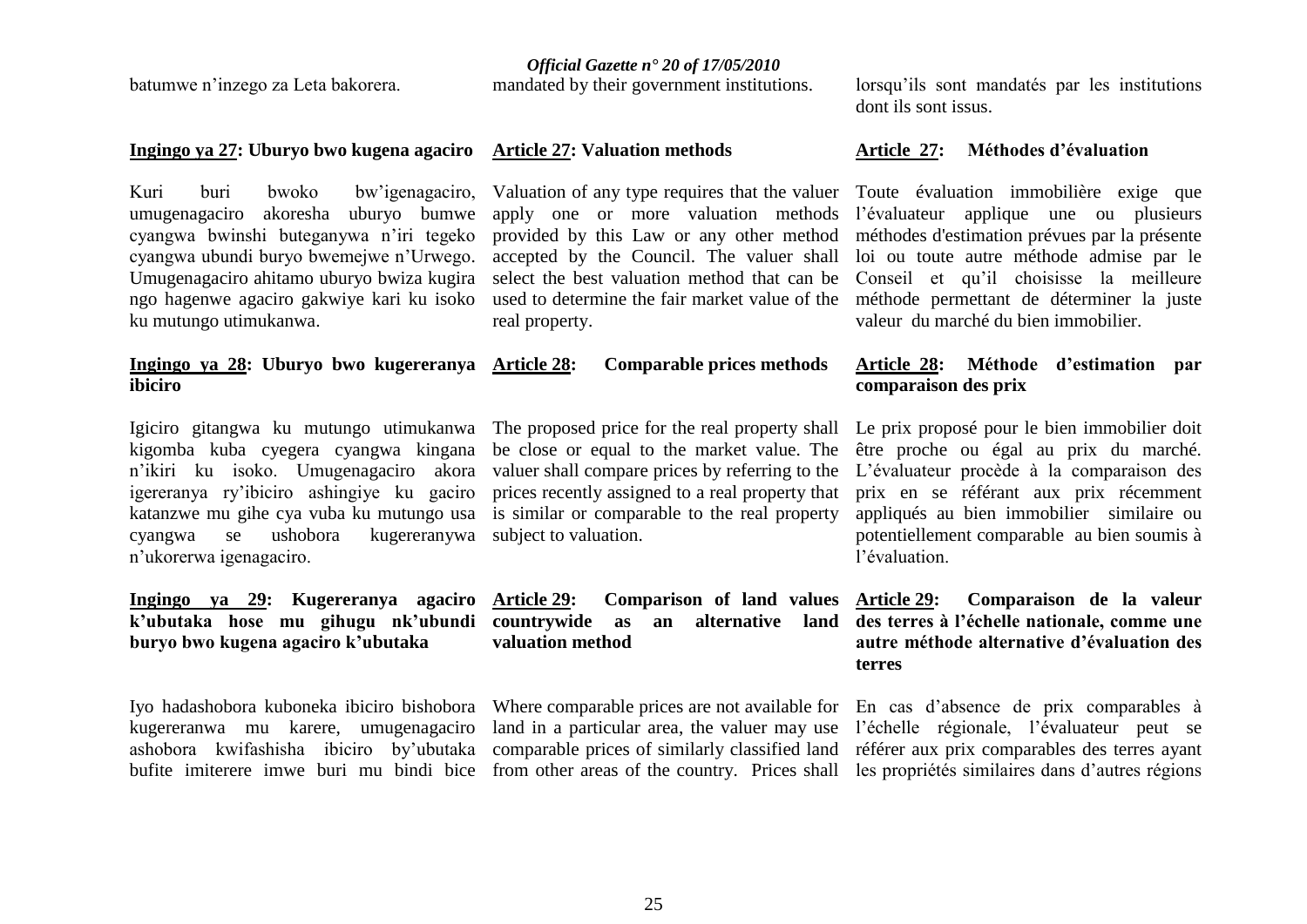batumwe n'inzego za Leta bakorera.

mandated by their government institutions.

lorsqu'ils sont mandatés par les institutions dont ils sont issus.

**Ingingo ya 27: Uburyo bwo kugena agaciro**

Kuri buri bwoko bw'igenagaciro, umugenagaciro akoresha uburyo bumwe cyangwa bwinshi buteganywa n'iri tegeko cyangwa ubundi buryo bwemejwe n'Urwego. Umugenagaciro ahitamo uburyo bwiza kugira ngo hagenwe agaciro gakwiye kari ku isoko ku mutungo utimukanwa.

**Ingingo ya 28: Uburyo bwo kugereranya ibiciro**

Igiciro gitangwa ku mutungo utimukanwa kigomba kuba cyegera cyangwa kingana n'ikiri ku isoko. Umugenagaciro akora igereranya ry'ibiciro ashingiye ku gaciro katanzwe mu gihe cya vuba ku mutungo usa cyangwa se ushobora kugereranywa n'ukorerwa igenagaciro.

**Ingingo ya 29: Kugereranya agaciro k'ubutaka hose mu gihugu nk'ubundi buryo bwo kugena agaciro k'ubutaka**

Iyo hadashobora kuboneka ibiciro bishobora kugereranwa mu karere, umugenagaciro ashobora kwifashisha ibiciro by'ubutaka bufite imiterere imwe buri mu bindi bice

**Article 27: Valuation methods**

Valuation of any type requires that the valuer apply one or more valuation methods provided by this Law or any other method accepted by the Council. The valuer shall select the best valuation method that can be used to determine the fair market value of the real property.

**Article 28: Comparable prices methods**

The proposed price for the real property shall be close or equal to the market value. The valuer shall compare prices by referring to the prices recently assigned to a real property that is similar or comparable to the real property subject to valuation.

**Article 29: Comparison of land values countrywide as an alternative land valuation method**

Where comparable prices are not available for land in a particular area, the valuer may use comparable prices of similarly classified land from other areas of the country. Prices shall

**Article 27: Méthodes d'évaluation**

Toute évaluation immobilière exige que l'évaluateur applique une ou plusieurs méthodes d'estimation prévues par la présente loi ou toute autre méthode admise par le Conseil et qu'il choisisse la meilleure méthode permettant de déterminer la juste valeur du marché du bien immobilier.

**Article 28: Méthode d'estimation par comparaison des prix**

Le prix proposé pour le bien immobilier doit être proche ou égal au prix du marché. L'évaluateur procède à la comparaison des prix en se référant aux prix récemment appliqués au bien immobilier similaire ou potentiellement comparable au bien soumis à l'évaluation.

**Article 29: Comparaison de la valeur des terres à l'échelle nationale, comme une autre méthode alternative d'évaluation des terres**

En cas d'absence de prix comparables à l'échelle régionale, l'évaluateur peut se référer aux prix comparables des terres ayant les propriétés similaires dans d'autres régions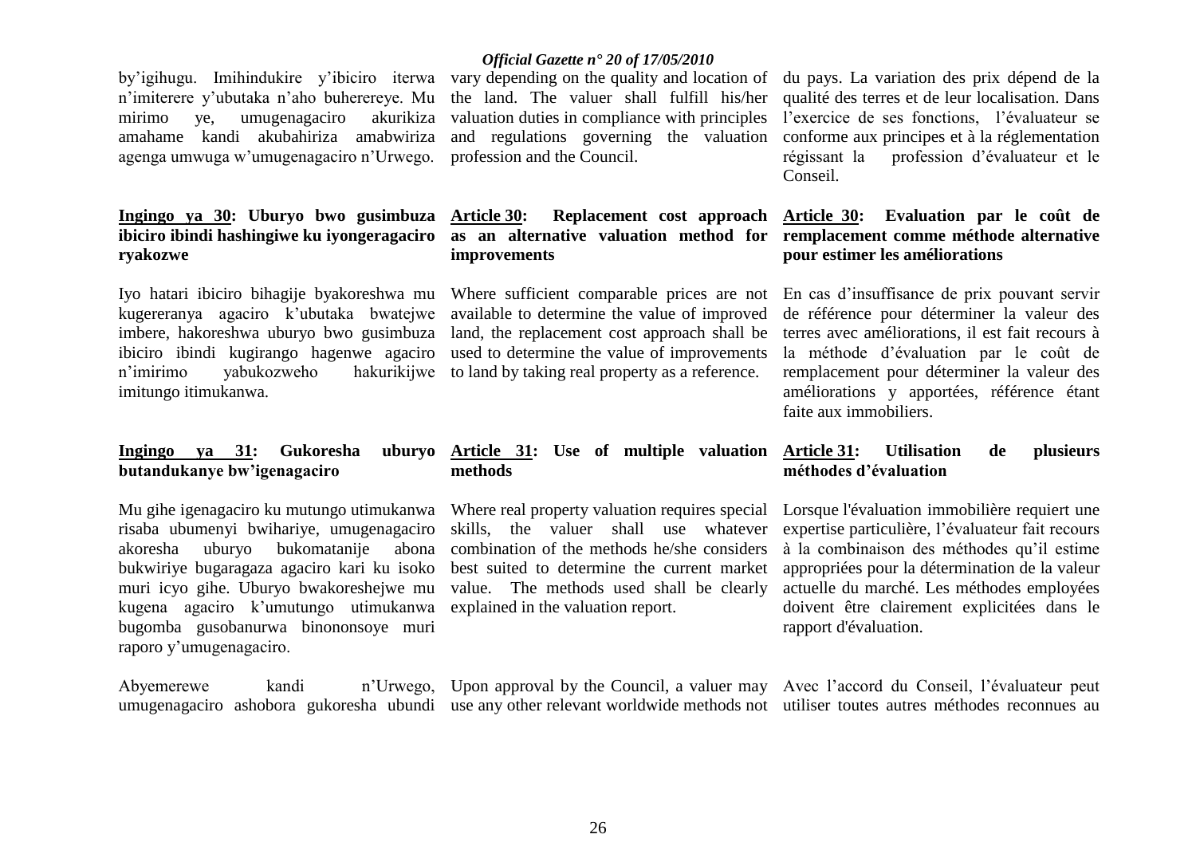by'igihugu. Imihindukire y'ibiciro iterwa n'imiterere y'ubutaka n'aho buherereye. Mu mirimo ye, umugenagaciro akurikiza amahame kandi akubahiriza amabwiriza agenga umwuga w'umugenagaciro n'Urwego.

**Ingingo ya 30: Uburyo bwo gusimbuza ibiciro ibindi hashingiwe ku iyongeragaciro ryakozwe**

Iyo hatari ibiciro bihagije byakoreshwa mu kugereranya agaciro k'ubutaka bwatejwe imbere, hakoreshwa uburyo bwo gusimbuza ibiciro ibindi kugirango hagenwe agaciro n'imirimo yabukozweho hakurikijwe imitungo itimukanwa.

**Ingingo ya 31: Gukoresha uburyo butandukanye bw'igenagaciro**

Mu gihe igenagaciro ku mutungo utimukanwa risaba ubumenyi bwihariye, umugenagaciro akoresha uburyo bukomatanije abona bukwiriye bugaragaza agaciro kari ku isoko muri icyo gihe. Uburyo bwakoreshejwe mu kugena agaciro k'umutungo utimukanwa bugomba gusobanurwa binononsoye muri raporo y'umugenagaciro.

Abyemerewe kandi n'Urwego, umugenagaciro ashobora gukoresha ubundi

vary depending on the quality and location of the land. The valuer shall fulfill his/her valuation duties in compliance with principles and regulations governing the valuation profession and the Council.

**Article 30: Replacement cost approach as an alternative valuation method for improvements**

Where sufficient comparable prices are not available to determine the value of improved land, the replacement cost approach shall be used to determine the value of improvements to land by taking real property as a reference.

**Article 31: Use of multiple valuation methods**

Where real property valuation requires special skills, the valuer shall use whatever combination of the methods he/she considers best suited to determine the current market value. The methods used shall be clearly explained in the valuation report.

Upon approval by the Council, a valuer may use any other relevant worldwide methods not

du pays. La variation des prix dépend de la qualité des terres et de leur localisation. Dans l'exercice de ses fonctions, l'évaluateur se conforme aux principes et à la réglementation régissant la profession d'évaluateur et le Conseil.

**Article 30: Evaluation par le coût de remplacement comme méthode alternative pour estimer les améliorations**

En cas d'insuffisance de prix pouvant servir de référence pour déterminer la valeur des terres avec améliorations, il est fait recours à la méthode d'évaluation par le coût de remplacement pour déterminer la valeur des améliorations y apportées, référence étant faite aux immobiliers.

**Article 31: Utilisation de plusieurs méthodes d'évaluation**

Lorsque l'évaluation immobilière requiert une expertise particulière, l'évaluateur fait recours à la combinaison des méthodes qu'il estime appropriées pour la détermination de la valeur actuelle du marché. Les méthodes employées doivent être clairement explicitées dans le rapport d'évaluation.

Avec l'accord du Conseil, l'évaluateur peut utiliser toutes autres méthodes reconnues au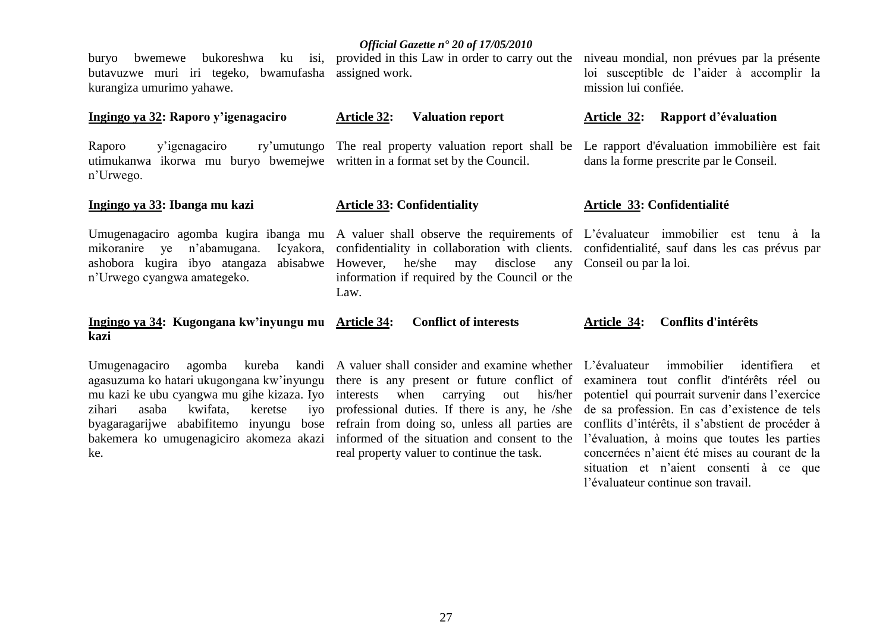buryo bwemewe bukoreshwa ku isi, butavuzwe muri iri tegeko, bwamufasha kurangiza umurimo yahawe.

**Ingingo ya 32: Raporo y'igenagaciro**

Raporo y'igenagaciro ry'umutungo utimukanwa ikorwa mu buryo bwemejwe n'Urwego.

**Ingingo ya 33: Ibanga mu kazi**

Umugenagaciro agomba kugira ibanga mu mikoranire ye n'abamugana. Icyakora, ashobora kugira ibyo atangaza abisabwe n'Urwego cyangwa amategeko.

**Ingingo ya 34: Kugongana kw'inyungu mu kazi**

Umugenagaciro agomba kureba kandi agasuzuma ko hatari ukugongana kw'inyungu mu kazi ke ubu cyangwa mu gihe kizaza. Iyo zihari asaba kwifata, keretse iyo byagaragarijwe ababifitemo inyungu bose bakemera ko umugenagiciro akomeza akazi ke.

provided in this Law in order to carry out the assigned work.

**Article 32: Valuation report**

The real property valuation report shall be written in a format set by the Council.

**Article 33: Confidentiality**

A valuer shall observe the requirements of confidentiality in collaboration with clients. However, he/she may disclose any information if required by the Council or the Law.

**Article 34: Conflict of interests**

A valuer shall consider and examine whether there is any present or future conflict of interests when carrying out his/her professional duties. If there is any, he /she refrain from doing so, unless all parties are informed of the situation and consent to the real property valuer to continue the task.

niveau mondial, non prévues par la présente loi susceptible de l'aider à accomplir la mission lui confiée.

**Article 32: Rapport d'évaluation**

Le rapport d'évaluation immobilière est fait dans la forme prescrite par le Conseil.

**Article 33: Confidentialité**

L'évaluateur immobilier est tenu à la confidentialité, sauf dans les cas prévus par Conseil ou par la loi.

**Article 34: Conflits d'intérêts**

L'évaluateur immobilier identifiera et examinera tout conflit d'intérêts réel ou potentiel qui pourrait survenir dans l'exercice de sa profession. En cas d'existence de tels conflits d'intérêts, il s'abstient de procéder à l'évaluation, à moins que toutes les parties concernées n'aient été mises au courant de la situation et n'aient consenti à ce que l'évaluateur continue son travail.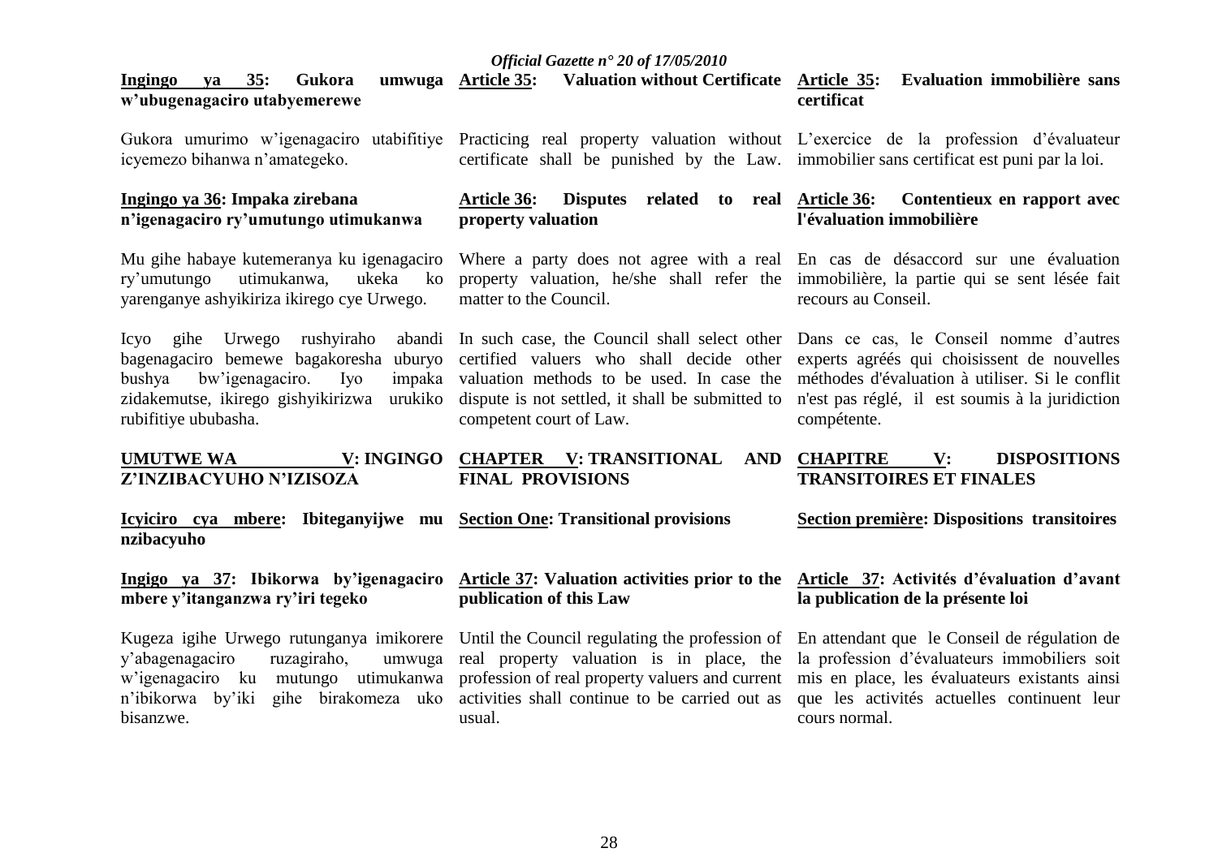**Ingingo ya 35: Gukora umwuga w'ubugenagaciro utabyemerewe**

Gukora umurimo w'igenagaciro utabifitiye icyemezo bihanwa n'amategeko.

**Ingingo ya 36: Impaka zirebana n'igenagaciro ry'umutungo utimukanwa**

Mu gihe habaye kutemeranya ku igenagaciro ry'umutungo utimukanwa, ukeka ko yarenganye ashyikiriza ikirego cye Urwego.

Icyo gihe Urwego rushyiraho abandi bagenagaciro bemewe bagakoresha uburyo bushya bw'igenagaciro. Iyo impaka zidakemutse, ikirego gishyikirizwa urukiko rubifitiye ububasha.

**UMUTWE WA V: INGINGO Z'INZIBACYUHO N'IZISOZA**

**Icyiciro cya mbere: Ibiteganyijwe mu nzibacyuho**

**Ingigo ya 37: Ibikorwa by'igenagaciro mbere y'itanganzwa ry'iri tegeko**

Kugeza igihe Urwego rutunganya imikorere y'abagenagaciro ruzagiraho, umwuga w'igenagaciro ku mutungo utimukanwa n'ibikorwa by'iki gihe birakomeza uko bisanzwe.

**Article 35: Valuation without Certificate**

Practicing real property valuation without certificate shall be punished by the Law.

**Article 36: Disputes related to real property valuation**

Where a party does not agree with a real property valuation, he/she shall refer the matter to the Council.

In such case, the Council shall select other certified valuers who shall decide other valuation methods to be used. In case the dispute is not settled, it shall be submitted to competent court of Law.

**CHAPTER V: TRANSITIONAL AND FINAL PROVISIONS**

**Section One: Transitional provisions**

**Article 37: Valuation activities prior to the publication of this Law**

Until the Council regulating the profession of real property valuation is in place, the profession of real property valuers and current activities shall continue to be carried out as usual.

**Article 35: Evaluation immobilière sans certificat**

L'exercice de la profession d'évaluateur immobilier sans certificat est puni par la loi.

**Article 36: Contentieux en rapport avec l'évaluation immobilière**

En cas de désaccord sur une évaluation immobilière, la partie qui se sent lésée fait recours au Conseil.

Dans ce cas, le Conseil nomme d'autres experts agréés qui choisissent de nouvelles méthodes d'évaluation à utiliser. Si le conflit n'est pas réglé, il est soumis à la juridiction compétente.

**CHAPITRE V: DISPOSITIONS TRANSITOIRES ET FINALES**

**Section première: Dispositions transitoires**

**Article 37: Activités d'évaluation d'avant la publication de la présente loi**

En attendant que le Conseil de régulation de la profession d'évaluateurs immobiliers soit mis en place, les évaluateurs existants ainsi que les activités actuelles continuent leur cours normal.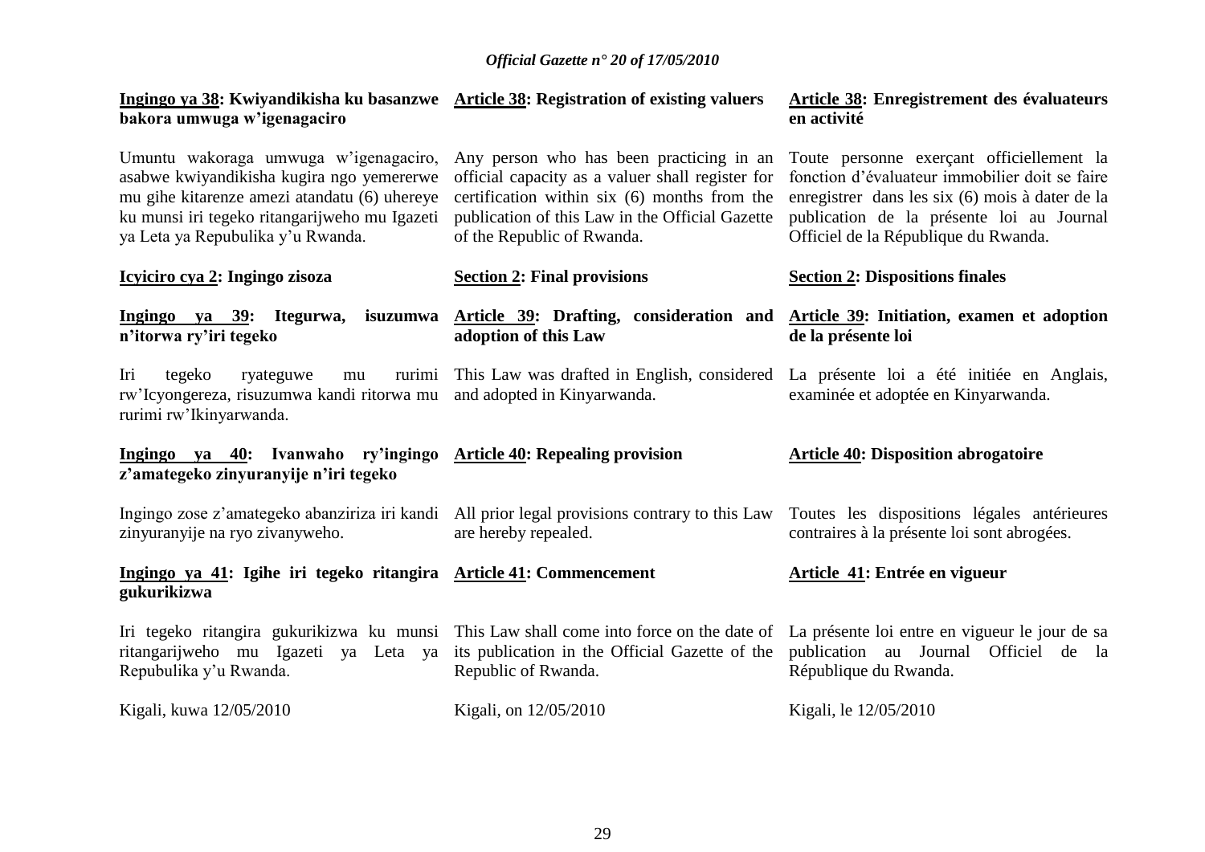**Ingingo ya 38: Kwiyandikisha ku basanzwe bakora umwuga w'igenagaciro**

Umuntu wakoraga umwuga w'igenagaciro, asabwe kwiyandikisha kugira ngo yemererwe mu gihe kitarenze amezi atandatu (6) uhereye ku munsi iri tegeko ritangarijweho mu Igazeti ya Leta ya Repubulika y'u Rwanda.

**Icyiciro cya 2: Ingingo zisoza**

**Ingingo ya 39: Itegurwa, isuzumwa n'itorwa ry'iri tegeko**

Iri tegeko ryateguwe mu rurimi rw'Icyongereza, risuzumwa kandi ritorwa mu rurimi rw'Ikinyarwanda.

**Ingingo ya 40: Ivanwaho ry'ingingo z'amategeko zinyuranyije n'iri tegeko**

Ingingo zose z'amategeko abanziriza iri kandi zinyuranyije na ryo zivanyweho.

**Ingingo ya 41: Igihe iri tegeko ritangira gukurikizwa**

Iri tegeko ritangira gukurikizwa ku munsi ritangarijweho mu Igazeti ya Leta ya Repubulika y'u Rwanda.

Kigali, kuwa 12/05/2010

**Article 38: Registration of existing valuers**

Any person who has been practicing in an official capacity as a valuer shall register for certification within six (6) months from the publication of this Law in the Official Gazette of the Republic of Rwanda.

**Section 2: Final provisions**

**Article 39: Drafting, consideration and adoption of this Law**

This Law was drafted in English, considered and adopted in Kinyarwanda.

**Article 40: Repealing provision**

All prior legal provisions contrary to this Law are hereby repealed.

**Article 41: Commencement**

This Law shall come into force on the date of its publication in the Official Gazette of the Republic of Rwanda.

Kigali, on 12/05/2010

**Article 38: Enregistrement des évaluateurs en activité**

Toute personne exerçant officiellement la fonction d'évaluateur immobilier doit se faire enregistrer dans les six (6) mois à dater de la publication de la présente loi au Journal Officiel de la République du Rwanda.

**Section 2: Dispositions finales**

**Article 39: Initiation, examen et adoption de la présente loi**

La présente loi a été initiée en Anglais, examinée et adoptée en Kinyarwanda.

**Article 40: Disposition abrogatoire**

Toutes les dispositions légales antérieures contraires à la présente loi sont abrogées.

**Article 41: Entrée en vigueur**

La présente loi entre en vigueur le jour de sa publication au Journal Officiel de la République du Rwanda.

Kigali, le 12/05/2010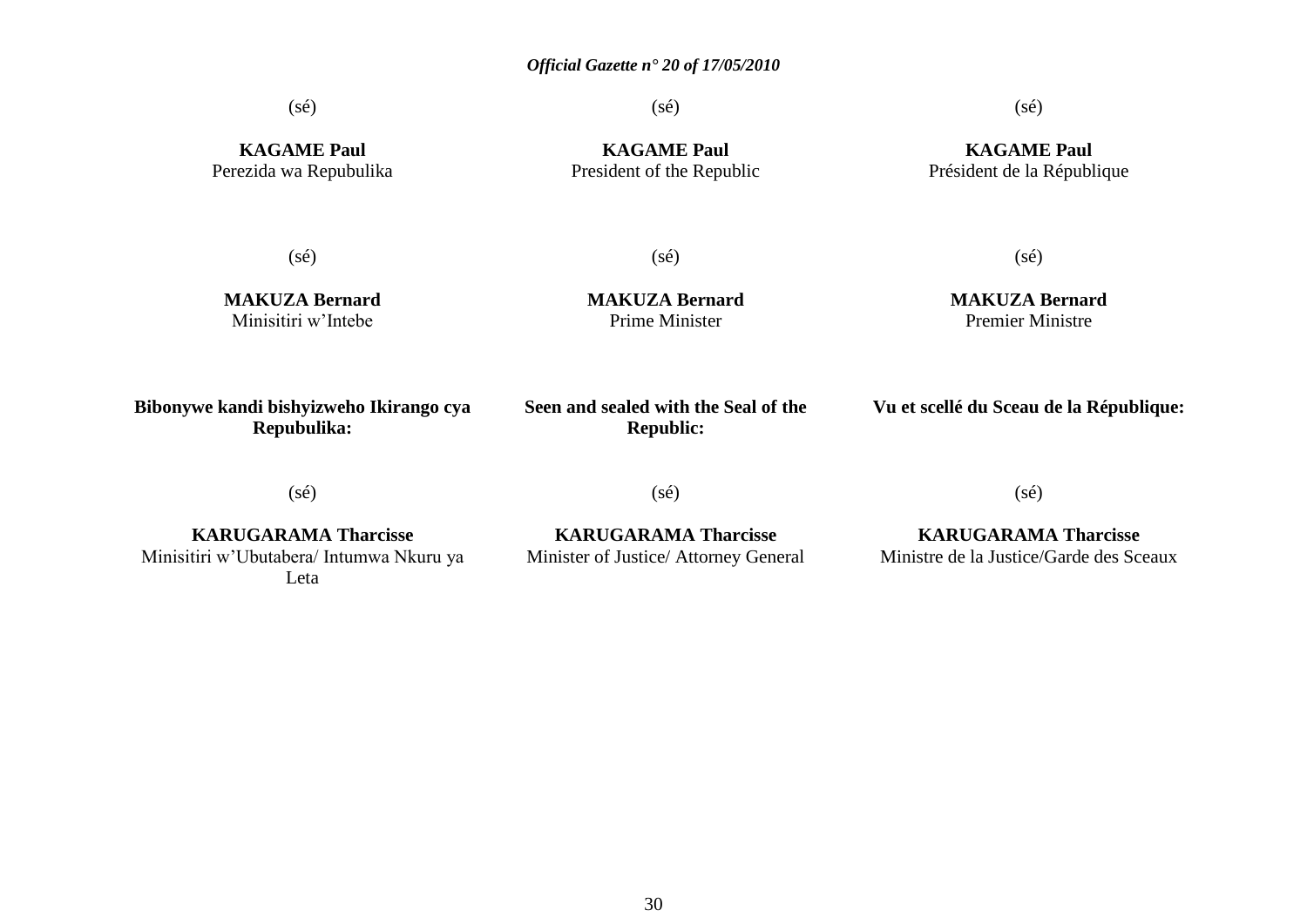(sé)

**KAGAME Paul**
Perezida wa Repubulika

(sé)

**KAGAME Paul**
President of the Republic

(sé)

**KAGAME Paul**
Président de la République

(sé)

**MAKUZA Bernard**
Minisitiri w'Intebe

(sé)

**MAKUZA Bernard**
Prime Minister

(sé)

**MAKUZA Bernard**
Premier Ministre

**Bibonywe kandi bishyizweho Ikirango cya Repubulika:**

**Seen and sealed with the Seal of the Republic:**

**Vu et scellé du Sceau de la République:**

(sé)

**KARUGARAMA Tharcisse**
Minisitiri w'Ubutabera/ Intumwa Nkuru ya Leta

(sé)

**KARUGARAMA Tharcisse**
Minister of Justice/ Attorney General

(sé)

**KARUGARAMA Tharcisse**
Ministre de la Justice/Garde des Sceaux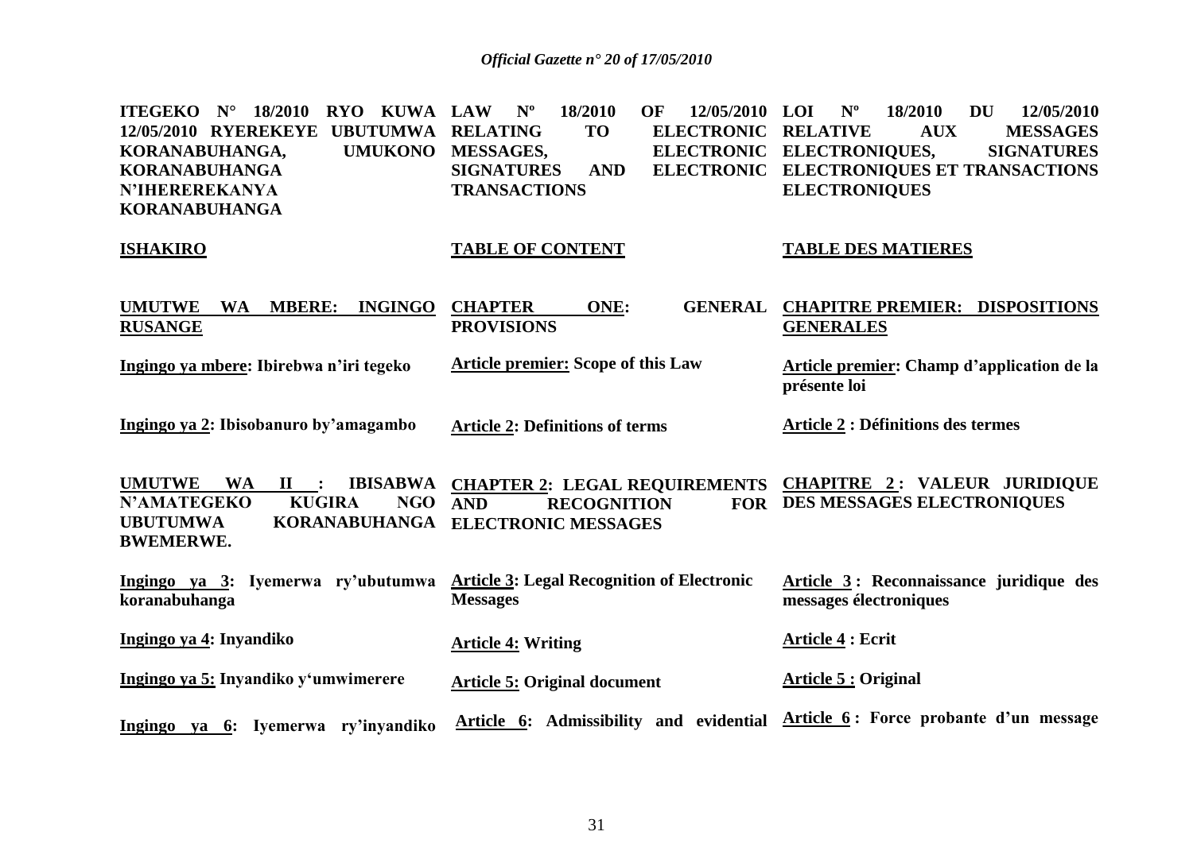**ITEGEKO N° 18/2010 RYO KUWA 12/05/2010 RYEREKEYE UBUTUMWA KORANABUHANGA, UMUKONO KORANABUHANGA N'IHEREREKANYA KORANABUHANGA**

**ISHAKIRO**

**UMUTWE WA MBERE: INGINGO RUSANGE**

**Ingingo ya mbere: Ibirebwa n'iri tegeko**

**Ingingo ya 2: Ibisobanuro by'amagambo**

**UMUTWE WA II : IBISABWA N'AMATEGEKO KUGIRA NGO UBUTUMWA KORANABUHANGA BWEMERWE.**

**Ingingo ya 3: Iyemerwa ry'ubutumwa koranabuhanga**

**Ingingo ya 4: Inyandiko**

**Ingingo ya 5: Inyandiko y'umwimerere**

**Ingingo ya 6: Iyemerwa ry'inyandiko**

**LAW Nº 18/2010 OF 12/05/2010 RELATING TO ELECTRONIC MESSAGES, ELECTRONIC SIGNATURES AND ELECTRONIC TRANSACTIONS**

**TABLE OF CONTENT**

**CHAPTER ONE: GENERAL PROVISIONS**

**Article premier: Scope of this Law**

**Article 2: Definitions of terms**

**CHAPTER 2: LEGAL REQUIREMENTS AND RECOGNITION FOR ELECTRONIC MESSAGES**

**Article 3: Legal Recognition of Electronic Messages**

**Article 4: Writing**

**Article 5: Original document**

**Article 6: Admissibility and evidential**

**LOI Nº 18/2010 DU 12/05/2010 RELATIVE AUX MESSAGES ELECTRONIQUES, SIGNATURES ELECTRONIQUES ET TRANSACTIONS ELECTRONIQUES**

**TABLE DES MATIERES**

**CHAPITRE PREMIER: DISPOSITIONS GENERALES**

**Article premier: Champ d'application de la présente loi**

**Article 2 : Définitions des termes**

**CHAPITRE 2 : VALEUR JURIDIQUE DES MESSAGES ELECTRONIQUES**

**Article 3 : Reconnaissance juridique des messages électroniques**

**Article 4 : Ecrit**

**Article 5 : Original**

**Article 6 : Force probante d'un message**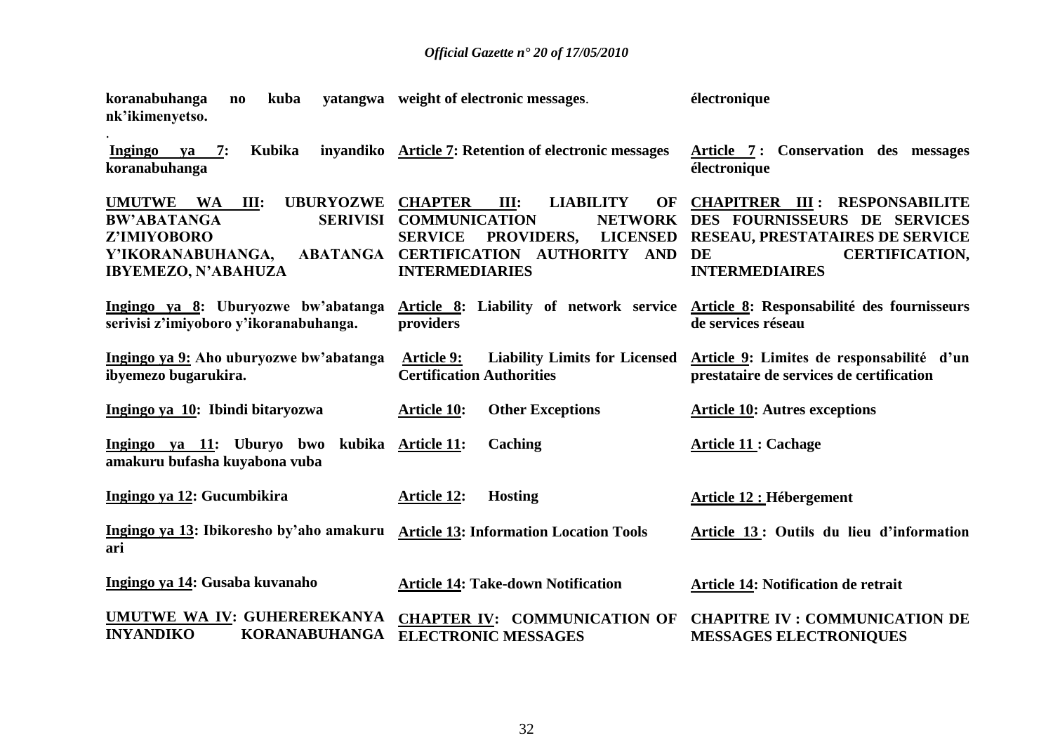| Kinyarwanda | English | Français |
|---|---|---|
| **koranabuhanga no kuba yatangwa nk'ikimenyetso.** | **weight of electronic messages**. | **électronique** |
| . | | |
| **Ingingo ya 7: Kubika inyandiko koranabuhanga** | **Article 7: Retention of electronic messages** | **Article 7 : Conservation des messages électronique** |
| **UMUTWE WA III: UBURYOZWE BW'ABATANGA SERIVISI Z'IMIYOBORO Y'IKORANABUHANGA, ABATANGA IBYEMEZO, N'ABAHUZA** | **CHAPTER III: LIABILITY OF COMMUNICATION NETWORK SERVICE PROVIDERS, LICENSED CERTIFICATION AUTHORITY AND INTERMEDIARIES** | **CHAPITRER III : RESPONSABILITE DES FOURNISSEURS DE SERVICES RESEAU, PRESTATAIRES DE SERVICE DE CERTIFICATION, INTERMEDIAIRES** |
| **Ingingo ya 8: Uburyozwe bw'abatanga serivisi z'imiyoboro y'ikoranabuhanga.** | **Article 8: Liability of network service providers** | **Article 8: Responsabilité des fournisseurs de services réseau** |
| **Ingingo ya 9: Aho uburyozwe bw'abatanga ibyemezo bugarukira.** | **Article 9: Liability Limits for Licensed Certification Authorities** | **Article 9: Limites de responsabilité d'un prestataire de services de certification** |
| **Ingingo ya 10: Ibindi bitaryozwa** | **Article 10: Other Exceptions** | **Article 10: Autres exceptions** |
| **Ingingo ya 11: Uburyo bwo kubika amakuru bufasha kuyabona vuba** | **Article 11: Caching** | **Article 11 : Cachage** |
| **Ingingo ya 12: Gucumbikira** | **Article 12: Hosting** | **Article 12 : Hébergement** |
| **Ingingo ya 13: Ibikoresho by'aho amakuru ari** | **Article 13: Information Location Tools** | **Article 13 : Outils du lieu d'information** |
| **Ingingo ya 14: Gusaba kuvanaho** | **Article 14: Take-down Notification** | **Article 14: Notification de retrait** |
| **UMUTWE WA IV: GUHEREREKANYA INYANDIKO KORANABUHANGA** | **CHAPTER IV: COMMUNICATION OF ELECTRONIC MESSAGES** | **CHAPITRE IV : COMMUNICATION DE MESSAGES ELECTRONIQUES** |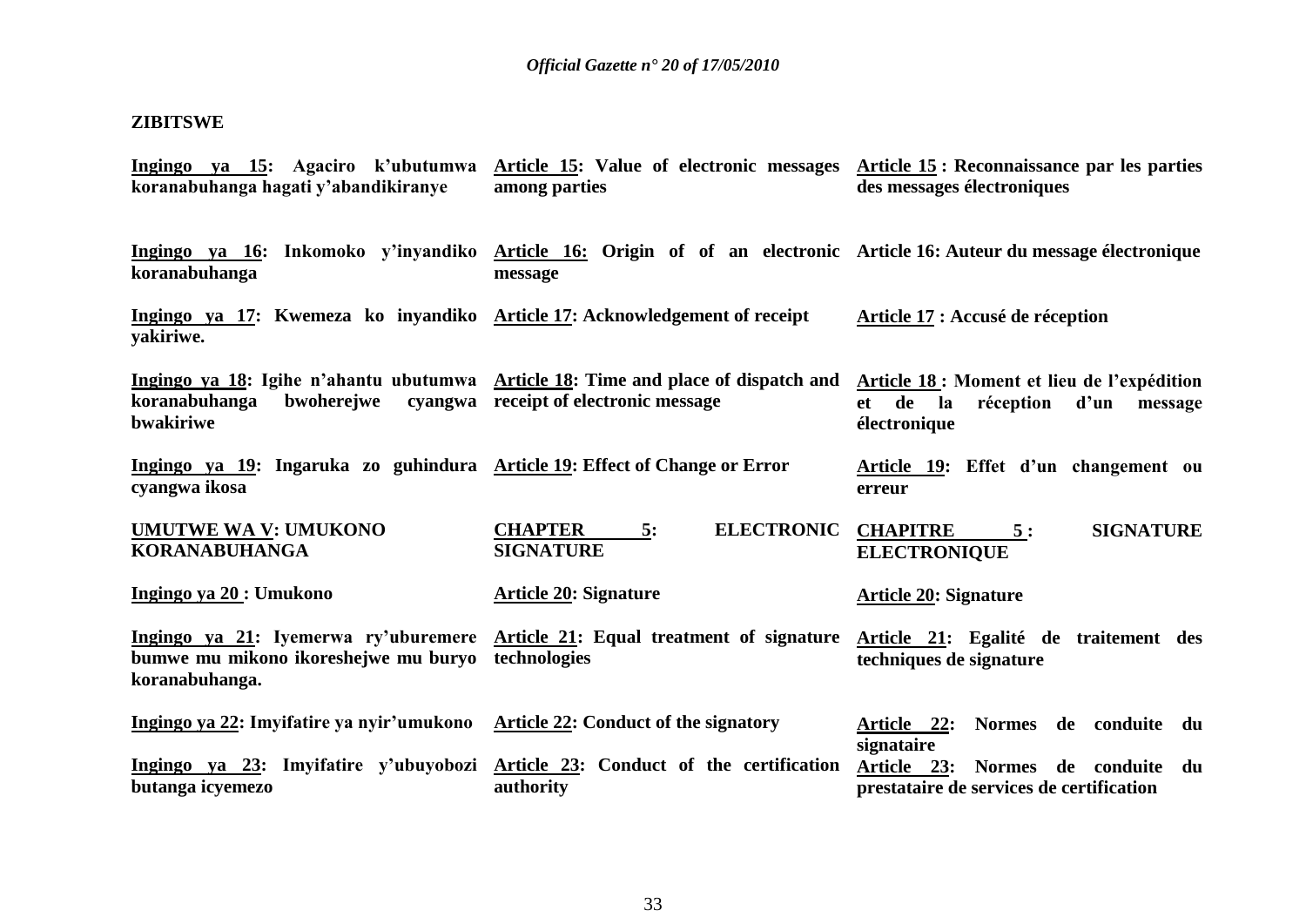**ZIBITSWE**

| | | |
|---|---|---|
| **<u>Ingingo ya 15</u>: Agaciro k'ubutumwa koranabuhanga hagati y'abandikiranye** | **<u>Article 15</u>: Value of electronic messages among parties** | **<u>Article 15</u> : Reconnaissance par les parties des messages électroniques** |
| **<u>Ingingo ya 16</u>: Inkomoko y'inyandiko koranabuhanga** | **<u>Article 16:</u> Origin of of an electronic message** | **Article 16: Auteur du message électronique** |
| **<u>Ingingo ya 17</u>: Kwemeza ko inyandiko yakiriwe.** | **<u>Article 17</u>: Acknowledgement of receipt** | **<u>Article 17</u> : Accusé de réception** |
| **<u>Ingingo ya 18</u>: Igihe n'ahantu ubutumwa koranabuhanga bwoherejwe cyangwa bwakiriwe** | **<u>Article 18</u>: Time and place of dispatch and receipt of electronic message** | **<u>Article 18</u> : Moment et lieu de l'expédition et de la réception d'un message électronique** |
| **<u>Ingingo ya 19</u>: Ingaruka zo guhindura cyangwa ikosa** | **<u>Article 19</u>: Effect of Change or Error** | **<u>Article 19</u>: Effet d'un changement ou erreur** |
| **<u>UMUTWE WA V</u>: UMUKONO KORANABUHANGA** | **<u>CHAPTER 5</u>: ELECTRONIC SIGNATURE** | **<u>CHAPITRE 5</u> : SIGNATURE ELECTRONIQUE** |
| **<u>Ingingo ya 20</u> : Umukono** | **<u>Article 20</u>: Signature** | **<u>Article 20</u>: Signature** |
| **<u>Ingingo ya 21</u>: Iyemerwa ry'uburemere bumwe mu mikono ikoreshejwe mu buryo koranabuhanga.** | **<u>Article 21</u>: Equal treatment of signature technologies** | **<u>Article 21</u>: Egalité de traitement des techniques de signature** |
| **<u>Ingingo ya 22</u>: Imyifatire ya nyir'umukono** | **<u>Article 22</u>: Conduct of the signatory** | **<u>Article 22</u>: Normes de conduite du signataire** |
| **<u>Ingingo ya 23</u>: Imyifatire y'ubuyobozi butanga icyemezo** | **<u>Article 23</u>: Conduct of the certification authority** | **<u>Article 23</u>: Normes de conduite du prestataire de services de certification** |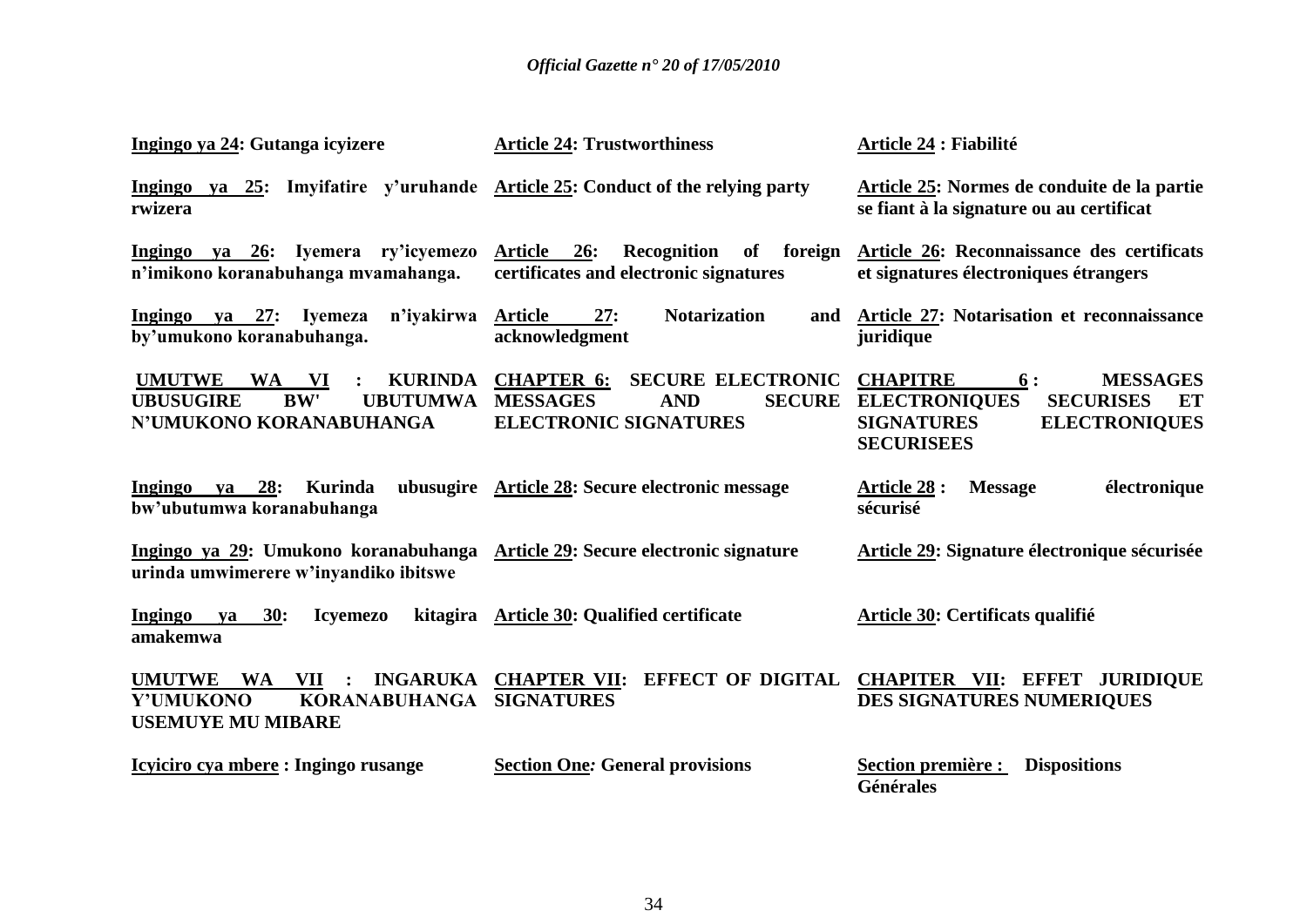| Kinyarwanda | English | Français |
|---|---|---|
| **Ingingo ya 24: Gutanga icyizere** | **Article 24: Trustworthiness** | **Article 24 : Fiabilité** |
| **Ingingo ya 25: Imyifatire y'uruhande rwizera** | **Article 25: Conduct of the relying party** | **Article 25: Normes de conduite de la partie se fiant à la signature ou au certificat** |
| **Ingingo ya 26: Iyemera ry'icyemezo n'imikono koranabuhanga mvamahanga.** | **Article 26: Recognition of foreign certificates and electronic signatures** | **Article 26: Reconnaissance des certificats et signatures électroniques étrangers** |
| **Ingingo ya 27: Iyemeza n'iyakirwa by'umukono koranabuhanga.** | **Article 27: Notarization and acknowledgment** | **Article 27: Notarisation et reconnaissance juridique** |
| **UMUTWE WA VI : KURINDA UBUSUGIRE BW' UBUTUMWA N'UMUKONO KORANABUHANGA** | **CHAPTER 6: SECURE ELECTRONIC MESSAGES AND SECURE ELECTRONIC SIGNATURES** | **CHAPITRE 6 : MESSAGES ELECTRONIQUES SECURISES ET SIGNATURES ELECTRONIQUES SECURISEES** |
| **Ingingo ya 28: Kurinda ubusugire bw'ubutumwa koranabuhanga** | **Article 28: Secure electronic message** | **Article 28 : Message électronique sécurisé** |
| **Ingingo ya 29: Umukono koranabuhanga urinda umwimerere w'inyandiko ibitswe** | **Article 29: Secure electronic signature** | **Article 29: Signature électronique sécurisée** |
| **Ingingo ya 30: Icyemezo kitagira amakemwa** | **Article 30: Qualified certificate** | **Article 30: Certificats qualifié** |
| **UMUTWE WA VII : INGARUKA Y'UMUKONO KORANABUHANGA USEMUYE MU MIBARE** | **CHAPTER VII: EFFECT OF DIGITAL SIGNATURES** | **CHAPITER VII: EFFET JURIDIQUE DES SIGNATURES NUMERIQUES** |
| **Icyiciro cya mbere : Ingingo rusange** | **Section One: General provisions** | **Section première : Dispositions Générales** |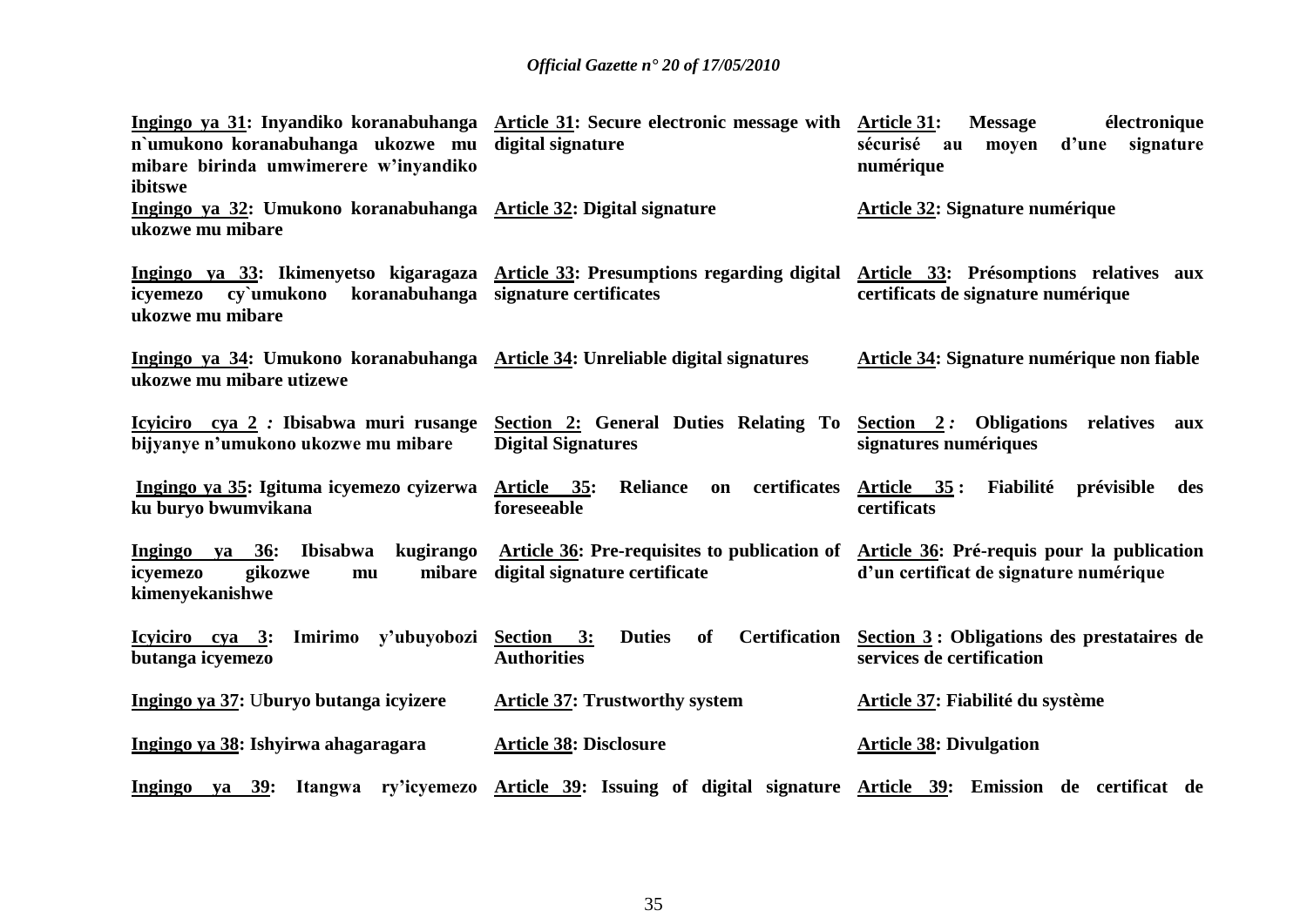| | | |
|---|---|---|
| **Ingingo ya 31: Inyandiko koranabuhanga n`umukono koranabuhanga ukozwe mu mibare birinda umwimerere w'inyandiko ibitswe** | **Article 31: Secure electronic message with digital signature** | **Article 31: Message électronique sécurisé au moyen d'une signature numérique** |
| **Ingingo ya 32: Umukono koranabuhanga ukozwe mu mibare** | **Article 32: Digital signature** | **Article 32: Signature numérique** |
| **Ingingo ya 33: Ikimenyetso kigaragaza icyemezo cy`umukono koranabuhanga ukozwe mu mibare** | **Article 33: Presumptions regarding digital signature certificates** | **Article 33: Présomptions relatives aux certificats de signature numérique** |
| **Ingingo ya 34: Umukono koranabuhanga ukozwe mu mibare utizewe** | **Article 34: Unreliable digital signatures** | **Article 34: Signature numérique non fiable** |
| **Icyiciro cya 2 *:* Ibisabwa muri rusange bijyanye n'umukono ukozwe mu mibare** | **Section 2: General Duties Relating To Digital Signatures** | **Section 2 *:* Obligations relatives aux signatures numériques** |
| **Ingingo ya 35: Igituma icyemezo cyizerwa ku buryo bwumvikana** | **Article 35: Reliance on certificates foreseeable** | **Article 35 : Fiabilité prévisible des certificats** |
| **Ingingo ya 36: Ibisabwa kugirango icyemezo gikozwe mu mibare kimenyekanishwe** | **Article 36: Pre-requisites to publication of digital signature certificate** | **Article 36: Pré-requis pour la publication d'un certificat de signature numérique** |
| **Icyiciro cya 3: Imirimo y'ubuyobozi butanga icyemezo** | **Section 3: Duties of Certification Authorities** | **Section 3 : Obligations des prestataires de services de certification** |
| **Ingingo ya 37: Uburyo butanga icyizere** | **Article 37: Trustworthy system** | **Article 37: Fiabilité du système** |
| **Ingingo ya 38: Ishyirwa ahagaragara** | **Article 38: Disclosure** | **Article 38: Divulgation** |
| **Ingingo ya 39: Itangwa ry'icyemezo** | **Article 39: Issuing of digital signature** | **Article 39: Emission de certificat de** |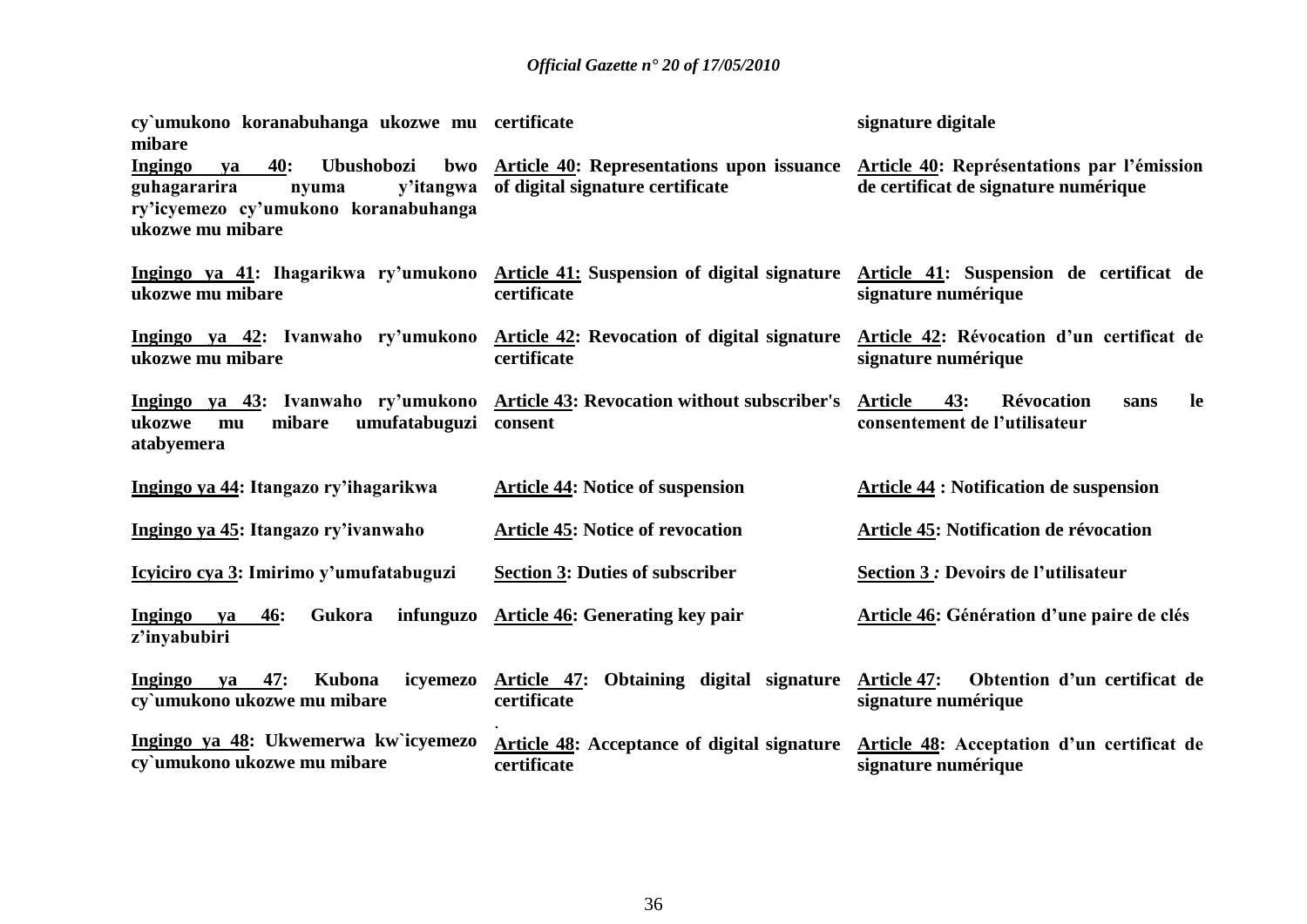| | | |
|---|---|---|
| **cy`umukono koranabuhanga ukozwe mu mibare** | **certificate** | **signature digitale** |
| **Ingingo ya 40: Ubushobozi bwo guhagararira nyuma y'itangwa ry'icyemezo cy'umukono koranabuhanga ukozwe mu mibare** | **Article 40: Representations upon issuance of digital signature certificate** | **Article 40: Représentations par l'émission de certificat de signature numérique** |
| **Ingingo ya 41: Ihagarikwa ry'umukono ukozwe mu mibare** | **Article 41: Suspension of digital signature certificate** | **Article 41: Suspension de certificat de signature numérique** |
| **Ingingo ya 42: Ivanwaho ry'umukono ukozwe mu mibare** | **Article 42: Revocation of digital signature certificate** | **Article 42: Révocation d'un certificat de signature numérique** |
| **Ingingo ya 43: Ivanwaho ry'umukono ukozwe mu mibare umufatabuguzi atabyemera** | **Article 43: Revocation without subscriber's consent** | **Article 43: Révocation sans le consentement de l'utilisateur** |
| **Ingingo ya 44: Itangazo ry'ihagarikwa** | **Article 44: Notice of suspension** | **Article 44 : Notification de suspension** |
| **Ingingo ya 45: Itangazo ry'ivanwaho** | **Article 45: Notice of revocation** | **Article 45: Notification de révocation** |
| **Icyiciro cya 3: Imirimo y'umufatabuguzi** | **Section 3: Duties of subscriber** | **Section 3 : Devoirs de l'utilisateur** |
| **Ingingo ya 46: Gukora infunguzo z'inyabubiri** | **Article 46: Generating key pair** | **Article 46: Génération d'une paire de clés** |
| **Ingingo ya 47: Kubona icyemezo cy`umukono ukozwe mu mibare** | **Article 47: Obtaining digital signature certificate** | **Article 47: Obtention d'un certificat de signature numérique** |
| **Ingingo ya 48: Ukwemerwa kw`icyemezo cy`umukono ukozwe mu mibare** | **Article 48: Acceptance of digital signature certificate** | **Article 48: Acceptation d'un certificat de signature numérique** |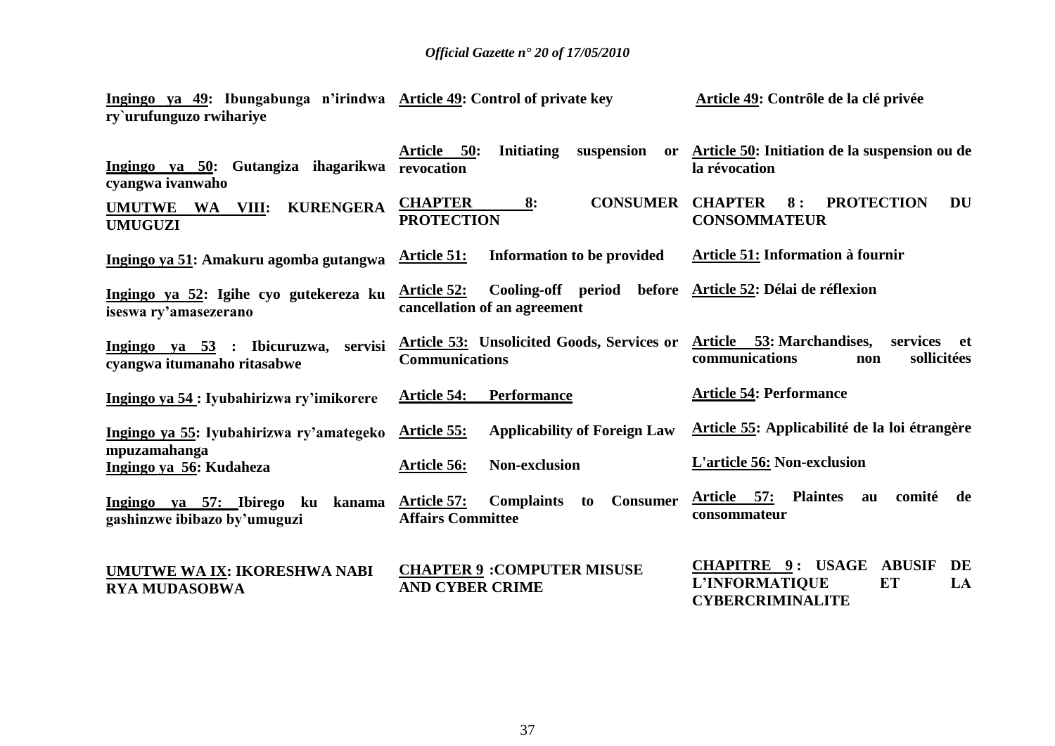| | | |
|---|---|---|
| **Ingingo ya 49: Ibungabunga n'irindwa ry`urufunguzo rwihariye** | **Article 49: Control of private key** | **Article 49: Contrôle de la clé privée** |
| **Ingingo ya 50: Gutangiza ihagarikwa cyangwa ivanwaho** | **Article 50: Initiating suspension or revocation** | **Article 50: Initiation de la suspension ou de la révocation** |
| **UMUTWE WA VIII: KURENGERA UMUGUZI** | **CHAPTER 8: CONSUMER PROTECTION** | **CHAPTER 8 : PROTECTION DU CONSOMMATEUR** |
| **Ingingo ya 51: Amakuru agomba gutangwa** | **Article 51: Information to be provided** | **Article 51: Information à fournir** |
| **Ingingo ya 52: Igihe cyo gutekereza ku iseswa ry'amasezerano** | **Article 52: Cooling-off period before cancellation of an agreement** | **Article 52: Délai de réflexion** |
| **Ingingo ya 53 : Ibicuruzwa, servisi cyangwa itumanaho ritasabwe** | **Article 53: Unsolicited Goods, Services or Communications** | **Article 53: Marchandises, services et communications non sollicitées** |
| **Ingingo ya 54 : Iyubahirizwa ry'imikorere** | **Article 54: Performance** | **Article 54: Performance** |
| **Ingingo ya 55: Iyubahirizwa ry'amategeko mpuzamahanga** | **Article 55: Applicability of Foreign Law** | **Article 55: Applicabilité de la loi étrangère** |
| **Ingingo ya 56: Kudaheza** | **Article 56: Non-exclusion** | **L'article 56: Non-exclusion** |
| **Ingingo ya 57: Ibirego ku kanama gashinzwe ibibazo by'umuguzi** | **Article 57: Complaints to Consumer Affairs Committee** | **Article 57: Plaintes au comité de consommateur** |
| **UMUTWE WA IX: IKORESHWA NABI RYA MUDASOBWA** | **CHAPTER 9 :COMPUTER MISUSE AND CYBER CRIME** | **CHAPITRE 9 : USAGE ABUSIF DE L'INFORMATIQUE ET LA CYBERCRIMINALITE** |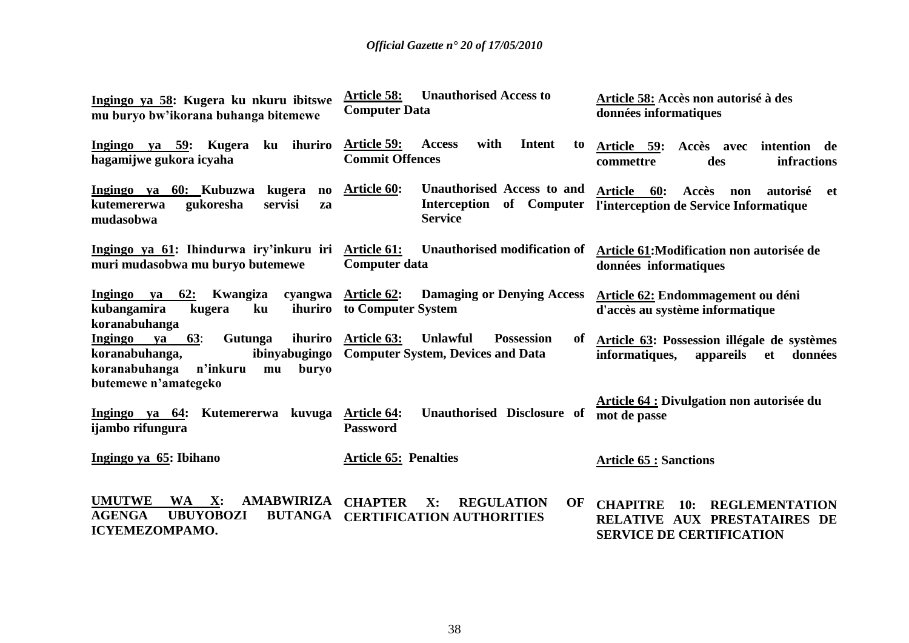**Ingingo ya 58: Kugera ku nkuru ibitswe mu buryo bw'ikorana buhanga bitemewe**

**Ingingo ya 59: Kugera ku ihuriro hagamijwe gukora icyaha**

**Ingingo ya 60: Kubuzwa kugera no kutemererwa gukoresha servisi za mudasobwa**

**Ingingo ya 61: Ihindurwa iry'inkuru iri muri mudasobwa mu buryo butemewe**

**Ingingo ya 62: Kwangiza cyangwa kubangamira kugera ku ihuriro koranabuhanga**

**Ingingo ya 63: Gutunga ihuriro koranabuhanga, ibinyabugingo koranabuhanga n'inkuru mu buryo butemewe n'amategeko**

**Ingingo ya 64: Kutemererwa kuvuga ijambo rifungura**

**Ingingo ya 65: Ibihano**

**UMUTWE WA X: AMABWIRIZA AGENGA UBUYOBOZI BUTANGA ICYEMEZOMPAMO.**

**Article 58: Unauthorised Access to Computer Data**

**Article 59: Access with Intent to Commit Offences**

**Article 60: Unauthorised Access to and Interception of Computer Service**

**Article 61: Unauthorised modification of Computer data**

**Article 62: Damaging or Denying Access to Computer System**

**Article 63: Unlawful Possession of Computer System, Devices and Data**

**Article 64: Unauthorised Disclosure of Password**

**Article 65: Penalties**

**CHAPTER X: REGULATION OF CERTIFICATION AUTHORITIES**

**Article 58: Accès non autorisé à des données informatiques**

**Article 59: Accès avec intention de commettre des infractions**

**Article 60: Accès non autorisé et l'interception de Service Informatique**

**Article 61: Modification non autorisée de données informatiques**

**Article 62: Endommagement ou déni d'accès au système informatique**

**Article 63: Possession illégale de systèmes informatiques, appareils et données**

**Article 64 : Divulgation non autorisée du mot de passe**

**Article 65 : Sanctions**

**CHAPITRE 10: REGLEMENTATION RELATIVE AUX PRESTATAIRES DE SERVICE DE CERTIFICATION**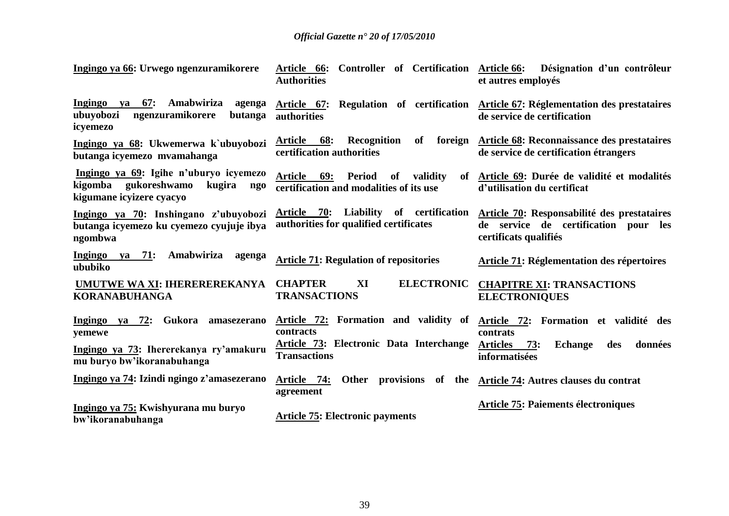| | | |
|---|---|---|
| **Ingingo ya 66: Urwego ngenzuramikorere** | **Article 66: Controller of Certification Authorities** | **Article 66: Désignation d'un contrôleur et autres employés** |
| **Ingingo ya 67: Amabwiriza agenga ubuyobozi ngenzuramikorere butanga icyemezo** | **Article 67: Regulation of certification authorities** | **Article 67: Réglementation des prestataires de service de certification** |
| **Ingingo ya 68: Ukwemerwa k`ubuyobozi butanga icyemezo mvamahanga** | **Article 68: Recognition of foreign certification authorities** | **Article 68: Reconnaissance des prestataires de service de certification étrangers** |
| **Ingingo ya 69: Igihe n'uburyo icyemezo kigomba gukoreshwamo kugira ngo kigumane icyizere cyacyo** | **Article 69: Period of validity of certification and modalities of its use** | **Article 69: Durée de validité et modalités d'utilisation du certificat** |
| **Ingingo ya 70: Inshingano z'ubuyobozi butanga icyemezo ku cyemezo cyujuje ibya ngombwa** | **Article 70: Liability of certification authorities for qualified certificates** | **Article 70: Responsabilité des prestataires de service de certification pour les certificats qualifiés** |
| **Ingingo ya 71: Amabwiriza agenga ububiko** | **Article 71: Regulation of repositories** | **Article 71: Réglementation des répertoires** |
| **UMUTWE WA XI: IHEREREREKANYA KORANABUHANGA** | **CHAPTER XI ELECTRONIC TRANSACTIONS** | **CHAPITRE XI: TRANSACTIONS ELECTRONIQUES** |
| **Ingingo ya 72: Gukora amasezerano yemewe** | **Article 72: Formation and validity of contracts** | **Article 72: Formation et validité des contrats** |
| **Ingingo ya 73: Ihererekanya ry'amakuru mu buryo bw'ikoranabuhanga** | **Article 73: Electronic Data Interchange Transactions** | **Articles 73: Echange des données informatisées** |
| **Ingingo ya 74: Izindi ngingo z'amasezerano** | **Article 74: Other provisions of the agreement** | **Article 74: Autres clauses du contrat** |
| **Ingingo ya 75: Kwishyurana mu buryo bw'ikoranabuhanga** | **Article 75: Electronic payments** | **Article 75: Paiements électroniques** |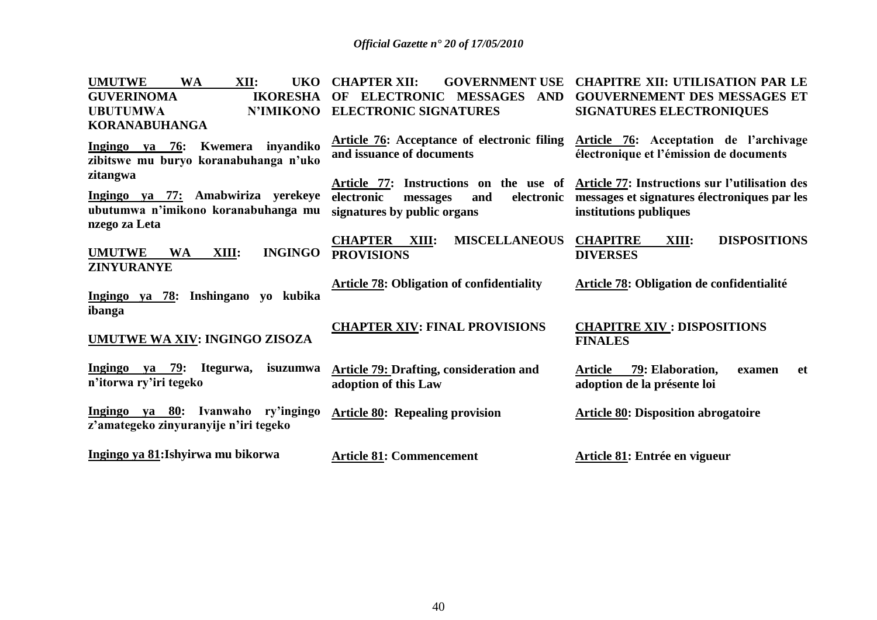**UMUTWE WA XII: UKO GUVERINOMA IKORESHA UBUTUMWA N'IMIKONO KORANABUHANGA**

**Ingingo ya 76: Kwemera inyandiko zibitswe mu buryo koranabuhanga n'uko zitangwa**

**Ingingo ya 77: Amabwiriza yerekeye ubutumwa n'imikono koranabuhanga mu nzego za Leta**

**UMUTWE WA XIII: INGINGO ZINYURANYE**

**Ingingo ya 78: Inshingano yo kubika ibanga**

**UMUTWE WA XIV: INGINGO ZISOZA**

**Ingingo ya 79: Itegurwa, isuzumwa n'itorwa ry'iri tegeko**

**Ingingo ya 80: Ivanwaho ry'ingingo z'amategeko zinyuranyije n'iri tegeko**

**Ingingo ya 81: Ishyirwa mu bikorwa**

**CHAPTER XII: GOVERNMENT USE OF ELECTRONIC MESSAGES AND ELECTRONIC SIGNATURES**

**Article 76: Acceptance of electronic filing and issuance of documents**

**Article 77: Instructions on the use of electronic messages and electronic signatures by public organs**

**CHAPTER XIII: MISCELLANEOUS PROVISIONS**

**Article 78: Obligation of confidentiality**

**CHAPTER XIV: FINAL PROVISIONS**

**Article 79: Drafting, consideration and adoption of this Law**

**Article 80: Repealing provision**

**Article 81: Commencement**

**CHAPITRE XII: UTILISATION PAR LE GOUVERNEMENT DES MESSAGES ET SIGNATURES ELECTRONIQUES**

**Article 76: Acceptation de l'archivage électronique et l'émission de documents**

**Article 77: Instructions sur l'utilisation des messages et signatures électroniques par les institutions publiques**

**CHAPITRE XIII: DISPOSITIONS DIVERSES**

**Article 78: Obligation de confidentialité**

**CHAPITRE XIV : DISPOSITIONS FINALES**

**Article 79: Elaboration, examen et adoption de la présente loi**

**Article 80: Disposition abrogatoire**

**Article 81: Entrée en vigueur**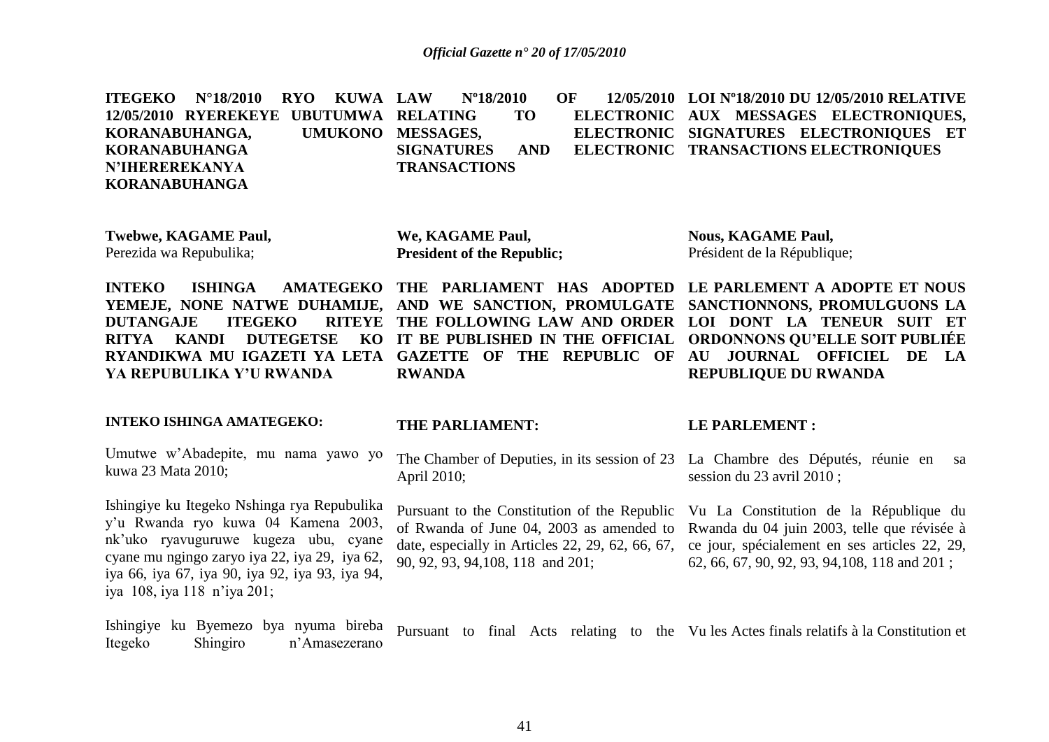**ITEGEKO N°18/2010 RYO KUWA 12/05/2010 RYEREKEYE UBUTUMWA KORANABUHANGA, UMUKONO KORANABUHANGA N'IHEREREKANYA KORANABUHANGA**

**Twebwe, KAGAME Paul,**
Perezida wa Repubulika;

**INTEKO ISHINGA AMATEGEKO YEMEJE, NONE NATWE DUHAMIJE, DUTANGAJE ITEGEKO RITEYE RITYA KANDI DUTEGETSE KO RYANDIKWA MU IGAZETI YA LETA YA REPUBULIKA Y'U RWANDA**

**INTEKO ISHINGA AMATEGEKO:**

Umutwe w'Abadepite, mu nama yawo yo kuwa 23 Mata 2010;

Ishingiye ku Itegeko Nshinga rya Repubulika y'u Rwanda ryo kuwa 04 Kamena 2003, nk'uko ryavuguruwe kugeza ubu, cyane cyane mu ngingo zaryo iya 22, iya 29, iya 62, iya 66, iya 67, iya 90, iya 92, iya 93, iya 94, iya 108, iya 118 n'iya 201;

Ishingiye ku Byemezo bya nyuma bireba Itegeko Shingiro n'Amasezerano

**LAW Nº18/2010 OF 12/05/2010 RELATING TO ELECTRONIC MESSAGES, ELECTRONIC SIGNATURES AND ELECTRONIC TRANSACTIONS**

**We, KAGAME Paul,**
**President of the Republic;**

**THE PARLIAMENT HAS ADOPTED AND WE SANCTION, PROMULGATE THE FOLLOWING LAW AND ORDER IT BE PUBLISHED IN THE OFFICIAL GAZETTE OF THE REPUBLIC OF RWANDA**

**THE PARLIAMENT:**

The Chamber of Deputies, in its session of 23 April 2010;

Pursuant to the Constitution of the Republic of Rwanda of June 04, 2003 as amended to date, especially in Articles 22, 29, 62, 66, 67, 90, 92, 93, 94,108, 118 and 201;

Pursuant to final Acts relating to the

**LOI Nº18/2010 DU 12/05/2010 RELATIVE AUX MESSAGES ELECTRONIQUES, SIGNATURES ELECTRONIQUES ET TRANSACTIONS ELECTRONIQUES**

**Nous, KAGAME Paul,**
Président de la République;

**LE PARLEMENT A ADOPTE ET NOUS SANCTIONNONS, PROMULGUONS LA LOI DONT LA TENEUR SUIT ET ORDONNONS QU'ELLE SOIT PUBLIÉE AU JOURNAL OFFICIEL DE LA REPUBLIQUE DU RWANDA**

**LE PARLEMENT :**

La Chambre des Députés, réunie en sa session du 23 avril 2010 ;

Vu La Constitution de la République du Rwanda du 04 juin 2003, telle que révisée à ce jour, spécialement en ses articles 22, 29, 62, 66, 67, 90, 92, 93, 94,108, 118 and 201 ;

Vu les Actes finals relatifs à la Constitution et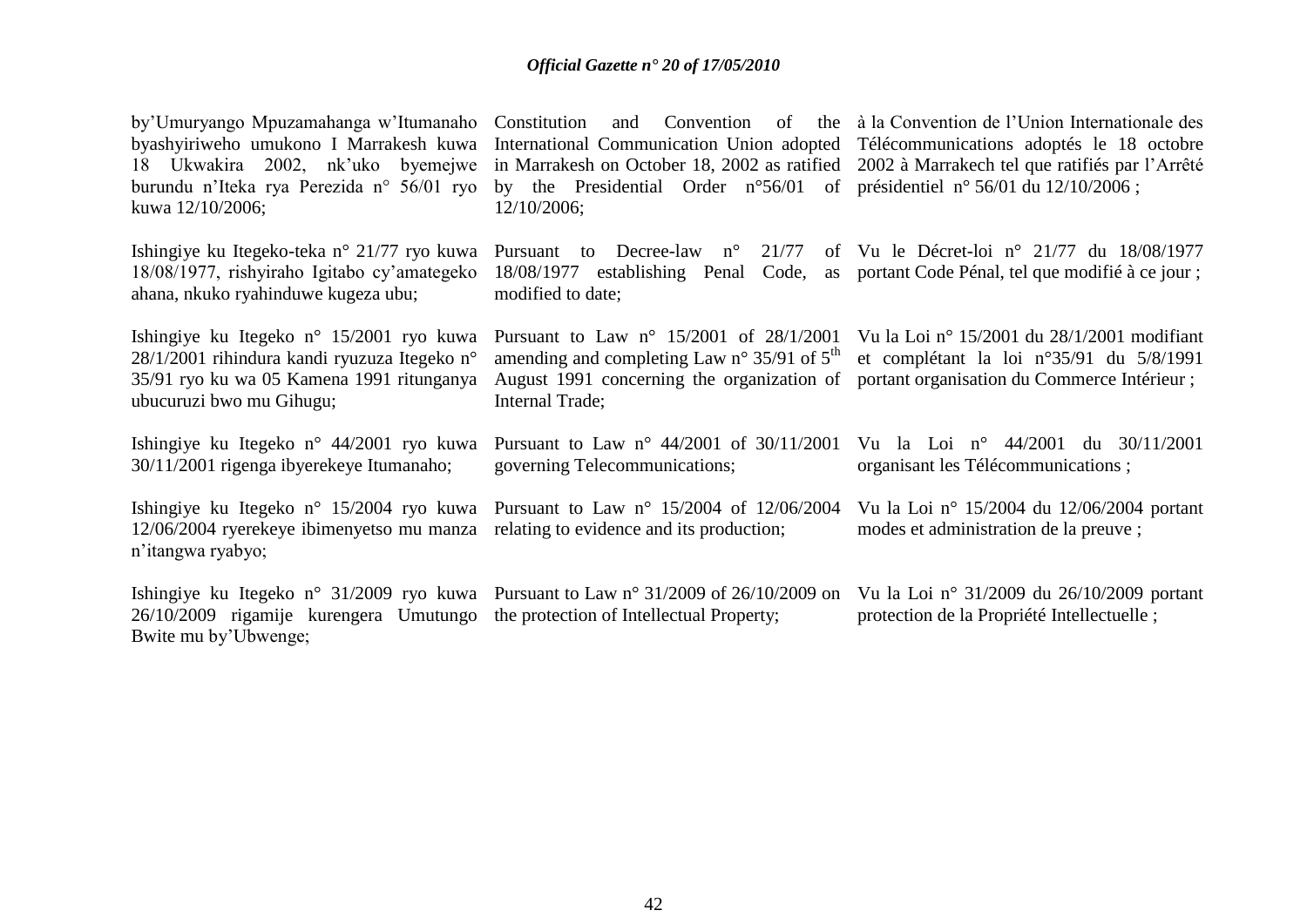by'Umuryango Mpuzamahanga w'Itumanaho byashyiriweho umukono I Marrakesh kuwa 18 Ukwakira 2002, nk'uko byemejwe burundu n'Iteka rya Perezida n° 56/01 ryo kuwa 12/10/2006;

Ishingiye ku Itegeko-teka n° 21/77 ryo kuwa 18/08/1977, rishyiraho Igitabo cy'amategeko ahana, nkuko ryahinduwe kugeza ubu;

Ishingiye ku Itegeko n° 15/2001 ryo kuwa 28/1/2001 rihindura kandi ryuzuza Itegeko n° 35/91 ryo ku wa 05 Kamena 1991 ritunganya ubucuruzi bwo mu Gihugu;

Ishingiye ku Itegeko n° 44/2001 ryo kuwa 30/11/2001 rigenga ibyerekeye Itumanaho;

Ishingiye ku Itegeko n° 15/2004 ryo kuwa 12/06/2004 ryerekeye ibimenyetso mu manza n'itangwa ryabyo;

Ishingiye ku Itegeko n° 31/2009 ryo kuwa 26/10/2009 rigamije kurengera Umutungo Bwite mu by'Ubwenge;

Constitution and Convention of the International Communication Union adopted in Marrakesh on October 18, 2002 as ratified by the Presidential Order n°56/01 of 12/10/2006;

Pursuant to Decree-law n° 21/77 of 18/08/1977 establishing Penal Code, as modified to date;

Pursuant to Law n° 15/2001 of 28/1/2001 amending and completing Law n° 35/91 of 5th August 1991 concerning the organization of Internal Trade;

Pursuant to Law n° 44/2001 of 30/11/2001 governing Telecommunications;

Pursuant to Law n° 15/2004 of 12/06/2004 relating to evidence and its production;

Pursuant to Law n° 31/2009 of 26/10/2009 on the protection of Intellectual Property;

à la Convention de l'Union Internationale des Télécommunications adoptés le 18 octobre 2002 à Marrakech tel que ratifiés par l'Arrêté présidentiel n° 56/01 du 12/10/2006 ;

Vu le Décret-loi n° 21/77 du 18/08/1977 portant Code Pénal, tel que modifié à ce jour ;

Vu la Loi n° 15/2001 du 28/1/2001 modifiant et complétant la loi n°35/91 du 5/8/1991 portant organisation du Commerce Intérieur ;

Vu la Loi n° 44/2001 du 30/11/2001 organisant les Télécommunications ;

Vu la Loi n° 15/2004 du 12/06/2004 portant modes et administration de la preuve ;

Vu la Loi n° 31/2009 du 26/10/2009 portant protection de la Propriété Intellectuelle ;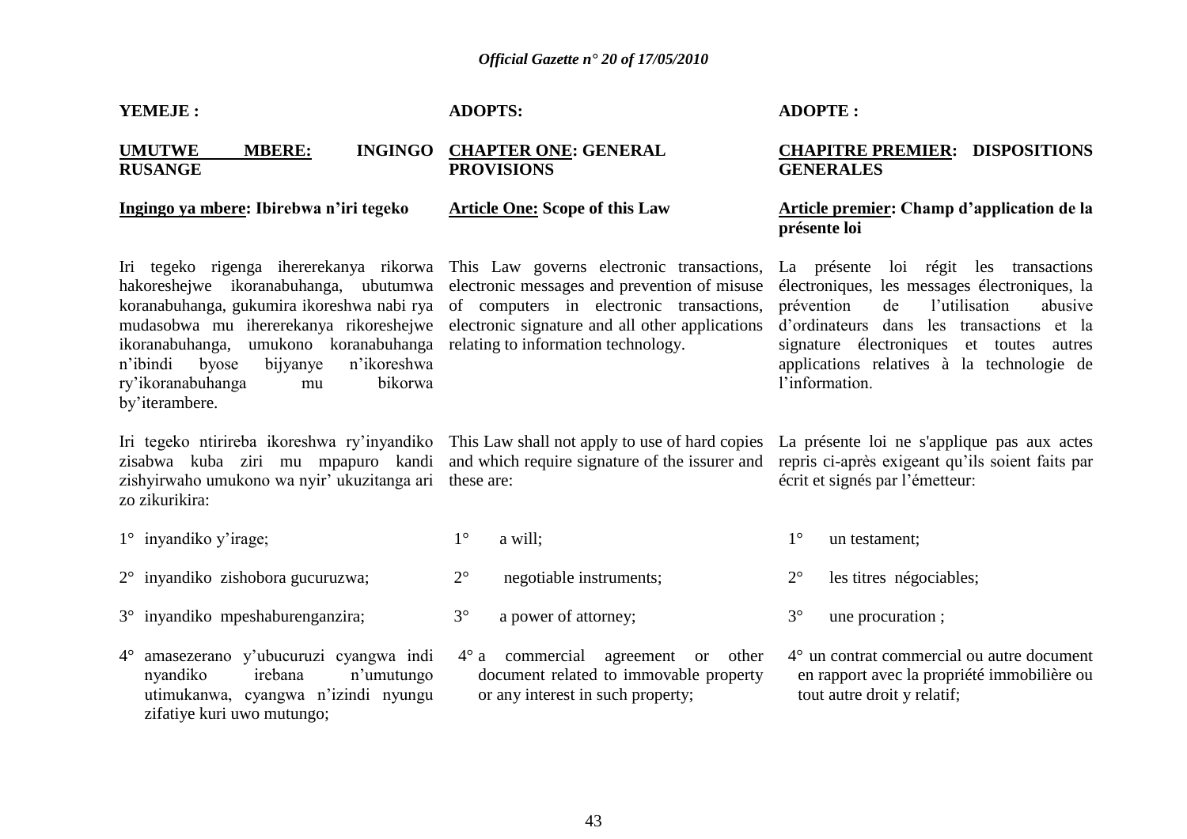**YEMEJE :**

**UMUTWE WA MBERE: INGINGO RUSANGE**

**Ingingo ya mbere: Ibirebwa n'iri tegeko**

Iri tegeko rigenga ihererekanya rikorwa hakoreshejwe ikoranabuhanga, ubutumwa koranabuhanga, gukumira ikoreshwa nabi rya mudasobwa mu ihererekanya rikoreshejwe ikoranabuhanga, umukono koranabuhanga n'ibindi byose bijyanye n'ikoreshwa ry'ikoranabuhanga mu bikorwa by'iterambere.

Iri tegeko ntirireba ikoreshwa ry'inyandiko zisabwa kuba ziri mu mpapuro kandi zishyirwaho umukono wa nyir' ukuzitanga ari zo zikurikira:

1° inyandiko y'irage;

2° inyandiko zishobora gucuruzwa;

3° inyandiko mpeshaburenganzira;

4° amasezerano y'ubucuruzi cyangwa indi nyandiko irebana n'umutungo utimukanwa, cyangwa n'izindi nyungu zifatiye kuri uwo mutungo;

**ADOPTS:**

**CHAPTER ONE: GENERAL PROVISIONS**

**Article One: Scope of this Law**

This Law governs electronic transactions, electronic messages and prevention of misuse of computers in electronic transactions, electronic signature and all other applications relating to information technology.

This Law shall not apply to use of hard copies and which require signature of the issurer and these are:

1° a will;

2° negotiable instruments;

3° a power of attorney;

4° a commercial agreement or other document related to immovable property or any interest in such property;

**ADOPTE :**

**CHAPITRE PREMIER: DISPOSITIONS GENERALES**

**Article premier: Champ d'application de la présente loi**

La présente loi régit les transactions électroniques, les messages électroniques, la prévention de l'utilisation abusive d'ordinateurs dans les transactions et la signature électroniques et toutes autres applications relatives à la technologie de l'information.

La présente loi ne s'applique pas aux actes repris ci-après exigeant qu'ils soient faits par écrit et signés par l'émetteur:

1° un testament;

2° les titres négociables;

3° une procuration ;

4° un contrat commercial ou autre document en rapport avec la propriété immobilière ou tout autre droit y relatif;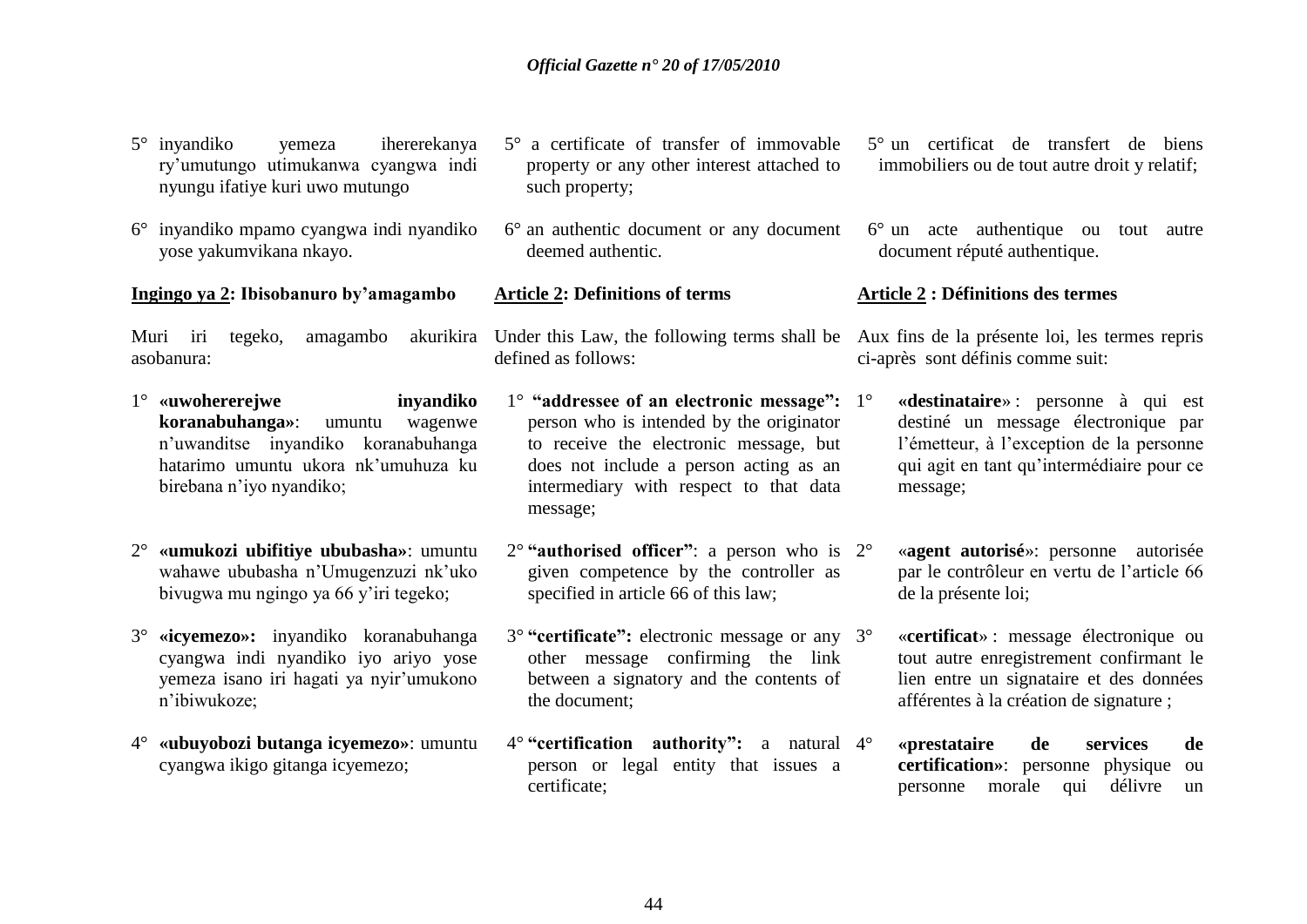5° inyandiko yemeza ihererekanya ry'umutungo utimukanwa cyangwa indi nyungu ifatiye kuri uwo mutungo

6° inyandiko mpamo cyangwa indi nyandiko yose yakumvikana nkayo.

**Ingingo ya 2: Ibisobanuro by'amagambo**

Muri iri tegeko, amagambo akurikira asobanura:

1° **«uwohererejwe inyandiko koranabuhanga»**: umuntu wagenwe n'uwanditse inyandiko koranabuhanga hatarimo umuntu ukora nk'umuhuza ku birebana n'iyo nyandiko;

2° **«umukozi ubifitiye ububasha»**: umuntu wahawe ububasha n'Umugenzuzi nk'uko bivugwa mu ngingo ya 66 y'iri tegeko;

3° **«icyemezo»:** inyandiko koranabuhanga cyangwa indi nyandiko iyo ariyo yose yemeza isano iri hagati ya nyir'umukono n'ibiwukoze;

4° **«ubuyobozi butanga icyemezo»**: umuntu cyangwa ikigo gitanga icyemezo;

5° a certificate of transfer of immovable property or any other interest attached to such property;

6° an authentic document or any document deemed authentic.

**Article 2: Definitions of terms**

Under this Law, the following terms shall be defined as follows:

1° **"addressee of an electronic message":** person who is intended by the originator to receive the electronic message, but does not include a person acting as an intermediary with respect to that data message;

2° **"authorised officer"**: a person who is given competence by the controller as specified in article 66 of this law;

3° **"certificate":** electronic message or any other message confirming the link between a signatory and the contents of the document;

4° **"certification authority":** a natural person or legal entity that issues a certificate;

5° un certificat de transfert de biens immobiliers ou de tout autre droit y relatif;

6° un acte authentique ou tout autre document réputé authentique.

**Article 2 : Définitions des termes**

Aux fins de la présente loi, les termes repris ci-après sont définis comme suit:

1° **«destinataire»** : personne à qui est destiné un message électronique par l'émetteur, à l'exception de la personne qui agit en tant qu'intermédiaire pour ce message;

2° «**agent autorisé**»: personne autorisée par le contrôleur en vertu de l'article 66 de la présente loi;

3° «**certificat**» : message électronique ou tout autre enregistrement confirmant le lien entre un signataire et des données afférentes à la création de signature ;

4° **«prestataire de services de certification»**: personne physique ou personne morale qui délivre un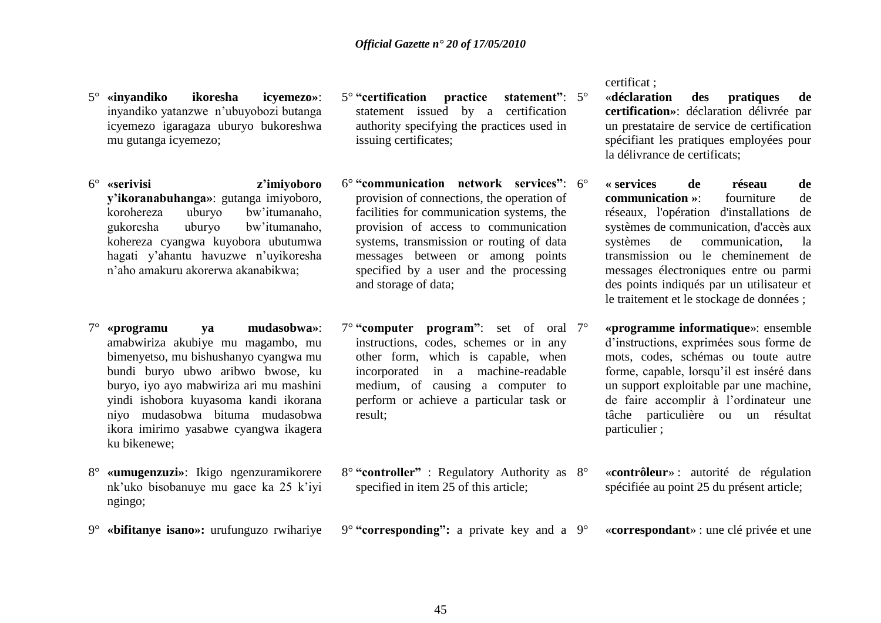5° **«inyandiko ikoresha icyemezo»**: inyandiko yatanzwe n'ubuyobozi butanga icyemezo igaragaza uburyo bukoreshwa mu gutanga icyemezo;

6° **«serivisi z'imiyoboro y'ikoranabuhanga»**: gutanga imiyoboro, korohereza uburyo bw'itumanaho, gukoresha uburyo bw'itumanaho, kohereza cyangwa kuyobora ubutumwa hagati y'ahantu havuzwe n'uyikoresha n'aho amakuru akorerwa akanabikwa;

7° **«programu ya mudasobwa»**: amabwiriza akubiye mu magambo, mu bimenyetso, mu bishushanyo cyangwa mu bundi buryo ubwo aribwo bwose, ku buryo, iyo ayo mabwiriza ari mu mashini yindi ishobora kuyasoma kandi ikorana niyo mudasobwa bituma mudasobwa ikora imirimo yasabwe cyangwa ikagera ku bikenewe;

8° **«umugenzuzi»**: Ikigo ngenzuramikorere nk'uko bisobanuye mu gace ka 25 k'iyi ngingo;

9° **«bifitanye isano»:** urufunguzo rwihariye

5° **"certification practice statement"**: statement issued by a certification authority specifying the practices used in issuing certificates;

6° **"communication network services"**: provision of connections, the operation of facilities for communication systems, the provision of access to communication systems, transmission or routing of data messages between or among points specified by a user and the processing and storage of data;

7° **"computer program"**: set of oral instructions, codes, schemes or in any other form, which is capable, when incorporated in a machine-readable medium, of causing a computer to perform or achieve a particular task or result;

8° **"controller"** : Regulatory Authority as specified in item 25 of this article;

9° **"corresponding":** a private key and a

certificat ;

5° «**déclaration des pratiques de certification»**: déclaration délivrée par un prestataire de service de certification spécifiant les pratiques employées pour la délivrance de certificats;

6° **« services de réseau de communication »**: fourniture de réseaux, l'opération d'installations de systèmes de communication, d'accès aux systèmes de communication, la transmission ou le cheminement de messages électroniques entre ou parmi des points indiqués par un utilisateur et le traitement et le stockage de données ;

7° **«programme informatique**»: ensemble d'instructions, exprimées sous forme de mots, codes, schémas ou toute autre forme, capable, lorsqu'il est inséré dans un support exploitable par une machine, de faire accomplir à l'ordinateur une tâche particulière ou un résultat particulier ;

8° «**contrôleur**» : autorité de régulation spécifiée au point 25 du présent article;

9° «**correspondant**» : une clé privée et une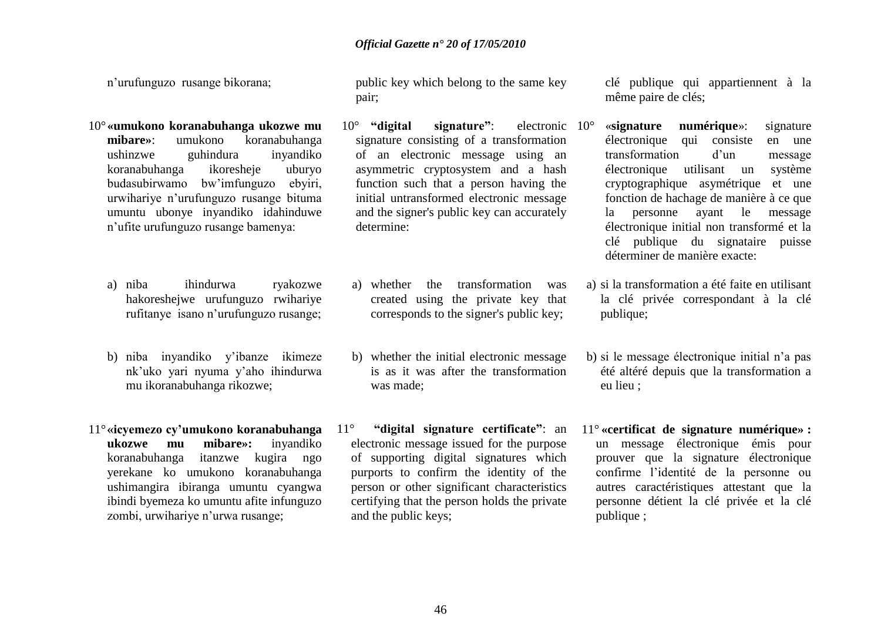n'urufunguzo rusange bikorana;

10° **«umukono koranabuhanga ukozwe mu mibare»**: umukono koranabuhanga ushinzwe guhindura inyandiko koranabuhanga ikoresheje uburyo budasubirwamo bw'imfunguzo ebyiri, urwihariye n'urufunguzo rusange bituma umuntu ubonye inyandiko idahinduwe n'ufite urufunguzo rusange bamenya:

a) niba ihindurwa ryakozwe hakoreshejwe urufunguzo rwihariye rufitanye isano n'urufunguzo rusange;

b) niba inyandiko y'ibanze ikimeze nk'uko yari nyuma y'aho ihindurwa mu ikoranabuhanga rikozwe;

11° **«icyemezo cy'umukono koranabuhanga ukozwe mu mibare»:** inyandiko koranabuhanga itanzwe kugira ngo yerekane ko umukono koranabuhanga ushimangira ibiranga umuntu cyangwa ibindi byemeza ko umuntu afite infunguzo zombi, urwihariye n'urwa rusange;

public key which belong to the same key pair;

10° **"digital signature"**: electronic signature consisting of a transformation of an electronic message using an asymmetric cryptosystem and a hash function such that a person having the initial untransformed electronic message and the signer's public key can accurately determine:

a) whether the transformation was created using the private key that corresponds to the signer's public key;

b) whether the initial electronic message is as it was after the transformation was made;

11° **"digital signature certificate"**: an electronic message issued for the purpose of supporting digital signatures which purports to confirm the identity of the person or other significant characteristics certifying that the person holds the private and the public keys;

clé publique qui appartiennent à la même paire de clés;

10° «**signature numérique**»: signature électronique qui consiste en une transformation d'un message électronique utilisant un système cryptographique asymétrique et une fonction de hachage de manière à ce que la personne ayant le message électronique initial non transformé et la clé publique du signataire puisse déterminer de manière exacte:

a) si la transformation a été faite en utilisant la clé privée correspondant à la clé publique;

b) si le message électronique initial n'a pas été altéré depuis que la transformation a eu lieu ;

11° **«certificat de signature numérique» :** un message électronique émis pour prouver que la signature électronique confirme l'identité de la personne ou autres caractéristiques attestant que la personne détient la clé privée et la clé publique ;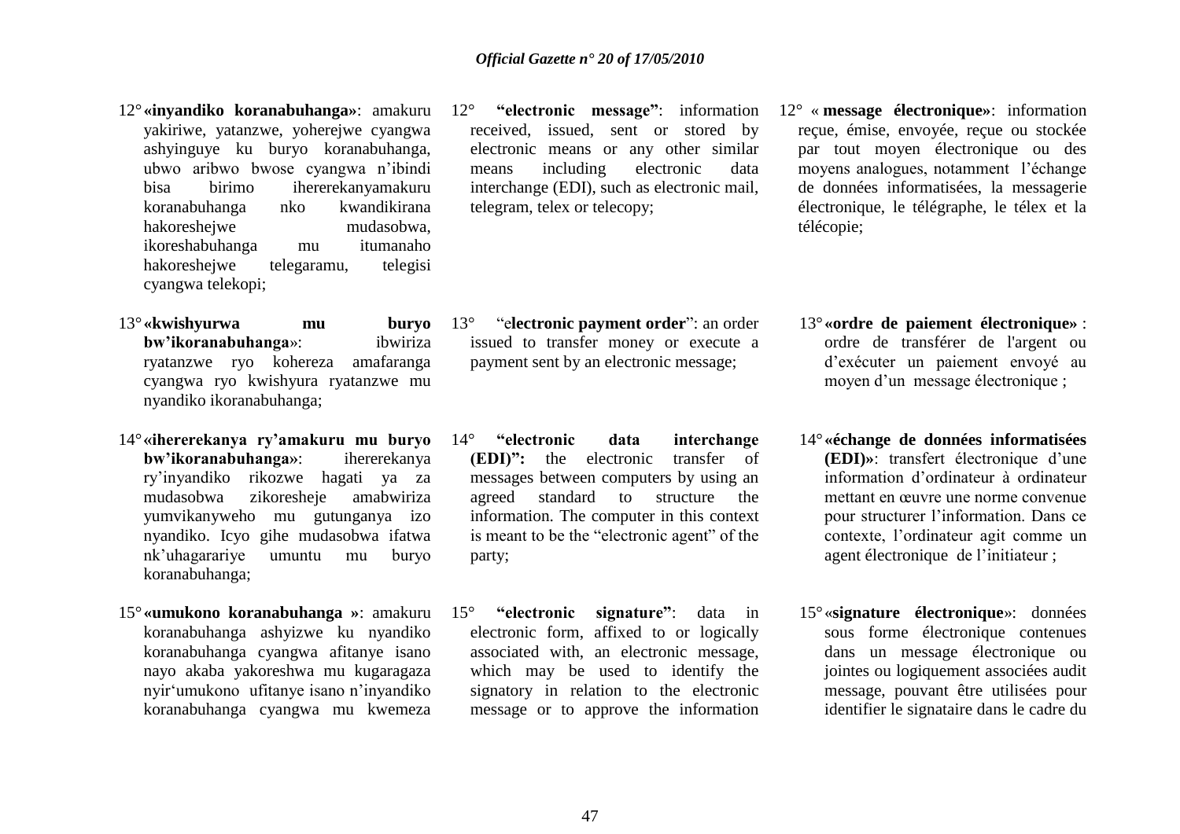12° **«inyandiko koranabuhanga»**: amakuru yakiriwe, yatanzwe, yoherejwe cyangwa ashyinguye ku buryo koranabuhanga, ubwo aribwo bwose cyangwa n'ibindi bisa birimo ihererekanyamakuru koranabuhanga nko kwandikirana hakoreshejwe mudasobwa, ikoreshabuhanga mu itumanaho hakoreshejwe telegaramu, telegisi cyangwa telekopi;

13° **«kwishyurwa mu buryo bw'ikoranabuhanga»**: ibwiriza ryatanzwe ryo kohereza amafaranga cyangwa ryo kwishyura ryatanzwe mu nyandiko ikoranabuhanga;

14° **«ihererekanya ry'amakuru mu buryo bw'ikoranabuhanga»**: ihererekanya ry'inyandiko rikozwe hagati ya za mudasobwa zikoresheje amabwiriza yumvikanyweho mu gutunganya izo nyandiko. Icyo gihe mudasobwa ifatwa nk'uhagarariye umuntu mu buryo koranabuhanga;

15° **«umukono koranabuhanga »**: amakuru koranabuhanga ashyizwe ku nyandiko koranabuhanga cyangwa afitanye isano nayo akaba yakoreshwa mu kugaragaza nyir'umukono ufitanye isano n'inyandiko koranabuhanga cyangwa mu kwemeza

12° **"electronic message"**: information received, issued, sent or stored by electronic means or any other similar means including electronic data interchange (EDI), such as electronic mail, telegram, telex or telecopy;

13° "e**lectronic payment order**": an order issued to transfer money or execute a payment sent by an electronic message;

14° **"electronic data interchange (EDI)":** the electronic transfer of messages between computers by using an agreed standard to structure the information. The computer in this context is meant to be the "electronic agent" of the party;

15° **"electronic signature"**: data in electronic form, affixed to or logically associated with, an electronic message, which may be used to identify the signatory in relation to the electronic message or to approve the information

12° « **message électronique»**: information reçue, émise, envoyée, reçue ou stockée par tout moyen électronique ou des moyens analogues, notamment l'échange de données informatisées, la messagerie électronique, le télégraphe, le télex et la télécopie;

13° **«ordre de paiement électronique»** : ordre de transférer de l'argent ou d'exécuter un paiement envoyé au moyen d'un message électronique ;

14° **«échange de données informatisées (EDI)»**: transfert électronique d'une information d'ordinateur à ordinateur mettant en œuvre une norme convenue pour structurer l'information. Dans ce contexte, l'ordinateur agit comme un agent électronique de l'initiateur ;

15° «**signature électronique**»: données sous forme électronique contenues dans un message électronique ou jointes ou logiquement associées audit message, pouvant être utilisées pour identifier le signataire dans le cadre du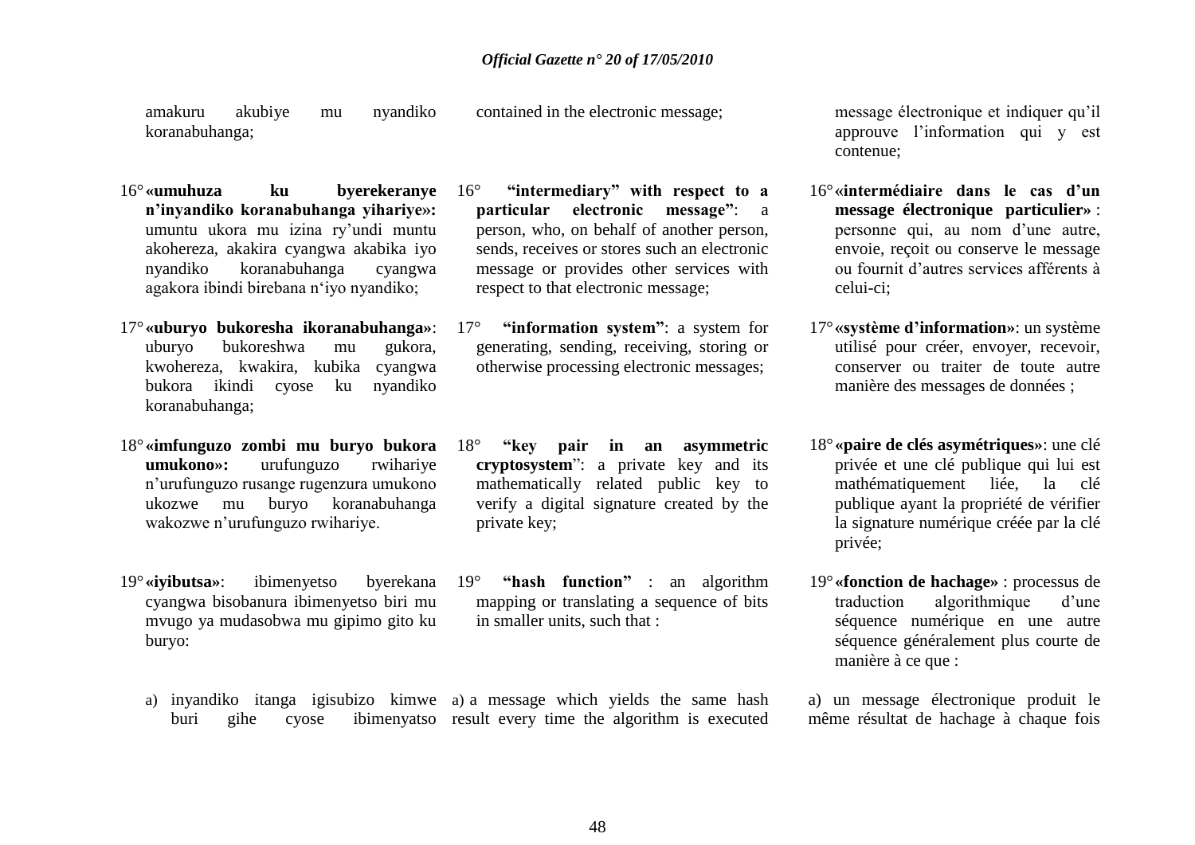amakuru akubiye mu nyandiko koranabuhanga;

16° **«umuhuza ku byerekeranye n'inyandiko koranabuhanga yihariye»:** umuntu ukora mu izina ry'undi muntu akohereza, akakira cyangwa akabika iyo nyandiko koranabuhanga cyangwa agakora ibindi birebana n'iyo nyandiko;

17° **«uburyo bukoresha ikoranabuhanga»**: uburyo bukoreshwa mu gukora, kwohereza, kwakira, kubika cyangwa bukora ikindi cyose ku nyandiko koranabuhanga;

18° **«imfunguzo zombi mu buryo bukora umukono»:** urufunguzo rwihariye n'urufunguzo rusange rugenzura umukono ukozwe mu buryo koranabuhanga wakozwe n'urufunguzo rwihariye.

19° **«iyibutsa»**: ibimenyetso byerekana cyangwa bisobanura ibimenyetso biri mu mvugo ya mudasobwa mu gipimo gito ku buryo:

a) inyandiko itanga igisubizo kimwe buri gihe cyose ibimenyatso

contained in the electronic message;

16° **"intermediary" with respect to a particular electronic message"**: a person, who, on behalf of another person, sends, receives or stores such an electronic message or provides other services with respect to that electronic message;

17° **"information system"**: a system for generating, sending, receiving, storing or otherwise processing electronic messages;

18° **"key pair in an asymmetric cryptosystem**": a private key and its mathematically related public key to verify a digital signature created by the private key;

19° **"hash function"** : an algorithm mapping or translating a sequence of bits in smaller units, such that :

a) a message which yields the same hash result every time the algorithm is executed

message électronique et indiquer qu'il approuve l'information qui y est contenue;

16° **«intermédiaire dans le cas d'un message électronique particulier»** : personne qui, au nom d'une autre, envoie, reçoit ou conserve le message ou fournit d'autres services afférents à celui-ci;

17° **«système d'information»**: un système utilisé pour créer, envoyer, recevoir, conserver ou traiter de toute autre manière des messages de données ;

18° **«paire de clés asymétriques»**: une clé privée et une clé publique qui lui est mathématiquement liée, la clé publique ayant la propriété de vérifier la signature numérique créée par la clé privée;

19° **«fonction de hachage»** : processus de traduction algorithmique d'une séquence numérique en une autre séquence généralement plus courte de manière à ce que :

a) un message électronique produit le même résultat de hachage à chaque fois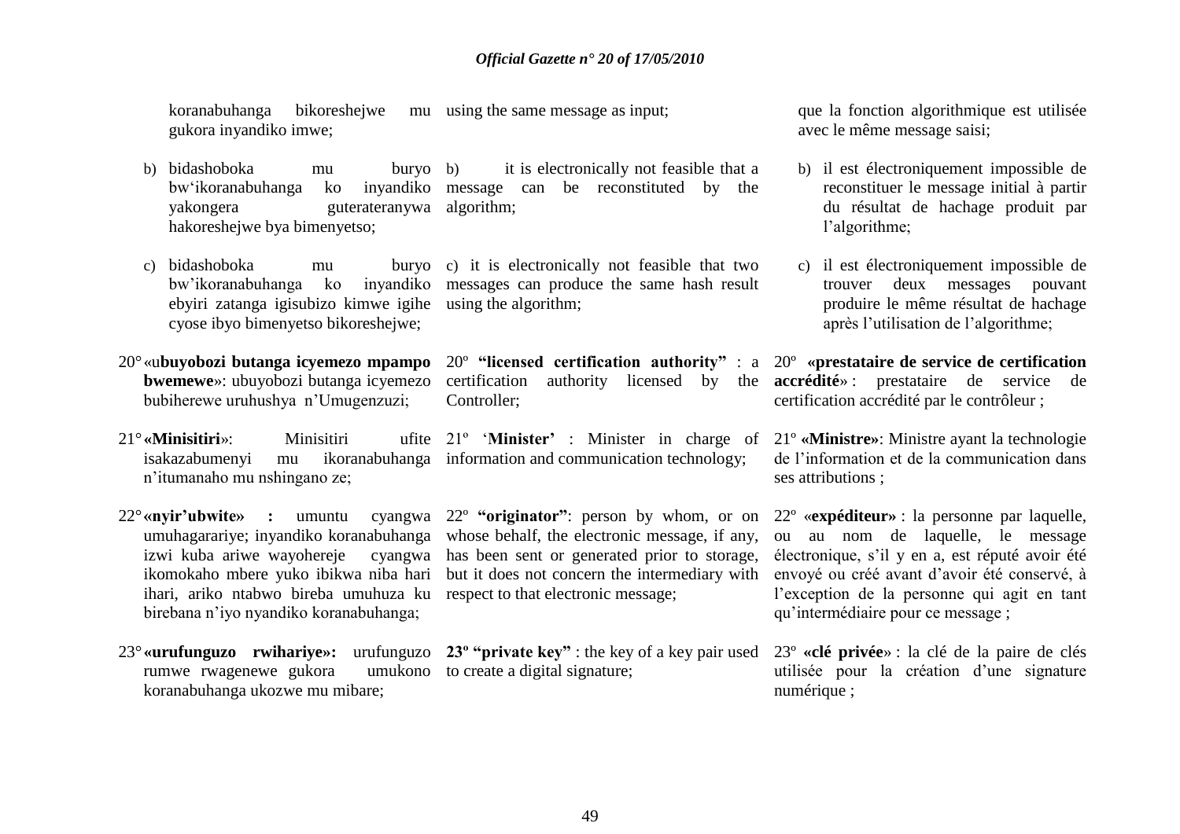koranabuhanga bikoreshejwe mu gukora inyandiko imwe;

b) bidashoboka mu buryo bw'ikoranabuhanga ko inyandiko yakongera guterateranywa hakoreshejwe bya bimenyetso;

c) bidashoboka mu buryo bw'ikoranabuhanga ko inyandiko ebyiri zatanga igisubizo kimwe igihe cyose ibyo bimenyetso bikoreshejwe;

20° «u**buyobozi butanga icyemezo mpampo bwemewe**»: ubuyobozi butanga icyemezo bubiherewe uruhushya n'Umugenzuzi;

21° **«Minisitiri»**: Minisitiri ufite isakazabumenyi mu ikoranabuhanga n'itumanaho mu nshingano ze;

22° **«nyir'ubwite» :** umuntu cyangwa umuhagarariye; inyandiko koranabuhanga izwi kuba ariwe wayohereje cyangwa ikomokaho mbere yuko ibikwa niba hari ihari, ariko ntabwo bireba umuhuza ku birebana n'iyo nyandiko koranabuhanga;

23° **«urufunguzo rwihariye»:** urufunguzo rumwe rwagenewe gukora umukono koranabuhanga ukozwe mu mibare;

using the same message as input;

b) it is electronically not feasible that a message can be reconstituted by the algorithm;

c) it is electronically not feasible that two messages can produce the same hash result using the algorithm;

20º **"licensed certification authority"** : a certification authority licensed by the Controller;

21º '**Minister**' : Minister in charge of information and communication technology;

22º **"originator"**: person by whom, or on whose behalf, the electronic message, if any, has been sent or generated prior to storage, but it does not concern the intermediary with respect to that electronic message;

**23º "private key"** : the key of a key pair used to create a digital signature;

que la fonction algorithmique est utilisée avec le même message saisi;

b) il est électroniquement impossible de reconstituer le message initial à partir du résultat de hachage produit par l'algorithme;

c) il est électroniquement impossible de trouver deux messages pouvant produire le même résultat de hachage après l'utilisation de l'algorithme;

20º **«prestataire de service de certification accrédité»** : prestataire de service de certification accrédité par le contrôleur ;

21º **«Ministre»**: Ministre ayant la technologie de l'information et de la communication dans ses attributions ;

22º «**expéditeur»** : la personne par laquelle, ou au nom de laquelle, le message électronique, s'il y en a, est réputé avoir été envoyé ou créé avant d'avoir été conservé, à l'exception de la personne qui agit en tant qu'intermédiaire pour ce message ;

23º **«clé privée»** : la clé de la paire de clés utilisée pour la création d'une signature numérique ;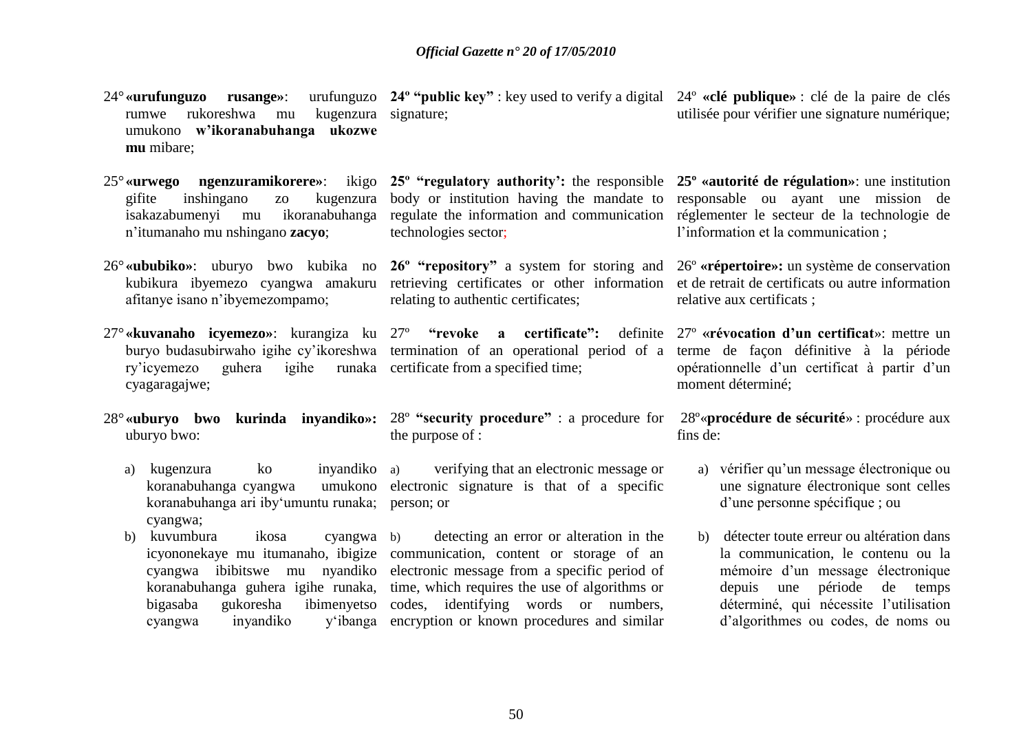24° **«urufunguzo rusange»**: urufunguzo rumwe rukoreshwa mu kugenzura umukono **w'ikoranabuhanga ukozwe mu** mibare;

25° **«urwego ngenzuramikorere»**: ikigo gifite inshingano zo kugenzura isakazabumenyi mu ikoranabuhanga n'itumanaho mu nshingano **zacyo**;

26° **«ububiko»**: uburyo bwo kubika no kubikura ibyemezo cyangwa amakuru afitanye isano n'ibyemezompamo;

27° **«kuvanaho icyemezo»**: kurangiza ku buryo budasubirwaho igihe cy'ikoreshwa ry'icyemezo guhera igihe runaka cyagaragajwe;

28° **«uburyo bwo kurinda inyandiko»:** uburyo bwo:

a) kugenzura ko inyandiko koranabuhanga cyangwa umukono koranabuhanga ari iby'umuntu runaka; cyangwa;

b) kuvumbura ikosa cyangwa icyononekaye mu itumanaho, ibigize cyangwa ibibitswe mu nyandiko koranabuhanga guhera igihe runaka, bigasaba gukoresha ibimenyetso cyangwa inyandiko y'ibanga

**24º "public key"** : key used to verify a digital signature;

**25º "regulatory authority':** the responsible body or institution having the mandate to regulate the information and communication technologies sector;

**26º "repository"** a system for storing and retrieving certificates or other information relating to authentic certificates;

27º **"revoke a certificate":** definite termination of an operational period of a certificate from a specified time;

28º **"security procedure"** : a procedure for the purpose of :

a) verifying that an electronic message or electronic signature is that of a specific person; or

b) detecting an error or alteration in the communication, content or storage of an electronic message from a specific period of time, which requires the use of algorithms or codes, identifying words or numbers, encryption or known procedures and similar

24º **«clé publique»** : clé de la paire de clés utilisée pour vérifier une signature numérique;

**25º «autorité de régulation»**: une institution responsable ou ayant une mission de réglementer le secteur de la technologie de l'information et la communication ;

26º **«répertoire»:** un système de conservation et de retrait de certificats ou autre information relative aux certificats ;

27º **«révocation d'un certificat»**: mettre un terme de façon définitive à la période opérationnelle d'un certificat à partir d'un moment déterminé;

28º«**procédure de sécurité**» : procédure aux fins de:

a) vérifier qu'un message électronique ou une signature électronique sont celles d'une personne spécifique ; ou

b) détecter toute erreur ou altération dans la communication, le contenu ou la mémoire d'un message électronique depuis une période de temps déterminé, qui nécessite l'utilisation d'algorithmes ou codes, de noms ou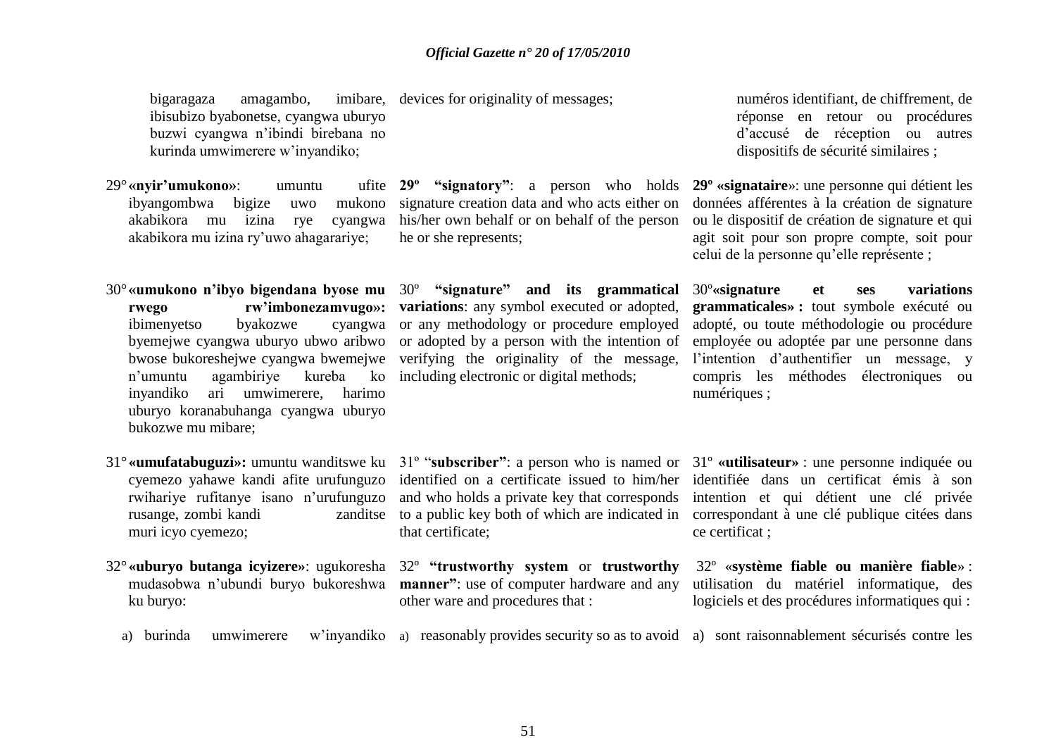bigaragaza amagambo, imibare, ibisubizo byabonetse, cyangwa uburyo buzwi cyangwa n'ibindi birebana no kurinda umwimerere w'inyandiko;

29° **«nyir'umukono»**: umuntu ufite ibyangombwa bigize uwo mukono akabikora mu izina rye cyangwa akabikora mu izina ry'uwo ahagarariye;

30° **«umukono n'ibyo bigendana byose mu rwego rw'imbonezamvugo»:** ibimenyetso byakozwe cyangwa byemejwe cyangwa uburyo ubwo aribwo bwose bukoreshejwe cyangwa bwemejwe n'umuntu agambiriye kureba ko inyandiko ari umwimerere, harimo uburyo koranabuhanga cyangwa uburyo bukozwe mu mibare;

31° **«umufatabuguzi»:** umuntu wanditswe ku cyemezo yahawe kandi afite urufunguzo rwihariye rufitanye isano n'urufunguzo rusange, zombi kandi zanditse muri icyo cyemezo;

32° **«uburyo butanga icyizere»**: ugukoresha mudasobwa n'ubundi buryo bukoreshwa ku buryo:

a) burinda umwimerere w'inyandiko

devices for originality of messages;

**29º "signatory"**: a person who holds signature creation data and who acts either on his/her own behalf or on behalf of the person he or she represents;

30º **"signature" and its grammatical variations**: any symbol executed or adopted, or any methodology or procedure employed or adopted by a person with the intention of verifying the originality of the message, including electronic or digital methods;

31º "**subscriber"**: a person who is named or identified on a certificate issued to him/her and who holds a private key that corresponds to a public key both of which are indicated in that certificate;

32º **"trustworthy system** or **trustworthy manner"**: use of computer hardware and any other ware and procedures that :

a) reasonably provides security so as to avoid

numéros identifiant, de chiffrement, de réponse en retour ou procédures d'accusé de réception ou autres dispositifs de sécurité similaires ;

**29º «signataire**»: une personne qui détient les données afférentes à la création de signature ou le dispositif de création de signature et qui agit soit pour son propre compte, soit pour celui de la personne qu'elle représente ;

30º**«signature et ses variations grammaticales» :** tout symbole exécuté ou adopté, ou toute méthodologie ou procédure employée ou adoptée par une personne dans l'intention d'authentifier un message, y compris les méthodes électroniques ou numériques ;

31º **«utilisateur»** : une personne indiquée ou identifiée dans un certificat émis à son intention et qui détient une clé privée correspondant à une clé publique citées dans ce certificat ;

32º «**système fiable ou manière fiable**» : utilisation du matériel informatique, des logiciels et des procédures informatiques qui :

a) sont raisonnablement sécurisés contre les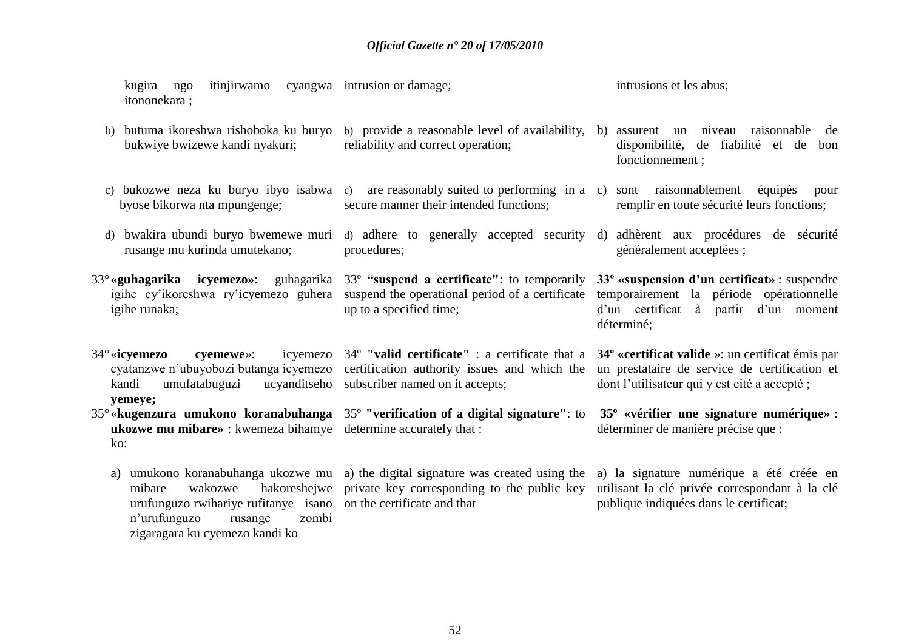kugira ngo itinjirwamo cyangwa itononekara ;

b) butuma ikoreshwa rishoboka ku buryo bukwiye bwizewe kandi nyakuri;

c) bukozwe neza ku buryo ibyo isabwa byose bikorwa nta mpungenge;

d) bwakira ubundi buryo bwemewe muri rusange mu kurinda umutekano;

33° **«guhagarika icyemezo»**: guhagarika igihe cy'ikoreshwa ry'icyemezo guhera igihe runaka;

34° «**icyemezo cyemewe**»: icyemezo cyatanzwe n'ubuyobozi butanga icyemezo kandi umufatabuguzi ucyanditseho **yemeye;**

35° «**kugenzura umukono koranabuhanga ukozwe mu mibare»** : kwemeza bihamye ko:

a) umukono koranabuhanga ukozwe mu mibare wakozwe hakoreshejwe urufunguzo rwihariye rufitanye isano n'urufunguzo rusange zombi zigaragara ku cyemezo kandi ko

intrusion or damage;

b) provide a reasonable level of availability, reliability and correct operation;

c) are reasonably suited to performing in a secure manner their intended functions;

d) adhere to generally accepted security procedures;

33º **"suspend a certificate"**: to temporarily suspend the operational period of a certificate up to a specified time;

34º **"valid certificate"** : a certificate that a certification authority issues and which the subscriber named on it accepts;

35º **"verification of a digital signature"**: to determine accurately that :

a) the digital signature was created using the private key corresponding to the public key on the certificate and that

intrusions et les abus;

b) assurent un niveau raisonnable de disponibilité, de fiabilité et de bon fonctionnement ;

c) sont raisonnablement équipés pour remplir en toute sécurité leurs fonctions;

d) adhèrent aux procédures de sécurité généralement acceptées ;

**33º «suspension d'un certificat»** : suspendre temporairement la période opérationnelle d'un certificat à partir d'un moment déterminé;

**34º «certificat valide** »: un certificat émis par un prestataire de service de certification et dont l'utilisateur qui y est cité a accepté ;

**35º «vérifier une signature numérique» :** déterminer de manière précise que :

a) la signature numérique a été créée en utilisant la clé privée correspondant à la clé publique indiquées dans le certificat;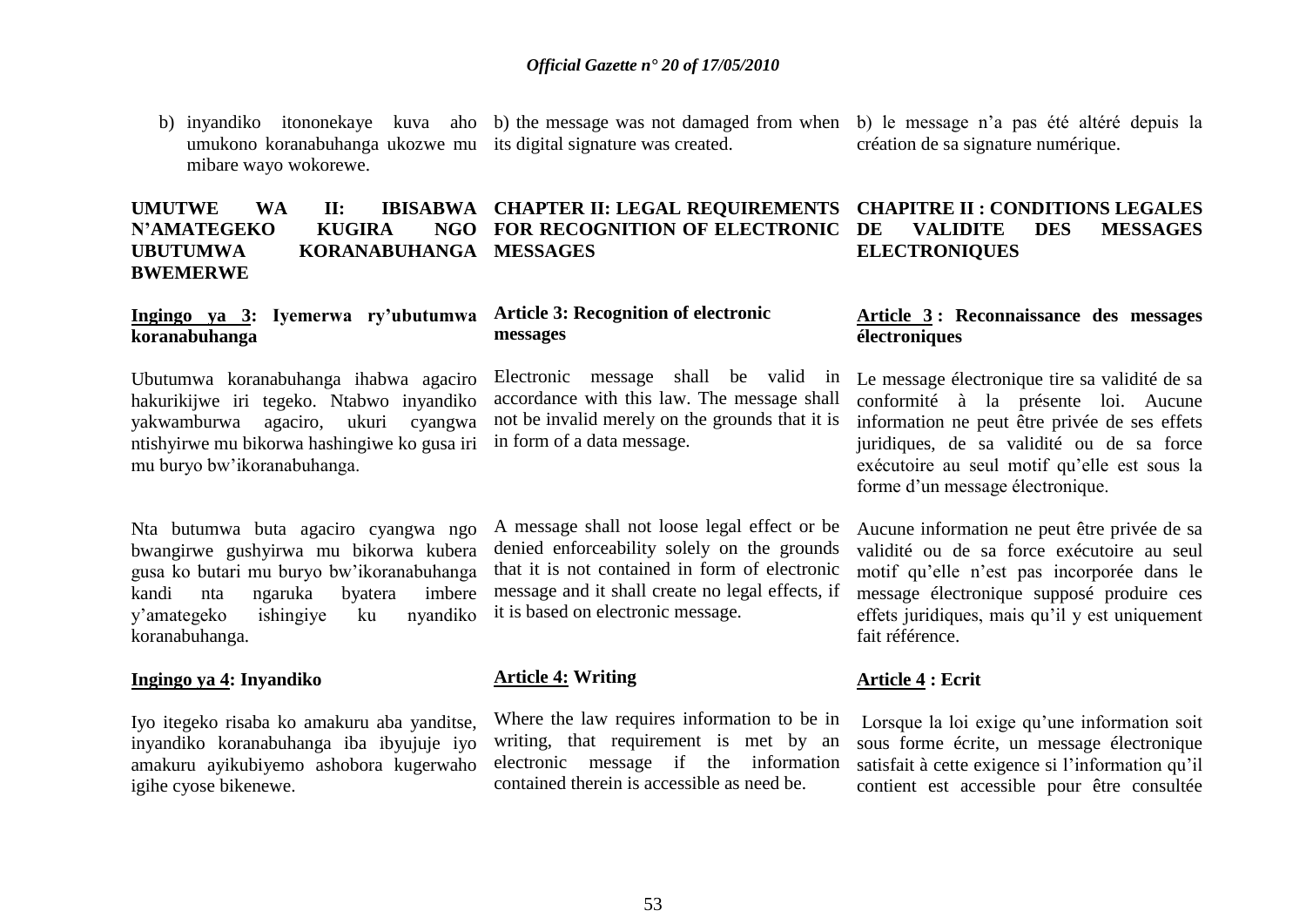b) inyandiko itononekaye kuva aho umukono koranabuhanga ukozwe mu mibare wayo wokorewe.

b) the message was not damaged from when its digital signature was created.

b) le message n'a pas été altéré depuis la création de sa signature numérique.

## UMUTWE WA II: IBISABWA N'AMATEGEKO KUGIRA NGO UBUTUMWA KORANABUHANGA BWEMERWE

## CHAPTER II: LEGAL REQUIREMENTS FOR RECOGNITION OF ELECTRONIC MESSAGES

## CHAPITRE II : CONDITIONS LEGALES DE VALIDITE DES MESSAGES ELECTRONIQUES

### Ingingo ya 3: Iyemerwa ry'ubutumwa koranabuhanga

Ubutumwa koranabuhanga ihabwa agaciro hakurikijwe iri tegeko. Ntabwo inyandiko yakwamburwa agaciro, ukuri cyangwa ntishyirwe mu bikorwa hashingiwe ko gusa iri mu buryo bw'ikoranabuhanga.

Nta butumwa buta agaciro cyangwa ngo bwangirwe gushyirwa mu bikorwa kubera gusa ko butari mu buryo bw'ikoranabuhanga kandi nta ngaruka byatera imbere y'amategeko ishingiye ku nyandiko koranabuhanga.

### Article 3: Recognition of electronic messages

Electronic message shall be valid in accordance with this law. The message shall not be invalid merely on the grounds that it is in form of a data message.

A message shall not loose legal effect or be denied enforceability solely on the grounds that it is not contained in form of electronic message and it shall create no legal effects, if it is based on electronic message.

### Article 3 : Reconnaissance des messages électroniques

Le message électronique tire sa validité de sa conformité à la présente loi. Aucune information ne peut être privée de ses effets juridiques, de sa validité ou de sa force exécutoire au seul motif qu'elle est sous la forme d'un message électronique.

Aucune information ne peut être privée de sa validité ou de sa force exécutoire au seul motif qu'elle n'est pas incorporée dans le message électronique supposé produire ces effets juridiques, mais qu'il y est uniquement fait référence.

### Ingingo ya 4: Inyandiko

Iyo itegeko risaba ko amakuru aba yanditse, inyandiko koranabuhanga iba ibyujuje iyo amakuru ayikubiyemo ashobora kugerwaho igihe cyose bikenewe.

### Article 4: Writing

Where the law requires information to be in writing, that requirement is met by an electronic message if the information contained therein is accessible as need be.

### Article 4 : Ecrit

Lorsque la loi exige qu'une information soit sous forme écrite, un message électronique satisfait à cette exigence si l'information qu'il contient est accessible pour être consultée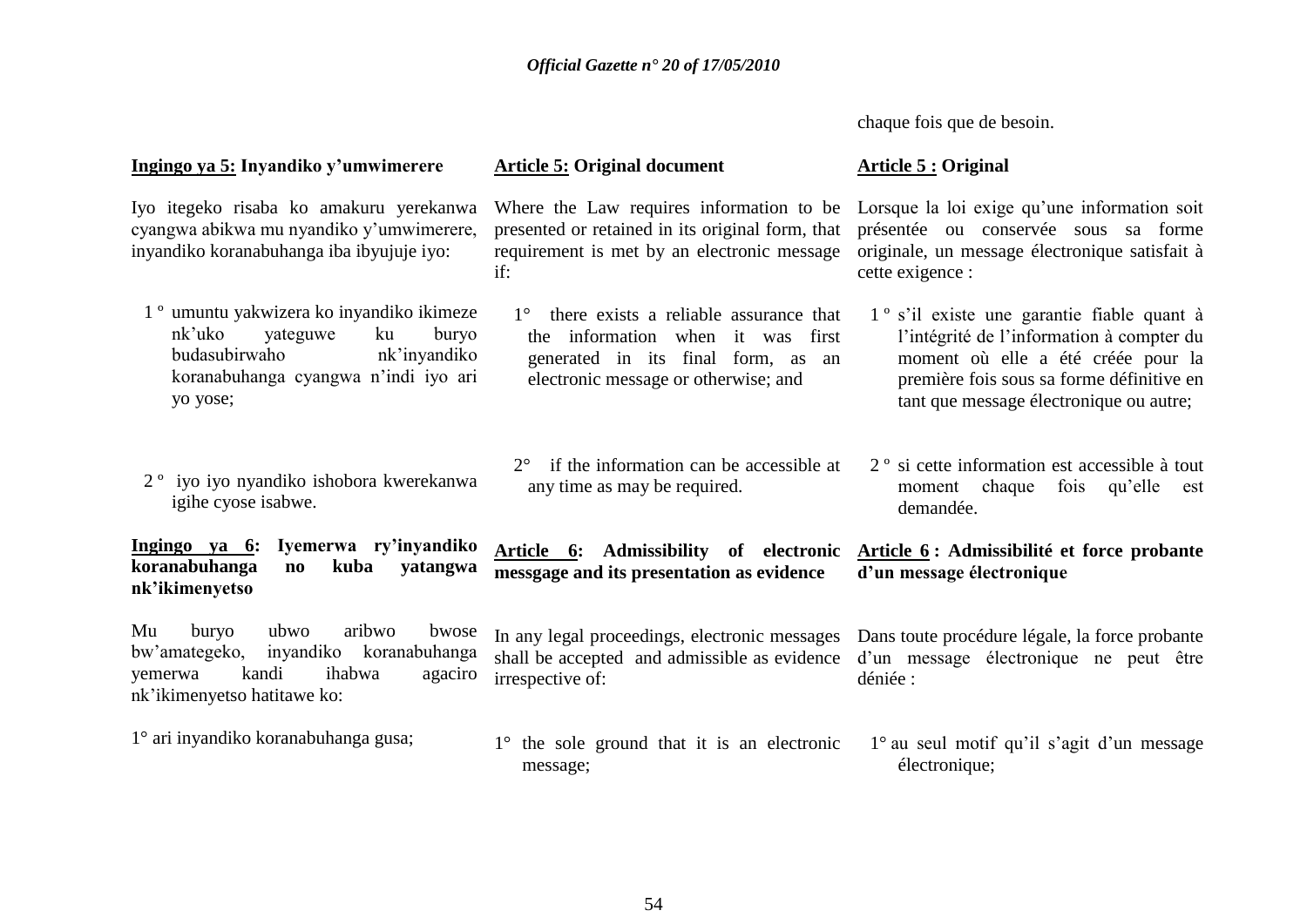chaque fois que de besoin.

**Ingingo ya 5: Inyandiko y'umwimerere**

Iyo itegeko risaba ko amakuru yerekanwa cyangwa abikwa mu nyandiko y'umwimerere, inyandiko koranabuhanga iba ibyujuje iyo:

1 º umuntu yakwizera ko inyandiko ikimeze nk'uko yateguwe ku buryo budasubirwaho nk'inyandiko koranabuhanga cyangwa n'indi iyo ari yo yose;

2 º iyo iyo nyandiko ishobora kwerekanwa igihe cyose isabwe.

**Ingingo ya 6: Iyemerwa ry'inyandiko koranabuhanga no kuba yatangwa nk'ikimenyetso**

Mu buryo ubwo aribwo bwose bw'amategeko, inyandiko koranabuhanga yemerwa kandi ihabwa agaciro nk'ikimenyetso hatitawe ko:

1° ari inyandiko koranabuhanga gusa;

**Article 5: Original document**

Where the Law requires information to be presented or retained in its original form, that requirement is met by an electronic message if:

1° there exists a reliable assurance that the information when it was first generated in its final form, as an electronic message or otherwise; and

2° if the information can be accessible at any time as may be required.

**Article 6: Admissibility of electronic messgage and its presentation as evidence**

In any legal proceedings, electronic messages shall be accepted and admissible as evidence irrespective of:

1° the sole ground that it is an electronic message;

**Article 5 : Original**

Lorsque la loi exige qu'une information soit présentée ou conservée sous sa forme originale, un message électronique satisfait à cette exigence :

1 º s'il existe une garantie fiable quant à l'intégrité de l'information à compter du moment où elle a été créée pour la première fois sous sa forme définitive en tant que message électronique ou autre;

2 º si cette information est accessible à tout moment chaque fois qu'elle est demandée.

**Article 6 : Admissibilité et force probante d'un message électronique**

Dans toute procédure légale, la force probante d'un message électronique ne peut être déniée :

1° au seul motif qu'il s'agit d'un message électronique;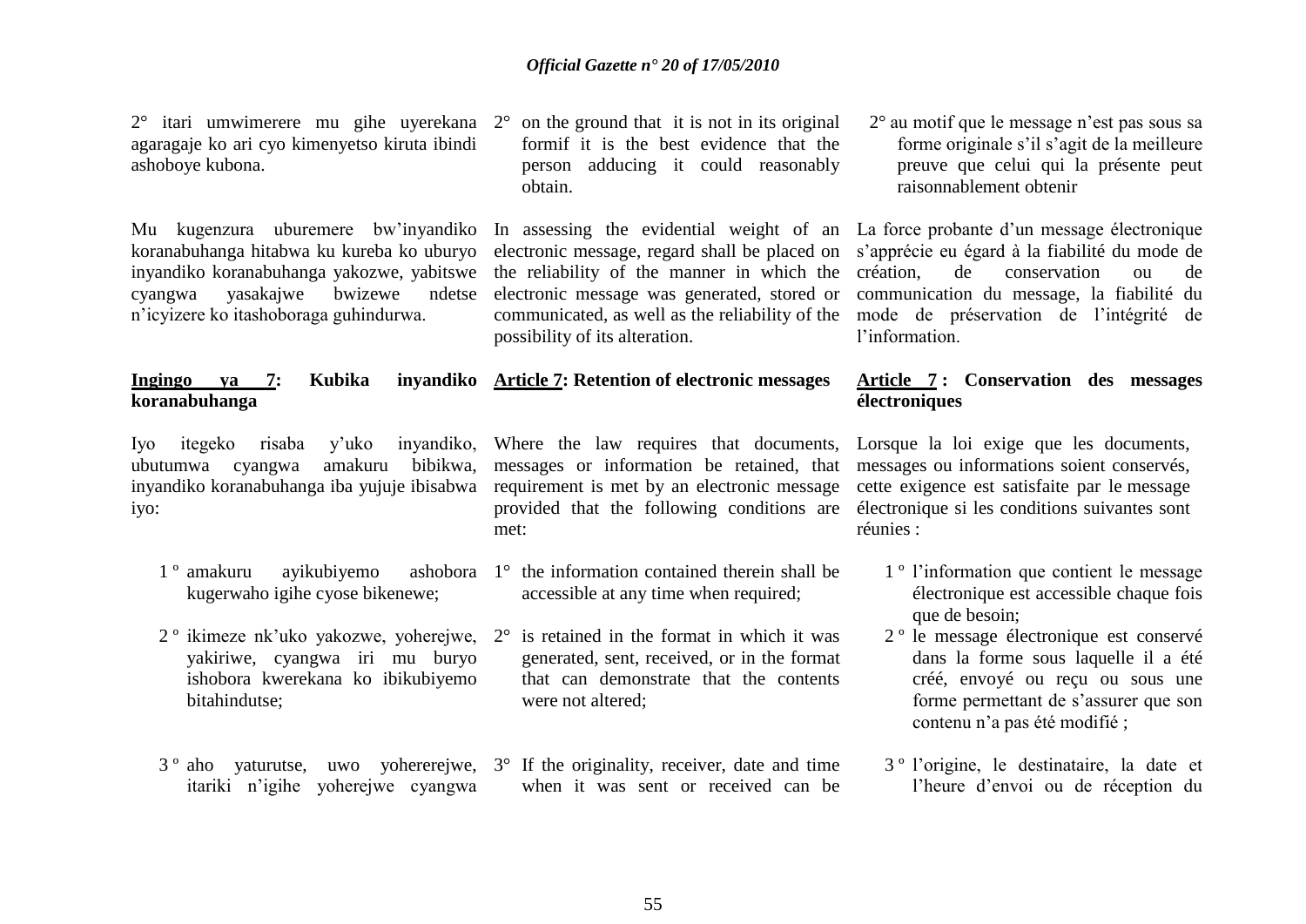2° itari umwimerere mu gihe uyerekana agaragaje ko ari cyo kimenyetso kiruta ibindi ashoboye kubona.

Mu kugenzura uburemere bw'inyandiko koranabuhanga hitabwa ku kureba ko uburyo inyandiko koranabuhanga yakozwe, yabitswe cyangwa yasakajwe bwizewe ndetse n'icyizere ko itashoboraga guhindurwa.

**Ingingo ya 7: Kubika inyandiko koranabuhanga**

Iyo itegeko risaba y'uko inyandiko, ubutumwa cyangwa amakuru bibikwa, inyandiko koranabuhanga iba yujuje ibisabwa iyo:

1 º amakuru ayikubiyemo ashobora kugerwaho igihe cyose bikenewe;

2 º ikimeze nk'uko yakozwe, yoherejwe, yakiriwe, cyangwa iri mu buryo ishobora kwerekana ko ibikubiyemo bitahindutse;

3 º aho yaturutse, uwo yohererejwe, itariki n'igihe yoherejwe cyangwa

2° on the ground that it is not in its original formif it is the best evidence that the person adducing it could reasonably obtain.

In assessing the evidential weight of an electronic message, regard shall be placed on the reliability of the manner in which the electronic message was generated, stored or communicated, as well as the reliability of the possibility of its alteration.

**Article 7: Retention of electronic messages**

Where the law requires that documents, messages or information be retained, that requirement is met by an electronic message provided that the following conditions are met:

1° the information contained therein shall be accessible at any time when required;

2° is retained in the format in which it was generated, sent, received, or in the format that can demonstrate that the contents were not altered;

3° If the originality, receiver, date and time when it was sent or received can be

2° au motif que le message n'est pas sous sa forme originale s'il s'agit de la meilleure preuve que celui qui la présente peut raisonnablement obtenir

La force probante d'un message électronique s'apprécie eu égard à la fiabilité du mode de création, de conservation ou de communication du message, la fiabilité du mode de préservation de l'intégrité de l'information.

**Article 7 : Conservation des messages électroniques**

Lorsque la loi exige que les documents, messages ou informations soient conservés, cette exigence est satisfaite par le message électronique si les conditions suivantes sont réunies :

1 º l'information que contient le message électronique est accessible chaque fois que de besoin;

2 º le message électronique est conservé dans la forme sous laquelle il a été créé, envoyé ou reçu ou sous une forme permettant de s'assurer que son contenu n'a pas été modifié ;

3 º l'origine, le destinataire, la date et l'heure d'envoi ou de réception du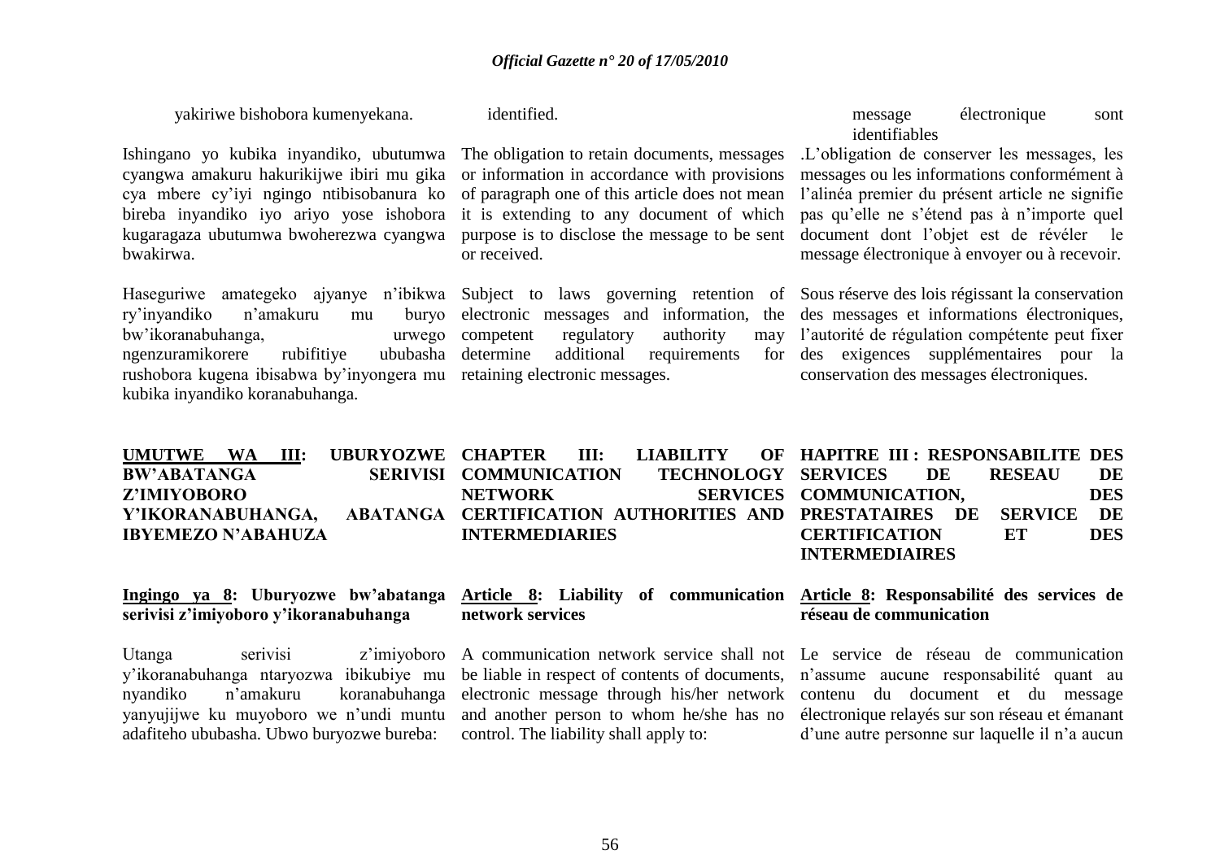yakiriwe bishobora kumenyekana.

Ishingano yo kubika inyandiko, ubutumwa cyangwa amakuru hakurikijwe ibiri mu gika cya mbere cy'iyi ngingo ntibisobanura ko bireba inyandiko iyo ariyo yose ishobora kugaragaza ubutumwa bwoherezwa cyangwa bwakirwa.

Haseguriwe amategeko ajyanye n'ibikwa ry'inyandiko n'amakuru mu buryo bw'ikoranabuhanga, urwego ngenzuramikorere rubifitiye ububasha rushobora kugena ibisabwa by'inyongera mu kubika inyandiko koranabuhanga.

## UMUTWE WA III: UBURYOZWE BW'ABATANGA SERIVISI Z'IMIYOBORO Y'IKORANABUHANGA, ABATANGA IBYEMEZO N'ABAHUZA

### Ingingo ya 8: Uburyozwe bw'abatanga serivisi z'imiyoboro y'ikoranabuhanga

Utanga serivisi z'imiyoboro y'ikoranabuhanga ntaryozwa ibikubiye mu nyandiko n'amakuru koranabuhanga yanyujijwe ku muyoboro we n'undi muntu adafiteho ububasha. Ubwo buryozwe bureba:

identified.

The obligation to retain documents, messages or information in accordance with provisions of paragraph one of this article does not mean it is extending to any document of which purpose is to disclose the message to be sent or received.

Subject to laws governing retention of electronic messages and information, the competent regulatory authority may determine additional requirements for retaining electronic messages.

## CHAPTER III: LIABILITY OF COMMUNICATION TECHNOLOGY NETWORK SERVICES CERTIFICATION AUTHORITIES AND INTERMEDIARIES

### Article 8: Liability of communication network services

A communication network service shall not be liable in respect of contents of documents, electronic message through his/her network and another person to whom he/she has no control. The liability shall apply to:

message électronique sont identifiables

.L'obligation de conserver les messages, les messages ou les informations conformément à l'alinéa premier du présent article ne signifie pas qu'elle ne s'étend pas à n'importe quel document dont l'objet est de révéler le message électronique à envoyer ou à recevoir.

Sous réserve des lois régissant la conservation des messages et informations électroniques, l'autorité de régulation compétente peut fixer des exigences supplémentaires pour la conservation des messages électroniques.

## HAPITRE III : RESPONSABILITE DES SERVICES DE RESEAU DE COMMUNICATION, DES PRESTATAIRES DE SERVICE DE CERTIFICATION ET DES INTERMEDIAIRES

### Article 8: Responsabilité des services de réseau de communication

Le service de réseau de communication n'assume aucune responsabilité quant au contenu du document et du message électronique relayés sur son réseau et émanant d'une autre personne sur laquelle il n'a aucun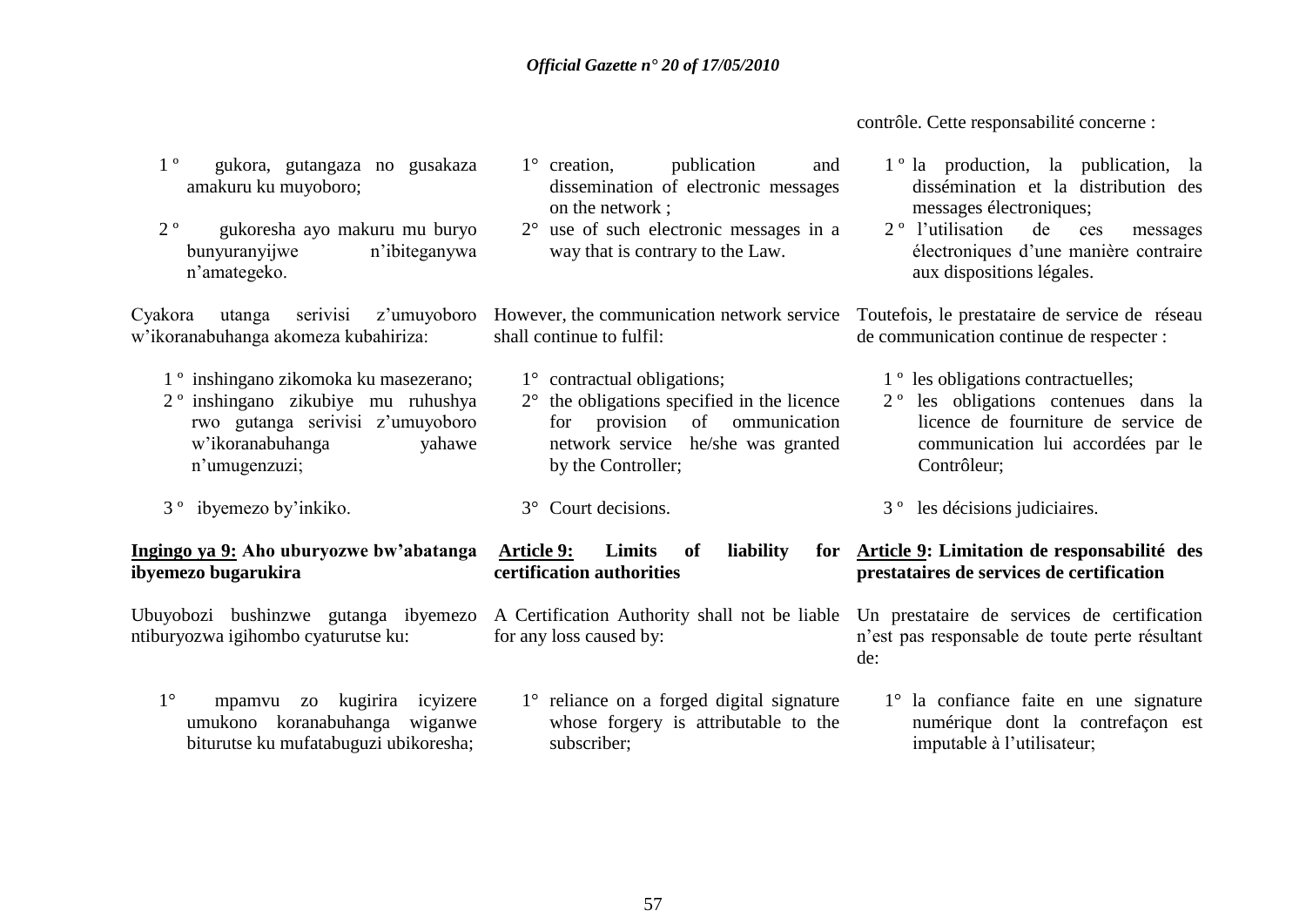1 º gukora, gutangaza no gusakaza amakuru ku muyoboro;

2 º gukoresha ayo makuru mu buryo bunyuranyijwe n'ibiteganywa n'amategeko.

Cyakora utanga serivisi z'umuyoboro w'ikoranabuhanga akomeza kubahiriza:

1 º inshingano zikomoka ku masezerano;
2 º inshingano zikubiye mu ruhushya rwo gutanga serivisi z'umuyoboro w'ikoranabuhanga yahawe n'umugenzuzi;

3 º ibyemezo by'inkiko.

**Ingingo ya 9: Aho uburyozwe bw'abatanga ibyemezo bugarukira**

Ubuyobozi bushinzwe gutanga ibyemezo ntiburyozwa igihombo cyaturutse ku:

1° mpamvu zo kugirira icyizere umukono koranabuhanga wiganwe biturutse ku mufatabuguzi ubikoresha;

1° creation, publication and dissemination of electronic messages on the network ;
2° use of such electronic messages in a way that is contrary to the Law.

However, the communication network service shall continue to fulfil:

1° contractual obligations;
2° the obligations specified in the licence for provision of ommunication network service he/she was granted by the Controller;

3° Court decisions.

**Article 9: Limits of liability for certification authorities**

A Certification Authority shall not be liable for any loss caused by:

1° reliance on a forged digital signature whose forgery is attributable to the subscriber;

contrôle. Cette responsabilité concerne :

1 º la production, la publication, la dissémination et la distribution des messages électroniques;
2 º l'utilisation de ces messages électroniques d'une manière contraire aux dispositions légales.

Toutefois, le prestataire de service de réseau de communication continue de respecter :

1 º les obligations contractuelles;
2 º les obligations contenues dans la licence de fourniture de service de communication lui accordées par le Contrôleur;

3 º les décisions judiciaires.

**Article 9: Limitation de responsabilité des prestataires de services de certification**

Un prestataire de services de certification n'est pas responsable de toute perte résultant de:

1° la confiance faite en une signature numérique dont la contrefaçon est imputable à l'utilisateur;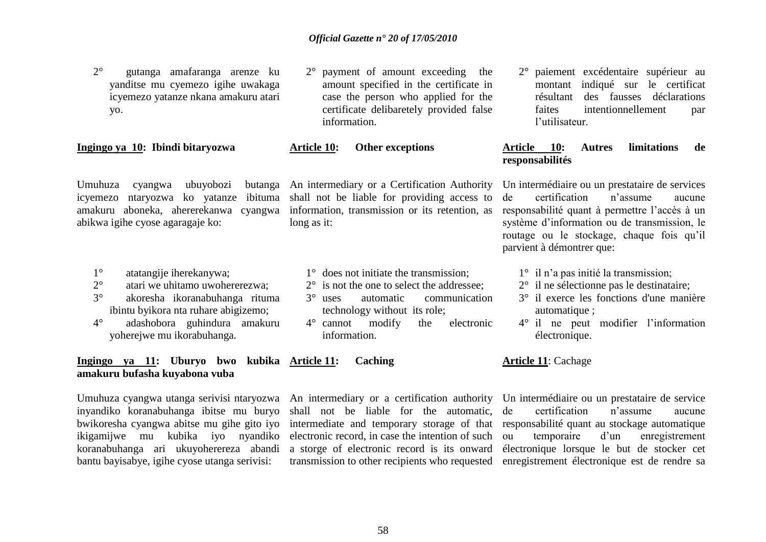2° gutanga amafaranga arenze ku yanditse mu cyemezo igihe uwakaga icyemezo yatanze nkana amakuru atari yo.

2° payment of amount exceeding the amount specified in the certificate in case the person who applied for the certificate delibaretely provided false information.

2° paiement excédentaire supérieur au montant indiqué sur le certificat résultant des fausses déclarations faites intentionnellement par l'utilisateur.

**Ingingo ya 10: Ibindi bitaryozwa**

Umuhuza cyangwa ubuyobozi butanga icyemezo ntaryozwa ko yatanze ibituma amakuru aboneka, ahererekanwa cyangwa abikwa igihe cyose agaragaje ko:

1° atatangije iherekanywa;
2° atari we uhitamo uwohererezwa;
3° akoresha ikoranabuhanga rituma ibintu byikora nta ruhare abigizemo;
4° adashobora guhindura amakuru yoherejwe mu ikorabuhanga.

**Article 10: Other exceptions**

An intermediary or a Certification Authority shall not be liable for providing access to information, transmission or its retention, as long as it:

1° does not initiate the transmission;
2° is not the one to select the addressee;
3° uses automatic communication technology without its role;
4° cannot modify the electronic information.

**Article 10: Autres limitations de responsabilités**

Un intermédiaire ou un prestataire de services de certification n'assume aucune responsabilité quant à permettre l'accès à un système d'information ou de transmission, le routage ou le stockage, chaque fois qu'il parvient à démontrer que:

1° il n'a pas initié la transmission;
2° il ne sélectionne pas le destinataire;
3° il exerce les fonctions d'une manière automatique ;
4° il ne peut modifier l'information électronique.

**Ingingo ya 11: Uburyo bwo kubika amakuru bufasha kuyabona vuba**

Umuhuza cyangwa utanga serivisi ntaryozwa inyandiko koranabuhanga ibitse mu buryo bwikoresha cyangwa abitse mu gihe gito iyo ikigamijwe mu kubika iyo nyandiko koranabuhanga ari ukuyohereza abandi bantu bayisabye, igihe cyose utanga serivisi:

**Article 11: Caching**

An intermediary or a certification authority shall not be liable for the automatic, intermediate and temporary storage of that electronic record, in case the intention of such a storge of electronic record is its onward transmission to other recipients who requested

**Article 11**: Cachage

Un intermédiaire ou un prestataire de service de certification n'assume aucune responsabilité quant au stockage automatique ou temporaire d'un enregistrement électronique lorsque le but de stocker cet enregistrement électronique est de rendre sa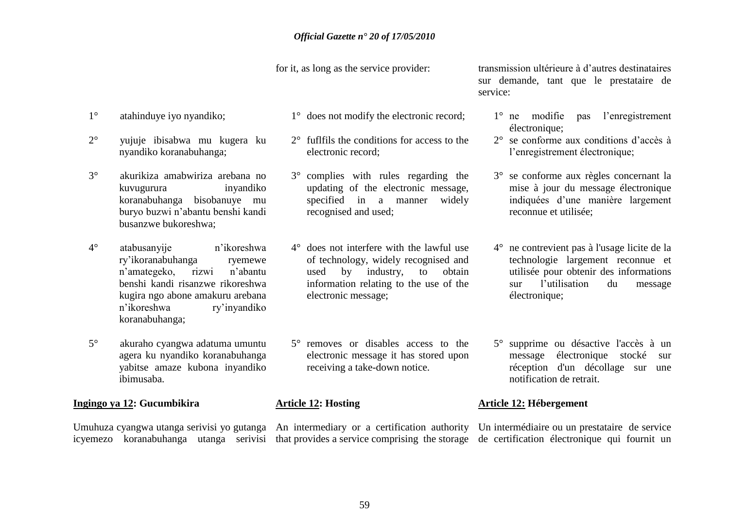for it, as long as the service provider:

transmission ultérieure à d'autres destinataires sur demande, tant que le prestataire de service:

1° atahinduye iyo nyandiko;

2° yujuje ibisabwa mu kugera ku nyandiko koranabuhanga;

3° akurikiza amabwiriza arebana no kuvugurura inyandiko koranabuhanga bisobanuye mu buryo buzwi n'abantu benshi kandi busanzwe bukoreshwa;

4° atabusanyije n'ikoreshwa ry'ikoranabuhanga ryemewe n'amategeko, rizwi n'abantu benshi kandi risanzwe rikoreshwa kugira ngo abone amakuru arebana n'ikoreshwa ry'inyandiko koranabuhanga;

5° akuraho cyangwa adatuma umuntu agera ku nyandiko koranabuhanga yabitse amaze kubona inyandiko ibimusaba.

1° does not modify the electronic record;

2° fuflfils the conditions for access to the electronic record;

3° complies with rules regarding the updating of the electronic message, specified in a manner widely recognised and used;

4° does not interfere with the lawful use of technology, widely recognised and used by industry, to obtain information relating to the use of the electronic message;

5° removes or disables access to the electronic message it has stored upon receiving a take-down notice.

1° ne modifie pas l'enregistrement électronique;

2° se conforme aux conditions d'accès à l'enregistrement électronique;

3° se conforme aux règles concernant la mise à jour du message électronique indiquées d'une manière largement reconnue et utilisée;

4° ne contrevient pas à l'usage licite de la technologie largement reconnue et utilisée pour obtenir des informations sur l'utilisation du message électronique;

5° supprime ou désactive l'accès à un message électronique stocké sur réception d'un décollage sur une notification de retrait.

**Ingingo ya 12: Gucumbikira**

Umuhuza cyangwa utanga serivisi yo gutanga icyemezo koranabuhanga utanga serivisi

**Article 12: Hosting**

An intermediary or a certification authority that provides a service comprising the storage

**Article 12: Hébergement**

Un intermédiaire ou un prestataire de service de certification électronique qui fournit un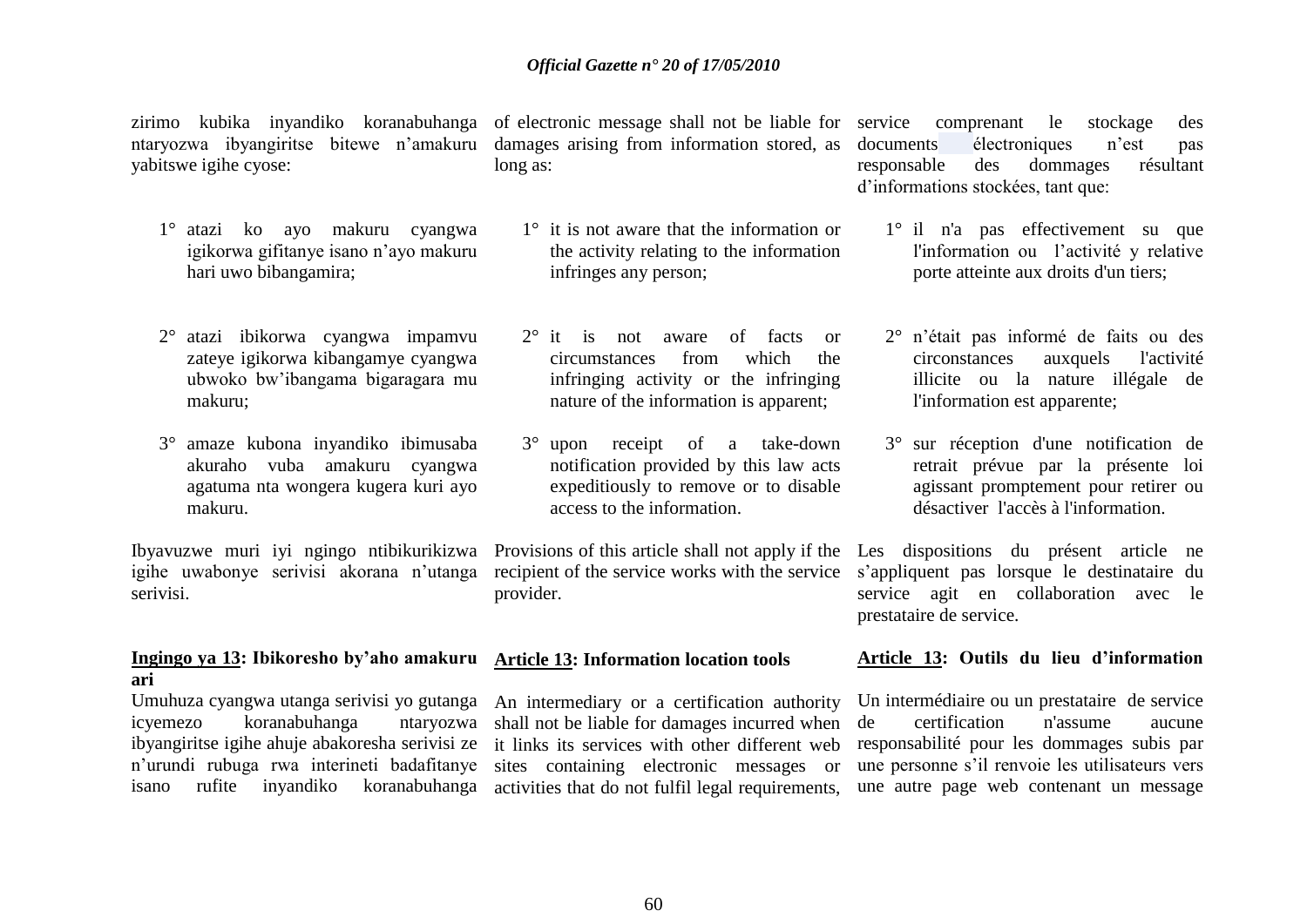zirimo kubika inyandiko koranabuhanga ntaryozwa ibyangiritse bitewe n'amakuru yabitswe igihe cyose:

1° atazi ko ayo makuru cyangwa igikorwa gifitanye isano n'ayo makuru hari uwo bibangamira;

2° atazi ibikorwa cyangwa impamvu zateye igikorwa kibangamye cyangwa ubwoko bw'ibangama bigaragara mu makuru;

3° amaze kubona inyandiko ibimusaba akuraho vuba amakuru cyangwa agatuma nta wongera kugera kuri ayo makuru.

Ibyavuzwe muri iyi ngingo ntibikurikizwa igihe uwabonye serivisi akorana n'utanga serivisi.

**Ingingo ya 13: Ibikoresho by'aho amakuru ari**

Umuhuza cyangwa utanga serivisi yo gutanga icyemezo koranabuhanga ntaryozwa ibyangiritse igihe ahuje abakoresha serivisi ze n'urundi rubuga rwa interineti badafitanye isano rufite inyandiko koranabuhanga

of electronic message shall not be liable for damages arising from information stored, as long as:

1° it is not aware that the information or the activity relating to the information infringes any person;

2° it is not aware of facts or circumstances from which the infringing activity or the infringing nature of the information is apparent;

3° upon receipt of a take-down notification provided by this law acts expeditiously to remove or to disable access to the information.

Provisions of this article shall not apply if the recipient of the service works with the service provider.

**Article 13: Information location tools**

An intermediary or a certification authority shall not be liable for damages incurred when it links its services with other different web sites containing electronic messages or activities that do not fulfil legal requirements,

service comprenant le stockage des documents électroniques n'est pas responsable des dommages résultant d'informations stockées, tant que:

1° il n'a pas effectivement su que l'information ou l'activité y relative porte atteinte aux droits d'un tiers;

2° n'était pas informé de faits ou des circonstances auxquels l'activité illicite ou la nature illégale de l'information est apparente;

3° sur réception d'une notification de retrait prévue par la présente loi agissant promptement pour retirer ou désactiver l'accès à l'information.

Les dispositions du présent article ne s'appliquent pas lorsque le destinataire du service agit en collaboration avec le prestataire de service.

**Article 13: Outils du lieu d'information**

Un intermédiaire ou un prestataire de service de certification n'assume aucune responsabilité pour les dommages subis par une personne s'il renvoie les utilisateurs vers une autre page web contenant un message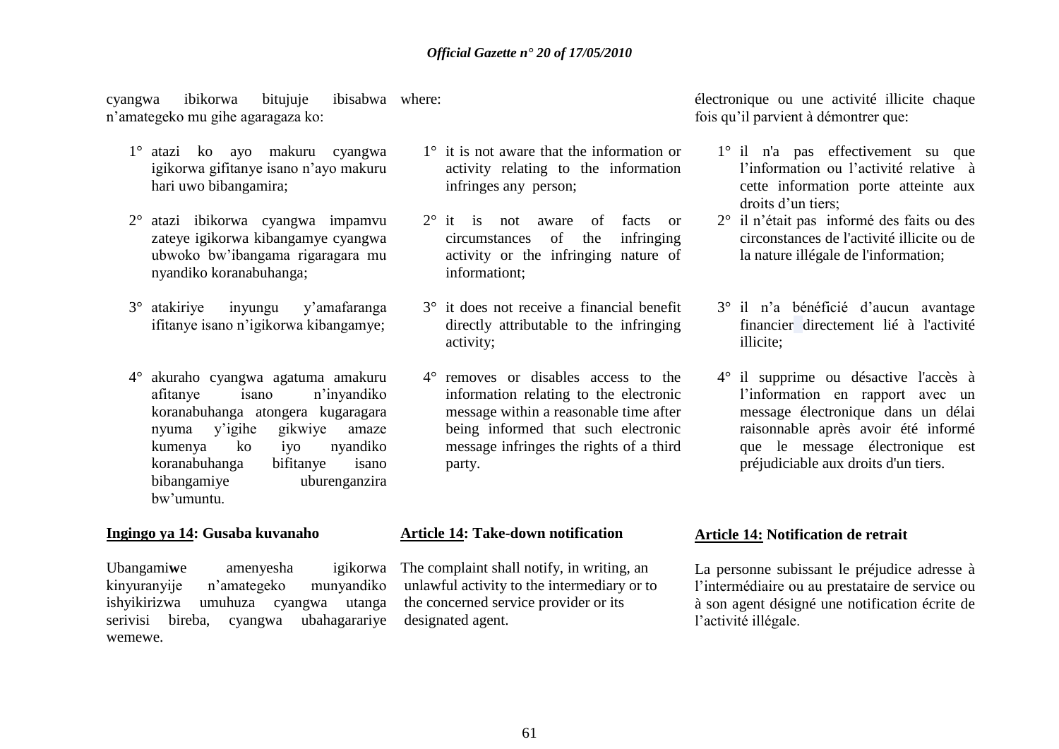cyangwa ibikorwa bitujuje ibisabwa n'amategeko mu gihe agaragaza ko:

1° atazi ko ayo makuru cyangwa igikorwa gifitanye isano n'ayo makuru hari uwo bibangamira;

2° atazi ibikorwa cyangwa impamvu zateye igikorwa kibangamye cyangwa ubwoko bw'ibangama rigaragara mu nyandiko koranabuhanga;

3° atakiriye inyungu y'amafaranga ifitanye isano n'igikorwa kibangamye;

4° akuraho cyangwa agatuma amakuru afitanye isano n'inyandiko koranabuhanga atongera kugaragara nyuma y'igihe gikwiye amaze kumenya ko iyo nyandiko koranabuhanga bifitanye isano bibangamiye uburenganzira bw'umuntu.

**Ingingo ya 14: Gusaba kuvanaho**

Ubangamiwe amenyesha igikorwa kinyuranyije n'amategeko munyandiko ishyikirizwa umuhuza cyangwa utanga serivisi bireba, cyangwa ubahagarariye wemewe.

where:

1° it is not aware that the information or activity relating to the information infringes any person;

2° it is not aware of facts or circumstances of the infringing activity or the infringing nature of informationt;

3° it does not receive a financial benefit directly attributable to the infringing activity;

4° removes or disables access to the information relating to the electronic message within a reasonable time after being informed that such electronic message infringes the rights of a third party.

**Article 14: Take-down notification**

The complaint shall notify, in writing, an unlawful activity to the intermediary or to the concerned service provider or its designated agent.

électronique ou une activité illicite chaque fois qu'il parvient à démontrer que:

1° il n'a pas effectivement su que l'information ou l'activité relative à cette information porte atteinte aux droits d'un tiers;

2° il n'était pas informé des faits ou des circonstances de l'activité illicite ou de la nature illégale de l'information;

3° il n'a bénéficié d'aucun avantage financier directement lié à l'activité illicite;

4° il supprime ou désactive l'accès à l'information en rapport avec un message électronique dans un délai raisonnable après avoir été informé que le message électronique est préjudiciable aux droits d'un tiers.

**Article 14: Notification de retrait**

La personne subissant le préjudice adresse à l'intermédiaire ou au prestataire de service ou à son agent désigné une notification écrite de l'activité illégale.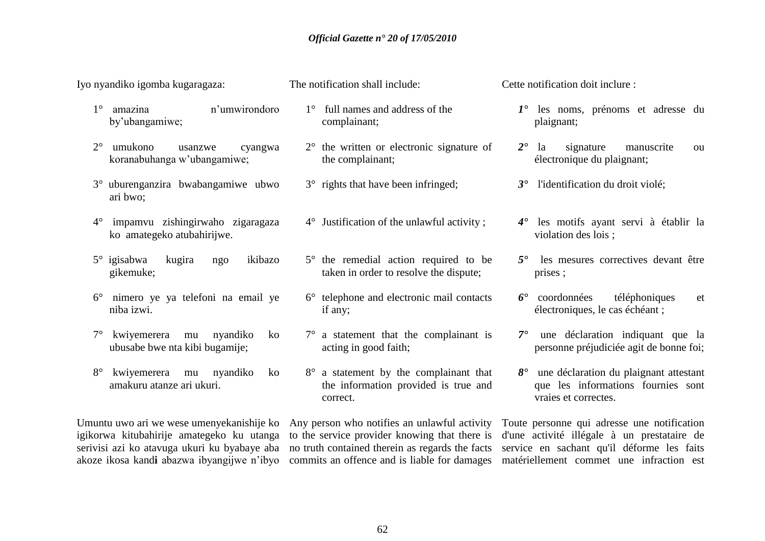Iyo nyandiko igomba kugaragaza:

1° amazina n'umwirondoro by'ubangamiwe;

2° umukono usanzwe cyangwa koranabuhanga w'ubangamiwe;

3° uburenganzira bwabangamiwe ubwo ari bwo;

4° impamvu zishingirwaho zigaragaza ko amategeko atubahirijwe.

5° igisabwa kugira ngo ikibazo gikemuke;

6° nimero ye ya telefoni na email ye niba izwi.

7° kwiyemerera mu nyandiko ko ubusabe bwe nta kibi bugamije;

8° kwiyemerera mu nyandiko ko amakuru atanze ari ukuri.

Umuntu uwo ari we wese umenyekanishije ko igikorwa kitubahirije amategeko ku utanga serivisi azi ko atavuga ukuri ku byabaye aba akoze ikosa kand**i** abazwa ibyangijwe n'ibyo

The notification shall include:

1° full names and address of the complainant;

2° the written or electronic signature of the complainant;

3° rights that have been infringed;

4° Justification of the unlawful activity ;

5° the remedial action required to be taken in order to resolve the dispute;

6° telephone and electronic mail contacts if any;

7° a statement that the complainant is acting in good faith;

8° a statement by the complainant that the information provided is true and correct.

Any person who notifies an unlawful activity to the service provider knowing that there is no truth contained therein as regards the facts commits an offence and is liable for damages

Cette notification doit inclure :

*1°* les noms, prénoms et adresse du plaignant;

*2°* la signature manuscrite ou électronique du plaignant;

*3°* l'identification du droit violé;

*4°* les motifs ayant servi à établir la violation des lois ;

*5°* les mesures correctives devant être prises ;

*6°* coordonnées téléphoniques et électroniques, le cas échéant ;

*7°* une déclaration indiquant que la personne préjudiciée agit de bonne foi;

*8°* une déclaration du plaignant attestant que les informations fournies sont vraies et correctes.

Toute personne qui adresse une notification d'une activité illégale à un prestataire de service en sachant qu'il déforme les faits matériellement commet une infraction est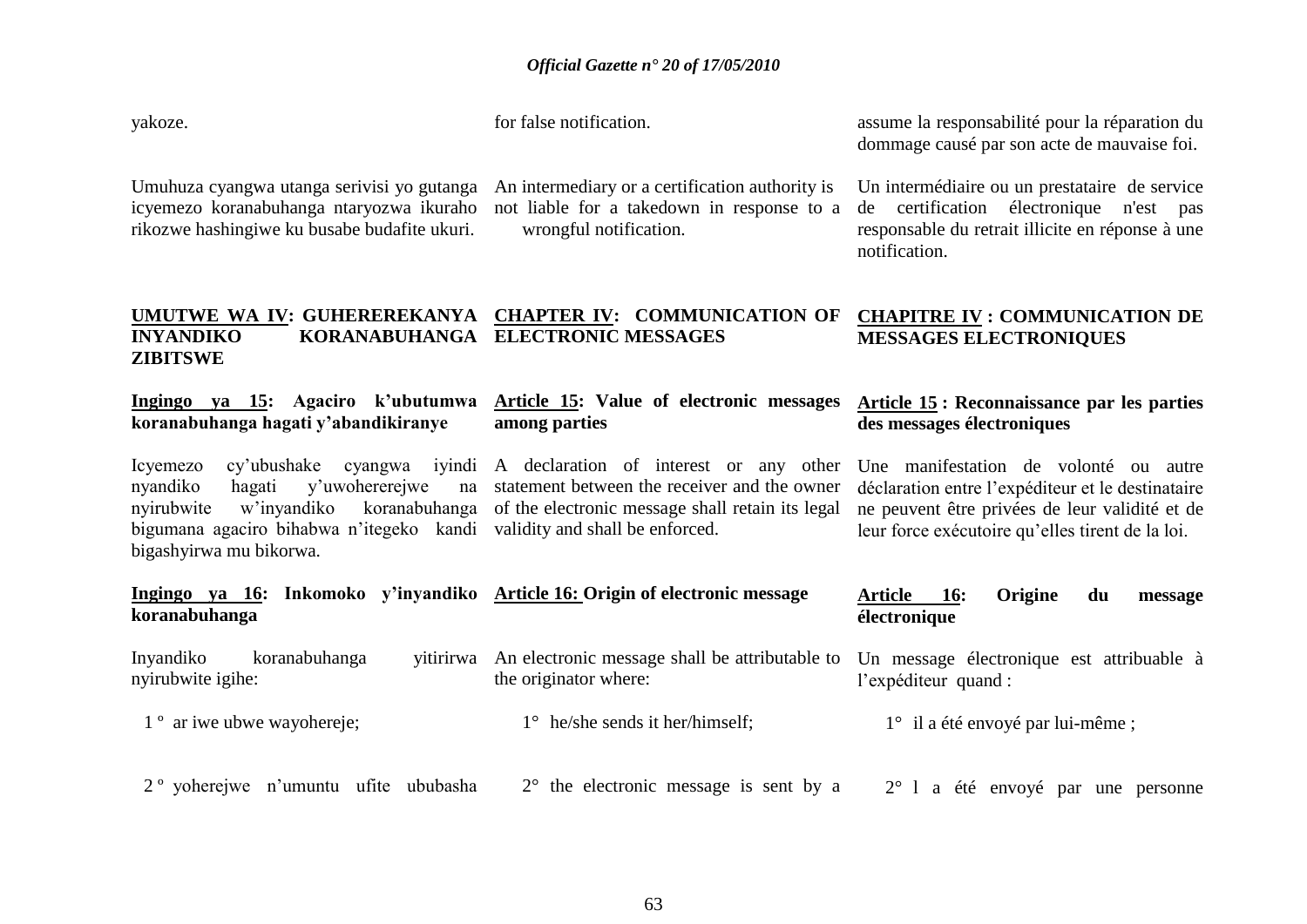yakoze.

Umuhuza cyangwa utanga serivisi yo gutanga icyemezo koranabuhanga ntaryozwa ikuraho rikozwe hashingiwe ku busabe budafite ukuri.

**UMUTWE WA IV: GUHEREREKANYA INYANDIKO KORANABUHANGA ZIBITSWE**

**Ingingo ya 15: Agaciro k'ubutumwa koranabuhanga hagati y'abandikiranye**

Icyemezo cy'ubushake cyangwa iyindi nyandiko hagati y'uwohererejwe na nyirubwite w'inyandiko koranabuhanga bigumana agaciro bihabwa n'itegeko kandi bigashyirwa mu bikorwa.

**Ingingo ya 16: Inkomoko y'inyandiko koranabuhanga**

Inyandiko koranabuhanga yitirirwa nyirubwite igihe:

1 º ar iwe ubwe wayohereje;

2 º yoherejwe n'umuntu ufite ububasha

for false notification.

An intermediary or a certification authority is not liable for a takedown in response to a wrongful notification.

**CHAPTER IV: COMMUNICATION OF ELECTRONIC MESSAGES**

**Article 15: Value of electronic messages among parties**

A declaration of interest or any other statement between the receiver and the owner of the electronic message shall retain its legal validity and shall be enforced.

**Article 16: Origin of electronic message**

An electronic message shall be attributable to the originator where:

1° he/she sends it her/himself;

2° the electronic message is sent by a

assume la responsabilité pour la réparation du dommage causé par son acte de mauvaise foi.

Un intermédiaire ou un prestataire de service de certification électronique n'est pas responsable du retrait illicite en réponse à une notification.

**CHAPITRE IV : COMMUNICATION DE MESSAGES ELECTRONIQUES**

**Article 15 : Reconnaissance par les parties des messages électroniques**

Une manifestation de volonté ou autre déclaration entre l'expéditeur et le destinataire ne peuvent être privées de leur validité et de leur force exécutoire qu'elles tirent de la loi.

**Article 16: Origine du message électronique**

Un message électronique est attribuable à l'expéditeur quand :

1° il a été envoyé par lui-même ;

2° l a été envoyé par une personne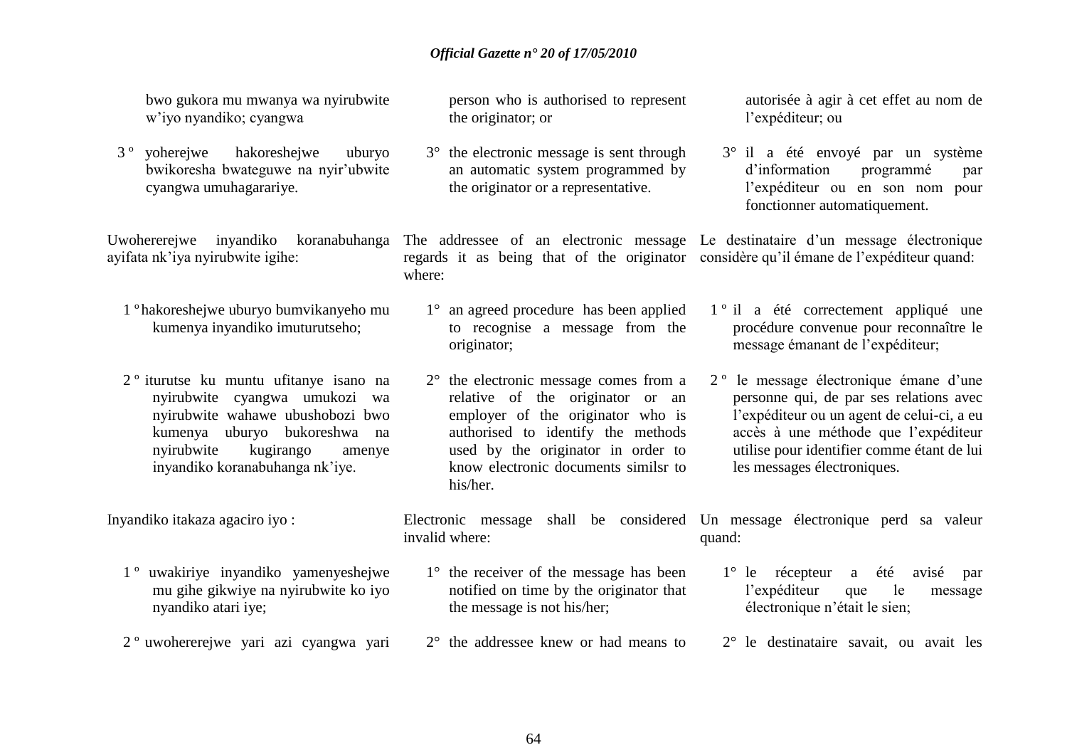bwo gukora mu mwanya wa nyirubwite w'iyo nyandiko; cyangwa

3 º yoherejwe hakoreshejwe uburyo bwikoresha bwateguwe na nyir'ubwite cyangwa umuhagarariye.

Uwohererejwe inyandiko koranabuhanga ayifata nk'iya nyirubwite igihe:

1 º hakoreshejwe uburyo bumvikanyeho mu kumenya inyandiko imuturutseho;

2 º iturutse ku muntu ufitanye isano na nyirubwite cyangwa umukozi wa nyirubwite wahawe ubushobozi bwo kumenya uburyo bukoreshwa na nyirubwite kugirango amenye inyandiko koranabuhanga nk'iye.

Inyandiko itakaza agaciro iyo :

1 º uwakiriye inyandiko yamenyeshejwe mu gihe gikwiye na nyirubwite ko iyo nyandiko atari iye;

2 º uwohererejwe yari azi cyangwa yari

person who is authorised to represent the originator; or

3° the electronic message is sent through an automatic system programmed by the originator or a representative.

The addressee of an electronic message regards it as being that of the originator where:

1° an agreed procedure has been applied to recognise a message from the originator;

2° the electronic message comes from a relative of the originator or an employer of the originator who is authorised to identify the methods used by the originator in order to know electronic documents similsr to his/her.

Electronic message shall be considered invalid where:

1° the receiver of the message has been notified on time by the originator that the message is not his/her;

2° the addressee knew or had means to

autorisée à agir à cet effet au nom de l'expéditeur; ou

3° il a été envoyé par un système d'information programmé par l'expéditeur ou en son nom pour fonctionner automatiquement.

Le destinataire d'un message électronique considère qu'il émane de l'expéditeur quand:

1 º il a été correctement appliqué une procédure convenue pour reconnaître le message émanant de l'expéditeur;

2 º le message électronique émane d'une personne qui, de par ses relations avec l'expéditeur ou un agent de celui-ci, a eu accès à une méthode que l'expéditeur utilise pour identifier comme étant de lui les messages électroniques.

Un message électronique perd sa valeur quand:

1° le récepteur a été avisé par l'expéditeur que le message électronique n'était le sien;

2° le destinataire savait, ou avait les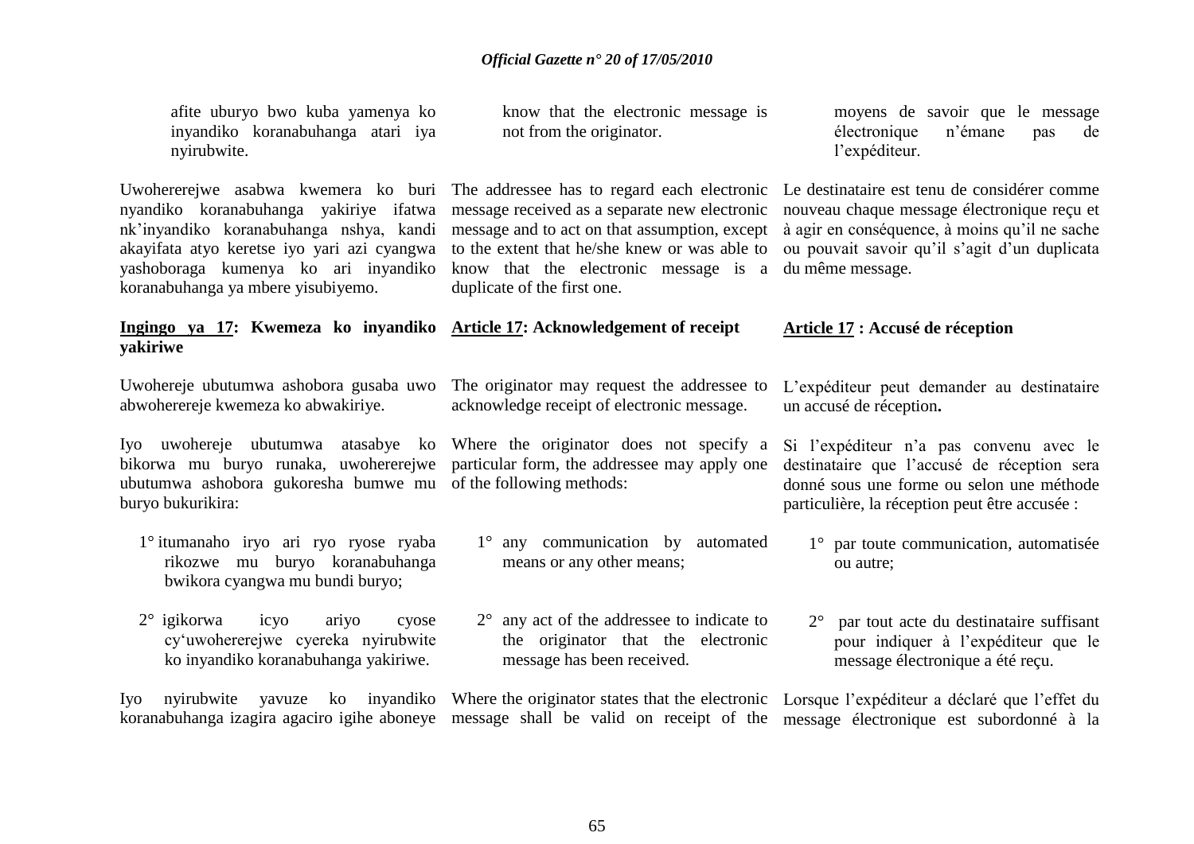afite uburyo bwo kuba yamenya ko inyandiko koranabuhanga atari iya nyirubwite.

Uwohererejwe asabwa kwemera ko buri nyandiko koranabuhanga yakiriye ifatwa nk'inyandiko koranabuhanga nshya, kandi akayifata atyo keretse iyo yari azi cyangwa yashoboraga kumenya ko ari inyandiko koranabuhanga ya mbere yisubiyemo.

**Ingingo ya 17: Kwemeza ko inyandiko yakiriwe**

Uwohereje ubutumwa ashobora gusaba uwo abwoherereje kwemeza ko abwakiriye.

Iyo uwohereje ubutumwa atasabye ko bikorwa mu buryo runaka, uwohererejwe ubutumwa ashobora gukoresha bumwe mu buryo bukurikira:

1° itumanaho iryo ari ryo ryose ryaba rikozwe mu buryo koranabuhanga bwikora cyangwa mu bundi buryo;

2° igikorwa icyo ariyo cyose cy'uwohererejwe cyereka nyirubwite ko inyandiko koranabuhanga yakiriwe.

Iyo nyirubwite yavuze ko inyandiko koranabuhanga izagira agaciro igihe aboneye

know that the electronic message is not from the originator.

The addressee has to regard each electronic message received as a separate new electronic message and to act on that assumption, except to the extent that he/she knew or was able to know that the electronic message is a duplicate of the first one.

**Article 17: Acknowledgement of receipt**

The originator may request the addressee to acknowledge receipt of electronic message.

Where the originator does not specify a particular form, the addressee may apply one of the following methods:

1° any communication by automated means or any other means;

2° any act of the addressee to indicate to the originator that the electronic message has been received.

Where the originator states that the electronic message shall be valid on receipt of the

moyens de savoir que le message électronique n'émane pas de l'expéditeur.

Le destinataire est tenu de considérer comme nouveau chaque message électronique reçu et à agir en conséquence, à moins qu'il ne sache ou pouvait savoir qu'il s'agit d'un duplicata du même message.

**Article 17 : Accusé de réception**

L'expéditeur peut demander au destinataire un accusé de réception**.**

Si l'expéditeur n'a pas convenu avec le destinataire que l'accusé de réception sera donné sous une forme ou selon une méthode particulière, la réception peut être accusée :

1° par toute communication, automatisée ou autre;

2° par tout acte du destinataire suffisant pour indiquer à l'expéditeur que le message électronique a été reçu.

Lorsque l'expéditeur a déclaré que l'effet du message électronique est subordonné à la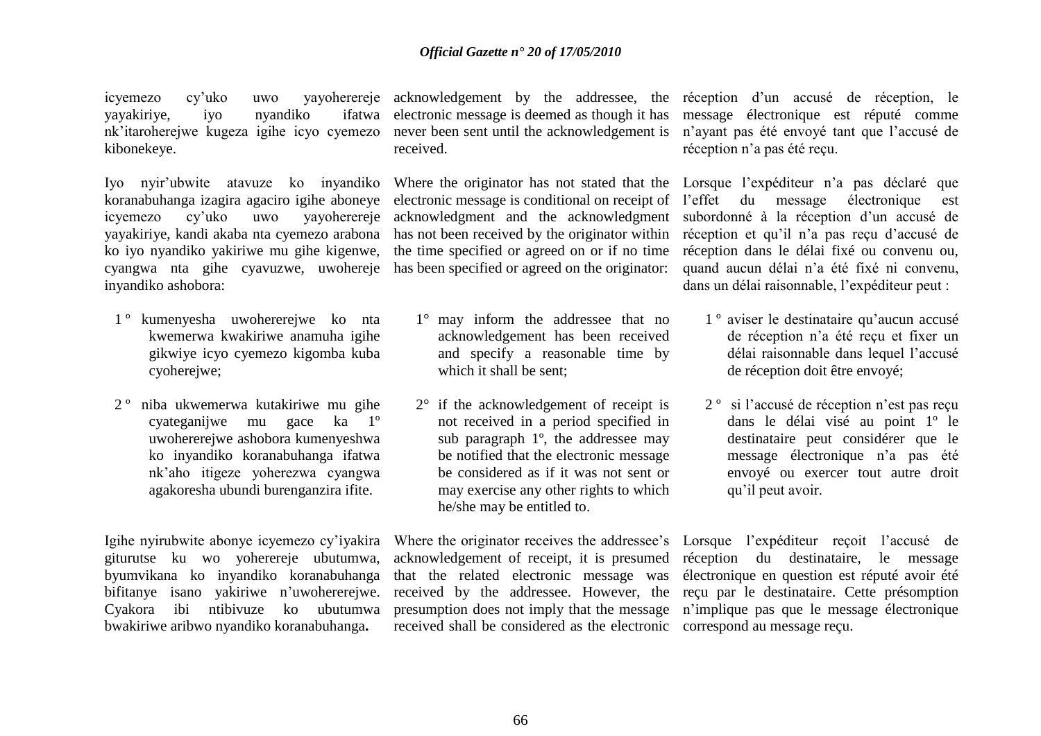icyemezo cy'uko uwo yayohererejе yayakiriye, iyo nyandiko ifatwa nk'itaroherejwe kugeza igihe icyo cyemezo kibonekeye.

Iyo nyir'ubwite atavuze ko inyandiko koranabuhanga izagira agaciro igihe aboneye icyemezo cy'uko uwo yayohererejе yayakiriye, kandi akaba nta cyemezo arabona ko iyo nyandiko yakiriwe mu gihe kigenwe, cyangwa nta gihe cyavuzwe, uwohereje inyandiko ashobora:

1 º kumenyesha uwohererejwe ko nta kwemerwa kwakiriwe anamuha igihe gikwiye icyo cyemezo kigomba kuba cyoherejwe;

2 º niba ukwemerwa kutakiriwe mu gihe cyateganijwe mu gace ka 1º uwohererejwe ashobora kumenyeshwa ko inyandiko koranabuhanga ifatwa nk'aho itigeze yoherezwa cyangwa agakoresha ubundi burenganzira ifite.

Igihe nyirubwite abonye icyemezo cy'iyakira giturutse ku wo yohererejе ubutumwa, byumvikana ko inyandiko koranabuhanga bifitanye isano yakiriwe n'uwohererejwe. Cyakora ibi ntibivuze ko ubutumwa bwakiriwe aribwo nyandiko koranabuhanga**.**

acknowledgement by the addressee, the electronic message is deemed as though it has never been sent until the acknowledgement is received.

Where the originator has not stated that the electronic message is conditional on receipt of acknowledgment and the acknowledgment has not been received by the originator within the time specified or agreed on or if no time has been specified or agreed on the originator:

1° may inform the addressee that no acknowledgement has been received and specify a reasonable time by which it shall be sent;

2° if the acknowledgement of receipt is not received in a period specified in sub paragraph 1º, the addressee may be notified that the electronic message be considered as if it was not sent or may exercise any other rights to which he/she may be entitled to.

Where the originator receives the addressee's acknowledgement of receipt, it is presumed that the related electronic message was received by the addressee. However, the presumption does not imply that the message received shall be considered as the electronic

réception d'un accusé de réception, le message électronique est réputé comme n'ayant pas été envoyé tant que l'accusé de réception n'a pas été reçu.

Lorsque l'expéditeur n'a pas déclaré que l'effet du message électronique est subordonné à la réception d'un accusé de réception et qu'il n'a pas reçu d'accusé de réception dans le délai fixé ou convenu ou, quand aucun délai n'a été fixé ni convenu, dans un délai raisonnable, l'expéditeur peut :

1 º aviser le destinataire qu'aucun accusé de réception n'a été reçu et fixer un délai raisonnable dans lequel l'accusé de réception doit être envoyé;

2 º si l'accusé de réception n'est pas reçu dans le délai visé au point 1º le destinataire peut considérer que le message électronique n'a pas été envoyé ou exercer tout autre droit qu'il peut avoir.

Lorsque l'expéditeur reçoit l'accusé de réception du destinataire, le message électronique en question est réputé avoir été reçu par le destinataire. Cette présomption n'implique pas que le message électronique correspond au message reçu.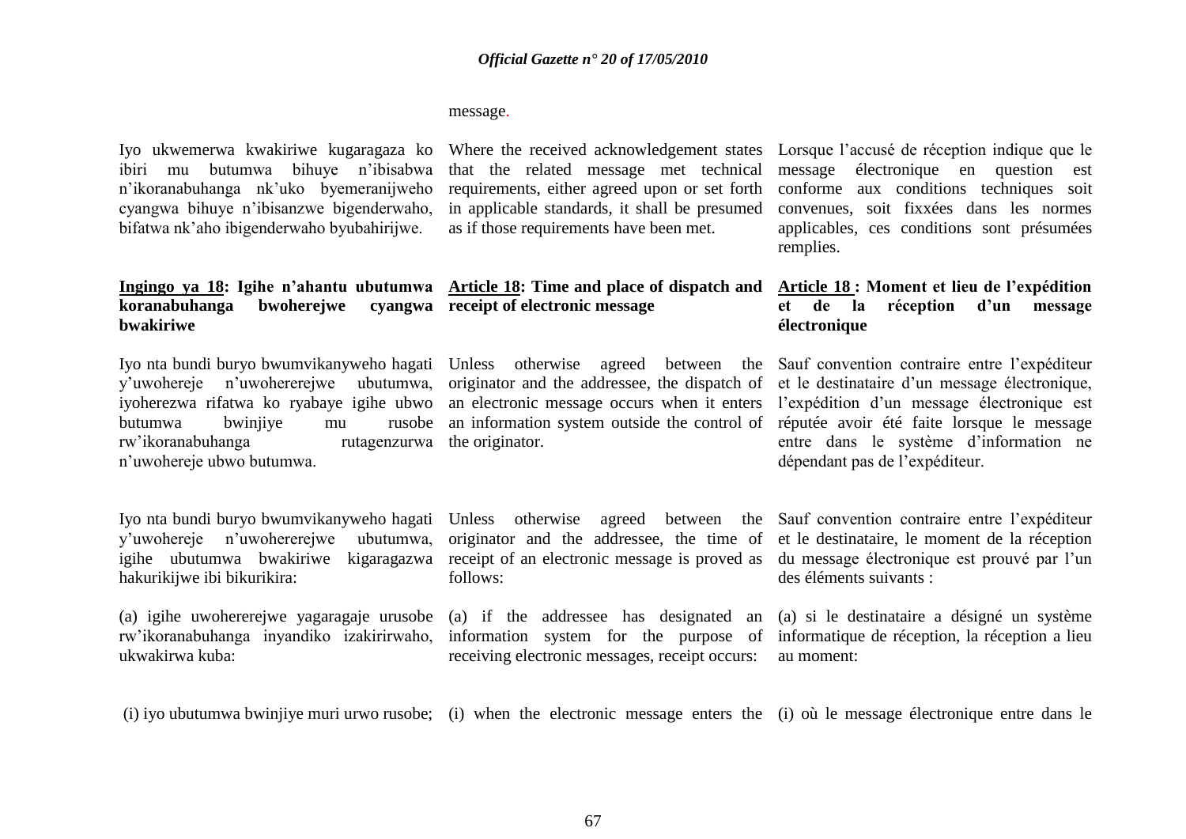message.

Iyo ukwemerwa kwakiriwe kugaragaza ko ibiri mu butumwa bihuye n'ibisabwa n'ikoranabuhanga nk'uko byemeranijweho cyangwa bihuye n'ibisanzwe bigenderwaho, bifatwa nk'aho ibigenderwaho byubahirijwe.

Where the received acknowledgement states that the related message met technical requirements, either agreed upon or set forth in applicable standards, it shall be presumed as if those requirements have been met.

Lorsque l'accusé de réception indique que le message électronique en question est conforme aux conditions techniques soit convenues, soit fixxées dans les normes applicables, ces conditions sont présumées remplies.

**Ingingo ya 18: Igihe n'ahantu ubutumwa koranabuhanga bwoherejwe cyangwa bwakiriwe**

**Article 18: Time and place of dispatch and receipt of electronic message**

**Article 18 : Moment et lieu de l'expédition et de la réception d'un message électronique**

Iyo nta bundi buryo bwumvikanyweho hagati y'uwohereje n'uwohererejwe ubutumwa, iyoherezwa rifatwa ko ryabaye igihe ubwo butumwa bwinjiye mu rusobe rw'ikoranabuhanga rutagenzurwa n'uwohereje ubwo butumwa.

Unless otherwise agreed between the originator and the addressee, the dispatch of an electronic message occurs when it enters an information system outside the control of the originator.

Sauf convention contraire entre l'expéditeur et le destinataire d'un message électronique, l'expédition d'un message électronique est réputée avoir été faite lorsque le message entre dans le système d'information ne dépendant pas de l'expéditeur.

Iyo nta bundi buryo bwumvikanyweho hagati y'uwohereje n'uwohererejwe ubutumwa, igihe ubutumwa bwakiriwe kigaragazwa hakurikijwe ibi bikurikira:

(a) igihe uwohererejwe yagaragaje urusobe rw'ikoranabuhanga inyandiko izakirirwaho, ukwakirwa kuba:

(i) iyo ubutumwa bwinjiye muri urwo rusobe;

Unless otherwise agreed between the originator and the addressee, the time of receipt of an electronic message is proved as follows:

(a) if the addressee has designated an information system for the purpose of receiving electronic messages, receipt occurs:

(i) when the electronic message enters the

Sauf convention contraire entre l'expéditeur et le destinataire, le moment de la réception du message électronique est prouvé par l'un des éléments suivants :

(a) si le destinataire a désigné un système informatique de réception, la réception a lieu au moment:

(i) où le message électronique entre dans le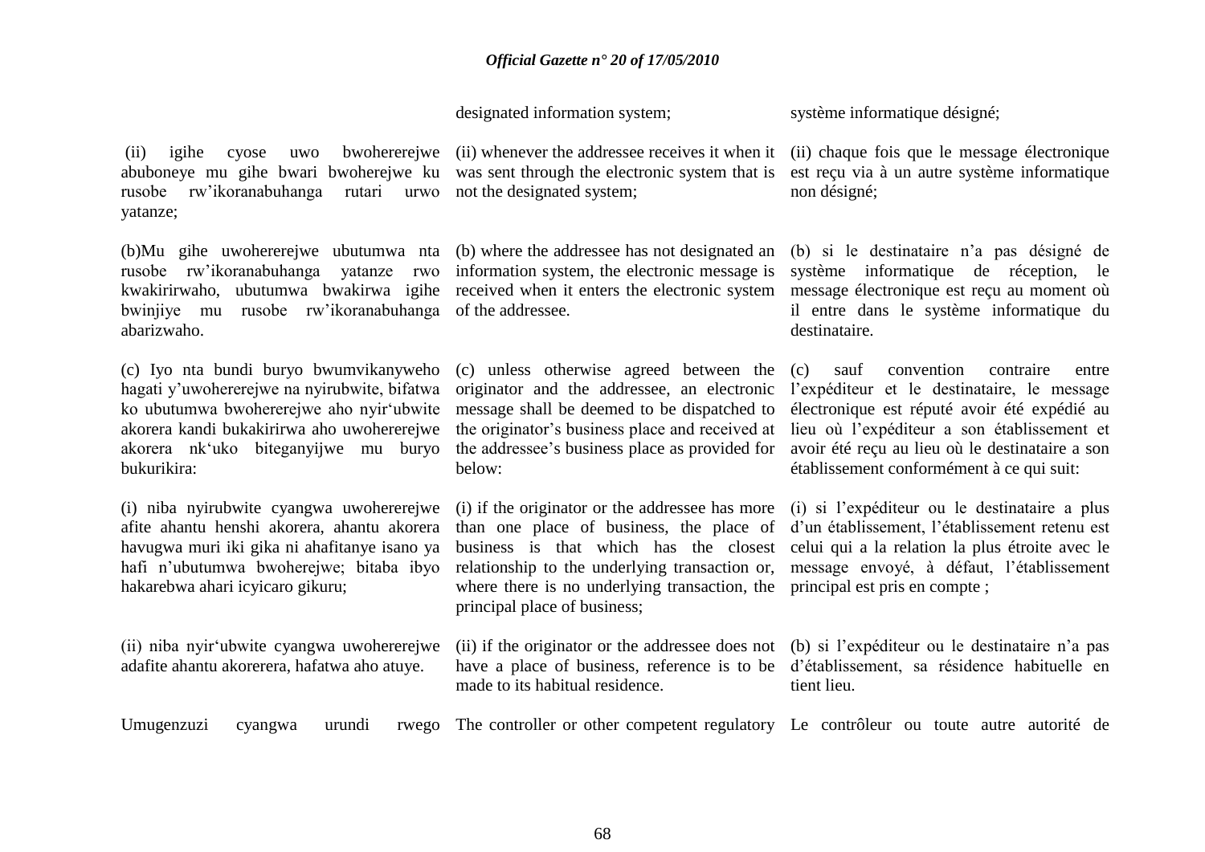| | | |
|---|---|---|
| | designated information system; | système informatique désigné; |
| (ii) igihe cyose uwo bwohererejwe abuboneye mu gihe bwari bwoherejwe ku rusobe rw'ikoranabuhanga rutari urwo yatanze; | (ii) whenever the addressee receives it when it was sent through the electronic system that is not the designated system; | (ii) chaque fois que le message électronique est reçu via à un autre système informatique non désigné; |
| (b)Mu gihe uwohererejwe ubutumwa nta rusobe rw'ikoranabuhanga yatanze rwo kwakirirwaho, ubutumwa bwakirwa igihe bwinjiye mu rusobe rw'ikoranabuhanga abarizwaho. | (b) where the addressee has not designated an information system, the electronic message is received when it enters the electronic system of the addressee. | (b) si le destinataire n'a pas désigné de système informatique de réception, le message électronique est reçu au moment où il entre dans le système informatique du destinataire. |
| (c) Iyo nta bundi buryo bwumvikanyweho hagati y'uwohererejwe na nyirubwite, bifatwa ko ubutumwa bwohererejwe aho nyir'ubwite akorera kandi bukakirirwa aho uwohererejwe akorera nk'uko biteganyijwe mu buryo bukurikira: | (c) unless otherwise agreed between the originator and the addressee, an electronic message shall be deemed to be dispatched to the originator's business place and received at the addressee's business place as provided for below: | (c) sauf convention contraire entre l'expéditeur et le destinataire, le message électronique est réputé avoir été expédié au lieu où l'expéditeur a son établissement et avoir été reçu au lieu où le destinataire a son établissement conformément à ce qui suit: |
| (i) niba nyirubwite cyangwa uwohererejwe afite ahantu henshi akorera, ahantu akorera havugwa muri iki gika ni ahafitanye isano ya hafi n'ubutumwa bwoherejwe; bitaba ibyo hakarebwa ahari icyicaro gikuru; | (i) if the originator or the addressee has more than one place of business, the place of business is that which has the closest relationship to the underlying transaction or, where there is no underlying transaction, the principal place of business; | (i) si l'expéditeur ou le destinataire a plus d'un établissement, l'établissement retenu est celui qui a la relation la plus étroite avec le message envoyé, à défaut, l'établissement principal est pris en compte ; |
| (ii) niba nyir'ubwite cyangwa uwohererejwe adafite ahantu akorerera, hafatwa aho atuye. | (ii) if the originator or the addressee does not have a place of business, reference is to be made to its habitual residence. | (b) si l'expéditeur ou le destinataire n'a pas d'établissement, sa résidence habituelle en tient lieu. |
| Umugenzuzi cyangwa urundi rwego | The controller or other competent regulatory | Le contrôleur ou toute autre autorité de |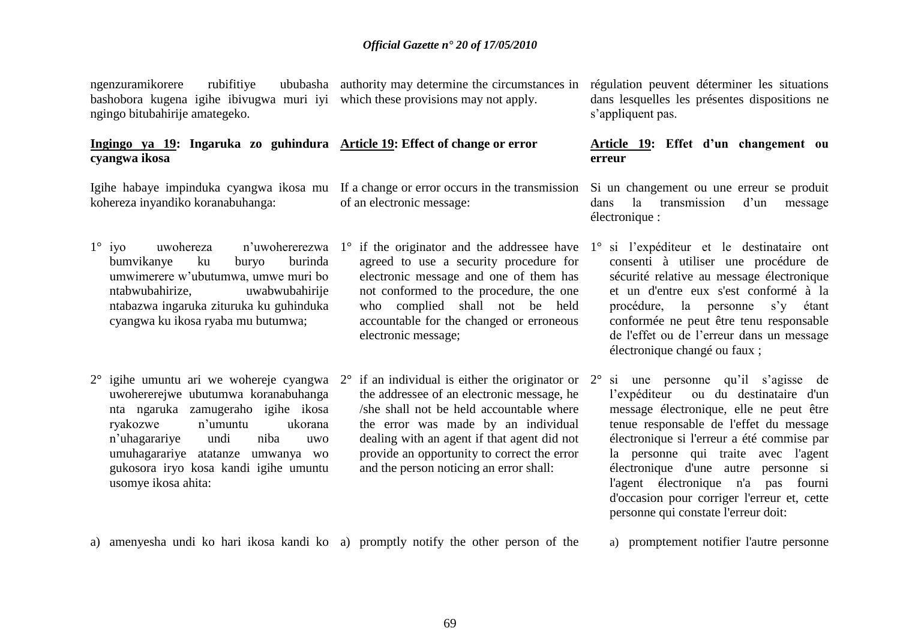ngenzuramikorere rubifitiye ububasha bashobora kugena igihe ibivugwa muri iyi ngingo bitubahirije amategeko.

**Ingingo ya 19: Ingaruka zo guhindura cyangwa ikosa**

Igihe habaye impinduka cyangwa ikosa mu kohereza inyandiko koranabuhanga:

1° iyo uwohereza n'uwohererezwa bumvikanye ku buryo burinda umwimerere w'ubutumwa, umwe muri bo ntabwubahirize, uwabwubahirije ntabazwa ingaruka zituruka ku guhinduka cyangwa ku ikosa ryaba mu butumwa;

2° igihe umuntu ari we wohereje cyangwa uwohererejwe ubutumwa koranabuhanga nta ngaruka zamugeraho igihe ikosa ryakozwe n'umuntu ukorana n'uhagarariye undi niba uwo umuhagarariye atatanze umwanya wo gukosora iryo kosa kandi igihe umuntu usomye ikosa ahita:

a) amenyesha undi ko hari ikosa kandi ko

authority may determine the circumstances in which these provisions may not apply.

**Article 19: Effect of change or error**

If a change or error occurs in the transmission of an electronic message:

1° if the originator and the addressee have agreed to use a security procedure for electronic message and one of them has not conformed to the procedure, the one who complied shall not be held accountable for the changed or erroneous electronic message;

2° if an individual is either the originator or the addressee of an electronic message, he /she shall not be held accountable where the error was made by an individual dealing with an agent if that agent did not provide an opportunity to correct the error and the person noticing an error shall:

a) promptly notify the other person of the

régulation peuvent déterminer les situations dans lesquelles les présentes dispositions ne s'appliquent pas.

**Article 19: Effet d'un changement ou erreur**

Si un changement ou une erreur se produit dans la transmission d'un message électronique :

1° si l'expéditeur et le destinataire ont consenti à utiliser une procédure de sécurité relative au message électronique et un d'entre eux s'est conformé à la procédure, la personne s'y étant conformée ne peut être tenu responsable de l'effet ou de l'erreur dans un message électronique changé ou faux ;

2° si une personne qu'il s'agisse de l'expéditeur ou du destinataire d'un message électronique, elle ne peut être tenue responsable de l'effet du message électronique si l'erreur a été commise par la personne qui traite avec l'agent électronique d'une autre personne si l'agent électronique n'a pas fourni d'occasion pour corriger l'erreur et, cette personne qui constate l'erreur doit:

a) promptement notifier l'autre personne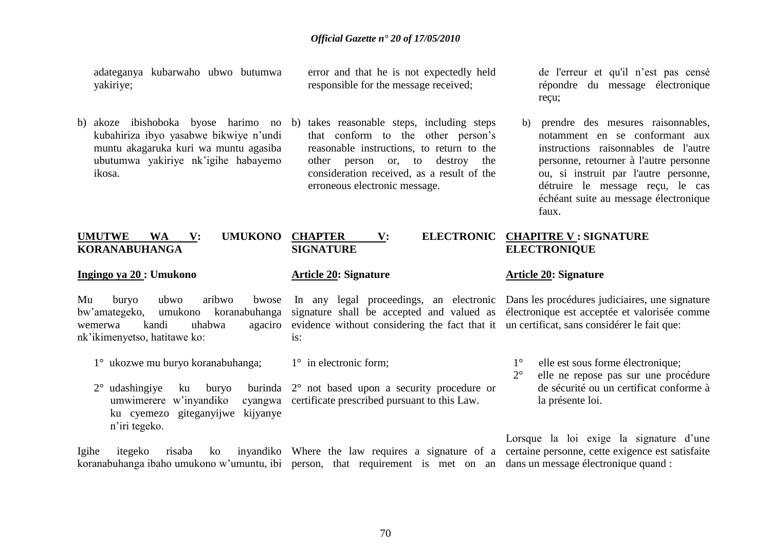adateganya kubarwaho ubwo butumwa yakiriye;

b) akoze ibishoboka byose harimo no kubahiriza ibyo yasabwe bikwiye n'undi muntu akagaruka kuri wa muntu agasiba ubutumwa yakiriye nk'igihe habayemo ikosa.

## UMUTWE WA V: UMUKONO KORANABUHANGA

### Ingingo ya 20 : Umukono

Mu buryo ubwo aribwo bwose bw'amategeko, umukono koranabuhanga wemerwa kandi uhabwa agaciro nk'ikimenyetso, hatitawe ko:

1° ukozwe mu buryo koranabuhanga;

2° udashingiye ku buryo burinda umwimerere w'inyandiko cyangwa ku cyemezo giteganyijwe kijyanye n'iri tegeko.

Igihe itegeko risaba ko inyandiko koranabuhanga ibaho umukono w'umuntu, ibi

---

error and that he is not expectedly held responsible for the message received;

b) takes reasonable steps, including steps that conform to the other person's reasonable instructions, to return to the other person or, to destroy the consideration received, as a result of the erroneous electronic message.

## CHAPTER V: ELECTRONIC SIGNATURE

### Article 20: Signature

In any legal proceedings, an electronic signature shall be accepted and valued as evidence without considering the fact that it is:

1° in electronic form;

2° not based upon a security procedure or certificate prescribed pursuant to this Law.

Where the law requires a signature of a person, that requirement is met on an

---

de l'erreur et qu'il n'est pas censé répondre du message électronique reçu;

b) prendre des mesures raisonnables, notamment en se conformant aux instructions raisonnables de l'autre personne, retourner à l'autre personne ou, si instruit par l'autre personne, détruire le message reçu, le cas échéant suite au message électronique faux.

## CHAPITRE V : SIGNATURE ELECTRONIQUE

### Article 20: Signature

Dans les procédures judiciaires, une signature électronique est acceptée et valorisée comme un certificat, sans considérer le fait que:

1° elle est sous forme électronique;

2° elle ne repose pas sur une procédure de sécurité ou un certificat conforme à la présente loi.

Lorsque la loi exige la signature d'une certaine personne, cette exigence est satisfaite dans un message électronique quand :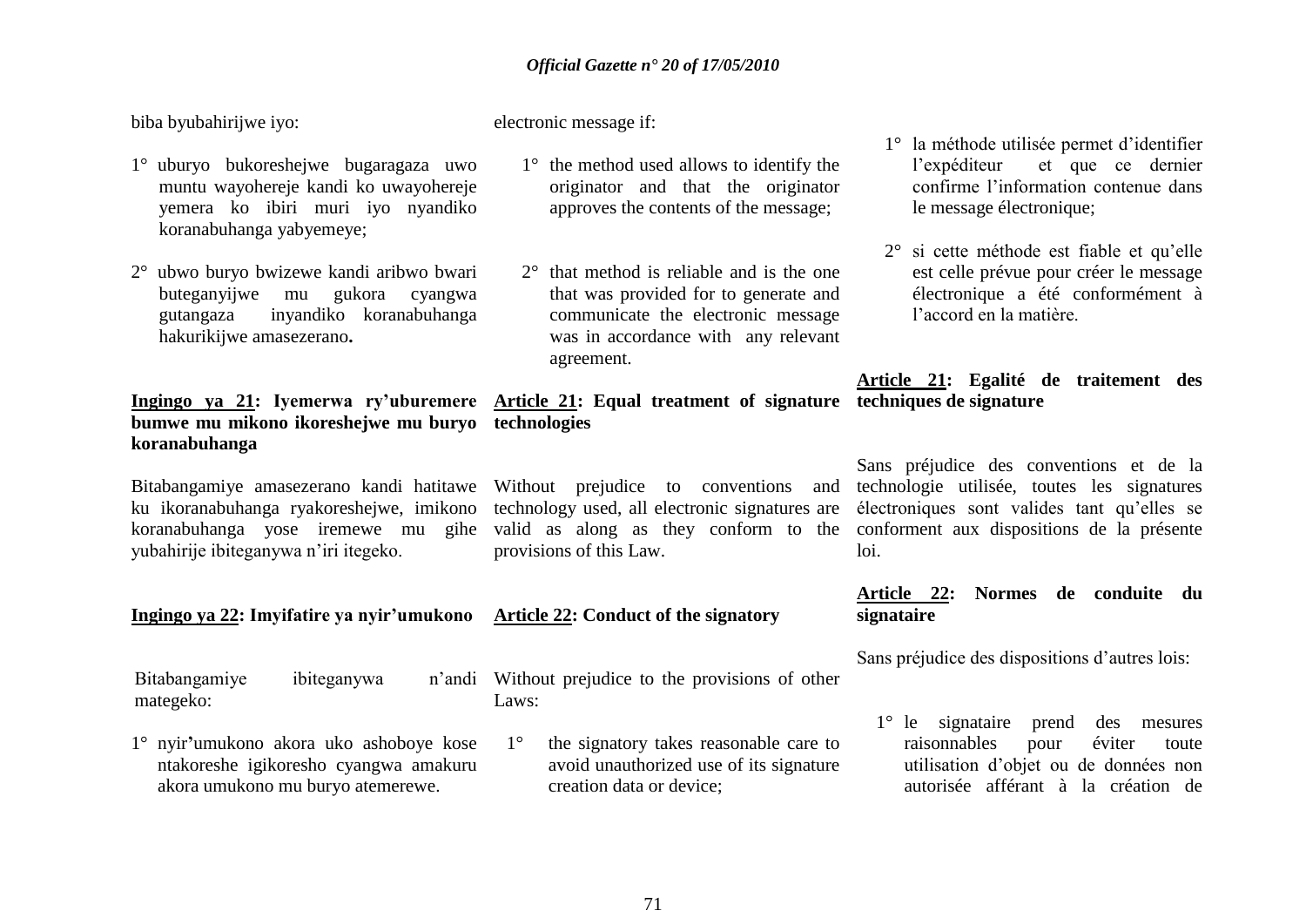biba byubahirijwe iyo:

1° uburyo bukoreshejwe bugaragaza uwo muntu wayohereje kandi ko uwayohereje yemera ko ibiri muri iyo nyandiko koranabuhanga yabyemeye;

2° ubwo buryo bwizewe kandi aribwo bwari buteganyijwe mu gukora cyangwa gutangaza inyandiko koranabuhanga hakurikijwe amasezerano**.**

**Ingingo ya 21: Iyemerwa ry'uburemere bumwe mu mikono ikoreshejwe mu buryo koranabuhanga**

Bitabangamiye amasezerano kandi hatitawe ku ikoranabuhanga ryakoreshejwe, imikono koranabuhanga yose iremewe mu gihe yubahirije ibiteganywa n'iri itegeko.

**Ingingo ya 22: Imyifatire ya nyir'umukono**

Bitabangamiye ibiteganywa n'andi mategeko:

1° nyir'umukono akora uko ashoboye kose ntakoreshe igikoresho cyangwa amakuru akora umukono mu buryo atemerewe.

electronic message if:

1° the method used allows to identify the originator and that the originator approves the contents of the message;

2° that method is reliable and is the one that was provided for to generate and communicate the electronic message was in accordance with any relevant agreement.

**Article 21: Equal treatment of signature technologies**

Without prejudice to conventions and technology used, all electronic signatures are valid as along as they conform to the provisions of this Law.

**Article 22: Conduct of the signatory**

Without prejudice to the provisions of other Laws:

1° the signatory takes reasonable care to avoid unauthorized use of its signature creation data or device;

1° la méthode utilisée permet d'identifier l'expéditeur et que ce dernier confirme l'information contenue dans le message électronique;

2° si cette méthode est fiable et qu'elle est celle prévue pour créer le message électronique a été conformément à l'accord en la matière.

**Article 21: Egalité de traitement des techniques de signature**

Sans préjudice des conventions et de la technologie utilisée, toutes les signatures électroniques sont valides tant qu'elles se conforment aux dispositions de la présente loi.

**Article 22: Normes de conduite du signataire**

Sans préjudice des dispositions d'autres lois:

1° le signataire prend des mesures raisonnables pour éviter toute utilisation d'objet ou de données non autorisée afférant à la création de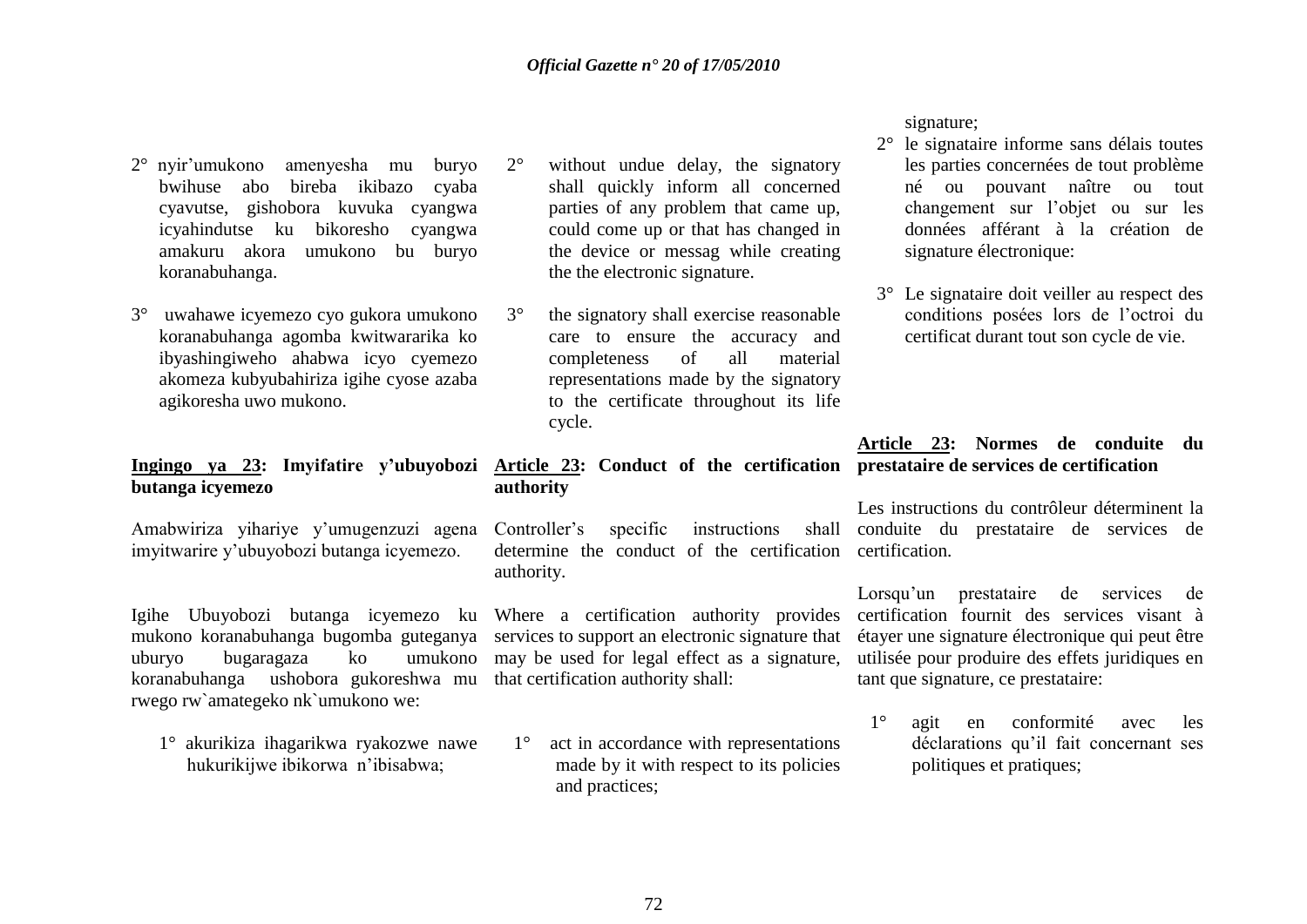2° nyir'umukono amenyesha mu buryo bwihuse abo bireba ikibazo cyaba cyavutse, gishobora kuvuka cyangwa icyahindutse ku bikoresho cyangwa amakuru akora umukono bu buryo koranabuhanga.

3° uwahawe icyemezo cyo gukora umukono koranabuhanga agomba kwitwararika ko ibyashingiweho ahabwa icyo cyemezo akomeza kubyubahiriza igihe cyose azaba agikoresha uwo mukono.

**Ingingo ya 23: Imyifatire y'ubuyobozi butanga icyemezo**

Amabwiriza yihariye y'umugenzuzi agena imyitwarire y'ubuyobozi butanga icyemezo.

Igihe Ubuyobozi butanga icyemezo ku mukono koranabuhanga bugomba guteganya uburyo bugaragaza ko umukono koranabuhanga ushobora gukoreshwa mu rwego rw`amategeko nk`umukono we:

1° akurikiza ihagarikwa ryakozwe nawe hukurikijwe ibikorwa n'ibisabwa;

2° without undue delay, the signatory shall quickly inform all concerned parties of any problem that came up, could come up or that has changed in the device or messag while creating the the electronic signature.

3° the signatory shall exercise reasonable care to ensure the accuracy and completeness of all material representations made by the signatory to the certificate throughout its life cycle.

**Article 23: Conduct of the certification authority**

Controller's specific instructions shall determine the conduct of the certification authority.

Where a certification authority provides services to support an electronic signature that may be used for legal effect as a signature, that certification authority shall:

1° act in accordance with representations made by it with respect to its policies and practices;

signature;

2° le signataire informe sans délais toutes les parties concernées de tout problème né ou pouvant naître ou tout changement sur l'objet ou sur les données afférant à la création de signature électronique:

3° Le signataire doit veiller au respect des conditions posées lors de l'octroi du certificat durant tout son cycle de vie.

**Article 23: Normes de conduite du prestataire de services de certification**

Les instructions du contrôleur déterminent la conduite du prestataire de services de certification.

Lorsqu'un prestataire de services de certification fournit des services visant à étayer une signature électronique qui peut être utilisée pour produire des effets juridiques en tant que signature, ce prestataire:

1° agit en conformité avec les déclarations qu'il fait concernant ses politiques et pratiques;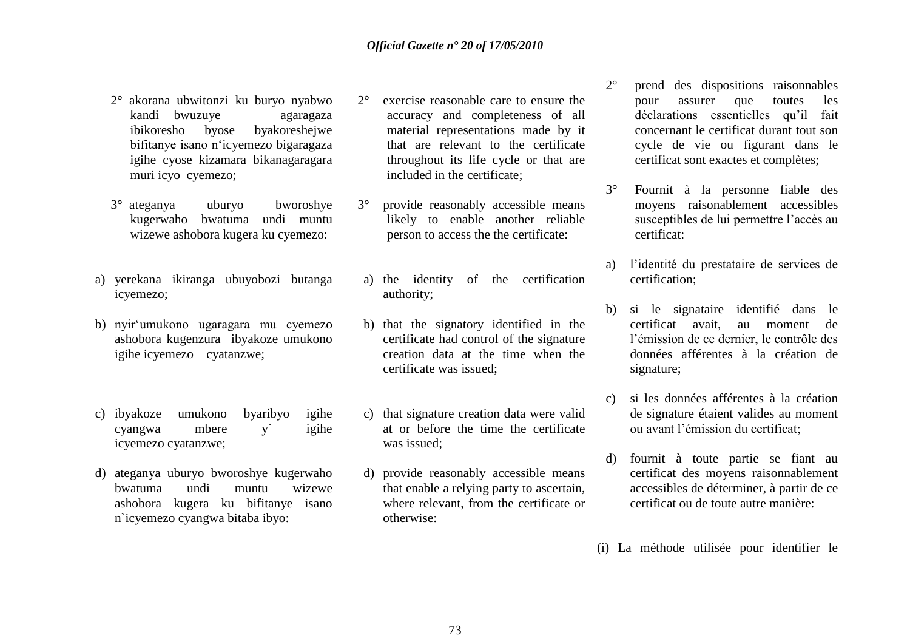2° akorana ubwitonzi ku buryo nyabwo kandi bwuzuye agaragaza ibikoresho byose byakoreshejwe bifitanye isano n'icyemezo bigaragaza igihe cyose kizamara bikanagaragara muri icyo cyemezo;

3° ateganya uburyo bworoshye kugerwaho bwatuma undi muntu wizewe ashobora kugera ku cyemezo:

a) yerekana ikiranga ubuyobozi butanga icyemezo;

b) nyir'umukono ugaragara mu cyemezo ashobora kugenzura ibyakoze umukono igihe icyemezo cyatanzwe;

c) ibyakoze umukono byaribyo igihe cyangwa mbere y` igihe icyemezo cyatanzwe;

d) ateganya uburyo bworoshye kugerwaho bwatuma undi muntu wizewe ashobora kugera ku bifitanye isano n`icyemezo cyangwa bitaba ibyo:

2° exercise reasonable care to ensure the accuracy and completeness of all material representations made by it that are relevant to the certificate throughout its life cycle or that are included in the certificate;

3° provide reasonably accessible means likely to enable another reliable person to access the the certificate:

a) the identity of the certification authority;

b) that the signatory identified in the certificate had control of the signature creation data at the time when the certificate was issued;

c) that signature creation data were valid at or before the time the certificate was issued;

d) provide reasonably accessible means that enable a relying party to ascertain, where relevant, from the certificate or otherwise:

2° prend des dispositions raisonnables pour assurer que toutes les déclarations essentielles qu'il fait concernant le certificat durant tout son cycle de vie ou figurant dans le certificat sont exactes et complètes;

3° Fournit à la personne fiable des moyens raisonablement accessibles susceptibles de lui permettre l'accès au certificat:

a) l'identité du prestataire de services de certification;

b) si le signataire identifié dans le certificat avait, au moment de l'émission de ce dernier, le contrôle des données afférentes à la création de signature;

c) si les données afférentes à la création de signature étaient valides au moment ou avant l'émission du certificat;

d) fournit à toute partie se fiant au certificat des moyens raisonnablement accessibles de déterminer, à partir de ce certificat ou de toute autre manière:

(i) La méthode utilisée pour identifier le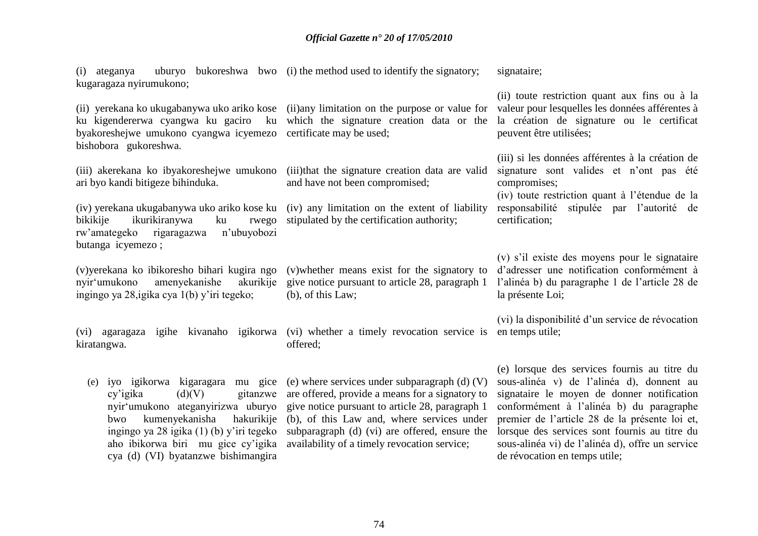(i) ateganya uburyo bukoreshwa bwo kugaragaza nyirumukono;

(ii) yerekana ko ukugabanywa uko ariko kose ku kigendererwa cyangwa ku gaciro ku byakoreshejwe umukono cyangwa icyemezo bishobora gukoreshwa.

(iii) akerekana ko ibyakoreshejwe umukono ari byo kandi bitigeze bihinduka.

(iv) yerekana ukugabanywa uko ariko kose ku bikikije ikurikiranywa ku rwego rw'amategeko rigaragazwa n'ubuyobozi butanga icyemezo ;

(v)yerekana ko ibikoresho bihari kugira ngo nyir'umukono amenyekanishe akurikije ingingo ya 28,igika cya 1(b) y'iri tegeko;

(vi) agaragaza igihe kivanaho igikorwa kiratangwa.

(e) iyo igikorwa kigaragara mu gice cy'igika (d)(V) gitanzwe nyir'umukono ateganyirizwa uburyo bwo kumenyekanisha hakurikije ingingo ya 28 igika (1) (b) y'iri tegeko aho ibikorwa biri mu gice cy'igika cya (d) (VI) byatanzwe bishimangira

(i) the method used to identify the signatory;

(ii)any limitation on the purpose or value for which the signature creation data or the certificate may be used;

(iii)that the signature creation data are valid and have not been compromised;

(iv) any limitation on the extent of liability stipulated by the certification authority;

(v)whether means exist for the signatory to give notice pursuant to article 28, paragraph 1 (b), of this Law;

(vi) whether a timely revocation service is offered;

(e) where services under subparagraph (d) (V) are offered, provide a means for a signatory to give notice pursuant to article 28, paragraph 1 (b), of this Law and, where services under subparagraph (d) (vi) are offered, ensure the availability of a timely revocation service;

signataire;

(ii) toute restriction quant aux fins ou à la valeur pour lesquelles les données afférentes à la création de signature ou le certificat peuvent être utilisées;

(iii) si les données afférentes à la création de signature sont valides et n'ont pas été compromises;

(iv) toute restriction quant à l'étendue de la responsabilité stipulée par l'autorité de certification;

(v) s'il existe des moyens pour le signataire d'adresser une notification conformément à l'alinéa b) du paragraphe 1 de l'article 28 de la présente Loi;

(vi) la disponibilité d'un service de révocation en temps utile;

(e) lorsque des services fournis au titre du sous-alinéa v) de l'alinéa d), donnent au signataire le moyen de donner notification conformément à l'alinéa b) du paragraphe premier de l'article 28 de la présente loi et, lorsque des services sont fournis au titre du sous-alinéa vi) de l'alinéa d), offre un service de révocation en temps utile;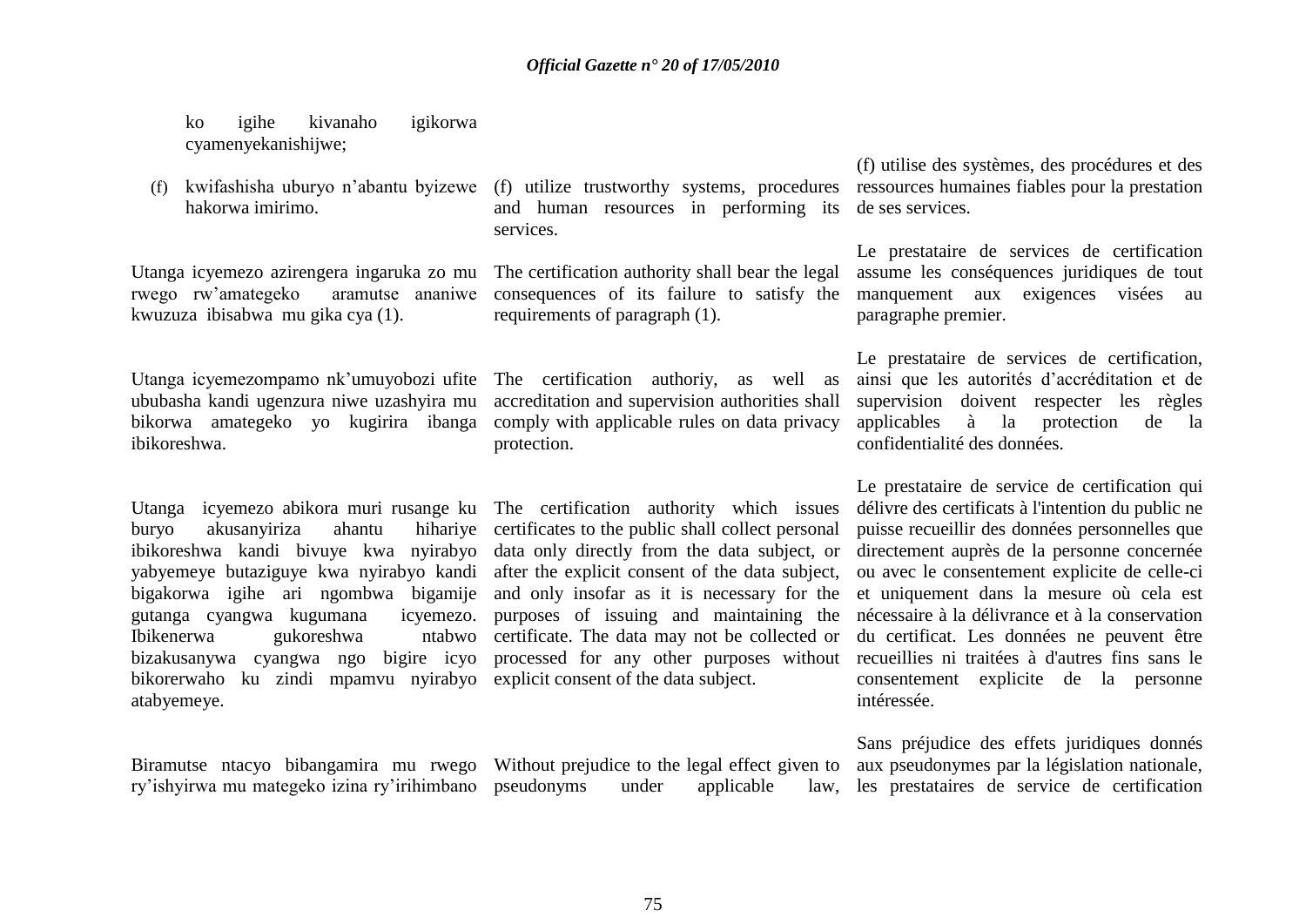ko igihe kivanaho igikorwa cyamenyekanishijwe;

(f) kwifashisha uburyo n'abantu byizewe hakorwa imirimo.

Utanga icyemezo azirengera ingaruka zo mu rwego rw'amategeko aramutse ananiwe kwuzuza ibisabwa mu gika cya (1).

Utanga icyemezompamo nk'umuyobozi ufite ububasha kandi ugenzura niwe uzashyira mu bikorwa amategeko yo kugirira ibanga ibikoreshwa.

Utanga icyemezo abikora muri rusange ku buryo akusanyiriza ahantu hihariye ibikoreshwa kandi bivuye kwa nyirabyo yabyemeye butaziguye kwa nyirabyo kandi bigakorwa igihe ari ngombwa bigamije gutanga cyangwa kugumana icyemezo. Ibikenerwa gukoreshwa ntabwo bizakusanywa cyangwa ngo bigire icyo bikorerwaho ku zindi mpamvu nyirabyo atabyemeye.

Biramutse ntacyo bibangamira mu rwego ry'ishyirwa mu mategeko izina ry'irihimbano

(f) utilize trustworthy systems, procedures and human resources in performing its services.

The certification authority shall bear the legal consequences of its failure to satisfy the requirements of paragraph (1).

The certification authoriy, as well as accreditation and supervision authorities shall comply with applicable rules on data privacy protection.

The certification authority which issues certificates to the public shall collect personal data only directly from the data subject, or after the explicit consent of the data subject, and only insofar as it is necessary for the purposes of issuing and maintaining the certificate. The data may not be collected or processed for any other purposes without explicit consent of the data subject.

Without prejudice to the legal effect given to pseudonyms under applicable law,

(f) utilise des systèmes, des procédures et des ressources humaines fiables pour la prestation de ses services.

Le prestataire de services de certification assume les conséquences juridiques de tout manquement aux exigences visées au paragraphe premier.

Le prestataire de services de certification, ainsi que les autorités d'accréditation et de supervision doivent respecter les règles applicables à la protection de la confidentialité des données.

Le prestataire de service de certification qui délivre des certificats à l'intention du public ne puisse recueillir des données personnelles que directement auprès de la personne concernée ou avec le consentement explicite de celle-ci et uniquement dans la mesure où cela est nécessaire à la délivrance et à la conservation du certificat. Les données ne peuvent être recueillies ni traitées à d'autres fins sans le consentement explicite de la personne intéressée.

Sans préjudice des effets juridiques donnés aux pseudonymes par la législation nationale, les prestataires de service de certification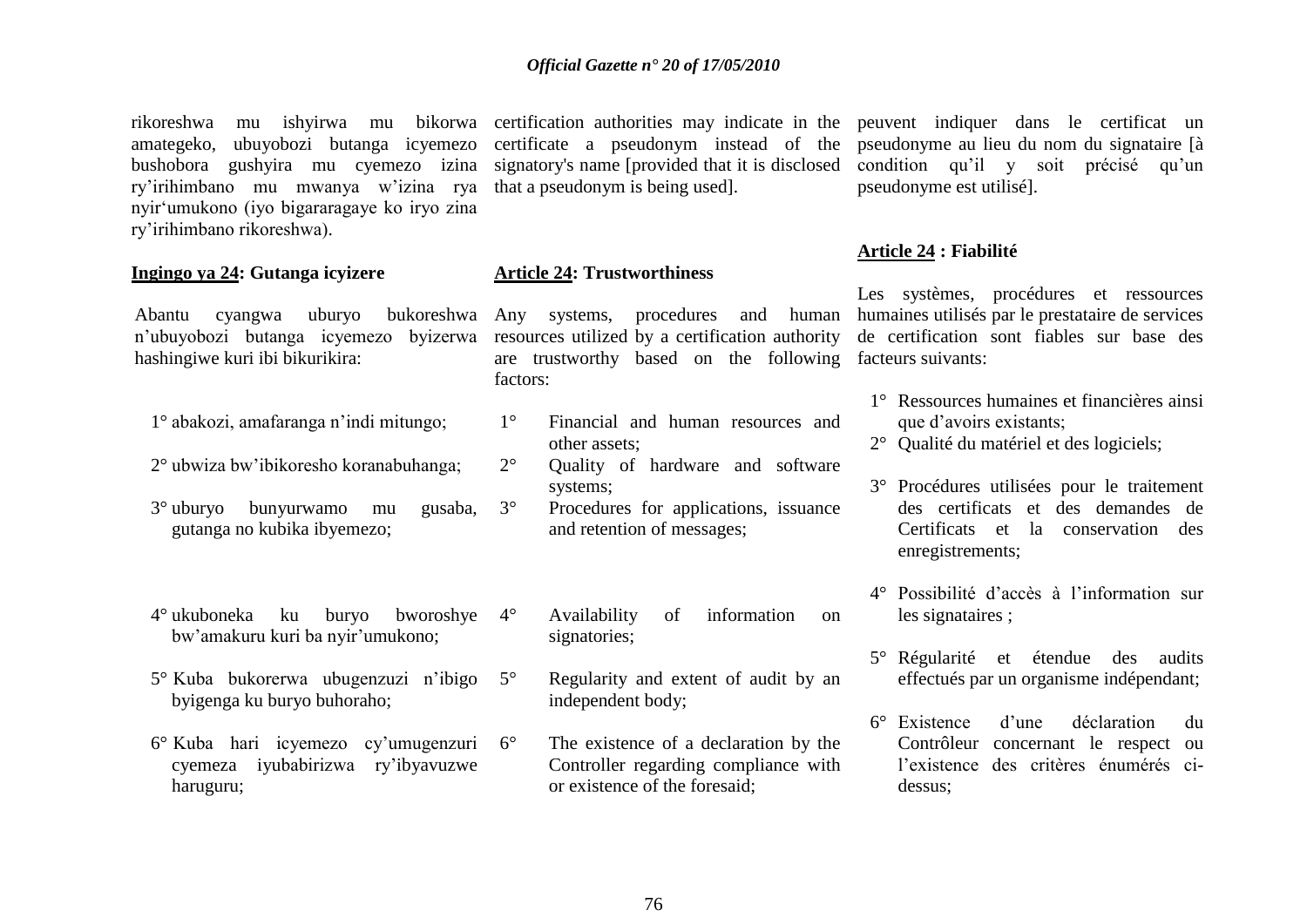rikoreshwa mu ishyirwa mu bikorwa amategeko, ubuyobozi butanga icyemezo bushobora gushyira mu cyemezo izina ry'irihimbano mu mwanya w'izina rya nyir'umukono (iyo bigararagaye ko iryo zina ry'irihimbano rikoreshwa).

**Ingingo ya 24: Gutanga icyizere**

Abantu cyangwa uburyo bukoreshwa n'ubuyobozi butanga icyemezo byizerwa hashingiwe kuri ibi bikurikira:

1° abakozi, amafaranga n'indi mitungo;

2° ubwiza bw'ibikoresho koranabuhanga;

3° uburyo bunyurwamo mu gusaba, gutanga no kubika ibyemezo;

4° ukuboneka ku buryo bworoshye bw'amakuru kuri ba nyir'umukono;

5° Kuba bukorerwa ubugenzuzi n'ibigo byigenga ku buryo buhoraho;

6° Kuba hari icyemezo cy'umugenzuri cyemeza iyubabirizwa ry'ibyavuzwe haruguru;

certification authorities may indicate in the certificate a pseudonym instead of the signatory's name [provided that it is disclosed that a pseudonym is being used].

**Article 24: Trustworthiness**

Any systems, procedures and human resources utilized by a certification authority are trustworthy based on the following factors:

1° Financial and human resources and other assets;

2° Quality of hardware and software systems;

3° Procedures for applications, issuance and retention of messages;

4° Availability of information on signatories;

5° Regularity and extent of audit by an independent body;

6° The existence of a declaration by the Controller regarding compliance with or existence of the foresaid;

peuvent indiquer dans le certificat un pseudonyme au lieu du nom du signataire [à condition qu'il y soit précisé qu'un pseudonyme est utilisé].

**Article 24 : Fiabilité**

Les systèmes, procédures et ressources humaines utilisés par le prestataire de services de certification sont fiables sur base des facteurs suivants:

1° Ressources humaines et financières ainsi que d'avoirs existants;

2° Qualité du matériel et des logiciels;

3° Procédures utilisées pour le traitement des certificats et des demandes de Certificats et la conservation des enregistrements;

4° Possibilité d'accès à l'information sur les signataires ;

5° Régularité et étendue des audits effectués par un organisme indépendant;

6° Existence d'une déclaration du Contrôleur concernant le respect ou l'existence des critères énumérés ci-dessus;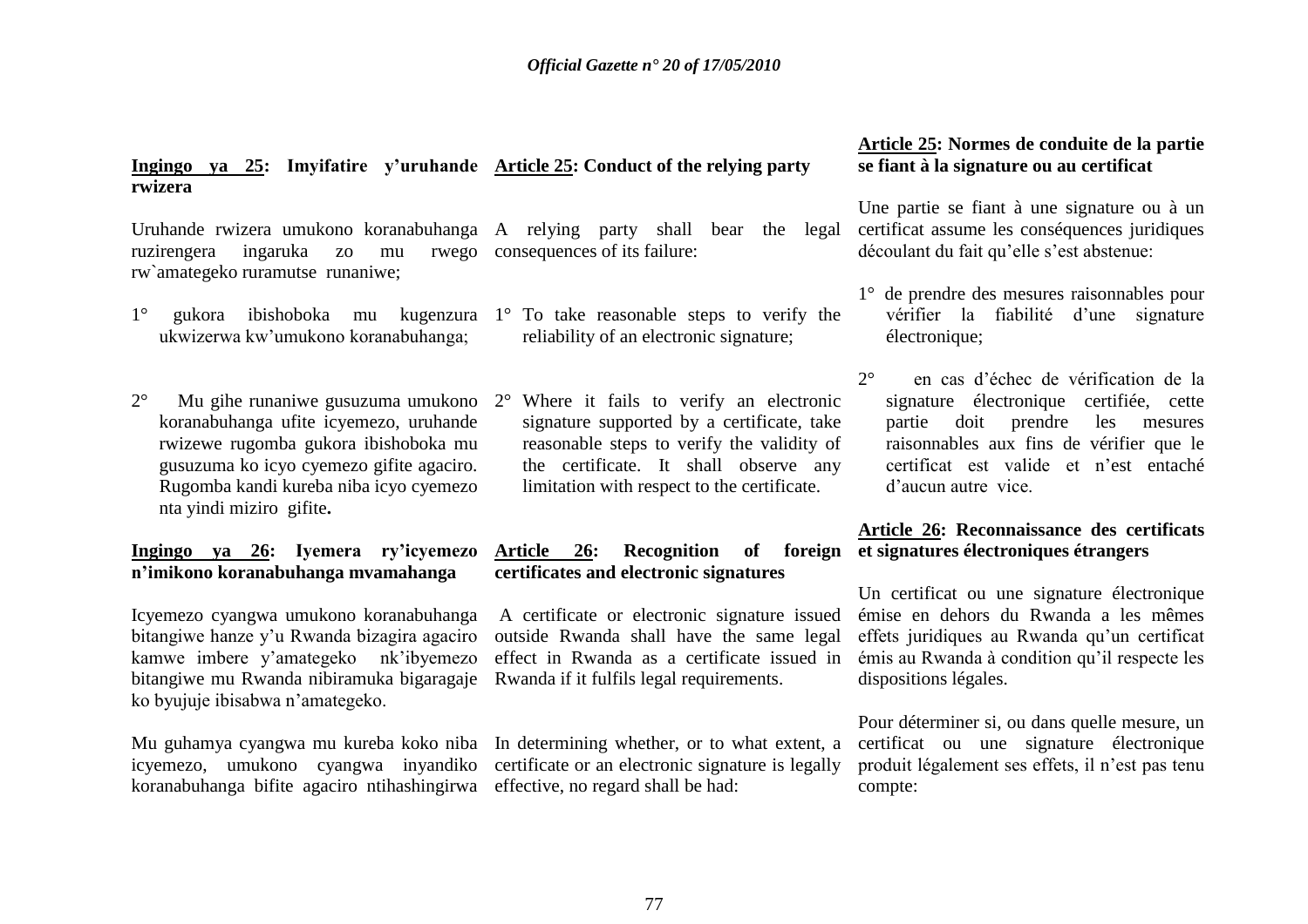**Ingingo ya 25: Imyifatire y'uruhande rwizera**

Uruhande rwizera umukono koranabuhanga ruzirengera ingaruka zo mu rwego rw`amategeko ruramutse runaniwe;

1° gukora ibishoboka mu kugenzura ukwizerwa kw'umukono koranabuhanga;

2° Mu gihe runaniwe gusuzuma umukono koranabuhanga ufite icyemezo, uruhande rwizewe rugomba gukora ibishoboka mu gusuzuma ko icyo cyemezo gifite agaciro. Rugomba kandi kureba niba icyo cyemezo nta yindi miziro gifite**.**

**Ingingo ya 26: Iyemera ry'icyemezo n'imikono koranabuhanga mvamahanga**

Icyemezo cyangwa umukono koranabuhanga bitangiwe hanze y'u Rwanda bizagira agaciro kamwe imbere y'amategeko nk'ibyemezo bitangiwe mu Rwanda nibiramuka bigaragaje ko byujuje ibisabwa n'amategeko.

Mu guhamya cyangwa mu kureba koko niba icyemezo, umukono cyangwa inyandiko koranabuhanga bifite agaciro ntihashingirwa

**Article 25: Conduct of the relying party**

A relying party shall bear the legal consequences of its failure:

1° To take reasonable steps to verify the reliability of an electronic signature;

2° Where it fails to verify an electronic signature supported by a certificate, take reasonable steps to verify the validity of the certificate. It shall observe any limitation with respect to the certificate.

**Article 26: Recognition of foreign certificates and electronic signatures**

A certificate or electronic signature issued outside Rwanda shall have the same legal effect in Rwanda as a certificate issued in Rwanda if it fulfils legal requirements.

In determining whether, or to what extent, a certificate or an electronic signature is legally effective, no regard shall be had:

**Article 25: Normes de conduite de la partie se fiant à la signature ou au certificat**

Une partie se fiant à une signature ou à un certificat assume les conséquences juridiques découlant du fait qu'elle s'est abstenue:

1° de prendre des mesures raisonnables pour vérifier la fiabilité d'une signature électronique;

2° en cas d'échec de vérification de la signature électronique certifiée, cette partie doit prendre les mesures raisonnables aux fins de vérifier que le certificat est valide et n'est entaché d'aucun autre vice.

**Article 26: Reconnaissance des certificats et signatures électroniques étrangers**

Un certificat ou une signature électronique émise en dehors du Rwanda a les mêmes effets juridiques au Rwanda qu'un certificat émis au Rwanda à condition qu'il respecte les dispositions légales.

Pour déterminer si, ou dans quelle mesure, un certificat ou une signature électronique produit légalement ses effets, il n'est pas tenu compte: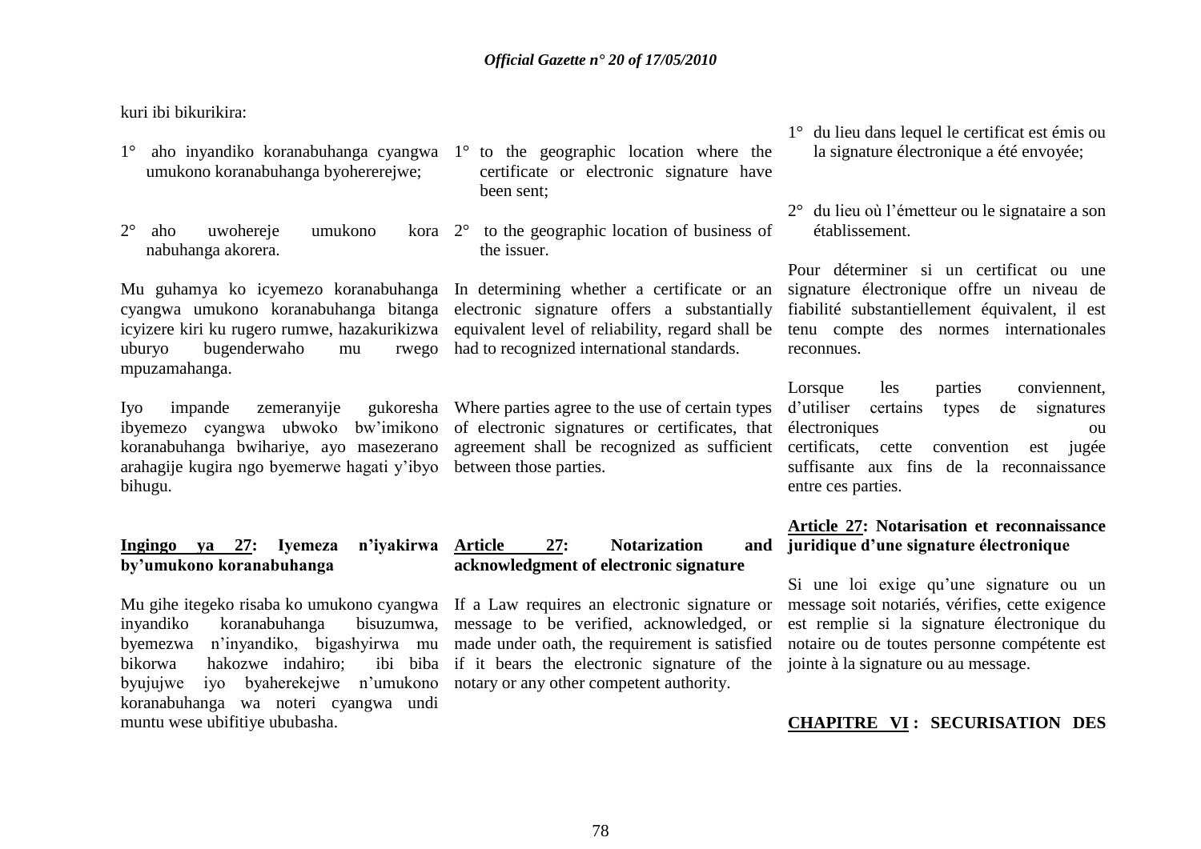kuri ibi bikurikira:

1° aho inyandiko koranabuhanga cyangwa umukono koranabuhanga byohererejwe;

2° aho uwohereje umukono kora nabuhanga akorera.

Mu guhamya ko icyemezo koranabuhanga cyangwa umukono koranabuhanga bitanga icyizere kiri ku rugero rumwe, hazakurikizwa uburyo bugenderwaho mu rwego mpuzamahanga.

Iyo impande zemeranyije gukoresha ibyemezo cyangwa ubwoko bw'imikono koranabuhanga bwihariye, ayo masezerano arahagije kugira ngo byemerwe hagati y'ibyo bihugu.

**Ingingo ya 27: Iyemeza n'iyakirwa by'umukono koranabuhanga**

Mu gihe itegeko risaba ko umukono cyangwa inyandiko koranabuhanga bisuzumwa, byemezwa n'inyandiko, bigashyirwa mu bikorwa hakozwe indahiro; ibi biba byujujwe iyo byaherekejwe n'umukono koranabuhanga wa noteri cyangwa undi muntu wese ubifitiye ububasha.

1° to the geographic location where the certificate or electronic signature have been sent;

2° to the geographic location of business of the issuer.

In determining whether a certificate or an electronic signature offers a substantially equivalent level of reliability, regard shall be had to recognized international standards.

Where parties agree to the use of certain types of electronic signatures or certificates, that agreement shall be recognized as sufficient between those parties.

**Article 27: Notarization and acknowledgment of electronic signature**

If a Law requires an electronic signature or message to be verified, acknowledged, or made under oath, the requirement is satisfied if it bears the electronic signature of the notary or any other competent authority.

1° du lieu dans lequel le certificat est émis ou la signature électronique a été envoyée;

2° du lieu où l'émetteur ou le signataire a son établissement.

Pour déterminer si un certificat ou une signature électronique offre un niveau de fiabilité substantiellement équivalent, il est tenu compte des normes internationales reconnues.

Lorsque les parties conviennent, d'utiliser certains types de signatures électroniques ou certificats, cette convention est jugée suffisante aux fins de la reconnaissance entre ces parties.

**Article 27: Notarisation et reconnaissance juridique d'une signature électronique**

Si une loi exige qu'une signature ou un message soit notariés, vérifies, cette exigence est remplie si la signature électronique du notaire ou de toutes personne compétente est jointe à la signature ou au message.

**CHAPITRE VI : SECURISATION DES**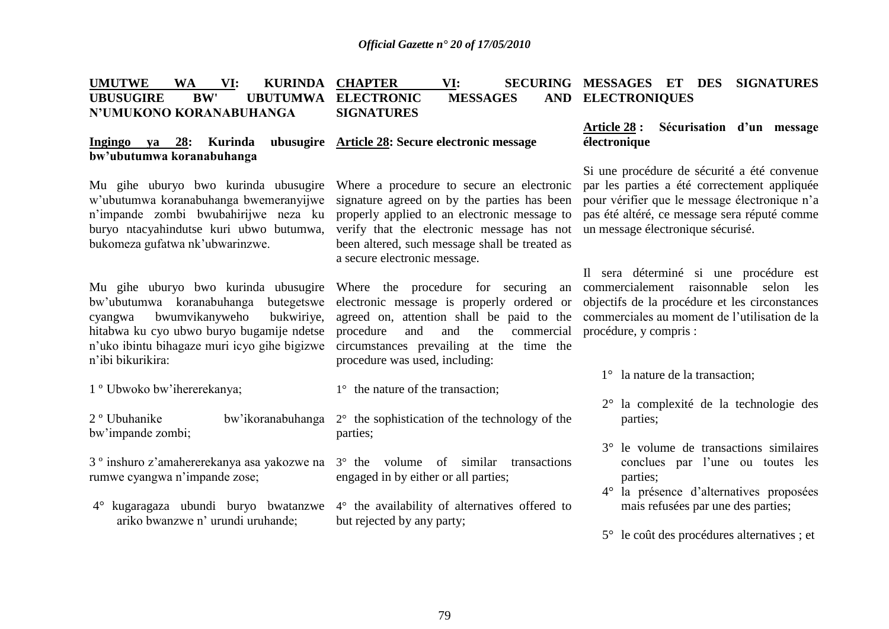## UMUTWE WA VI: KURINDA UBUSUGIRE BW' UBUTUMWA N'UMUKONO KORANABUHANGA

### Ingingo ya 28: Kurinda ubusugire bw'ubutumwa koranabuhanga

Mu gihe uburyo bwo kurinda ubusugire w'ubutumwa koranabuhanga bwemeranyijwe n'impande zombi bwubahirijwe neza ku buryo ntacyahindutse kuri ubwo butumwa, bukomeza gufatwa nk'ubwarinzwe.

Mu gihe uburyo bwo kurinda ubusugire bw'ubutumwa koranabuhanga butegetswe cyangwa bwumvikanyweho bukwiriye, hitabwa ku cyo ubwo buryo bugamije ndetse n'uko ibintu bihagaze muri icyo gihe bigizwe n'ibi bikurikira:

1 º Ubwoko bw'ihererekanya;

2 º Ubuhanike bw'ikoranabuhanga bw'impande zombi;

3 º inshuro z'amahererekanya asa yakozwe na rumwe cyangwa n'impande zose;

4° kugaragaza ubundi buryo bwatanzwe ariko bwanzwe n' urundi uruhande;

## CHAPTER VI: SECURING ELECTRONIC MESSAGES AND SIGNATURES

### Article 28: Secure electronic message

Where a procedure to secure an electronic signature agreed on by the parties has been properly applied to an electronic message to verify that the electronic message has not been altered, such message shall be treated as a secure electronic message.

Where the procedure for securing an electronic message is properly ordered or agreed on, attention shall be paid to the procedure and and the commercial circumstances prevailing at the time the procedure was used, including:

1° the nature of the transaction;

2° the sophistication of the technology of the parties;

3° the volume of similar transactions engaged in by either or all parties;

4° the availability of alternatives offered to but rejected by any party;

## MESSAGES ET DES SIGNATURES ELECTRONIQUES

### Article 28 : Sécurisation d'un message électronique

Si une procédure de sécurité a été convenue par les parties a été correctement appliquée pour vérifier que le message électronique n'a pas été altéré, ce message sera réputé comme un message électronique sécurisé.

Il sera déterminé si une procédure est commercialement raisonnable selon les objectifs de la procédure et les circonstances commerciales au moment de l'utilisation de la procédure, y compris :

1° la nature de la transaction;

2° la complexité de la technologie des parties;

3° le volume de transactions similaires conclues par l'une ou toutes les parties;

4° la présence d'alternatives proposées mais refusées par une des parties;

5° le coût des procédures alternatives ; et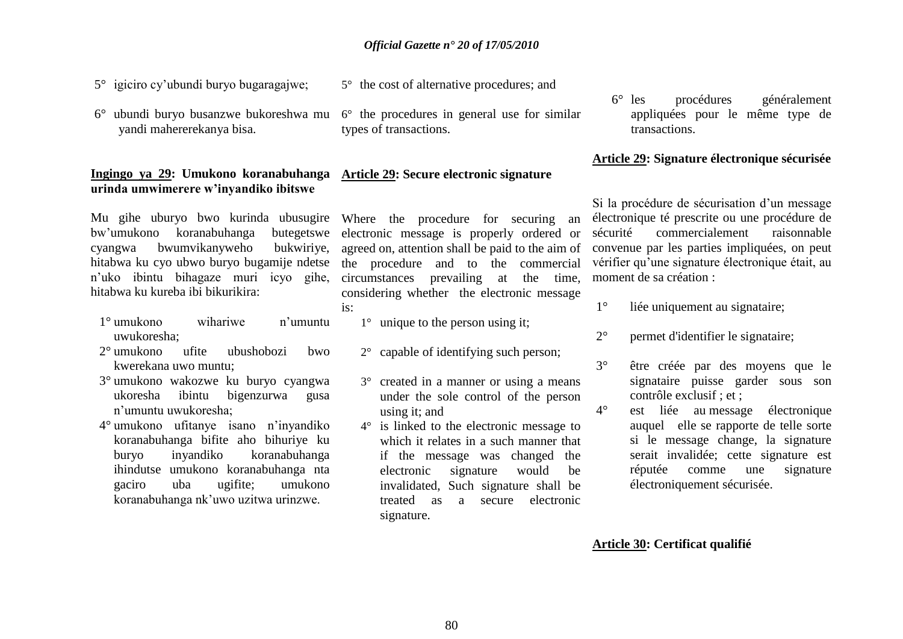5° igiciro cy'ubundi buryo bugaragajwe;

6° ubundi buryo busanzwe bukoreshwa mu yandi mahererekanya bisa.

**Ingingo ya 29: Umukono koranabuhanga urinda umwimerere w'inyandiko ibitswe**

Mu gihe uburyo bwo kurinda ubusugire bw'umukono koranabuhanga butegetswe cyangwa bwumvikanyweho bukwiriye, hitabwa ku cyo ubwo buryo bugamije ndetse n'uko ibintu bihagaze muri icyo gihe, hitabwa ku kureba ibi bikurikira:

1° umukono wihariwe n'umuntu uwukoresha;

2° umukono ufite ubushobozi bwo kwerekana uwo muntu;

3° umukono wakozwe ku buryo cyangwa ukoresha ibintu bigenzurwa gusa n'umuntu uwukoresha;

4° umukono ufitanye isano n'inyandiko koranabuhanga bifite aho bihuriye ku buryo inyandiko koranabuhanga ihindutse umukono koranabuhanga nta gaciro uba ugifite; umukono koranabuhanga nk'uwo uzitwa urinzwe.

5° the cost of alternative procedures; and

6° the procedures in general use for similar types of transactions.

**Article 29: Secure electronic signature**

Where the procedure for securing an electronic message is properly ordered or agreed on, attention shall be paid to the aim of the procedure and to the commercial circumstances prevailing at the time, considering whether the electronic message is:

1° unique to the person using it;

2° capable of identifying such person;

3° created in a manner or using a means under the sole control of the person using it; and

4° is linked to the electronic message to which it relates in a such manner that if the message was changed the electronic signature would be invalidated, Such signature shall be treated as a secure electronic signature.

6° les procédures généralement appliquées pour le même type de transactions.

**Article 29: Signature électronique sécurisée**

Si la procédure de sécurisation d'un message électronique té prescrite ou une procédure de sécurité commercialement raisonnable convenue par les parties impliquées, on peut vérifier qu'une signature électronique était, au moment de sa création :

1° liée uniquement au signataire;

2° permet d'identifier le signataire;

3° être créée par des moyens que le signataire puisse garder sous son contrôle exclusif ; et ;

4° est liée au message électronique auquel elle se rapporte de telle sorte si le message change, la signature serait invalidée; cette signature est réputée comme une signature électroniquement sécurisée.

**Article 30: Certificat qualifié**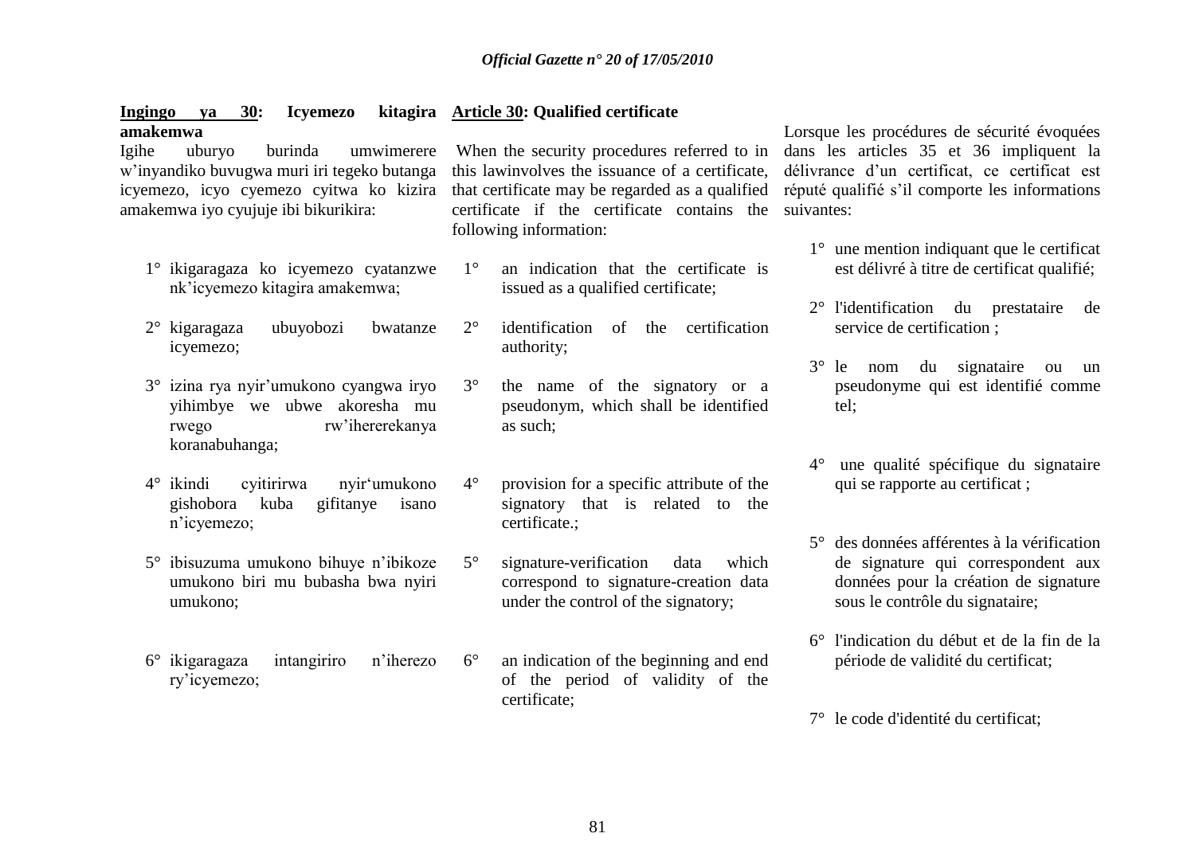**Ingingo ya 30: Icyemezo kitagira amakemwa**

Igihe uburyo burinda umwimerere w'inyandiko buvugwa muri iri tegeko butanga icyemezo, icyo cyemezo cyitwa ko kizira amakemwa iyo cyujuje ibi bikurikira:

1° ikigaragaza ko icyemezo cyatanzwe nk'icyemezo kitagira amakemwa;

2° kigaragaza ubuyobozi bwatanze icyemezo;

3° izina rya nyir'umukono cyangwa iryo yihimbye we ubwe akoresha mu rwego rw'ihererekanya koranabuhanga;

4° ikindi cyitirirwa nyir'umukono gishobora kuba gifitanye isano n'icyemezo;

5° ibisuzuma umukono bihuye n'ibikoze umukono biri mu bubasha bwa nyiri umukono;

6° ikigaragaza intangiriro n'iherezo ry'icyemezo;

**Article 30: Qualified certificate**

When the security procedures referred to in this lawinvolves the issuance of a certificate, that certificate may be regarded as a qualified certificate if the certificate contains the following information:

1° an indication that the certificate is issued as a qualified certificate;

2° identification of the certification authority;

3° the name of the signatory or a pseudonym, which shall be identified as such;

4° provision for a specific attribute of the signatory that is related to the certificate.;

5° signature-verification data which correspond to signature-creation data under the control of the signatory;

6° an indication of the beginning and end of the period of validity of the certificate;

Lorsque les procédures de sécurité évoquées dans les articles 35 et 36 impliquent la délivrance d'un certificat, ce certificat est réputé qualifié s'il comporte les informations suivantes:

1° une mention indiquant que le certificat est délivré à titre de certificat qualifié;

2° l'identification du prestataire de service de certification ;

3° le nom du signataire ou un pseudonyme qui est identifié comme tel;

4° une qualité spécifique du signataire qui se rapporte au certificat ;

5° des données afférentes à la vérification de signature qui correspondent aux données pour la création de signature sous le contrôle du signataire;

6° l'indication du début et de la fin de la période de validité du certificat;

7° le code d'identité du certificat;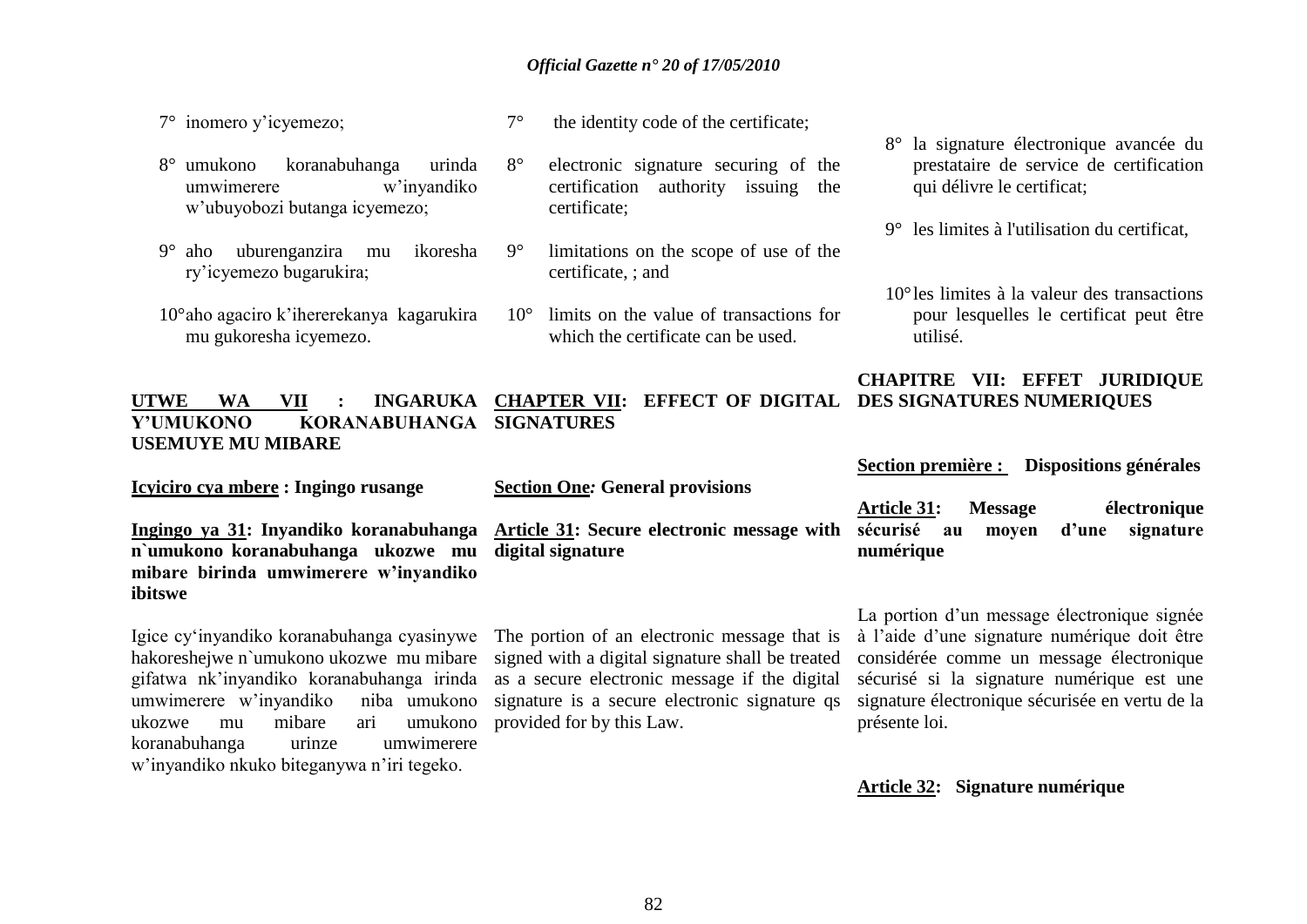7° inomero y'icyemezo;

8° umukono koranabuhanga urinda umwimerere w'inyandiko w'ubuyobozi butanga icyemezo;

9° aho uburenganzira mu ikoresha ry'icyemezo bugarukira;

10° aho agaciro k'ihererekanya kagarukira mu gukoresha icyemezo.

## UTWE WA VII : INGARUKA Y'UMUKONO KORANABUHANGA USEMUYE MU MIBARE

### Icyiciro cya mbere : Ingingo rusange

#### Ingingo ya 31: Inyandiko koranabuhanga n`umukono koranabuhanga ukozwe mu mibare birinda umwimerere w'inyandiko ibitswe

Igice cy'inyandiko koranabuhanga cyasinywe hakoreshejwe n`umukono ukozwe mu mibare gifatwa nk'inyandiko koranabuhanga irinda umwimerere w'inyandiko niba umukono ukozwe mu mibare ari umukono koranabuhanga urinze umwimerere w'inyandiko nkuko biteganywa n'iri tegeko.

7° the identity code of the certificate;

8° electronic signature securing of the certification authority issuing the certificate;

9° limitations on the scope of use of the certificate, ; and

10° limits on the value of transactions for which the certificate can be used.

## CHAPTER VII: EFFECT OF DIGITAL SIGNATURES

### Section One: General provisions

#### Article 31: Secure electronic message with digital signature

The portion of an electronic message that is signed with a digital signature shall be treated as a secure electronic message if the digital signature is a secure electronic signature qs provided for by this Law.

8° la signature électronique avancée du prestataire de service de certification qui délivre le certificat;

9° les limites à l'utilisation du certificat,

10° les limites à la valeur des transactions pour lesquelles le certificat peut être utilisé.

## CHAPITRE VII: EFFET JURIDIQUE DES SIGNATURES NUMERIQUES

### Section première : Dispositions générales

#### Article 31: Message électronique sécurisé au moyen d'une signature numérique

La portion d'un message électronique signée à l'aide d'une signature numérique doit être considérée comme un message électronique sécurisé si la signature numérique est une signature électronique sécurisée en vertu de la présente loi.

#### Article 32: Signature numérique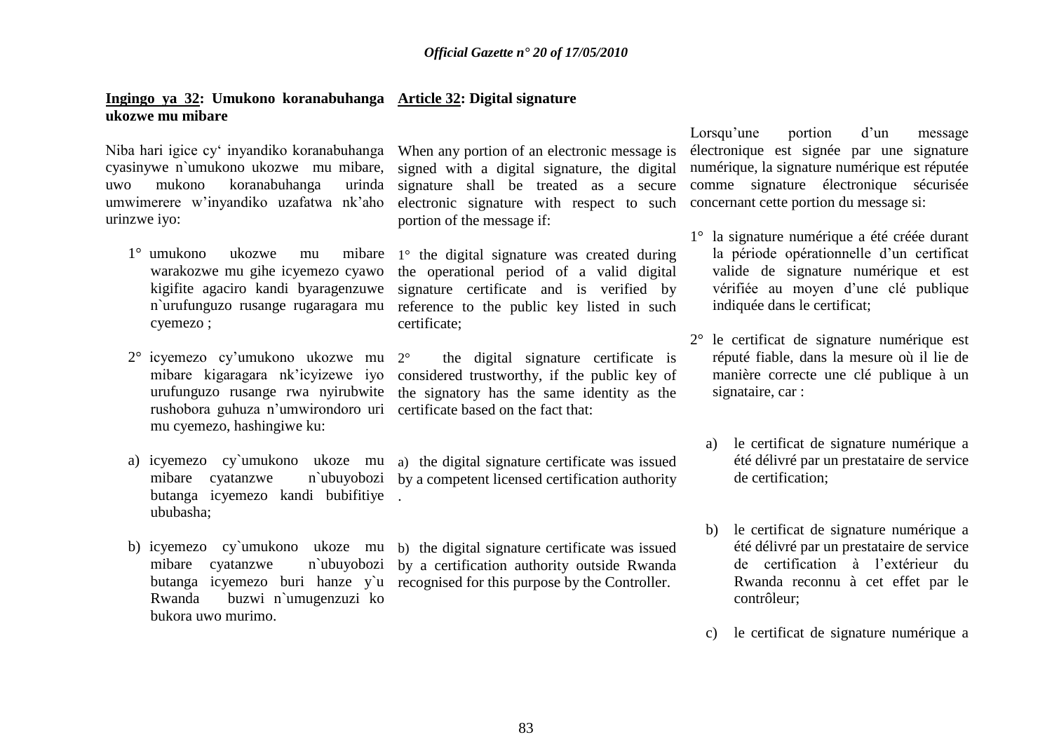**Ingingo ya 32: Umukono koranabuhanga ukozwe mu mibare**

Niba hari igice cy' inyandiko koranabuhanga cyasinywe n`umukono ukozwe mu mibare, uwo mukono koranabuhanga urinda umwimerere w'inyandiko uzafatwa nk'aho urinzwe iyo:

1° umukono ukozwe mu mibare warakozwe mu gihe icyemezo cyawo kigifite agaciro kandi byaragenzuwe n`urufunguzo rusange rugaragara mu cyemezo ;

2° icyemezo cy'umukono ukozwe mu mibare kigaragara nk'icyizewe iyo urufunguzo rusange rwa nyirubwite rushobora guhuza n'umwirondoro uri mu cyemezo, hashingiwe ku:

a) icyemezo cy`umukono ukoze mu mibare cyatanzwe n`ubuyobozi butanga icyemezo kandi bubifitiye ububasha;

b) icyemezo cy`umukono ukoze mu mibare cyatanzwe n`ubuyobozi butanga icyemezo buri hanze y`u Rwanda buzwi n`umugenzuzi ko bukora uwo murimo.

**Article 32: Digital signature**

When any portion of an electronic message is signed with a digital signature, the digital signature shall be treated as a secure electronic signature with respect to such portion of the message if:

1° the digital signature was created during the operational period of a valid digital signature certificate and is verified by reference to the public key listed in such certificate;

2° the digital signature certificate is considered trustworthy, if the public key of the signatory has the same identity as the certificate based on the fact that:

a) the digital signature certificate was issued by a competent licensed certification authority .

b) the digital signature certificate was issued by a certification authority outside Rwanda recognised for this purpose by the Controller.

Lorsqu'une portion d'un message électronique est signée par une signature numérique, la signature numérique est réputée comme signature électronique sécurisée concernant cette portion du message si:

1° la signature numérique a été crééе durant la période opérationnelle d'un certificat valide de signature numérique et est vérifiée au moyen d'une clé publique indiquée dans le certificat;

2° le certificat de signature numérique est réputé fiable, dans la mesure où il lie de manière correcte une clé publique à un signataire, car :

a) le certificat de signature numérique a été délivré par un prestataire de service de certification;

b) le certificat de signature numérique a été délivré par un prestataire de service de certification à l'extérieur du Rwanda reconnu à cet effet par le contrôleur;

c) le certificat de signature numérique a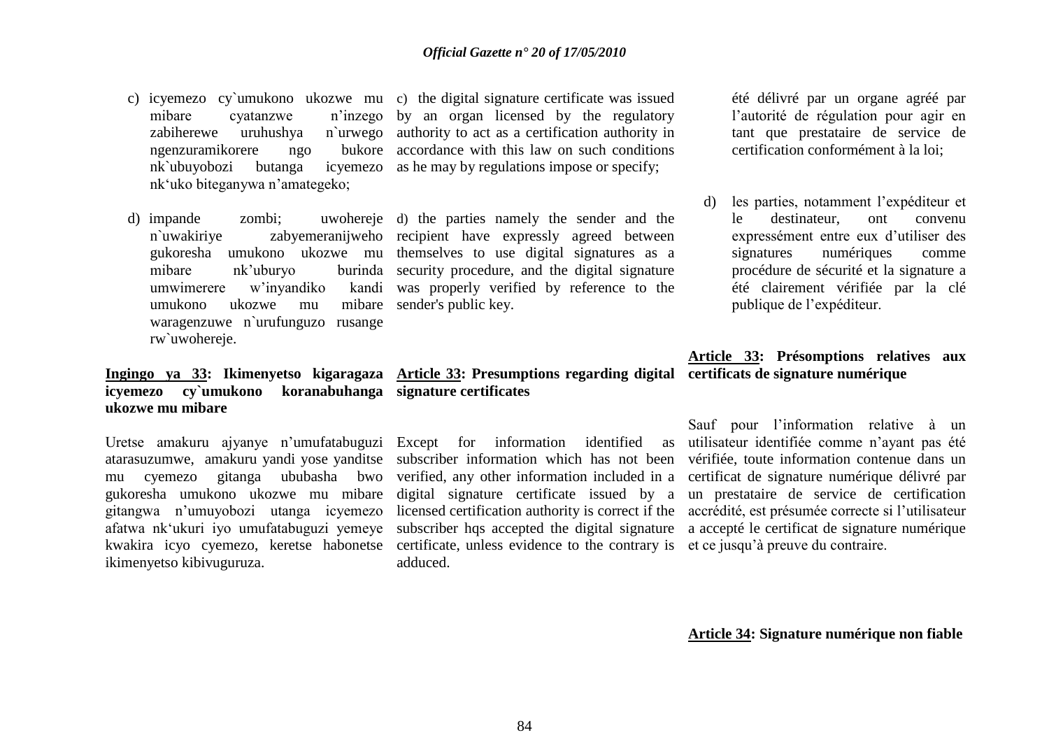c) icyemezo cy`umukono ukozwe mu mibare cyatanzwe n'inzego zabiherewe uruhushya n`urwego ngenzuramikorere ngo bukore nk`ubuyobozi butanga icyemezo nk'uko biteganywa n'amategeko;

d) impande zombi; uwohereje n`uwakiriye zabyemeranijweho gukoresha umukono ukozwe mu mibare nk'uburyo burinda umwimerere w'inyandiko kandi umukono ukozwe mu mibare waragenzuwe n`urufunguzo rusange rw`uwohereje.

**Ingingo ya 33: Ikimenyetso kigaragaza icyemezo cy`umukono koranabuhanga ukozwe mu mibare**

Uretse amakuru ajyanye n'umufatabuguzi atarasuzumwe, amakuru yandi yose yanditse mu cyemezo gitanga ububasha bwo gukoresha umukono ukozwe mu mibare gitangwa n'umuyobozi utanga icyemezo afatwa nk'ukuri iyo umufatabuguzi yemeye kwakira icyo cyemezo, keretse habonetse ikimenyetso kibivuguruza.

c) the digital signature certificate was issued by an organ licensed by the regulatory authority to act as a certification authority in accordance with this law on such conditions as he may by regulations impose or specify;

d) the parties namely the sender and the recipient have expressly agreed between themselves to use digital signatures as a security procedure, and the digital signature was properly verified by reference to the sender's public key.

**Article 33: Presumptions regarding digital signature certificates**

Except for information identified as subscriber information which has not been verified, any other information included in a digital signature certificate issued by a licensed certification authority is correct if the subscriber hqs accepted the digital signature certificate, unless evidence to the contrary is adduced.

été délivré par un organe agréé par l'autorité de régulation pour agir en tant que prestataire de service de certification conformément à la loi;

d) les parties, notamment l'expéditeur et le destinateur, ont convenu expressément entre eux d'utiliser des signatures numériques comme procédure de sécurité et la signature a été clairement vérifiée par la clé publique de l'expéditeur.

**Article 33: Présomptions relatives aux certificats de signature numérique**

Sauf pour l'information relative à un utilisateur identifiée comme n'ayant pas été vérifiée, toute information contenue dans un certificat de signature numérique délivré par un prestataire de service de certification accrédité, est présumée correcte si l'utilisateur a accepté le certificat de signature numérique et ce jusqu'à preuve du contraire.

**Article 34: Signature numérique non fiable**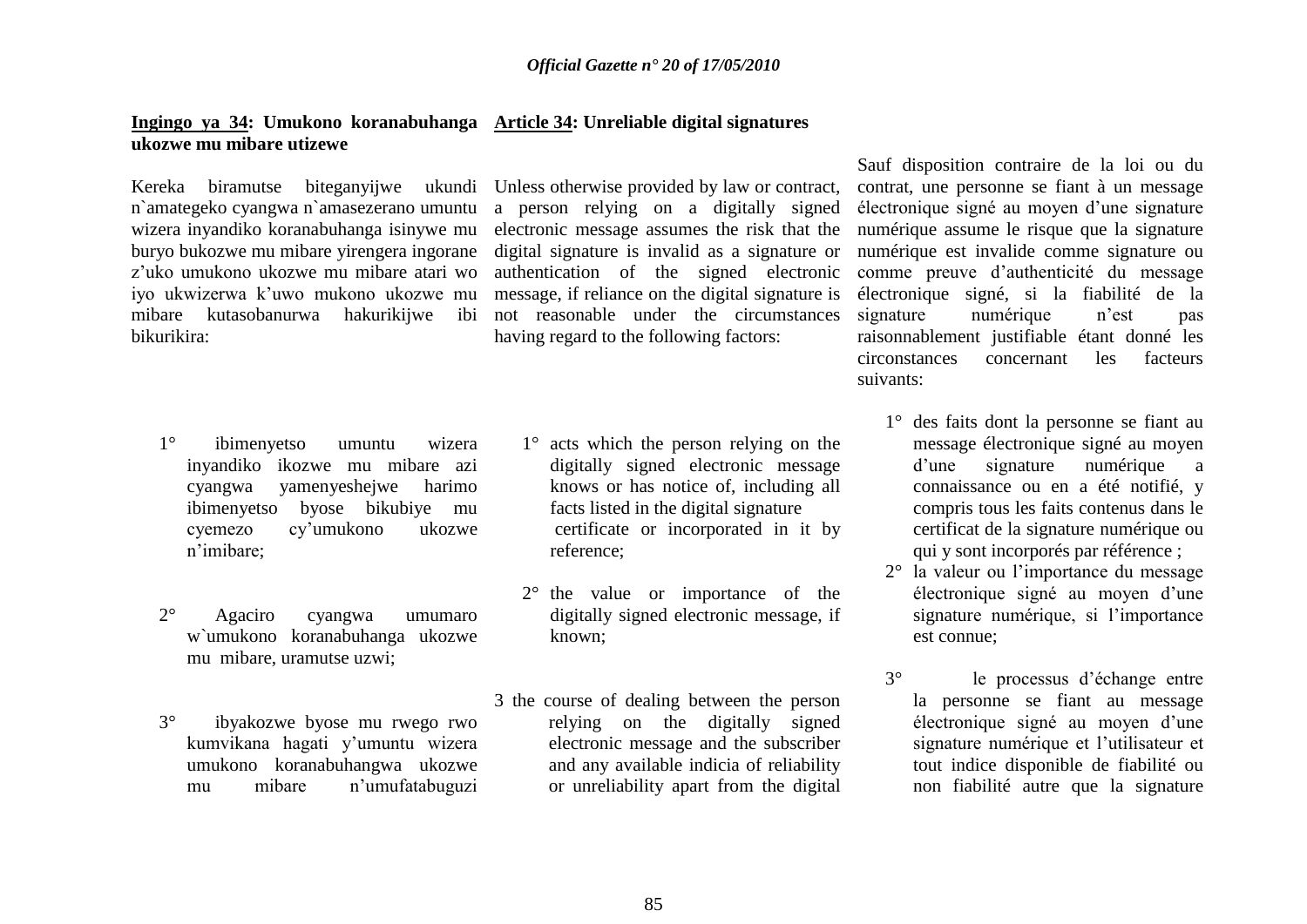**Ingingo ya 34: Umukono koranabuhanga ukozwe mu mibare utizewe**

Kereka biramutse biteganyijwe ukundi n`amategeko cyangwa n`amasezerano umuntu wizera inyandiko koranabuhanga isinywe mu buryo bukozwe mu mibare yirengera ingorane z'uko umukono ukozwe mu mibare atari wo iyo ukwizerwa k'uwo mukono ukozwe mu mibare kutasobanurwa hakurikijwe ibi bikurikira:

1° ibimenyetso umuntu wizera inyandiko ikozwe mu mibare azi cyangwa yamenyeshejwe harimo ibimenyetso byose bikubiye mu cyemezo cy'umukono ukozwe n'imibare;

2° Agaciro cyangwa umumaro w`umukono koranabuhanga ukozwe mu mibare, uramutse uzwi;

3° ibyakozwe byose mu rwego rwo kumvikana hagati y'umuntu wizera umukono koranabuhangwa ukozwe mu mibare n'umufatabuguzi

**Article 34: Unreliable digital signatures**

Unless otherwise provided by law or contract, a person relying on a digitally signed electronic message assumes the risk that the digital signature is invalid as a signature or authentication of the signed electronic message, if reliance on the digital signature is not reasonable under the circumstances having regard to the following factors:

1° acts which the person relying on the digitally signed electronic message knows or has notice of, including all facts listed in the digital signature certificate or incorporated in it by reference;

2° the value or importance of the digitally signed electronic message, if known;

3 the course of dealing between the person relying on the digitally signed electronic message and the subscriber and any available indicia of reliability or unreliability apart from the digital

Sauf disposition contraire de la loi ou du contrat, une personne se fiant à un message électronique signé au moyen d'une signature numérique assume le risque que la signature numérique est invalide comme signature ou comme preuve d'authenticité du message électronique signé, si la fiabilité de la signature numérique n'est pas raisonnablement justifiable étant donné les circonstances concernant les facteurs suivants:

1° des faits dont la personne se fiant au message électronique signé au moyen d'une signature numérique a connaissance ou en a été notifié, y compris tous les faits contenus dans le certificat de la signature numérique ou qui y sont incorporés par référence ;

2° la valeur ou l'importance du message électronique signé au moyen d'une signature numérique, si l'importance est connue;

3° le processus d'échange entre la personne se fiant au message électronique signé au moyen d'une signature numérique et l'utilisateur et tout indice disponible de fiabilité ou non fiabilité autre que la signature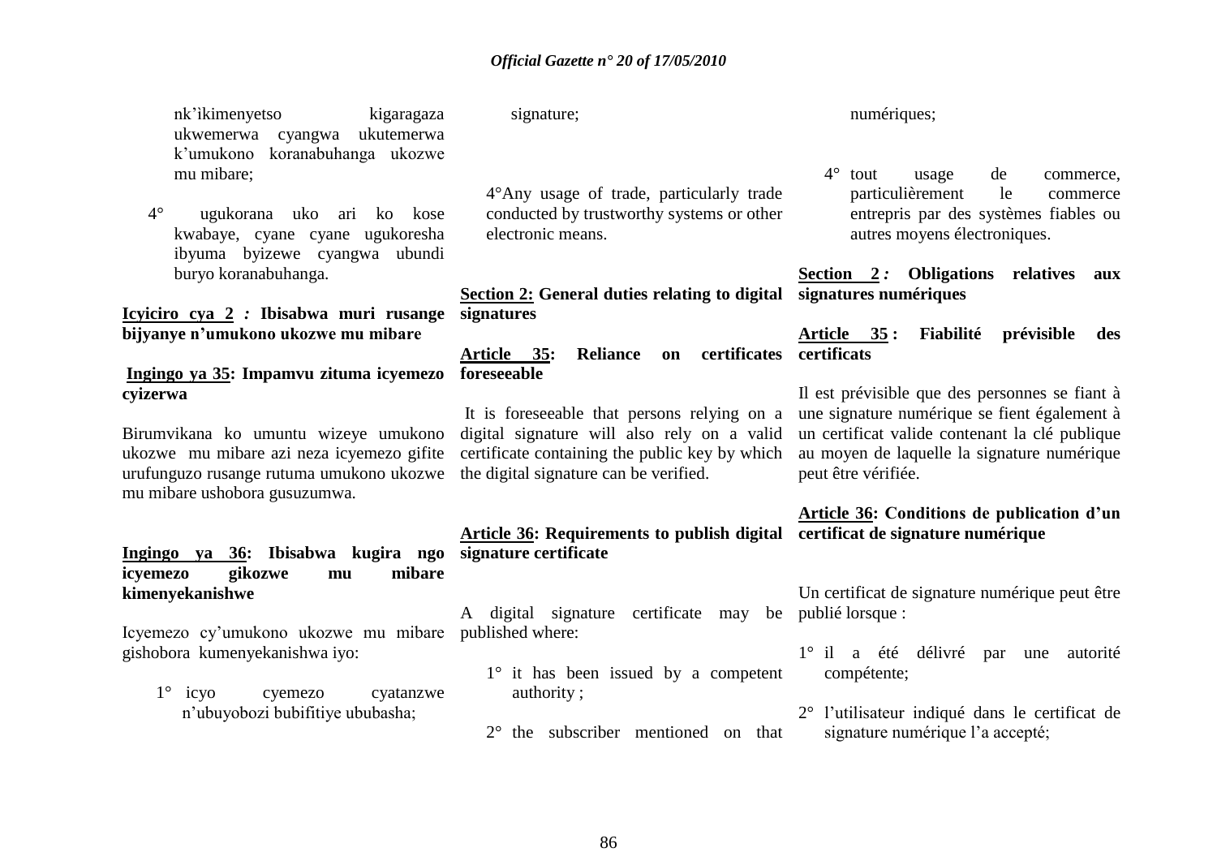nk'ikimenyetso kigaragaza ukwemerwa cyangwa ukutemerwa k'umukono koranabuhanga ukozwe mu mibare;

4° ugukorana uko ari ko kose kwabaye, cyane cyane ugukoresha ibyuma byizewe cyangwa ubundi buryo koranabuhanga.

**Icyiciro cya 2 : Ibisabwa muri rusange bijyanye n'umukono ukozwe mu mibare**

**Ingingo ya 35: Impamvu zituma icyemezo cyizerwa**

Birumvikana ko umuntu wizeye umukono ukozwe mu mibare azi neza icyemezo gifite urufunguzo rusange rutuma umukono ukozwe mu mibare ushobora gusuzumwa.

**Ingingo ya 36: Ibisabwa kugira ngo icyemezo gikozwe mu mibare kimenyekanishwe**

Icyemezo cy'umukono ukozwe mu mibare gishobora kumenyekanishwa iyo:

1° icyo cyemezo cyatanzwe n'ubuyobozi bubifitiye ububasha;

signature;

4°Any usage of trade, particularly trade conducted by trustworthy systems or other electronic means.

**Section 2: General duties relating to digital signatures**

**Article 35: Reliance on certificates foreseeable**

It is foreseeable that persons relying on a digital signature will also rely on a valid certificate containing the public key by which the digital signature can be verified.

**Article 36: Requirements to publish digital signature certificate**

A digital signature certificate may be published where:

1° it has been issued by a competent authority ;

2° the subscriber mentioned on that

numériques;

4° tout usage de commerce, particulièrement le commerce entrepris par des systèmes fiables ou autres moyens électroniques.

**Section 2 : Obligations relatives aux signatures numériques**

**Article 35 : Fiabilité prévisible des certificats**

Il est prévisible que des personnes se fiant à une signature numérique se fient également à un certificat valide contenant la clé publique au moyen de laquelle la signature numérique peut être vérifiée.

**Article 36: Conditions de publication d'un certificat de signature numérique**

Un certificat de signature numérique peut être publié lorsque :

1° il a été délivré par une autorité compétente;

2° l'utilisateur indiqué dans le certificat de signature numérique l'a accepté;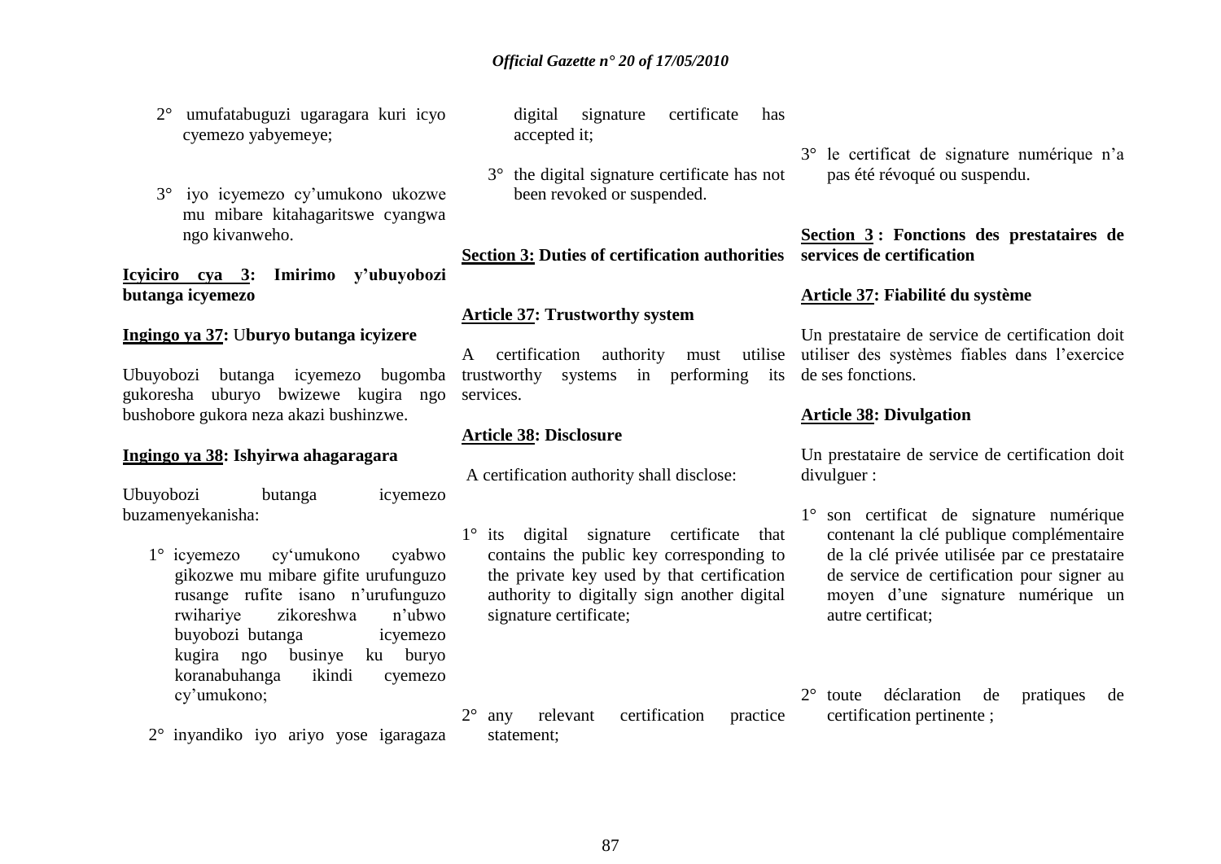2° umufatabuguzi ugaragara kuri icyo cyemezo yabyemeye;

3° iyo icyemezo cy'umukono ukozwe mu mibare kitahagaritswe cyangwa ngo kivanweho.

**Icyiciro cya 3: Imirimo y'ubuyobozi butanga icyemezo**

**Ingingo ya 37: Uburyo butanga icyizere**

Ubuyobozi butanga icyemezo bugomba gukoresha uburyo bwizewe kugira ngo bushobore gukora neza akazi bushinzwe.

**Ingingo ya 38: Ishyirwa ahagaragara**

Ubuyobozi butanga icyemezo buzamenyekanisha:

1° icyemezo cy'umukono cyabwo gikozwe mu mibare gifite urufunguzo rusange rufite isano n'urufunguzo rwihariye zikoreshwa n'ubwo buyobozi butanga icyemezo kugira ngo businye ku buryo koranabuhanga ikindi cyemezo cy'umukono;

2° inyandiko iyo ariyo yose igaragaza

digital signature certificate has accepted it;

3° the digital signature certificate has not been revoked or suspended.

**Section 3: Duties of certification authorities**

**Article 37: Trustworthy system**

A certification authority must utilise trustworthy systems in performing its services.

**Article 38: Disclosure**

A certification authority shall disclose:

1° its digital signature certificate that contains the public key corresponding to the private key used by that certification authority to digitally sign another digital signature certificate;

2° any relevant certification practice statement;

3° le certificat de signature numérique n'a pas été révoqué ou suspendu.

**Section 3 : Fonctions des prestataires de services de certification**

**Article 37: Fiabilité du système**

Un prestataire de service de certification doit utiliser des systèmes fiables dans l'exercice de ses fonctions.

**Article 38: Divulgation**

Un prestataire de service de certification doit divulguer :

1° son certificat de signature numérique contenant la clé publique complémentaire de la clé privée utilisée par ce prestataire de service de certification pour signer au moyen d'une signature numérique un autre certificat;

2° toute déclaration de pratiques de certification pertinente ;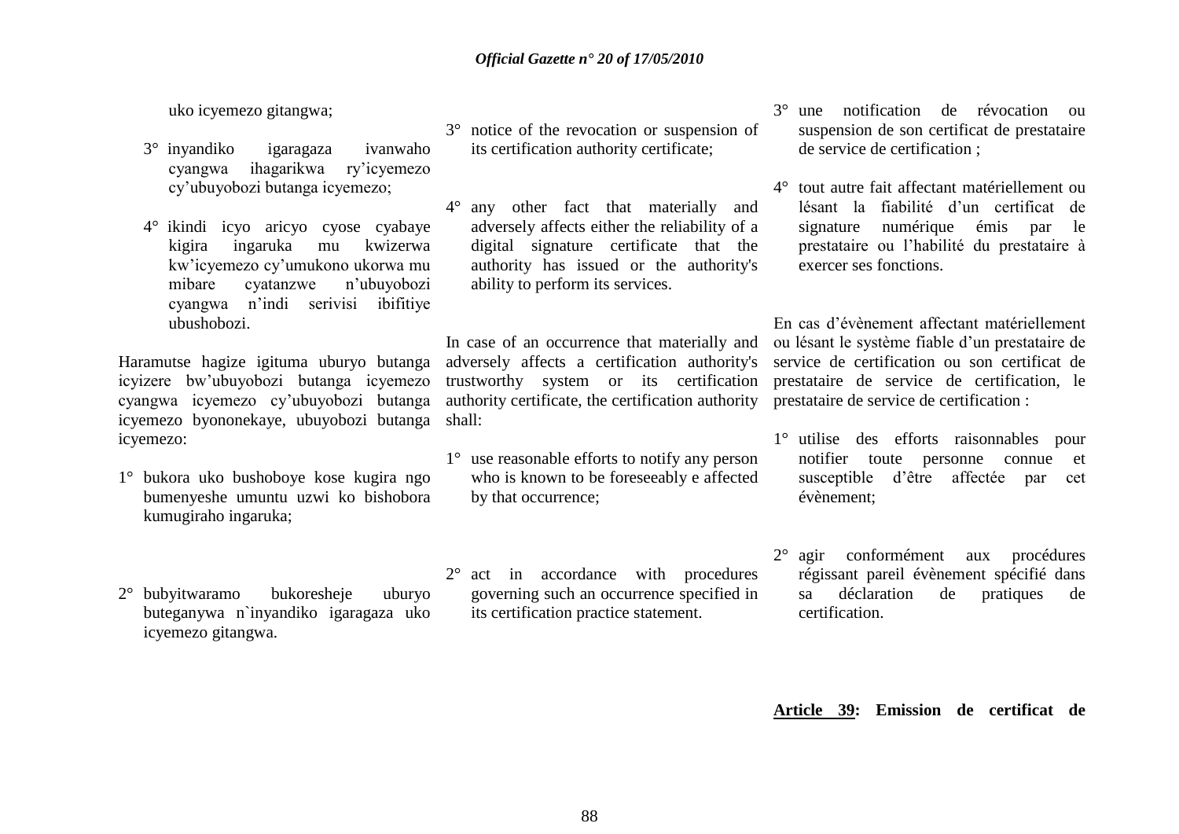uko icyemezo gitangwa;

3° inyandiko igaragaza ivanwaho cyangwa ihagarikwa ry'icyemezo cy'ubuyobozi butanga icyemezo;

4° ikindi icyo aricyo cyose cyabaye kigira ingaruka mu kwizerwa kw'icyemezo cy'umukono ukorwa mu mibare cyatanzwe n'ubuyobozi cyangwa n'indi serivisi ibifitiye ubushobozi.

Haramutse hagize igituma uburyo butanga icyizere bw'ubuyobozi butanga icyemezo cyangwa icyemezo cy'ubuyobozi butanga icyemezo byononekaye, ubuyobozi butanga icyemezo:

1° bukora uko bushoboye kose kugira ngo bumenyeshe umuntu uzwi ko bishobora kumugiraho ingaruka;

2° bubyitwaramo bukoresheje uburyo buteganywa n`inyandiko igaragaza uko icyemezo gitangwa.

3° notice of the revocation or suspension of its certification authority certificate;

4° any other fact that materially and adversely affects either the reliability of a digital signature certificate that the authority has issued or the authority's ability to perform its services.

In case of an occurrence that materially and adversely affects a certification authority's trustworthy system or its certification authority certificate, the certification authority shall:

1° use reasonable efforts to notify any person who is known to be foreseeably e affected by that occurrence;

2° act in accordance with procedures governing such an occurrence specified in its certification practice statement.

3° une notification de révocation ou suspension de son certificat de prestataire de service de certification ;

4° tout autre fait affectant matériellement ou lésant la fiabilité d'un certificat de signature numérique émis par le prestataire ou l'habilité du prestataire à exercer ses fonctions.

En cas d'évènement affectant matériellement ou lésant le système fiable d'un prestataire de service de certification ou son certificat de prestataire de service de certification, le prestataire de service de certification :

1° utilise des efforts raisonnables pour notifier toute personne connue et susceptible d'être affectée par cet évènement;

2° agir conformément aux procédures régissant pareil évènement spécifié dans sa déclaration de pratiques de certification.

**Article 39: Emission de certificat de**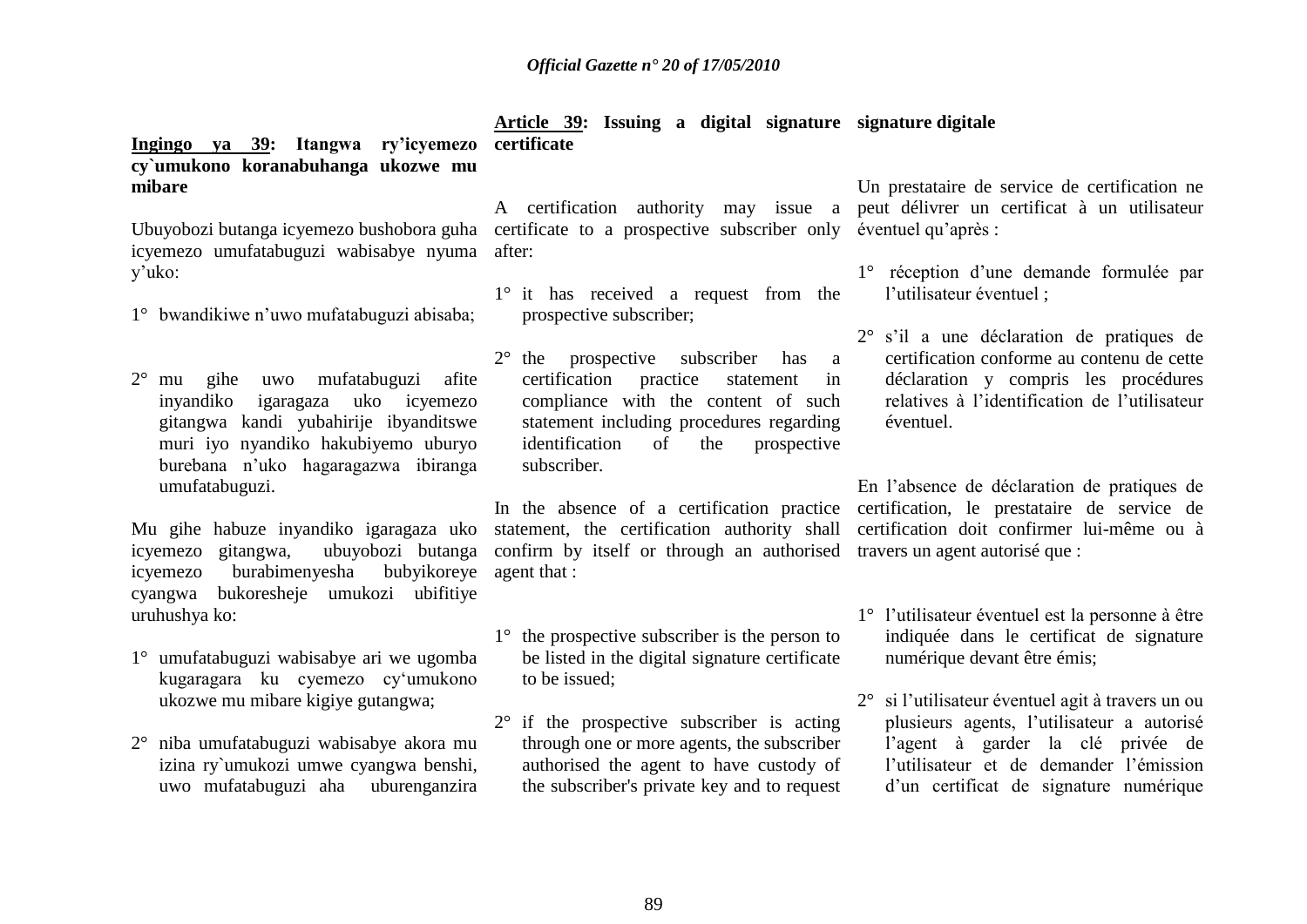**Ingingo ya 39: Itangwa ry'icyemezo cy`umukono koranabuhanga ukozwe mu mibare**

Ubuyobozi butanga icyemezo bushobora guha icyemezo umufatabuguzi wabisabye nyuma y'uko:

1° bwandikiwe n'uwo mufatabuguzi abisaba;

2° mu gihe uwo mufatabuguzi afite inyandiko igaragaza uko icyemezo gitangwa kandi yubahirije ibyanditswe muri iyo nyandiko hakubiyemo uburyo burebana n'uko hagaragazwa ibiranga umufatabuguzi.

Mu gihe habuze inyandiko igaragaza uko icyemezo gitangwa, ubuyobozi butanga icyemezo burabimenyesha bubyikoreye cyangwa bukoresheje umukozi ubifitiye uruhushya ko:

1° umufatabuguzi wabisabye ari we ugomba kugaragara ku cyemezo cy'umukono ukozwe mu mibare kigiye gutangwa;

2° niba umufatabuguzi wabisabye akora mu izina ry`umukozi umwe cyangwa benshi, uwo mufatabuguzi aha uburenganzira

**Article 39: Issuing a digital signature certificate**

A certification authority may issue a certificate to a prospective subscriber only after:

1° it has received a request from the prospective subscriber;

2° the prospective subscriber has a certification practice statement in compliance with the content of such statement including procedures regarding identification of the prospective subscriber.

In the absence of a certification practice statement, the certification authority shall confirm by itself or through an authorised agent that :

1° the prospective subscriber is the person to be listed in the digital signature certificate to be issued;

2° if the prospective subscriber is acting through one or more agents, the subscriber authorised the agent to have custody of the subscriber's private key and to request

**signature digitale**

Un prestataire de service de certification ne peut délivrer un certificat à un utilisateur éventuel qu'après :

1° réception d'une demande formulée par l'utilisateur éventuel ;

2° s'il a une déclaration de pratiques de certification conforme au contenu de cette déclaration y compris les procédures relatives à l'identification de l'utilisateur éventuel.

En l'absence de déclaration de pratiques de certification, le prestataire de service de certification doit confirmer lui-même ou à travers un agent autorisé que :

1° l'utilisateur éventuel est la personne à être indiquée dans le certificat de signature numérique devant être émis;

2° si l'utilisateur éventuel agit à travers un ou plusieurs agents, l'utilisateur a autorisé l'agent à garder la clé privée de l'utilisateur et de demander l'émission d'un certificat de signature numérique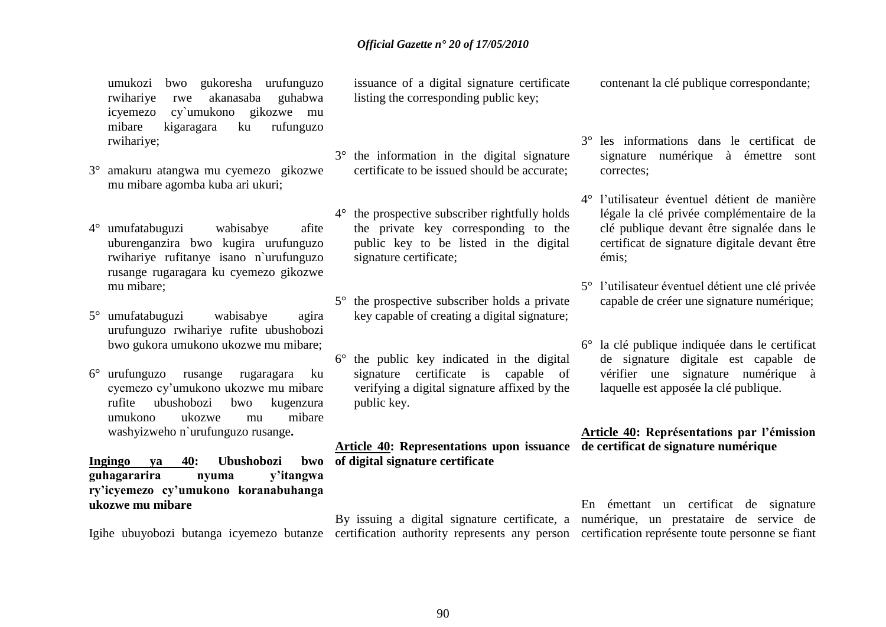umukozi bwo gukoresha urufunguzo rwihariye rwe akanasaba guhabwa icyemezo cy`umukono gikozwe mu mibare kigaragara ku rufunguzo rwihariye;

3° amakuru atangwa mu cyemezo gikozwe mu mibare agomba kuba ari ukuri;

4° umufatabuguzi wabisabye afite uburenganzira bwo kugira urufunguzo rwihariye rufitanye isano n`urufunguzo rusange rugaragara ku cyemezo gikozwe mu mibare;

5° umufatabuguzi wabisabye agira urufunguzo rwihariye rufite ubushobozi bwo gukora umukono ukozwe mu mibare;

6° urufunguzo rusange rugaragara ku cyemezo cy'umukono ukozwe mu mibare rufite ubushobozi bwo kugenzura umukono ukozwe mu mibare washyizweho n`urufunguzo rusange**.**

**Ingingo ya 40: Ubushobozi bwo guhagararira nyuma y'itangwa ry'icyemezo cy'umukono koranabuhanga ukozwe mu mibare**

Igihe ubuyobozi butanga icyemezo butanze

issuance of a digital signature certificate listing the corresponding public key;

3° the information in the digital signature certificate to be issued should be accurate;

4° the prospective subscriber rightfully holds the private key corresponding to the public key to be listed in the digital signature certificate;

5° the prospective subscriber holds a private key capable of creating a digital signature;

6° the public key indicated in the digital signature certificate is capable of verifying a digital signature affixed by the public key.

**Article 40: Representations upon issuance of digital signature certificate**

By issuing a digital signature certificate, a certification authority represents any person

contenant la clé publique correspondante;

3° les informations dans le certificat de signature numérique à émettre sont correctes;

4° l'utilisateur éventuel détient de manière légale la clé privée complémentaire de la clé publique devant être signalée dans le certificat de signature digitale devant être émis;

5° l'utilisateur éventuel détient une clé privée capable de créer une signature numérique;

6° la clé publique indiquée dans le certificat de signature digitale est capable de vérifier une signature numérique à laquelle est apposée la clé publique.

**Article 40: Représentations par l'émission de certificat de signature numérique**

En émettant un certificat de signature numérique, un prestataire de service de certification représente toute personne se fiant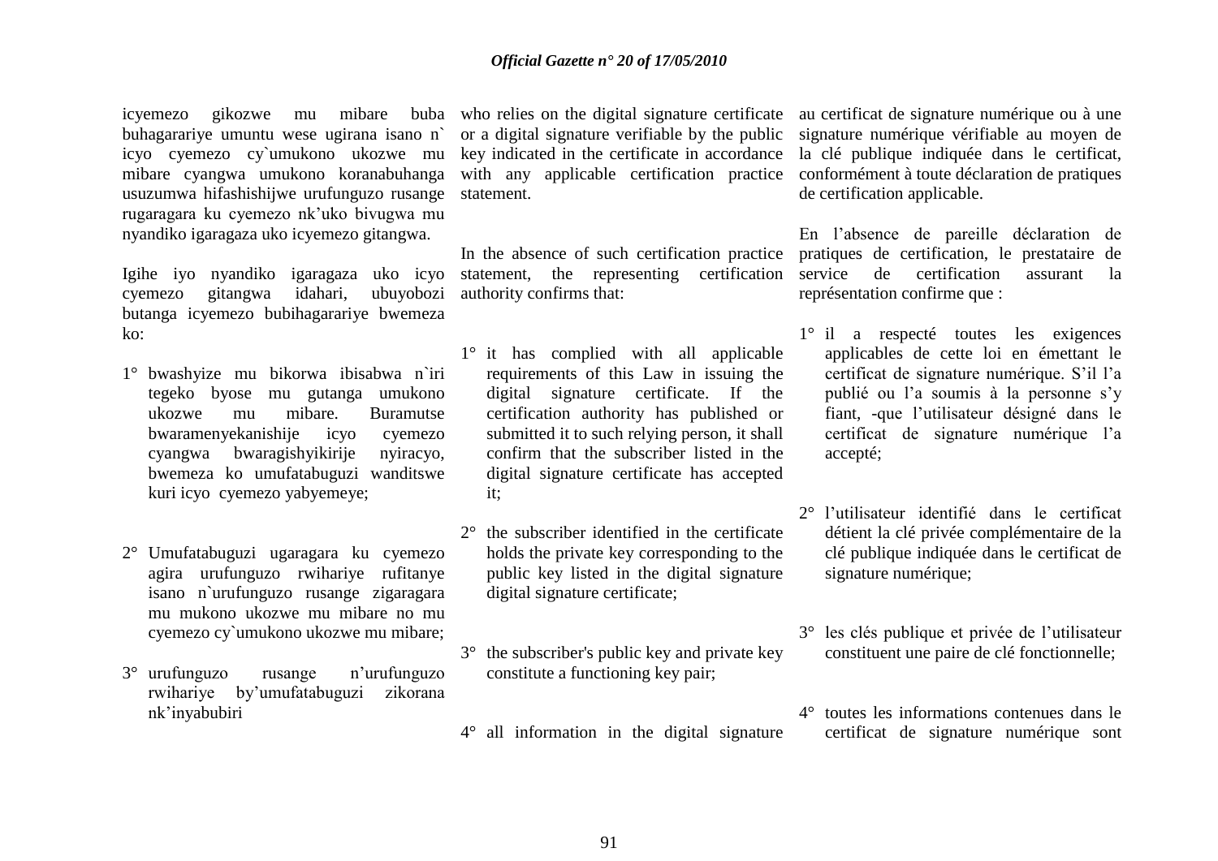icyemezo gikozwe mu mibare buba buhagarariye umuntu wese ugirana isano n` icyo cyemezo cy`umukono ukozwe mu mibare cyangwa umukono koranabuhanga usuzumwa hifashishijwe urufunguzo rusange rugaragara ku cyemezo nk'uko bivugwa mu nyandiko igaragaza uko icyemezo gitangwa.

Igihe iyo nyandiko igaragaza uko icyo cyemezo gitangwa idahari, ubuyobozi butanga icyemezo bubihagarariye bwemeza ko:

1° bwashyize mu bikorwa ibisabwa n`iri tegeko byose mu gutanga umukono ukozwe mu mibare. Buramutse bwaramenyekanishije icyo cyemezo cyangwa bwaragishyikirije nyiracyo, bwemeza ko umufatabuguzi wanditswe kuri icyo cyemezo yabyemeye;

2° Umufatabuguzi ugaragara ku cyemezo agira urufunguzo rwihariye rufitanye isano n`urufunguzo rusange zigaragara mu mukono ukozwe mu mibare no mu cyemezo cy`umukono ukozwe mu mibare;

3° urufunguzo rusange n'urufunguzo rwihariye by'umufatabuguzi zikorana nk'inyabubiri

who relies on the digital signature certificate or a digital signature verifiable by the public key indicated in the certificate in accordance with any applicable certification practice statement.

In the absence of such certification practice statement, the representing certification authority confirms that:

1° it has complied with all applicable requirements of this Law in issuing the digital signature certificate. If the certification authority has published or submitted it to such relying person, it shall confirm that the subscriber listed in the digital signature certificate has accepted it;

2° the subscriber identified in the certificate holds the private key corresponding to the public key listed in the digital signature digital signature certificate;

3° the subscriber's public key and private key constitute a functioning key pair;

4° all information in the digital signature

au certificat de signature numérique ou à une signature numérique vérifiable au moyen de la clé publique indiquée dans le certificat, conformément à toute déclaration de pratiques de certification applicable.

En l'absence de pareille déclaration de pratiques de certification, le prestataire de service de certification assurant la représentation confirme que :

1° il a respecté toutes les exigences applicables de cette loi en émettant le certificat de signature numérique. S'il l'a publié ou l'a soumis à la personne s'y fiant, -que l'utilisateur désigné dans le certificat de signature numérique l'a accepté;

2° l'utilisateur identifié dans le certificat détient la clé privée complémentaire de la clé publique indiquée dans le certificat de signature numérique;

3° les clés publique et privée de l'utilisateur constituent une paire de clé fonctionnelle;

4° toutes les informations contenues dans le certificat de signature numérique sont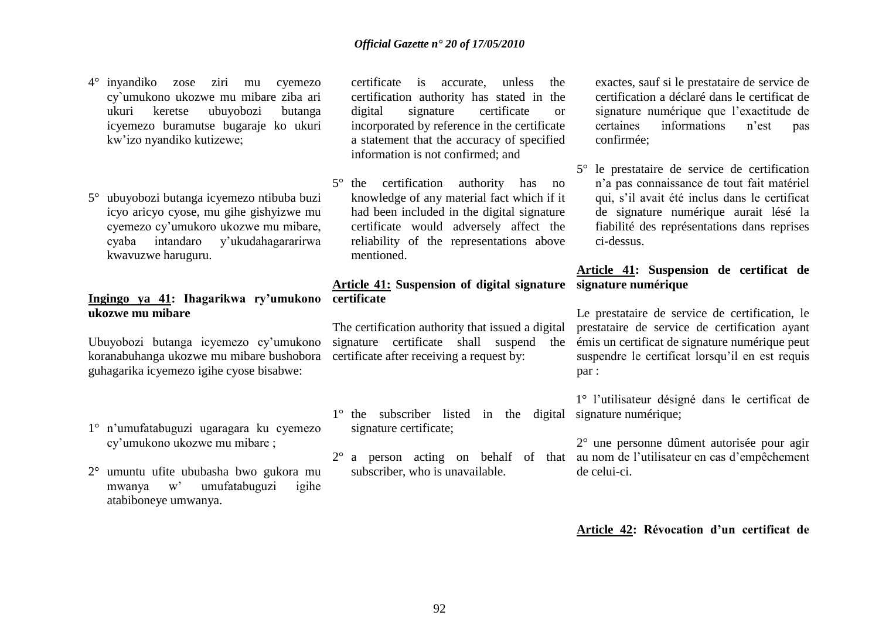4° inyandiko zose ziri mu cyemezo cy`umukono ukozwe mu mibare ziba ari ukuri keretse ubuyobozi butanga icyemezo buramutse bugaraje ko ukuri kw'izo nyandiko kutizewe;

5° ubuyobozi butanga icyemezo ntibuba buzi icyo aricyo cyose, mu gihe gishyizwe mu cyemezo cy'umukoro ukozwe mu mibare, cyaba intandaro y'ukudahagararirwa kwavuzwe haruguru.

**Ingingo ya 41: Ihagarikwa ry'umukono ukozwe mu mibare**

Ubuyobozi butanga icyemezo cy'umukono koranabuhanga ukozwe mu mibare bushobora guhagarika icyemezo igihe cyose bisabwe:

1° n'umufatabuguzi ugaragara ku cyemezo cy'umukono ukozwe mu mibare ;

2° umuntu ufite ububasha bwo gukora mu mwanya w' umufatabuguzi igihe atabiboneye umwanya.

certificate is accurate, unless the certification authority has stated in the digital signature certificate or incorporated by reference in the certificate a statement that the accuracy of specified information is not confirmed; and

5° the certification authority has no knowledge of any material fact which if it had been included in the digital signature certificate would adversely affect the reliability of the representations above mentioned.

**Article 41: Suspension of digital signature certificate**

The certification authority that issued a digital signature certificate shall suspend the certificate after receiving a request by:

1° the subscriber listed in the digital signature certificate;

2° a person acting on behalf of that subscriber, who is unavailable.

exactes, sauf si le prestataire de service de certification a déclaré dans le certificat de signature numérique que l'exactitude de certaines informations n'est pas confirmée;

5° le prestataire de service de certification n'a pas connaissance de tout fait matériel qui, s'il avait été inclus dans le certificat de signature numérique aurait lésé la fiabilité des représentations dans reprises ci-dessus.

**Article 41: Suspension de certificat de signature numérique**

Le prestataire de service de certification, le prestataire de service de certification ayant émis un certificat de signature numérique peut suspendre le certificat lorsqu'il en est requis par :

1° l'utilisateur désigné dans le certificat de signature numérique;

2° une personne dûment autorisée pour agir au nom de l'utilisateur en cas d'empêchement de celui-ci.

**Article 42: Révocation d'un certificat de**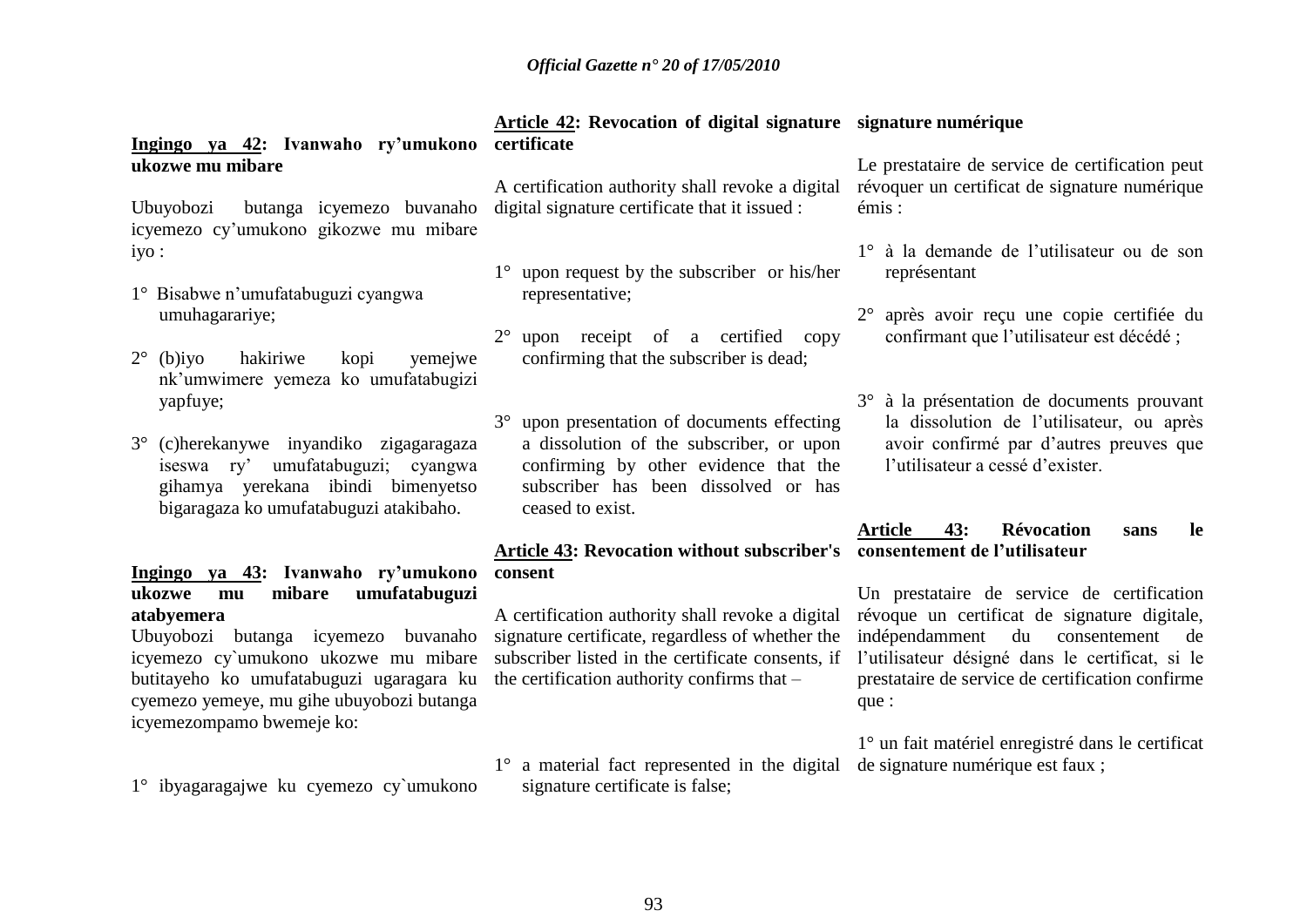**Ingingo ya 42: Ivanwaho ry'umukono ukozwe mu mibare**

Ubuyobozi butanga icyemezo buvanaho icyemezo cy'umukono gikozwe mu mibare iyo :

1° Bisabwe n'umufatabuguzi cyangwa umuhagarariye;

2° (b)iyo hakiriwe kopi yemejwe nk'umwimere yemeza ko umufatabugizi yapfuye;

3° (c)herekanywe inyandiko zigagaragaza iseswa ry' umufatabuguzi; cyangwa gihamya yerekana ibindi bimenyetso bigaragaza ko umufatabuguzi atakibaho.

**Ingingo ya 43: Ivanwaho ry'umukono ukozwe mu mibare umufatabuguzi atabyemera**

Ubuyobozi butanga icyemezo buvanaho icyemezo cy`umukono ukozwe mu mibare butitayeho ko umufatabuguzi ugaragara ku cyemezo yemeye, mu gihe ubuyobozi butanga icyemezompamo bwemeje ko:

1° ibyagaragajwe ku cyemezo cy`umukono

**Article 42: Revocation of digital signature certificate**

A certification authority shall revoke a digital digital signature certificate that it issued :

1° upon request by the subscriber or his/her representative;

2° upon receipt of a certified copy confirming that the subscriber is dead;

3° upon presentation of documents effecting a dissolution of the subscriber, or upon confirming by other evidence that the subscriber has been dissolved or has ceased to exist.

**Article 43: Revocation without subscriber's consent**

A certification authority shall revoke a digital signature certificate, regardless of whether the subscriber listed in the certificate consents, if the certification authority confirms that –

1° a material fact represented in the digital signature certificate is false;

**signature numérique**

Le prestataire de service de certification peut révoquer un certificat de signature numérique émis :

1° à la demande de l'utilisateur ou de son représentant

2° après avoir reçu une copie certifiée du confirmant que l'utilisateur est décédé ;

3° à la présentation de documents prouvant la dissolution de l'utilisateur, ou après avoir confirmé par d'autres preuves que l'utilisateur a cessé d'exister.

**Article 43: Révocation sans le consentement de l'utilisateur**

Un prestataire de service de certification révoque un certificat de signature digitale, indépendamment du consentement de l'utilisateur désigné dans le certificat, si le prestataire de service de certification confirme que :

1° un fait matériel enregistré dans le certificat de signature numérique est faux ;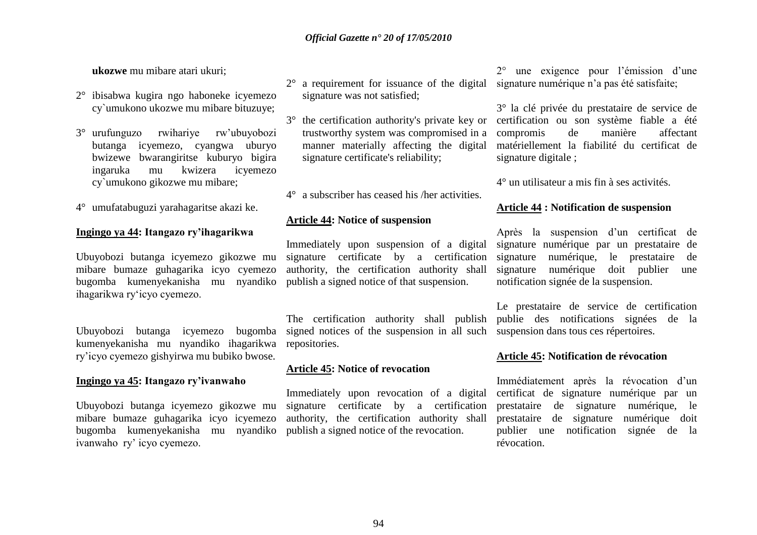**ukozwe** mu mibare atari ukuri;

2° ibisabwa kugira ngo haboneke icyemezo cy`umukono ukozwe mu mibare bituzuye;

3° urufunguzo rwihariye rw'ubuyobozi butanga icyemezo, cyangwa uburyo bwizewe bwarangiritse kuburyo bigira ingaruka mu kwizera icyemezo cy`umukono gikozwe mu mibare;

4° umufatabuguzi yarahagaritse akazi ke.

**Ingingo ya 44: Itangazo ry'ihagarikwa**

Ubuyobozi butanga icyemezo gikozwe mu mibare bumaze guhagarika icyo cyemezo bugomba kumenyekanisha mu nyandiko ihagarikwa ry'icyo cyemezo.

Ubuyobozi butanga icyemezo bugomba kumenyekanisha mu nyandiko ihagarikwa ry'icyo cyemezo gishyirwa mu bubiko bwose.

**Ingingo ya 45: Itangazo ry'ivanwaho**

Ubuyobozi butanga icyemezo gikozwe mu mibare bumaze guhagarika icyo icyemezo bugomba kumenyekanisha mu nyandiko ivanwaho ry' icyo cyemezo.

2° a requirement for issuance of the digital signature was not satisfied;

3° the certification authority's private key or trustworthy system was compromised in a manner materially affecting the digital signature certificate's reliability;

4° a subscriber has ceased his /her activities.

**Article 44: Notice of suspension**

Immediately upon suspension of a digital signature certificate by a certification authority, the certification authority shall publish a signed notice of that suspension.

The certification authority shall publish signed notices of the suspension in all such repositories.

**Article 45: Notice of revocation**

Immediately upon revocation of a digital signature certificate by a certification authority, the certification authority shall publish a signed notice of the revocation.

2° une exigence pour l'émission d'une signature numérique n'a pas été satisfaite;

3° la clé privée du prestataire de service de certification ou son système fiable a été compromis de manière affectant matériellement la fiabilité du certificat de signature digitale ;

4° un utilisateur a mis fin à ses activités.

**Article 44 : Notification de suspension**

Après la suspension d'un certificat de signature numérique par un prestataire de signature numérique, le prestataire de signature numérique doit publier une notification signée de la suspension.

Le prestataire de service de certification publie des notifications signées de la suspension dans tous ces répertoires.

**Article 45: Notification de révocation**

Immédiatement après la révocation d'un certificat de signature numérique par un prestataire de signature numérique, le prestataire de signature numérique doit publier une notification signée de la révocation.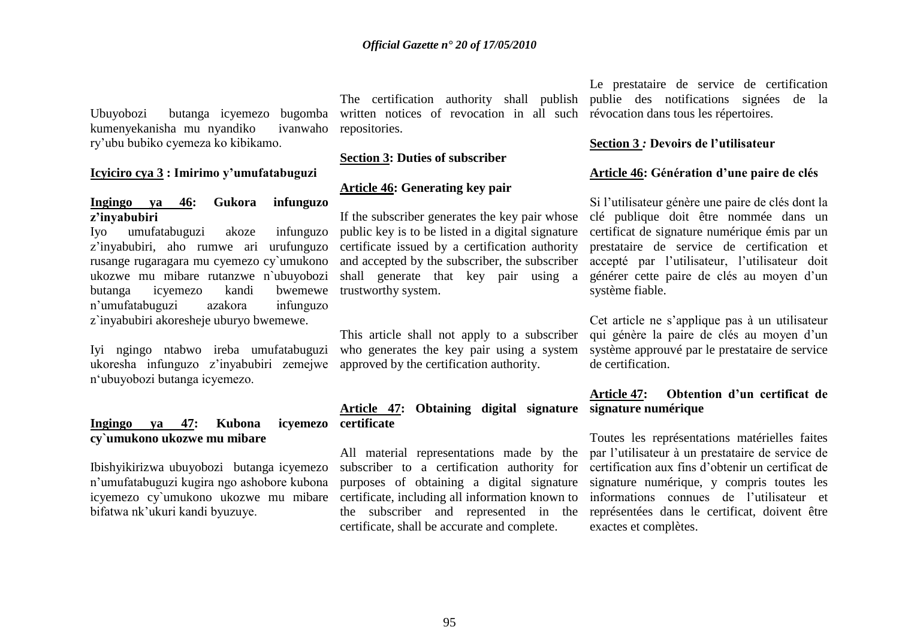Ubuyobozi butanga icyemezo bugomba kumenyekanisha mu nyandiko ivanwaho ry'ubu bubiko cyemeza ko kibikamo.

**Icyiciro cya 3 : Imirimo y'umufatabuguzi**

**Ingingo ya 46: Gukora infunguzo z'inyabubiri**

Iyo umufatabuguzi akoze infunguzo z'inyabubiri, aho rumwe ari urufunguzo rusange rugaragara mu cyemezo cy`umukono ukozwe mu mibare rutanzwe n`ubuyobozi butanga icyemezo kandi bwemewe n'umufatabuguzi azakora infunguzo z`inyabubiri akoresheje uburyo bwemewe.

Iyi ngingo ntabwo ireba umufatabuguzi ukoresha infunguzo z'inyabubiri zemejwe n'ubuyobozi butanga icyemezo.

**Ingingo ya 47: Kubona icyemezo cy`umukono ukozwe mu mibare**

Ibishyikirizwa ubuyobozi butanga icyemezo n'umufatabuguzi kugira ngo ashobore kubona icyemezo cy`umukono ukozwe mu mibare bifatwa nk'ukuri kandi byuzuye.

The certification authority shall publish written notices of revocation in all such repositories.

**Section 3: Duties of subscriber**

**Article 46: Generating key pair**

If the subscriber generates the key pair whose public key is to be listed in a digital signature certificate issued by a certification authority and accepted by the subscriber, the subscriber shall generate that key pair using a trustworthy system.

This article shall not apply to a subscriber who generates the key pair using a system approved by the certification authority.

**Article 47: Obtaining digital signature certificate**

All material representations made by the subscriber to a certification authority for purposes of obtaining a digital signature certificate, including all information known to the subscriber and represented in the certificate, shall be accurate and complete.

Le prestataire de service de certification publie des notifications signées de la révocation dans tous les répertoires.

**Section 3 *:* Devoirs de l'utilisateur**

**Article 46: Génération d'une paire de clés**

Si l'utilisateur génère une paire de clés dont la clé publique doit être nommée dans un certificat de signature numérique émis par un prestataire de service de certification et accepté par l'utilisateur, l'utilisateur doit générer cette paire de clés au moyen d'un système fiable.

Cet article ne s'applique pas à un utilisateur qui génère la paire de clés au moyen d'un système approuvé par le prestataire de service de certification.

**Article 47: Obtention d'un certificat de signature numérique**

Toutes les représentations matérielles faites par l'utilisateur à un prestataire de service de certification aux fins d'obtenir un certificat de signature numérique, y compris toutes les informations connues de l'utilisateur et représentées dans le certificat, doivent être exactes et complètes.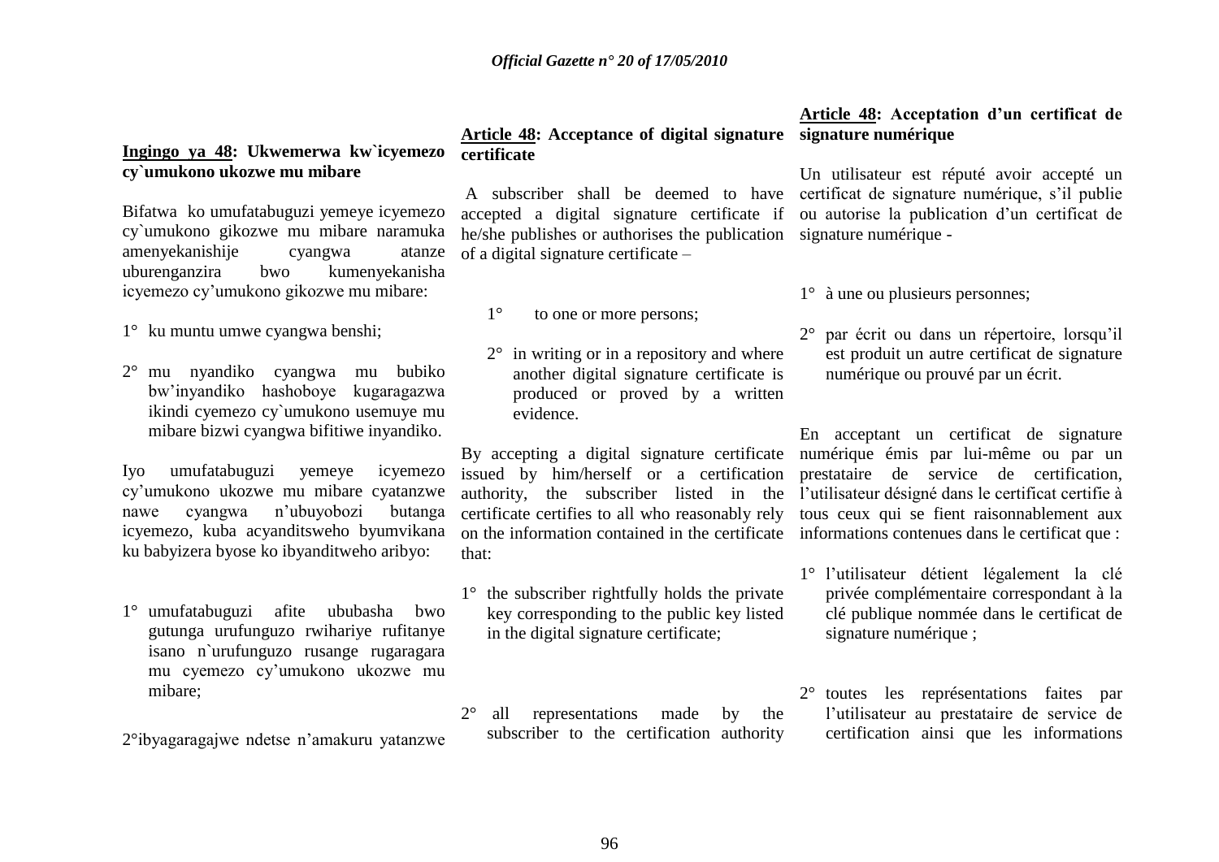**Ingingo ya 48: Ukwemerwa kw`icyemezo cy`umukono ukozwe mu mibare**

Bifatwa ko umufatabuguzi yemeye icyemezo cy`umukono gikozwe mu mibare naramuka amenyekanishije cyangwa atanze uburenganzira bwo kumenyekanisha icyemezo cy'umukono gikozwe mu mibare:

1° ku muntu umwe cyangwa benshi;

2° mu nyandiko cyangwa mu bubiko bw'inyandiko hashoboye kugaragazwa ikindi cyemezo cy`umukono usemuye mu mibare bizwi cyangwa bifitiwe inyandiko.

Iyo umufatabuguzi yemeye icyemezo cy'umukono ukozwe mu mibare cyatanzwe nawe cyangwa n'ubuyobozi butanga icyemezo, kuba acyanditsweho byumvikana ku babyizera byose ko ibyanditweho aribyo:

1° umufatabuguzi afite ububasha bwo gutunga urufunguzo rwihariye rufitanye isano n`urufunguzo rusange rugaragara mu cyemezo cy'umukono ukozwe mu mibare;

2°ibyagaragajwe ndetse n'amakuru yatanzwe

**Article 48: Acceptance of digital signature certificate**

A subscriber shall be deemed to have accepted a digital signature certificate if he/she publishes or authorises the publication of a digital signature certificate –

1° to one or more persons;

2° in writing or in a repository and where another digital signature certificate is produced or proved by a written evidence.

By accepting a digital signature certificate issued by him/herself or a certification authority, the subscriber listed in the certificate certifies to all who reasonably rely on the information contained in the certificate that:

1° the subscriber rightfully holds the private key corresponding to the public key listed in the digital signature certificate;

2° all representations made by the subscriber to the certification authority

**Article 48: Acceptation d'un certificat de signature numérique**

Un utilisateur est réputé avoir accepté un certificat de signature numérique, s'il publie ou autorise la publication d'un certificat de signature numérique -

1° à une ou plusieurs personnes;

2° par écrit ou dans un répertoire, lorsqu'il est produit un autre certificat de signature numérique ou prouvé par un écrit.

En acceptant un certificat de signature numérique émis par lui-même ou par un prestataire de service de certification, l'utilisateur désigné dans le certificat certifie à tous ceux qui se fient raisonnablement aux informations contenues dans le certificat que :

1° l'utilisateur détient légalement la clé privée complémentaire correspondant à la clé publique nommée dans le certificat de signature numérique ;

2° toutes les représentations faites par l'utilisateur au prestataire de service de certification ainsi que les informations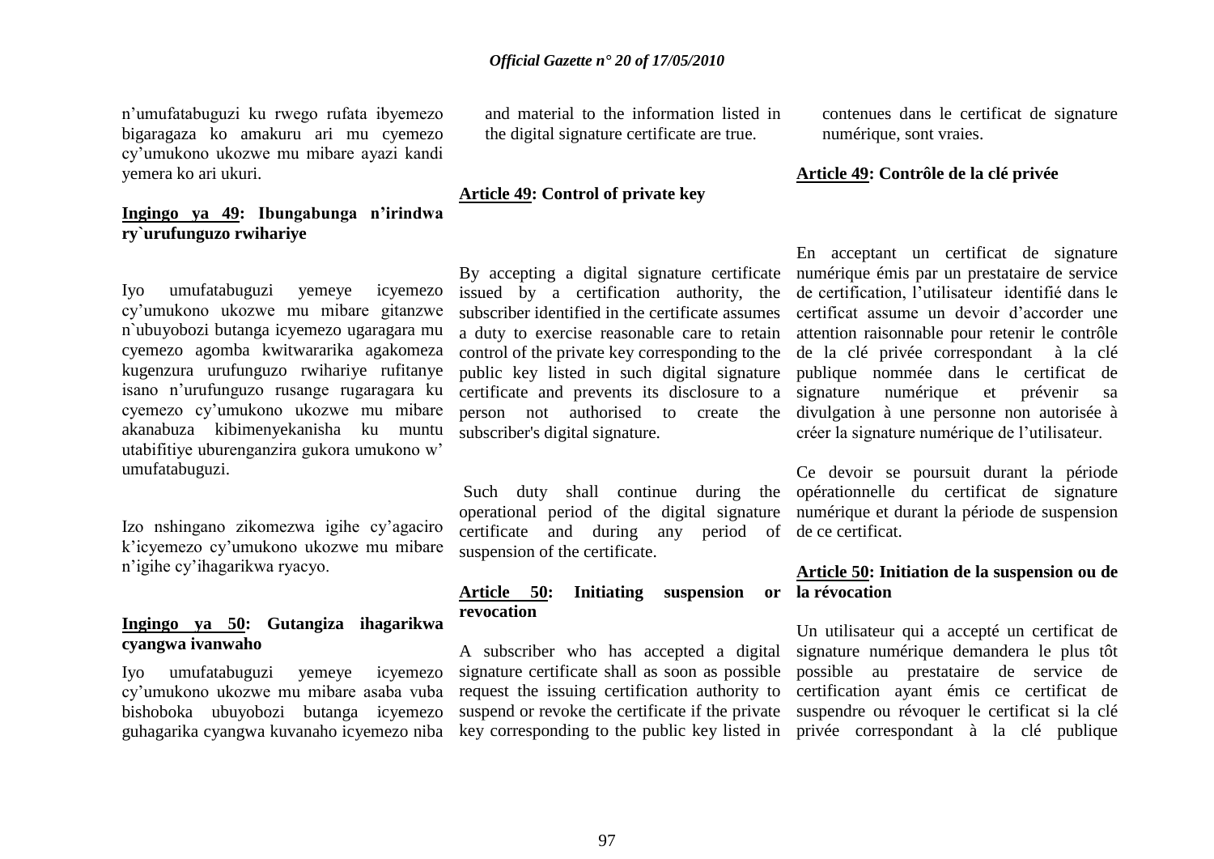n'umufatabuguzi ku rwego rufata ibyemezo bigaragaza ko amakuru ari mu cyemezo cy'umukono ukozwe mu mibare ayazi kandi yemera ko ari ukuri.

**Ingingo ya 49: Ibungabunga n'irindwa ry`urufunguzo rwihariye**

Iyo umufatabuguzi yemeye icyemezo cy'umukono ukozwe mu mibare gitanzwe n`ubuyobozi butanga icyemezo ugaragara mu cyemezo agomba kwitwararika agakomeza kugenzura urufunguzo rwihariye rufitanye isano n'urufunguzo rusange rugaragara ku cyemezo cy'umukono ukozwe mu mibare akanabuza kibimenyekanisha ku muntu utabifitiye uburenganzira gukora umukono w' umufatabuguzi.

Izo nshingano zikomezwa igihe cy'agaciro k'icyemezo cy'umukono ukozwe mu mibare n'igihe cy'ihagarikwa ryacyo.

**Ingingo ya 50: Gutangiza ihagarikwa cyangwa ivanwaho**

Iyo umufatabuguzi yemeye icyemezo cy'umukono ukozwe mu mibare asaba vuba bishoboka ubuyobozi butanga icyemezo guhagarika cyangwa kuvanaho icyemezo niba

and material to the information listed in the digital signature certificate are true.

**Article 49: Control of private key**

By accepting a digital signature certificate issued by a certification authority, the subscriber identified in the certificate assumes a duty to exercise reasonable care to retain control of the private key corresponding to the public key listed in such digital signature certificate and prevents its disclosure to a person not authorised to create the subscriber's digital signature.

Such duty shall continue during the operational period of the digital signature certificate and during any period of suspension of the certificate.

**Article 50: Initiating suspension or revocation**

A subscriber who has accepted a digital signature certificate shall as soon as possible request the issuing certification authority to suspend or revoke the certificate if the private key corresponding to the public key listed in

contenues dans le certificat de signature numérique, sont vraies.

**Article 49: Contrôle de la clé privée**

En acceptant un certificat de signature numérique émis par un prestataire de service de certification, l'utilisateur identifié dans le certificat assume un devoir d'accorder une attention raisonnable pour retenir le contrôle de la clé privée correspondant à la clé publique nommée dans le certificat de signature numérique et prévenir sa divulgation à une personne non autorisée à créer la signature numérique de l'utilisateur.

Ce devoir se poursuit durant la période opérationnelle du certificat de signature numérique et durant la période de suspension de ce certificat.

**Article 50: Initiation de la suspension ou de la révocation**

Un utilisateur qui a accepté un certificat de signature numérique demandera le plus tôt possible au prestataire de service de certification ayant émis ce certificat de suspendre ou révoquer le certificat si la clé privée correspondant à la clé publique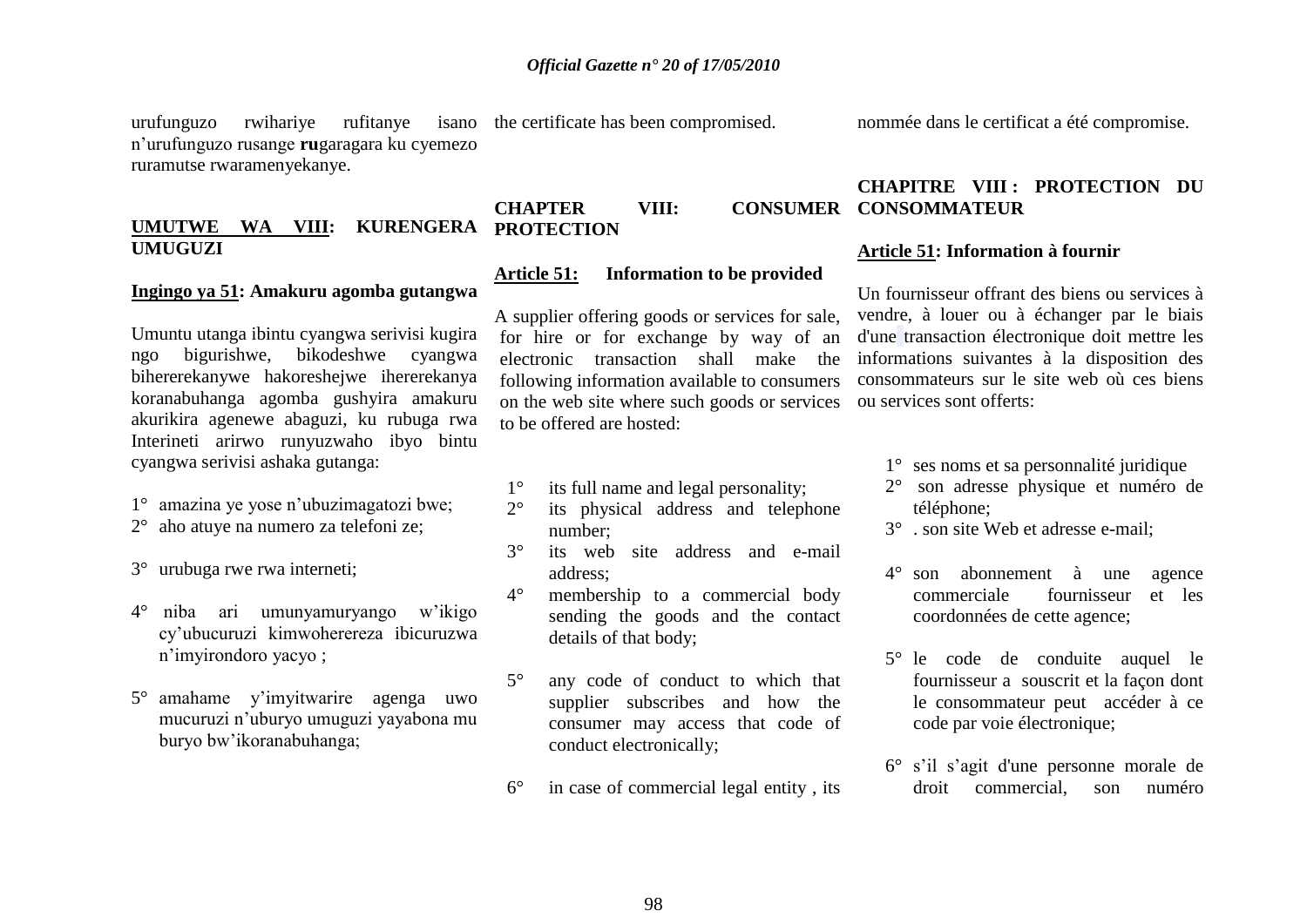urufunguzo rwihariye rufitanye isano n'urufunguzo rusange **ru**garagara ku cyemezo ruramutse rwaramenyekanye.

## UMUTWE WA VIII: KURENGERA UMUGUZI

### Ingingo ya 51: Amakuru agomba gutangwa

Umuntu utanga ibintu cyangwa serivisi kugira ngo bigurishwe, bikodeshwe cyangwa bihererekanywe hakoreshejwe ihererekanya koranabuhanga agomba gushyira amakuru akurikira agenewe abaguzi, ku rubuga rwa Interineti arirwo runyuzwaho ibyo bintu cyangwa serivisi ashaka gutanga:

1° amazina ye yose n'ubuzimagatozi bwe;
2° aho atuye na numero za telefoni ze;

3° urubuga rwe rwa interneti;

4° niba ari umunyamuryango w'ikigo cy'ubucuruzi kimwohereza ibicuruzwa n'imyirondoro yacyo ;

5° amahame y'imyitwarire agenga uwo mucuruzi n'uburyo umuguzi yayabona mu buryo bw'ikoranabuhanga;

the certificate has been compromised.

## CHAPTER VIII: CONSUMER PROTECTION

### Article 51: Information to be provided

A supplier offering goods or services for sale, for hire or for exchange by way of an electronic transaction shall make the following information available to consumers on the web site where such goods or services to be offered are hosted:

1° its full name and legal personality;
2° its physical address and telephone number;
3° its web site address and e-mail address;
4° membership to a commercial body sending the goods and the contact details of that body;

5° any code of conduct to which that supplier subscribes and how the consumer may access that code of conduct electronically;

6° in case of commercial legal entity , its

nommée dans le certificat a été compromise.

## CHAPITRE VIII : PROTECTION DU CONSOMMATEUR

### Article 51: Information à fournir

Un fournisseur offrant des biens ou services à vendre, à louer ou à échanger par le biais d'une transaction électronique doit mettre les informations suivantes à la disposition des consommateurs sur le site web où ces biens ou services sont offerts:

1° ses noms et sa personnalité juridique
2° son adresse physique et numéro de téléphone;
3° . son site Web et adresse e-mail;

4° son abonnement à une agence commerciale fournisseur et les coordonnées de cette agence;

5° le code de conduite auquel le fournisseur a souscrit et la façon dont le consommateur peut accéder à ce code par voie électronique;

6° s'il s'agit d'une personne morale de droit commercial, son numéro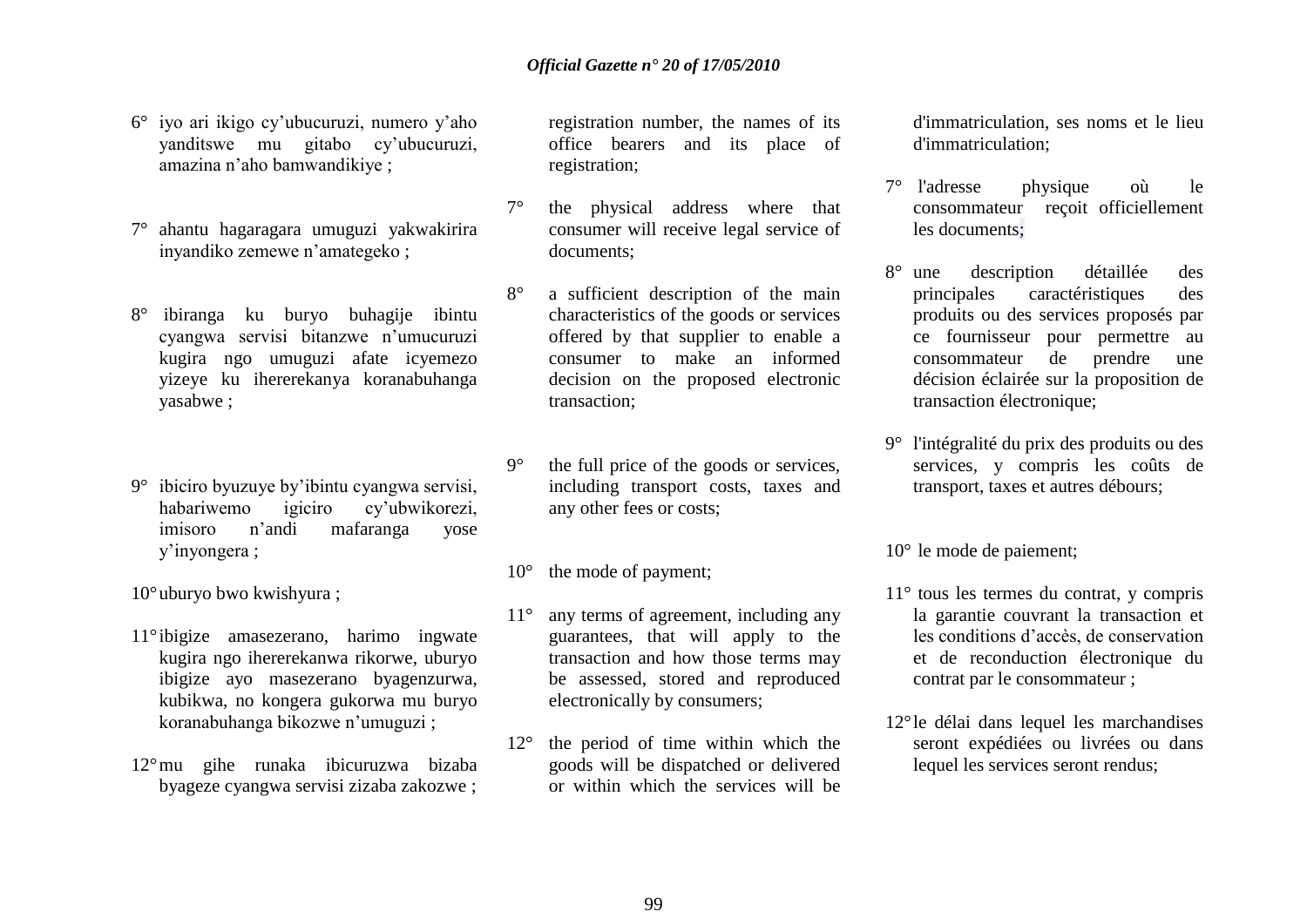6° iyo ari ikigo cy'ubucuruzi, numero y'aho yanditswe mu gitabo cy'ubucuruzi, amazina n'aho bamwandikiye ;

7° ahantu hagaragara umuguzi yakwakirira inyandiko zemewe n'amategeko ;

8° ibiranga ku buryo buhagije ibintu cyangwa servisi bitanzwe n'umucuruzi kugira ngo umuguzi afate icyemezo yizeye ku ihererekanya koranabuhanga yasabwe ;

9° ibiciro byuzuye by'ibintu cyangwa servisi, habariwemo igiciro cy'ubwikorezi, imisoro n'andi mafaranga yose y'inyongera ;

10° uburyo bwo kwishyura ;

11° ibigize amasezerano, harimo ingwate kugira ngo ihererekanwa rikorwe, uburyo ibigize ayo masezerano byagenzurwa, kubikwa, no kongera gukorwa mu buryo koranabuhanga bikozwe n'umuguzi ;

12° mu gihe runaka ibicuruzwa bizaba byageze cyangwa servisi zizaba zakozwe ;

registration number, the names of its office bearers and its place of registration;

7° the physical address where that consumer will receive legal service of documents;

8° a sufficient description of the main characteristics of the goods or services offered by that supplier to enable a consumer to make an informed decision on the proposed electronic transaction;

9° the full price of the goods or services, including transport costs, taxes and any other fees or costs;

10° the mode of payment;

11° any terms of agreement, including any guarantees, that will apply to the transaction and how those terms may be assessed, stored and reproduced electronically by consumers;

12° the period of time within which the goods will be dispatched or delivered or within which the services will be

d'immatriculation, ses noms et le lieu d'immatriculation;

7° l'adresse physique où le consommateur reçoit officiellement les documents;

8° une description détaillée des principales caractéristiques des produits ou des services proposés par ce fournisseur pour permettre au consommateur de prendre une décision éclairée sur la proposition de transaction électronique;

9° l'intégralité du prix des produits ou des services, y compris les coûts de transport, taxes et autres débours;

10° le mode de paiement;

11° tous les termes du contrat, y compris la garantie couvrant la transaction et les conditions d'accès, de conservation et de reconduction électronique du contrat par le consommateur ;

12° le délai dans lequel les marchandises seront expédiées ou livrées ou dans lequel les services seront rendus;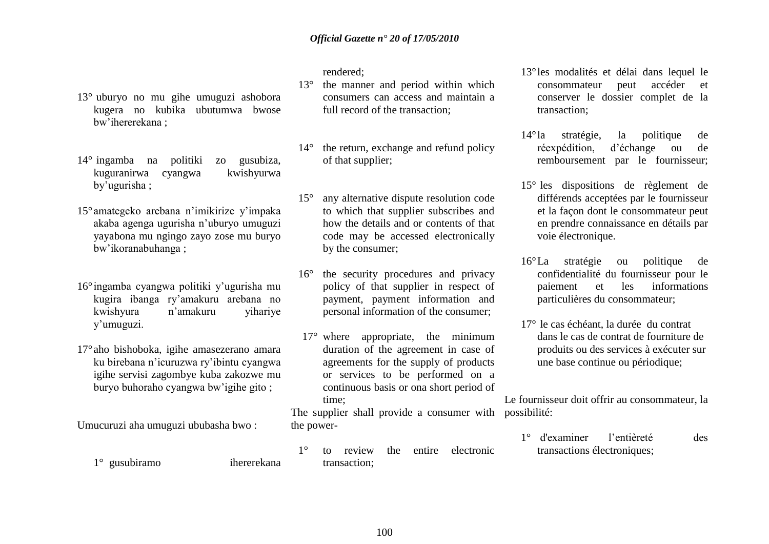13° uburyo no mu gihe umuguzi ashobora kugera no kubika ubutumwa bwose bw'ihererekana ;

14° ingamba na politiki zo gusubiza, kuguranirwa cyangwa kwishyurwa by'ugurisha ;

15° amategeko arebana n'imikirize y'impaka akaba agenga ugurisha n'uburyo umuguzi yayabona mu ngingo zayo zose mu buryo bw'ikoranabuhanga ;

16° ingamba cyangwa politiki y'ugurisha mu kugira ibanga ry'amakuru arebana no kwishyura n'amakuru yihariye y'umuguzi.

17° aho bishoboka, igihe amasezerano amara ku birebana n'icuruzwa ry'ibintu cyangwa igihe servisi zagombye kuba zakozwe mu buryo buhoraho cyangwa bw'igihe gito ;

Umucuruzi aha umuguzi ububasha bwo :

1° gusubiramo ihererekana

rendered;

13° the manner and period within which consumers can access and maintain a full record of the transaction;

14° the return, exchange and refund policy of that supplier;

15° any alternative dispute resolution code to which that supplier subscribes and how the details and or contents of that code may be accessed electronically by the consumer;

16° the security procedures and privacy policy of that supplier in respect of payment, payment information and personal information of the consumer;

17° where appropriate, the minimum duration of the agreement in case of agreements for the supply of products or services to be performed on a continuous basis or ona short period of time;

The supplier shall provide a consumer with the power-

1° to review the entire electronic transaction;

13° les modalités et délai dans lequel le consommateur peut accéder et conserver le dossier complet de la transaction;

14° la stratégie, la politique de réexpédition, d'échange ou de remboursement par le fournisseur;

15° les dispositions de règlement de différends acceptées par le fournisseur et la façon dont le consommateur peut en prendre connaissance en détails par voie électronique.

16° La stratégie ou politique de confidentialité du fournisseur pour le paiement et les informations particulières du consommateur;

17° le cas échéant, la durée du contrat dans le cas de contrat de fourniture de produits ou des services à exécuter sur une base continue ou périodique;

Le fournisseur doit offrir au consommateur, la possibilité:

1° d'examiner l'entièreté des transactions électroniques;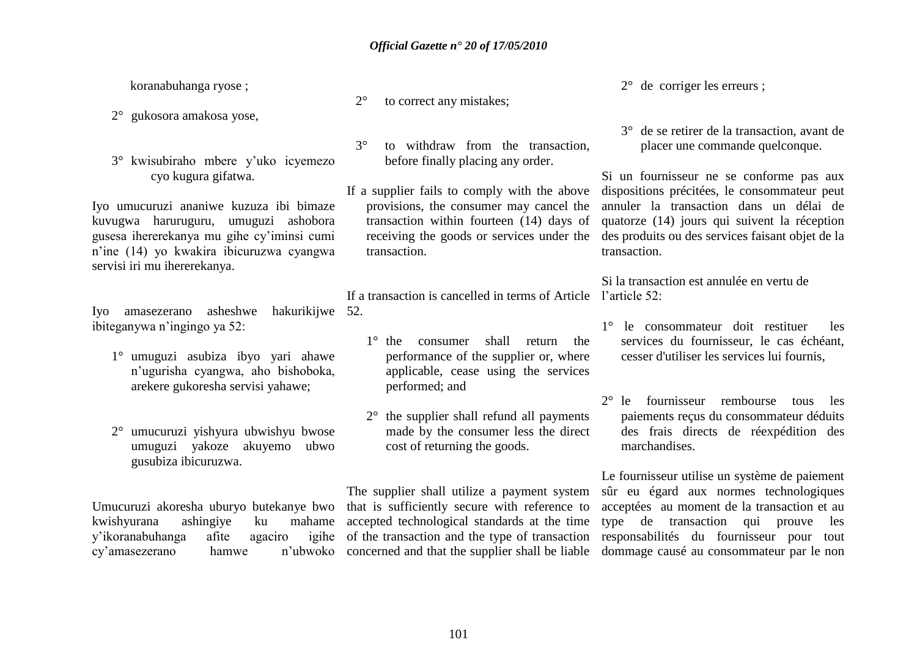koranabuhanga ryose ;

2° gukosora amakosa yose,

3° kwisubiraho mbere y'uko icyemezo cyo kugura gifatwa.

Iyo umucuruzi ananiwe kuzuza ibi bimaze kuvugwa haruguguru, umuguzi ashobora gusesa ihererekanya mu gihe cy'iminsi cumi n'ine (14) yo kwakira ibicuruzwa cyangwa servisi iri mu ihererekanya.

Iyo amasezerano asheshwe hakurikijwe ibiteganywa n'ingingo ya 52:

1° umuguzi asubiza ibyo yari ahawe n'ugurisha cyangwa, aho bishoboka, arekere gukoresha servisi yahawe;

2° umucuruzi yishyura ubwishyu bwose umuguzi yakoze akuyemo ubwo gusubiza ibicuruzwa.

Umucuruzi akoresha uburyo butekanye bwo kwishyurana ashingiye ku mahame y'ikoranabuhanga afite agaciro igihe cy'amasezerano hamwe n'ubwoko

2° to correct any mistakes;

3° to withdraw from the transaction, before finally placing any order.

If a supplier fails to comply with the above provisions, the consumer may cancel the transaction within fourteen (14) days of receiving the goods or services under the transaction.

If a transaction is cancelled in terms of Article 52.

1° the consumer shall return the performance of the supplier or, where applicable, cease using the services performed; and

2° the supplier shall refund all payments made by the consumer less the direct cost of returning the goods.

The supplier shall utilize a payment system that is sufficiently secure with reference to accepted technological standards at the time of the transaction and the type of transaction concerned and that the supplier shall be liable

2° de corriger les erreurs ;

3° de se retirer de la transaction, avant de placer une commande quelconque.

Si un fournisseur ne se conforme pas aux dispositions précitées, le consommateur peut annuler la transaction dans un délai de quatorze (14) jours qui suivent la réception des produits ou des services faisant objet de la transaction.

Si la transaction est annulée en vertu de l'article 52:

1° le consommateur doit restituer les services du fournisseur, le cas échéant, cesser d'utiliser les services lui fournis,

2° le fournisseur rembourse tous les paiements reçus du consommateur déduits des frais directs de réexpédition des marchandises.

Le fournisseur utilise un système de paiement sûr eu égard aux normes technologiques acceptées au moment de la transaction et au type de transaction qui prouve les responsabilités du fournisseur pour tout dommage causé au consommateur par le non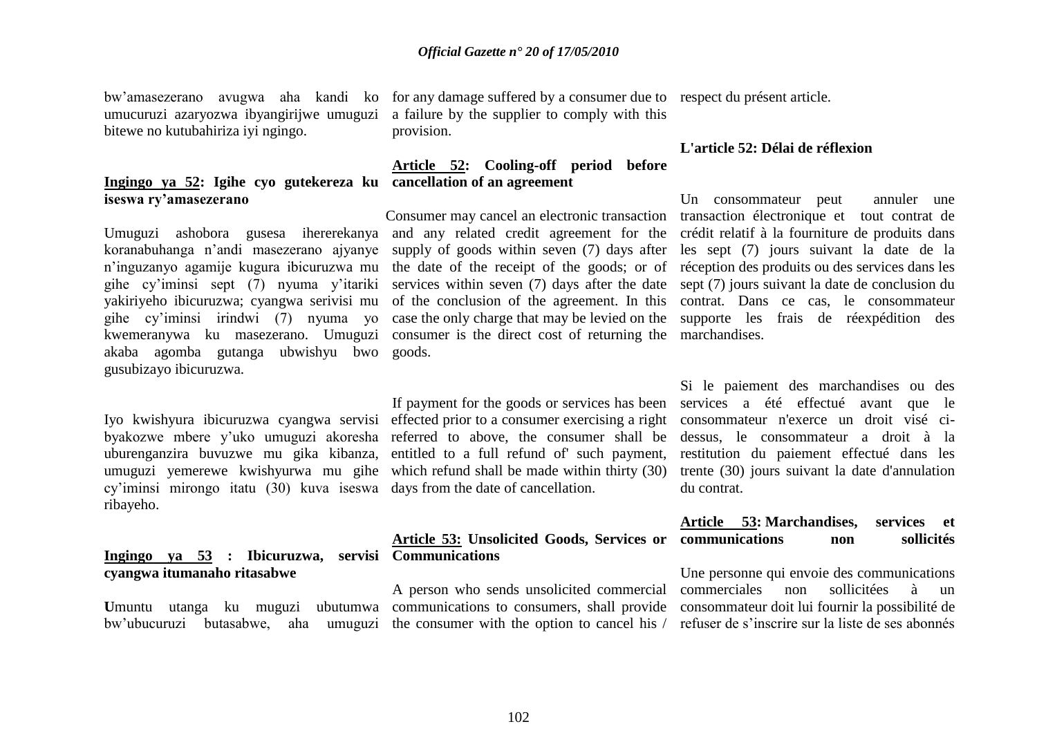bw'amasezerano avugwa aha kandi ko umucuruzi azaryozwa ibyangirijwe umuguzi bitewe no kutubahiriza iyi ngingo.

**Ingingo ya 52: Igihe cyo gutekereza ku iseswa ry'amasezerano**

Umuguzi ashobora gusesa ihererekanya koranabuhanga n'andi masezerano ajyanye n'inguzanyo agamije kugura ibicuruzwa mu gihe cy'iminsi sept (7) nyuma y'itariki yakiriyeho ibicuruzwa; cyangwa serivisi mu gihe cy'iminsi irindwi (7) nyuma yo kwemeranywa ku masezerano. Umuguzi akaba agomba gutanga ubwishyu bwo gusubizayo ibicuruzwa.

Iyo kwishyura ibicuruzwa cyangwa servisi byakozwe mbere y'uko umuguzi akoresha uburenganzira buvuzwe mu gika kibanza, umuguzi yemerewe kwishyurwa mu gihe cy'iminsi mirongo itatu (30) kuva iseswa ribayeho.

**Ingingo ya 53 : Ibicuruzwa, servisi cyangwa itumanaho ritasabwe**

**U**muntu utanga ku muguzi ubutumwa bw'ubucuruzi butasabwe, aha umuguzi

for any damage suffered by a consumer due to a failure by the supplier to comply with this provision.

**Article 52: Cooling-off period before cancellation of an agreement**

Consumer may cancel an electronic transaction and any related credit agreement for the supply of goods within seven (7) days after the date of the receipt of the goods; or of services within seven (7) days after the date of the conclusion of the agreement. In this case the only charge that may be levied on the consumer is the direct cost of returning the goods.

If payment for the goods or services has been effected prior to a consumer exercising a right referred to above, the consumer shall be entitled to a full refund of' such payment, which refund shall be made within thirty (30) days from the date of cancellation.

**Article 53: Unsolicited Goods, Services or Communications**

A person who sends unsolicited commercial communications to consumers, shall provide the consumer with the option to cancel his /

respect du présent article.

**L'article 52: Délai de réflexion**

Un consommateur peut annuler une transaction électronique et tout contrat de crédit relatif à la fourniture de produits dans les sept (7) jours suivant la date de la réception des produits ou des services dans les sept (7) jours suivant la date de conclusion du contrat. Dans ce cas, le consommateur supporte les frais de réexpédition des marchandises.

Si le paiement des marchandises ou des services a été effectué avant que le consommateur n'exerce un droit visé ci-dessus, le consommateur a droit à la restitution du paiement effectué dans les trente (30) jours suivant la date d'annulation du contrat.

**Article 53: Marchandises, services et communications non sollicités**

Une personne qui envoie des communications commerciales non sollicitées à un consommateur doit lui fournir la possibilité de refuser de s'inscrire sur la liste de ses abonnés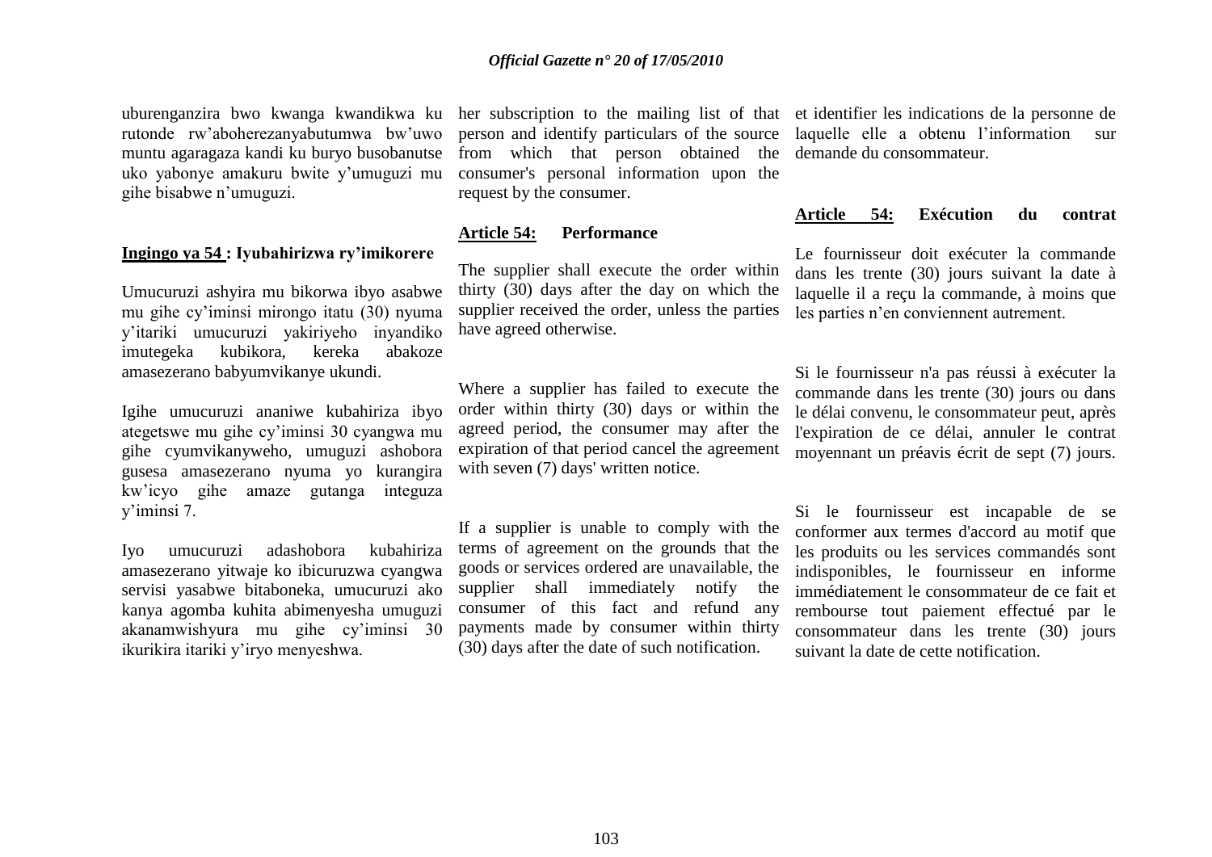uburenganzira bwo kwanga kwandikwa ku rutonde rw'aboherezanyabutumwa bw'uwo muntu agaragaza kandi ku buryo busobanutse uko yabonye amakuru bwite y'umuguzi mu gihe bisabwe n'umuguzi.

**Ingingo ya 54 : Iyubahirizwa ry'imikorere**

Umucuruzi ashyira mu bikorwa ibyo asabwe mu gihe cy'iminsi mirongo itatu (30) nyuma y'itariki umucuruzi yakiriyeho inyandiko imutegeka kubikora, kereka abakoze amasezerano babyumvikanye ukundi.

Igihe umucuruzi ananiwe kubahiriza ibyo ategetswe mu gihe cy'iminsi 30 cyangwa mu gihe cyumvikanyweho, umuguzi ashobora gusesa amasezerano nyuma yo kurangira kw'icyo gihe amaze gutanga integuza y'iminsi 7.

Iyo umucuruzi adashobora kubahiriza amasezerano yitwaje ko ibicuruzwa cyangwa servisi yasabwe bitaboneka, umucuruzi ako kanya agomba kuhita abimenyesha umuguzi akanamwishyura mu gihe cy'iminsi 30 ikurikira itariki y'iryo menyeshwa.

her subscription to the mailing list of that person and identify particulars of the source from which that person obtained the consumer's personal information upon the request by the consumer.

**Article 54: Performance**

The supplier shall execute the order within thirty (30) days after the day on which the supplier received the order, unless the parties have agreed otherwise.

Where a supplier has failed to execute the order within thirty (30) days or within the agreed period, the consumer may after the expiration of that period cancel the agreement with seven (7) days' written notice.

If a supplier is unable to comply with the terms of agreement on the grounds that the goods or services ordered are unavailable, the supplier shall immediately notify the consumer of this fact and refund any payments made by consumer within thirty (30) days after the date of such notification.

et identifier les indications de la personne de laquelle elle a obtenu l'information sur demande du consommateur.

**Article 54: Exécution du contrat**

Le fournisseur doit exécuter la commande dans les trente (30) jours suivant la date à laquelle il a reçu la commande, à moins que les parties n'en conviennent autrement.

Si le fournisseur n'a pas réussi à exécuter la commande dans les trente (30) jours ou dans le délai convenu, le consommateur peut, après l'expiration de ce délai, annuler le contrat moyennant un préavis écrit de sept (7) jours.

Si le fournisseur est incapable de se conformer aux termes d'accord au motif que les produits ou les services commandés sont indisponibles, le fournisseur en informe immédiatement le consommateur de ce fait et rembourse tout paiement effectué par le consommateur dans les trente (30) jours suivant la date de cette notification.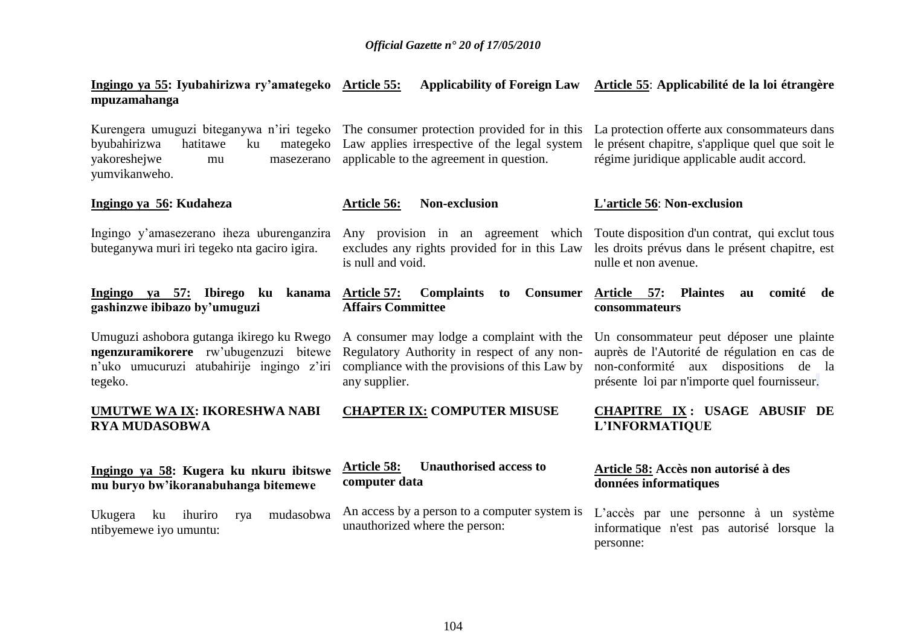**Ingingo ya 55: Iyubahirizwa ry'amategeko mpuzamahanga**

Kurengera umuguzi biteganywa n'iri tegeko byubahirizwa hatitawe ku mategeko yakoreshejwe mu masezerano yumvikanweho.

**Ingingo ya 56: Kudaheza**

Ingingo y'amasezerano iheza uburenganzira buteganywa muri iri tegeko nta gaciro igira.

**Ingingo ya 57: Ibirego ku kanama gashinzwe ibibazo by'umuguzi**

Umuguzi ashobora gutanga ikirego ku Rwego **ngenzuramikorere** rw'ubugenzuzi bitewe n'uko umucuruzi atubahirije ingingo z'iri tegeko.

**UMUTWE WA IX: IKORESHWA NABI RYA MUDASOBWA**

**Ingingo ya 58: Kugera ku nkuru ibitswe mu buryo bw'ikoranabuhanga bitemewe**

Ukugera ku ihuriro rya mudasobwa ntibyemewe iyo umuntu:

**Article 55: Applicability of Foreign Law**

The consumer protection provided for in this Law applies irrespective of the legal system applicable to the agreement in question.

**Article 56: Non-exclusion**

Any provision in an agreement which excludes any rights provided for in this Law is null and void.

**Article 57: Complaints to Consumer Affairs Committee**

A consumer may lodge a complaint with the Regulatory Authority in respect of any non-compliance with the provisions of this Law by any supplier.

**CHAPTER IX: COMPUTER MISUSE**

**Article 58: Unauthorised access to computer data**

An access by a person to a computer system is unauthorized where the person:

**Article 55: Applicabilité de la loi étrangère**

La protection offerte aux consommateurs dans le présent chapitre, s'applique quel que soit le régime juridique applicable audit accord.

**L'article 56: Non-exclusion**

Toute disposition d'un contrat, qui exclut tous les droits prévus dans le présent chapitre, est nulle et non avenue.

**Article 57: Plaintes au comité de consommateurs**

Un consommateur peut déposer une plainte auprès de l'Autorité de régulation en cas de non-conformité aux dispositions de la présente loi par n'importe quel fournisseur.

**CHAPITRE IX : USAGE ABUSIF DE L'INFORMATIQUE**

**Article 58: Accès non autorisé à des données informatiques**

L'accès par une personne à un système informatique n'est pas autorisé lorsque la personne: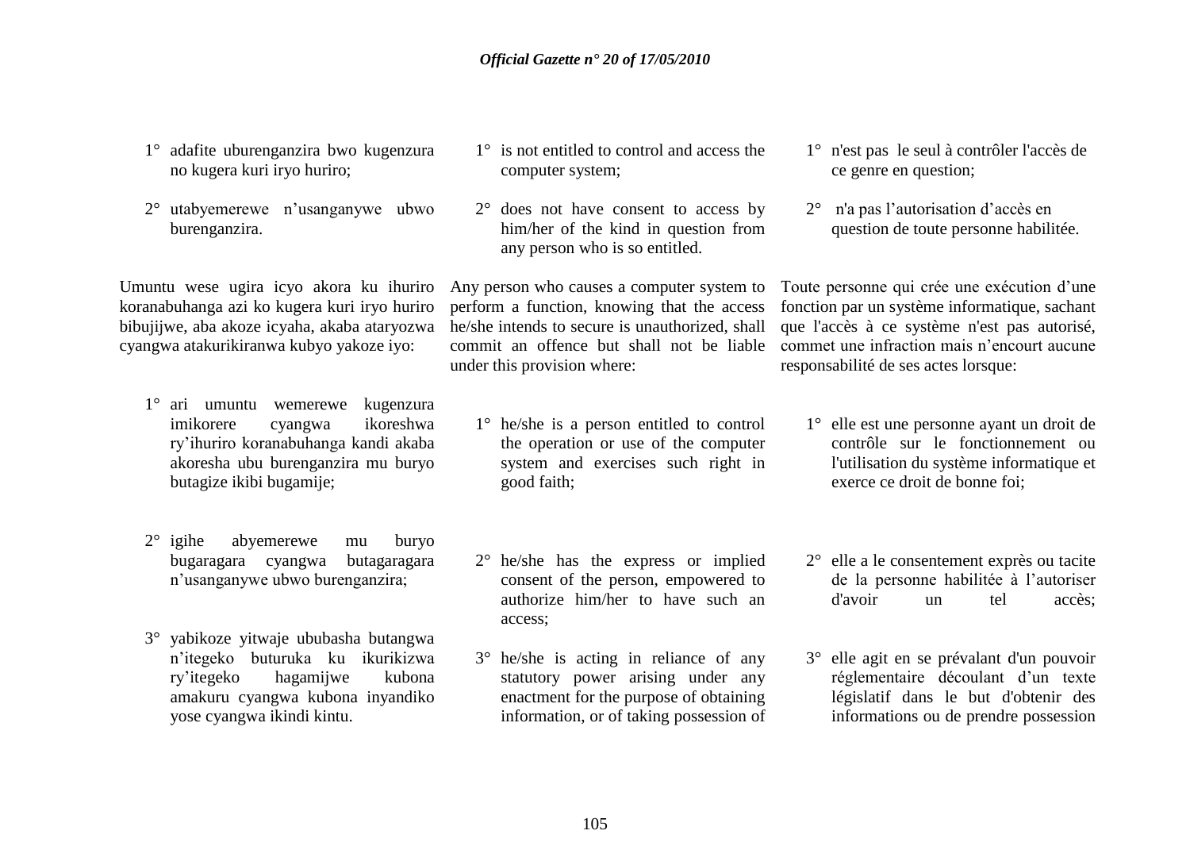1° adafite uburenganzira bwo kugenzura no kugera kuri iryo huriro;

2° utabyemerewe n'usanganywe ubwo burenganzira.

Umuntu wese ugira icyo akora ku ihuriro koranabuhanga azi ko kugera kuri iryo huriro bibujijwe, aba akoze icyaha, akaba ataryozwa cyangwa atakurikiranwa kubyo yakoze iyo:

1° ari umuntu wemerewe kugenzura imikorere cyangwa ikoreshwa ry'ihuriro koranabuhanga kandi akaba akoresha ubu burenganzira mu buryo butagize ikibi bugamije;

2° igihe abyemerewe mu buryo bugaragara cyangwa butagaragara n'usanganywe ubwo burenganzira;

3° yabikoze yitwaje ububasha butangwa n'itegeko buturuka ku ikurikizwa ry'itegeko hagamijwe kubona amakuru cyangwa kubona inyandiko yose cyangwa ikindi kintu.

1° is not entitled to control and access the computer system;

2° does not have consent to access by him/her of the kind in question from any person who is so entitled.

Any person who causes a computer system to perform a function, knowing that the access he/she intends to secure is unauthorized, shall commit an offence but shall not be liable under this provision where:

1° he/she is a person entitled to control the operation or use of the computer system and exercises such right in good faith;

2° he/she has the express or implied consent of the person, empowered to authorize him/her to have such an access;

3° he/she is acting in reliance of any statutory power arising under any enactment for the purpose of obtaining information, or of taking possession of

1° n'est pas le seul à contrôler l'accès de ce genre en question;

2° n'a pas l'autorisation d'accès en question de toute personne habilitée.

Toute personne qui crée une exécution d'une fonction par un système informatique, sachant que l'accès à ce système n'est pas autorisé, commet une infraction mais n'encourt aucune responsabilité de ses actes lorsque:

1° elle est une personne ayant un droit de contrôle sur le fonctionnement ou l'utilisation du système informatique et exerce ce droit de bonne foi;

2° elle a le consentement exprès ou tacite de la personne habilitée à l'autoriser d'avoir un tel accès;

3° elle agit en se prévalant d'un pouvoir réglementaire découlant d'un texte législatif dans le but d'obtenir des informations ou de prendre possession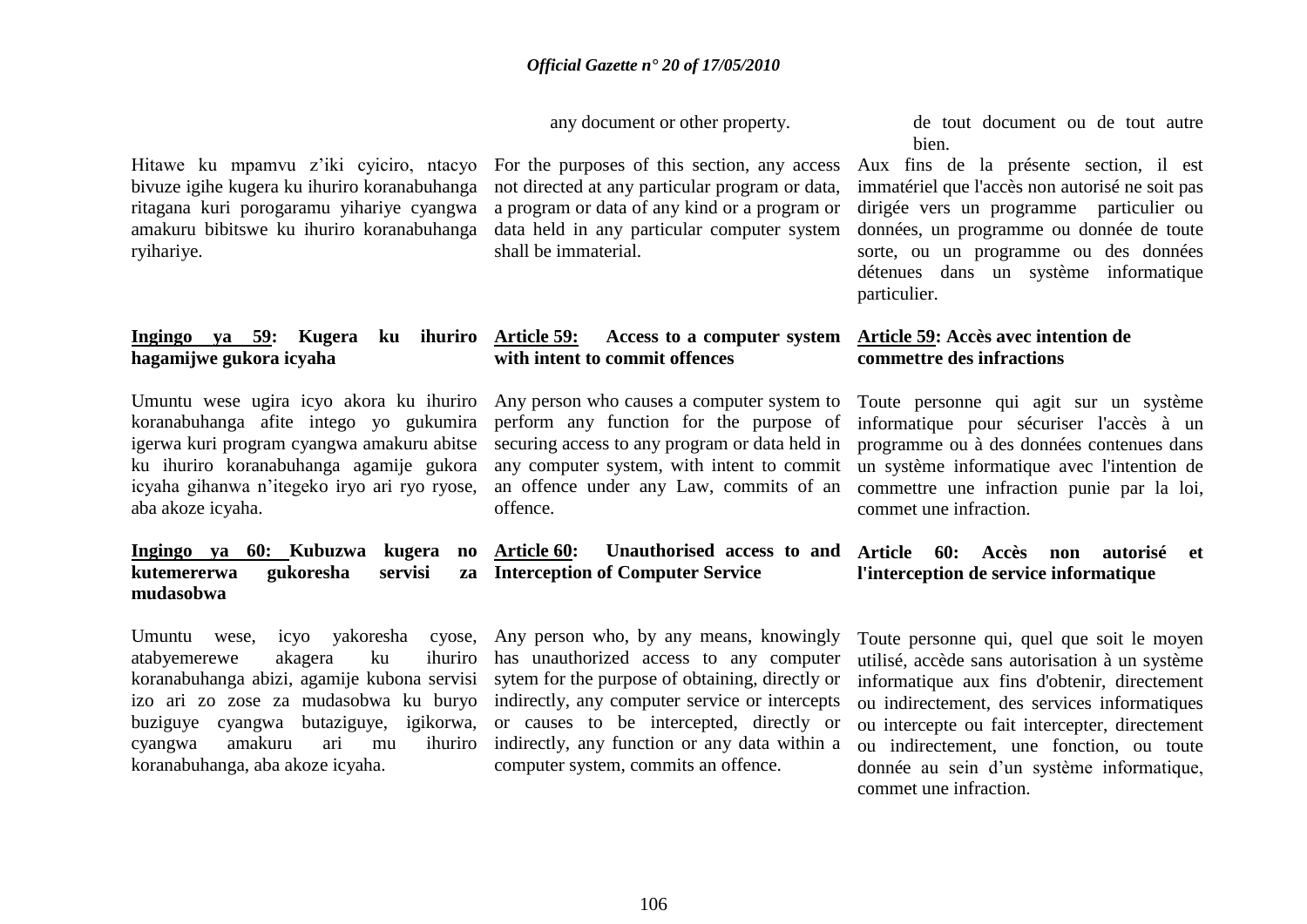any document or other property.

de tout document ou de tout autre bien.

Hitawe ku mpamvu z'iki cyiciro, ntacyo bivuze igihe kugera ku ihuriro koranabuhanga ritagana kuri porogaramu yihariye cyangwa amakuru bibitswe ku ihuriro koranabuhanga ryihariye.

For the purposes of this section, any access not directed at any particular program or data, a program or data of any kind or a program or data held in any particular computer system shall be immaterial.

Aux fins de la présente section, il est immatériel que l'accès non autorisé ne soit pas dirigée vers un programme particulier ou données, un programme ou donnée de toute sorte, ou un programme ou des données détenues dans un système informatique particulier.

**Ingingo ya 59: Kugera ku ihuriro hagamijwe gukora icyaha**

Umuntu wese ugira icyo akora ku ihuriro koranabuhanga afite intego yo gukumira igerwa kuri program cyangwa amakuru abitse ku ihuriro koranabuhanga agamije gukora icyaha gihanwa n'itegeko iryo ari ryo ryose, aba akoze icyaha.

**Article 59: Access to a computer system with intent to commit offences**

Any person who causes a computer system to perform any function for the purpose of securing access to any program or data held in any computer system, with intent to commit an offence under any Law, commits of an offence.

**Article 59: Accès avec intention de commettre des infractions**

Toute personne qui agit sur un système informatique pour sécuriser l'accès à un programme ou à des données contenues dans un système informatique avec l'intention de commettre une infraction punie par la loi, commet une infraction.

**Ingingo ya 60: Kubuzwa kugera no kutemererwa gukoresha servisi za mudasobwa**

Umuntu wese, icyo yakoresha cyose, atabyemerewe akagera ku ihuriro koranabuhanga abizi, agamije kubona servisi izo ari zo zose za mudasobwa ku buryo buziguye cyangwa butaziguye, igikorwa, cyangwa amakuru ari mu ihuriro koranabuhanga, aba akoze icyaha.

**Article 60: Unauthorised access to and Interception of Computer Service**

Any person who, by any means, knowingly has unauthorized access to any computer sytem for the purpose of obtaining, directly or indirectly, any computer service or intercepts or causes to be intercepted, directly or indirectly, any function or any data within a computer system, commits an offence.

**Article 60: Accès non autorisé et l'interception de service informatique**

Toute personne qui, quel que soit le moyen utilisé, accède sans autorisation à un système informatique aux fins d'obtenir, directement ou indirectement, des services informatiques ou intercepte ou fait intercepter, directement ou indirectement, une fonction, ou toute donnée au sein d'un système informatique, commet une infraction.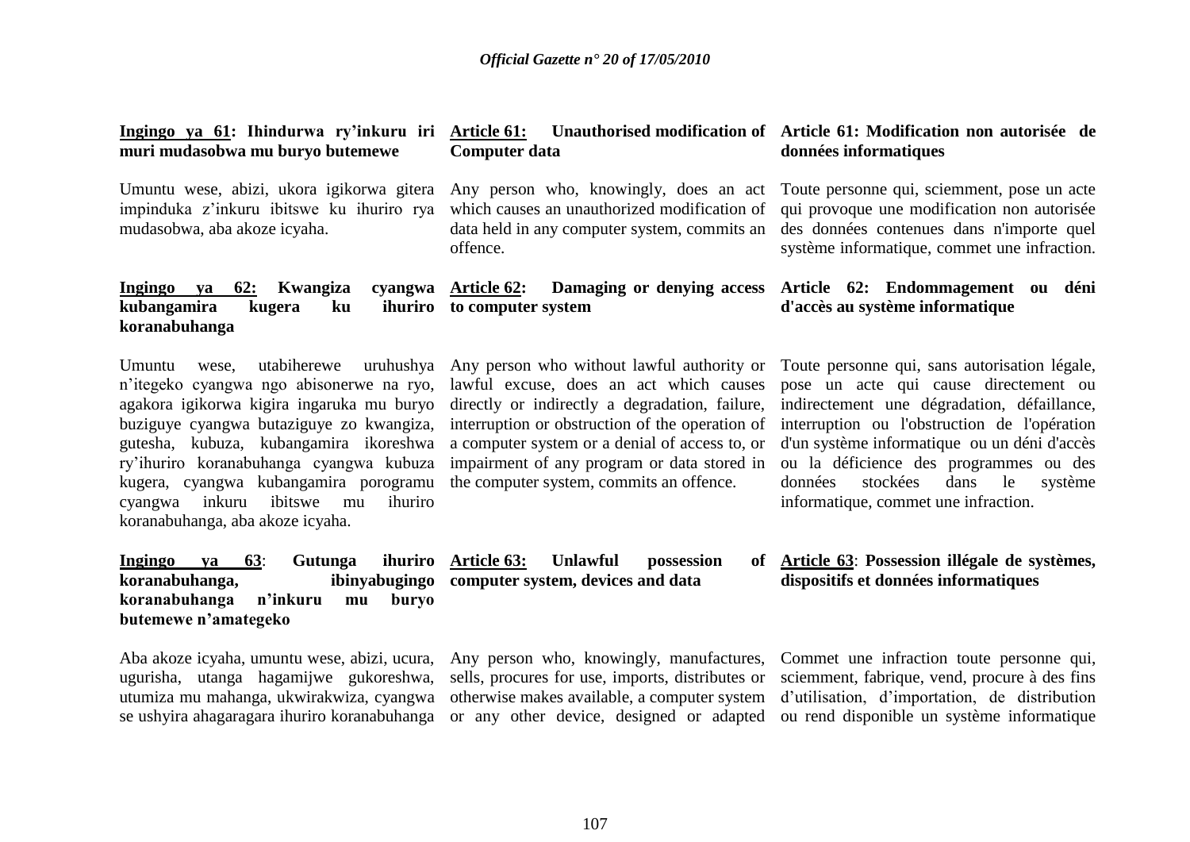**Ingingo ya 61: Ihindurwa ry'inkuru iri muri mudasobwa mu buryo butemewe**

Umuntu wese, abizi, ukora igikorwa gitera impinduka z'inkuru ibitswe ku ihuriro rya mudasobwa, aba akoze icyaha.

**Ingingo ya 62: Kwangiza cyangwa kubangamira kugera ku ihuriro koranabuhanga**

Umuntu wese, utabiherewe uruhushya n'itegeko cyangwa ngo abisonerwe na ryo, agakora igikorwa kigira ingaruka mu buryo buziguye cyangwa butaziguye zo kwangiza, gutesha, kubuza, kubangamira ikoreshwa ry'ihuriro koranabuhanga cyangwa kubuza kugera, cyangwa kubangamira porogramu cyangwa inkuru ibitswe mu ihuriro koranabuhanga, aba akoze icyaha.

**Ingingo ya 63: Gutunga ihuriro koranabuhanga, ibinyabugingo koranabuhanga n'inkuru mu buryo butemewe n'amategeko**

Aba akoze icyaha, umuntu wese, abizi, ucura, ugurisha, utanga hagamijwe gukoreshwa, utumiza mu mahanga, ukwirakwiza, cyangwa se ushyira ahagaragara ihuriro koranabuhanga

**Article 61: Unauthorised modification of Computer data**

Any person who, knowingly, does an act which causes an unauthorized modification of data held in any computer system, commits an offence.

**Article 62: Damaging or denying access to computer system**

Any person who without lawful authority or lawful excuse, does an act which causes directly or indirectly a degradation, failure, interruption or obstruction of the operation of a computer system or a denial of access to, or impairment of any program or data stored in the computer system, commits an offence.

**Article 63: Unlawful possession of computer system, devices and data**

Any person who, knowingly, manufactures, sells, procures for use, imports, distributes or otherwise makes available, a computer system or any other device, designed or adapted

**Article 61: Modification non autorisée de données informatiques**

Toute personne qui, sciemment, pose un acte qui provoque une modification non autorisée des données contenues dans n'importe quel système informatique, commet une infraction.

**Article 62: Endommagement ou déni d'accès au système informatique**

Toute personne qui, sans autorisation légale, pose un acte qui cause directement ou indirectement une dégradation, défaillance, interruption ou l'obstruction de l'opération d'un système informatique ou un déni d'accès ou la déficience des programmes ou des données stockées dans le système informatique, commet une infraction.

**Article 63: Possession illégale de systèmes, dispositifs et données informatiques**

Commet une infraction toute personne qui, sciemment, fabrique, vend, procure à des fins d'utilisation, d'importation, de distribution ou rend disponible un système informatique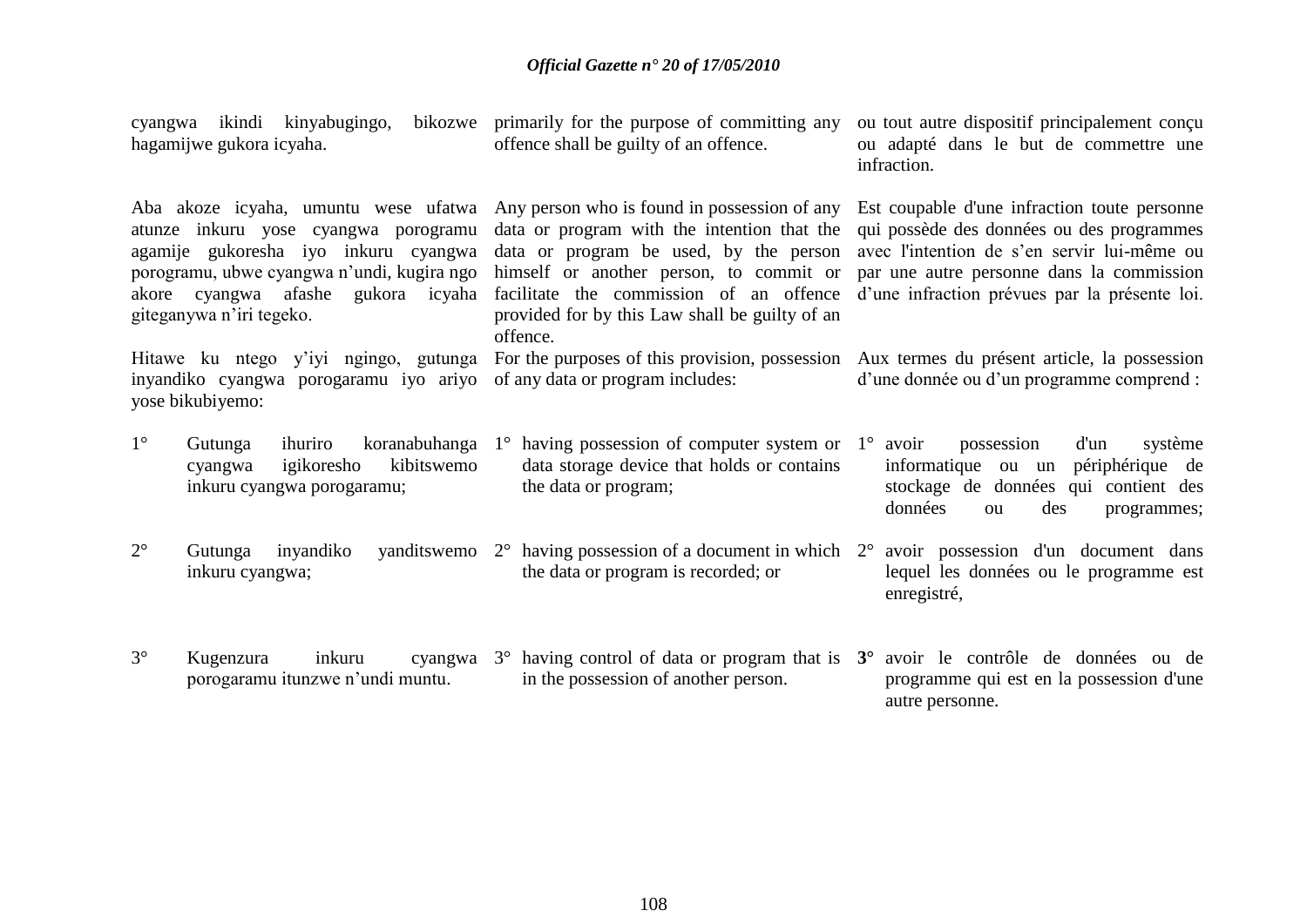cyangwa ikindi kinyabugingo, bikozwe hagamijwe gukora icyaha.

Aba akoze icyaha, umuntu wese ufatwa atunze inkuru yose cyangwa porogramu agamije gukoresha iyo inkuru cyangwa porogramu, ubwe cyangwa n'undi, kugira ngo akore cyangwa afashe gukora icyaha giteganywa n'iri tegeko.

Hitawe ku ntego y'iyi ngingo, gutunga inyandiko cyangwa porogaramu iyo ariyo yose bikubiyemo:

1° Gutunga ihuriro koranabuhanga cyangwa igikoresho kibitswemo inkuru cyangwa porogaramu;

2° Gutunga inyandiko yanditswemo inkuru cyangwa;

3° Kugenzura inkuru cyangwa porogaramu itunzwe n'undi muntu.

primarily for the purpose of committing any offence shall be guilty of an offence.

Any person who is found in possession of any data or program with the intention that the data or program be used, by the person himself or another person, to commit or facilitate the commission of an offence provided for by this Law shall be guilty of an offence.

For the purposes of this provision, possession of any data or program includes:

1° having possession of computer system or data storage device that holds or contains the data or program;

2° having possession of a document in which the data or program is recorded; or

3° having control of data or program that is in the possession of another person.

ou tout autre dispositif principalement conçu ou adapté dans le but de commettre une infraction.

Est coupable d'une infraction toute personne qui possède des données ou des programmes avec l'intention de s'en servir lui-même ou par une autre personne dans la commission d'une infraction prévues par la présente loi.

Aux termes du présent article, la possession d'une donnée ou d'un programme comprend :

1° avoir possession d'un système informatique ou un périphérique de stockage de données qui contient des données ou des programmes;

2° avoir possession d'un document dans lequel les données ou le programme est enregistré,

**3°** avoir le contrôle de données ou de programme qui est en la possession d'une autre personne.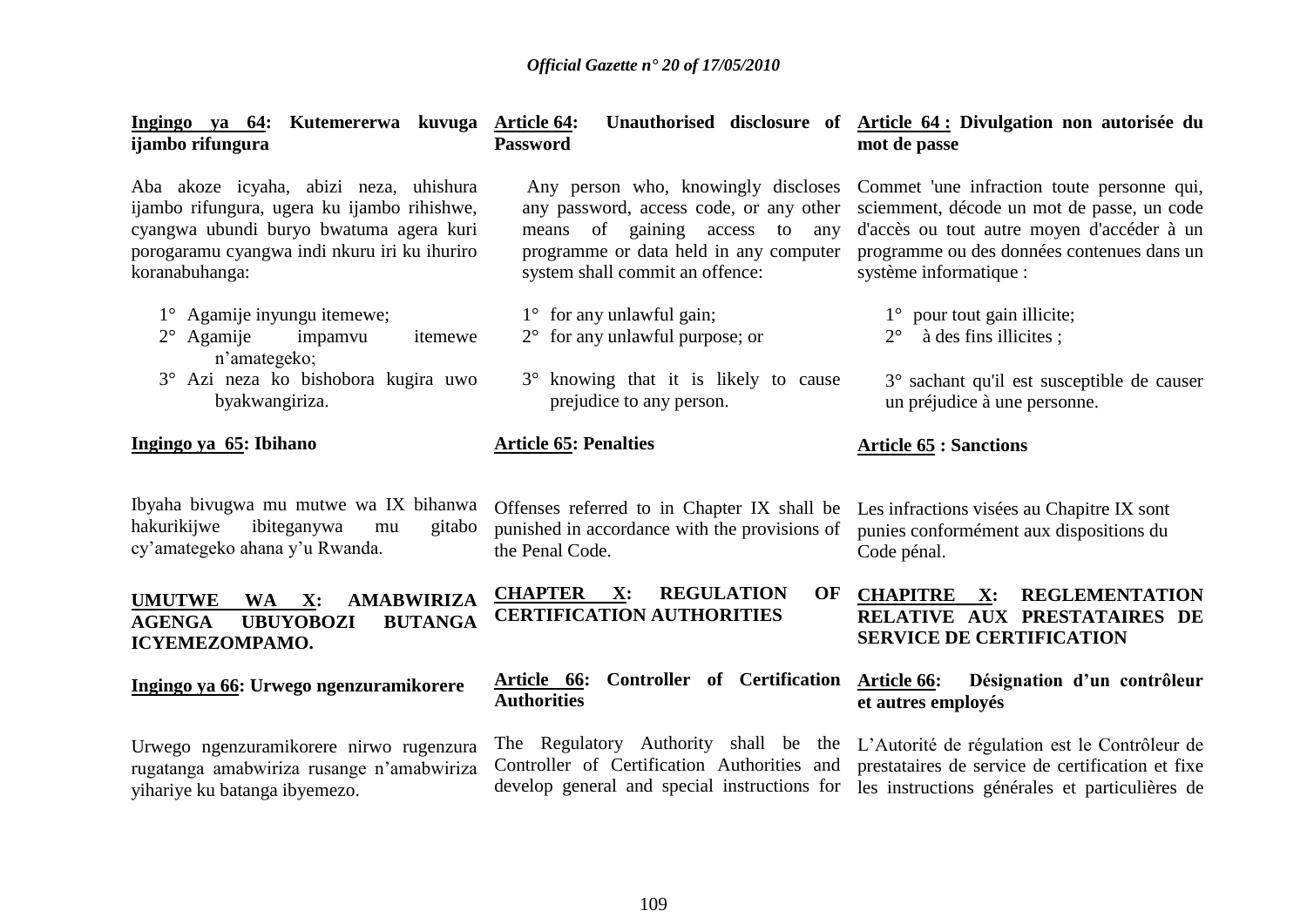**Ingingo ya 64: Kutemererwa kuvuga ijambo rifungura**

Aba akoze icyaha, abizi neza, uhishura ijambo rifungura, ugera ku ijambo rihishwe, cyangwa ubundi buryo bwatuma agera kuri porogaramu cyangwa indi nkuru iri ku ihuriro koranabuhanga:

1° Agamije inyungu itemewe;
2° Agamije impamvu itemewe n'amategeko;
3° Azi neza ko bishobora kugira uwo byakwangiriza.

**Ingingo ya 65: Ibihano**

Ibyaha bivugwa mu mutwe wa IX bihanwa hakurikijwe ibiteganywa mu gitabo cy'amategeko ahana y'u Rwanda.

**UMUTWE WA X: AMABWIRIZA AGENGA UBUYOBOZI BUTANGA ICYEMEZOMPAMO.**

**Ingingo ya 66: Urwego ngenzuramikorere**

Urwego ngenzuramikorere nirwo rugenzura rugatanga amabwiriza rusange n'amabwiriza yihariye ku batanga ibyemezo.

**Article 64: Unauthorised disclosure of Password**

Any person who, knowingly discloses any password, access code, or any other means of gaining access to any programme or data held in any computer system shall commit an offence:

1° for any unlawful gain;
2° for any unlawful purpose; or
3° knowing that it is likely to cause prejudice to any person.

**Article 65: Penalties**

Offenses referred to in Chapter IX shall be punished in accordance with the provisions of the Penal Code.

**CHAPTER X: REGULATION OF CERTIFICATION AUTHORITIES**

**Article 66: Controller of Certification Authorities**

The Regulatory Authority shall be the Controller of Certification Authorities and develop general and special instructions for

**Article 64 : Divulgation non autorisée du mot de passe**

Commet 'une infraction toute personne qui, sciemment, décode un mot de passe, un code d'accès ou tout autre moyen d'accéder à un programme ou des données contenues dans un système informatique :

1° pour tout gain illicite;
2° à des fins illicites ;
3° sachant qu'il est susceptible de causer un préjudice à une personne.

**Article 65 : Sanctions**

Les infractions visées au Chapitre IX sont punies conformément aux dispositions du Code pénal.

**CHAPITRE X: REGLEMENTATION RELATIVE AUX PRESTATAIRES DE SERVICE DE CERTIFICATION**

**Article 66: Désignation d'un contrôleur et autres employés**

L'Autorité de régulation est le Contrôleur de prestataires de service de certification et fixe les instructions générales et particulières de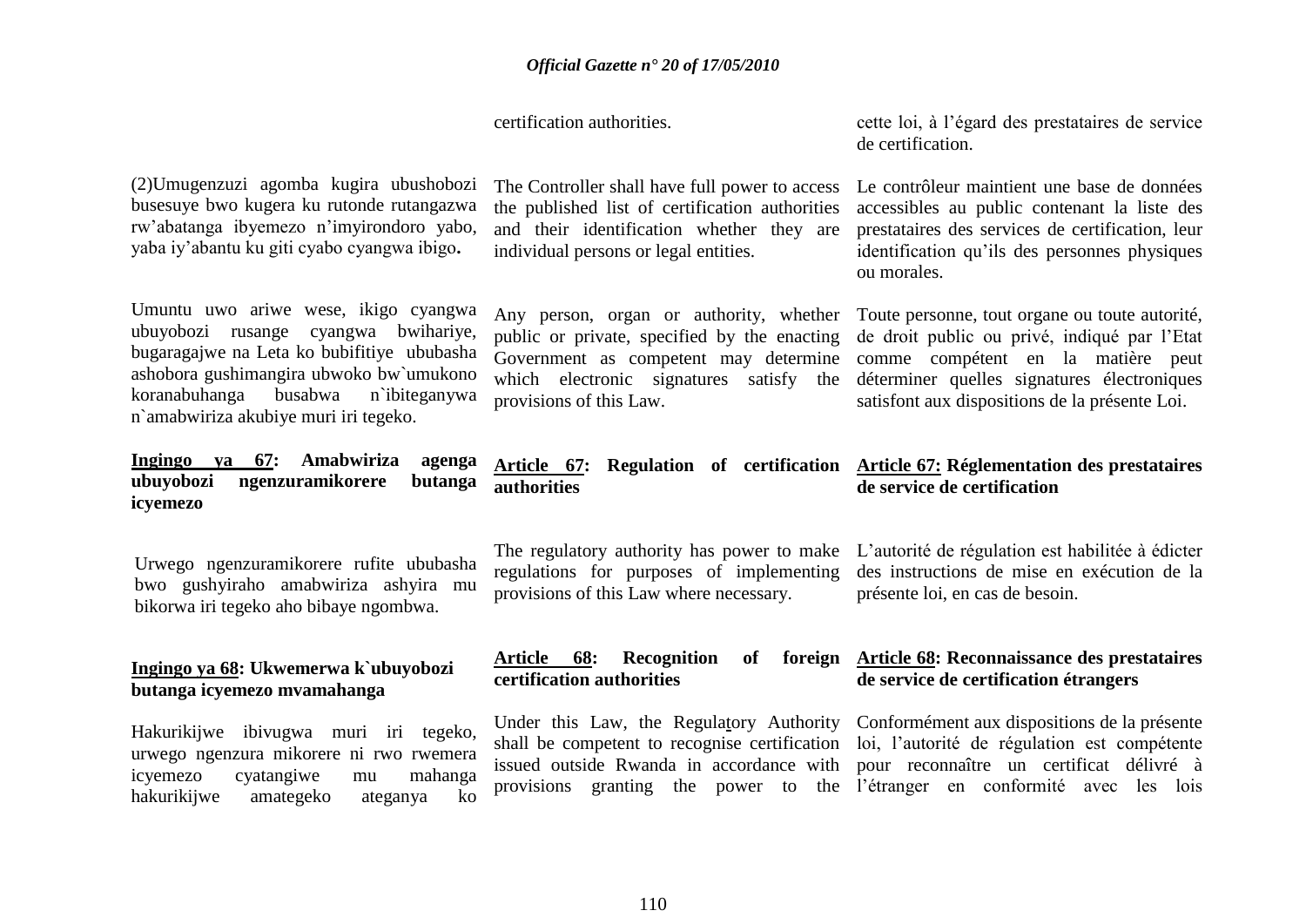certification authorities.

cette loi, à l'égard des prestataires de service de certification.

(2)Umugenzuzi agomba kugira ubushobozi busesuye bwo kugera ku rutonde rutangazwa rw'abatanga ibyemezo n'imyirondoro yabo, yaba iy'abantu ku giti cyabo cyangwa ibigo**.**

The Controller shall have full power to access the published list of certification authorities and their identification whether they are individual persons or legal entities.

Le contrôleur maintient une base de données accessibles au public contenant la liste des prestataires des services de certification, leur identification qu'ils des personnes physiques ou morales.

Umuntu uwo ariwe wese, ikigo cyangwa ubuyobozi rusange cyangwa bwihariye, bugaragajwe na Leta ko bubifitiye ububasha ashobora gushimangira ubwoko bw`umukono koranabuhanga busabwa n`ibiteganywa n`amabwiriza akubiye muri iri tegeko.

Any person, organ or authority, whether public or private, specified by the enacting Government as competent may determine which electronic signatures satisfy the provisions of this Law.

Toute personne, tout organe ou toute autorité, de droit public ou privé, indiqué par l'Etat comme compétent en la matière peut déterminer quelles signatures électroniques satisfont aux dispositions de la présente Loi.

**Ingingo ya 67: Amabwiriza agenga ubuyobozi ngenzuramikorere butanga icyemezo**

**Article 67: Regulation of certification authorities**

**Article 67: Réglementation des prestataires de service de certification**

Urwego ngenzuramikorere rufite ububasha bwo gushyiraho amabwiriza ashyira mu bikorwa iri tegeko aho bibaye ngombwa.

The regulatory authority has power to make regulations for purposes of implementing provisions of this Law where necessary.

L'autorité de régulation est habilitée à édicter des instructions de mise en exécution de la présente loi, en cas de besoin.

**Ingingo ya 68: Ukwemerwa k`ubuyobozi butanga icyemezo mvamahanga**

**Article 68: Recognition of foreign certification authorities**

**Article 68: Reconnaissance des prestataires de service de certification étrangers**

Hakurikijwe ibivugwa muri iri tegeko, urwego ngenzura mikorere ni rwo rwemera icyemezo cyatangiwe mu mahanga hakurikijwe amategeko ateganya ko

Under this Law, the Regulatory Authority shall be competent to recognise certification issued outside Rwanda in accordance with provisions granting the power to the

Conformément aux dispositions de la présente loi, l'autorité de régulation est compétente pour reconnaître un certificat délivré à l'étranger en conformité avec les lois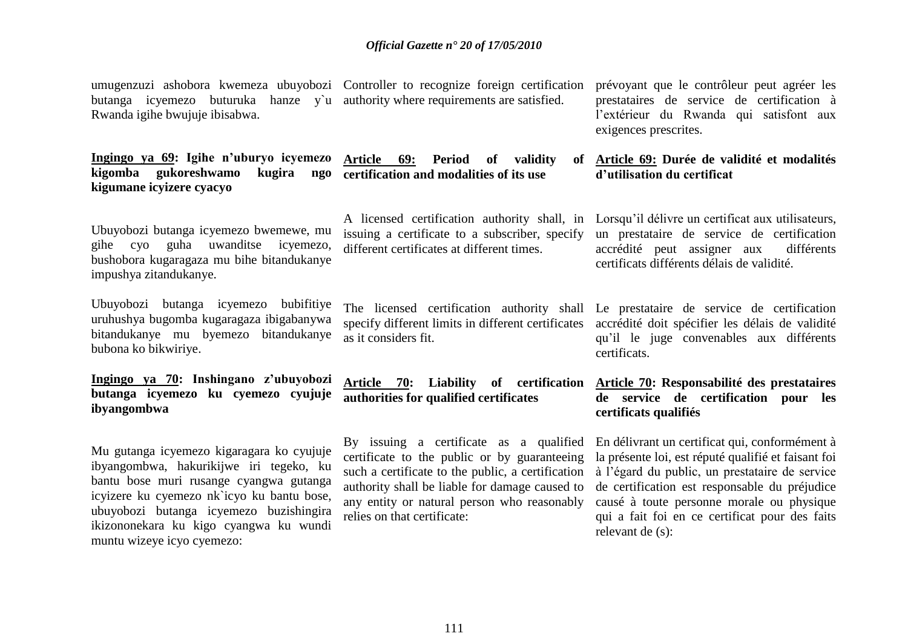umugenzuzi ashobora kwemeza ubuyobozi butanga icyemezo buturuka hanze y`u Rwanda igihe bwujuje ibisabwa.

Controller to recognize foreign certification authority where requirements are satisfied.

prévoyant que le contrôleur peut agréer les prestataires de service de certification à l'extérieur du Rwanda qui satisfont aux exigences prescrites.

**<u>Ingingo ya 69</u>: Igihe n'uburyo icyemezo kigomba gukoreshwamo kugira ngo kigumane icyizere cyacyo**

Ubuyobozi butanga icyemezo bwemewe, mu gihe cyo guha uwanditse icyemezo, bushobora kugaragaza mu bihe bitandukanye impushya zitandukanye.

Ubuyobozi butanga icyemezo bubifitiye uruhushya bugomba kugaragaza ibigabanywa bitandukanye mu byemezo bitandukanye bubona ko bikwiriye.

**<u>Article 69:</u> Period of validity of certification and modalities of its use**

A licensed certification authority shall, in issuing a certificate to a subscriber, specify different certificates at different times.

The licensed certification authority shall specify different limits in different certificates as it considers fit.

**<u>Article 69:</u> Durée de validité et modalités d'utilisation du certificat**

Lorsqu'il délivre un certificat aux utilisateurs, un prestataire de service de certification accrédité peut assigner aux différents certificats différents délais de validité.

Le prestataire de service de certification accrédité doit spécifier les délais de validité qu'il le juge convenables aux différents certificats.

**<u>Ingingo ya 70</u>: Inshingano z'ubuyobozi butanga icyemezo ku cyemezo cyujuje ibyangombwa**

Mu gutanga icyemezo kigaragara ko cyujuje ibyangombwa, hakurikijwe iri tegeko, ku bantu bose muri rusange cyangwa gutanga icyizere ku cyemezo nk`icyo ku bantu bose, ubuyobozi butanga icyemezo buzishingira ikizononekara ku kigo cyangwa ku wundi muntu wizeye icyo cyemezo:

**<u>Article 70</u>: Liability of certification authorities for qualified certificates**

By issuing a certificate as a qualified certificate to the public or by guaranteeing such a certificate to the public, a certification authority shall be liable for damage caused to any entity or natural person who reasonably relies on that certificate:

**<u>Article 70</u>: Responsabilité des prestataires de service de certification pour les certificats qualifiés**

En délivrant un certificat qui, conformément à la présente loi, est réputé qualifié et faisant foi à l'égard du public, un prestataire de service de certification est responsable du préjudice causé à toute personne morale ou physique qui a fait foi en ce certificat pour des faits relevant de (s):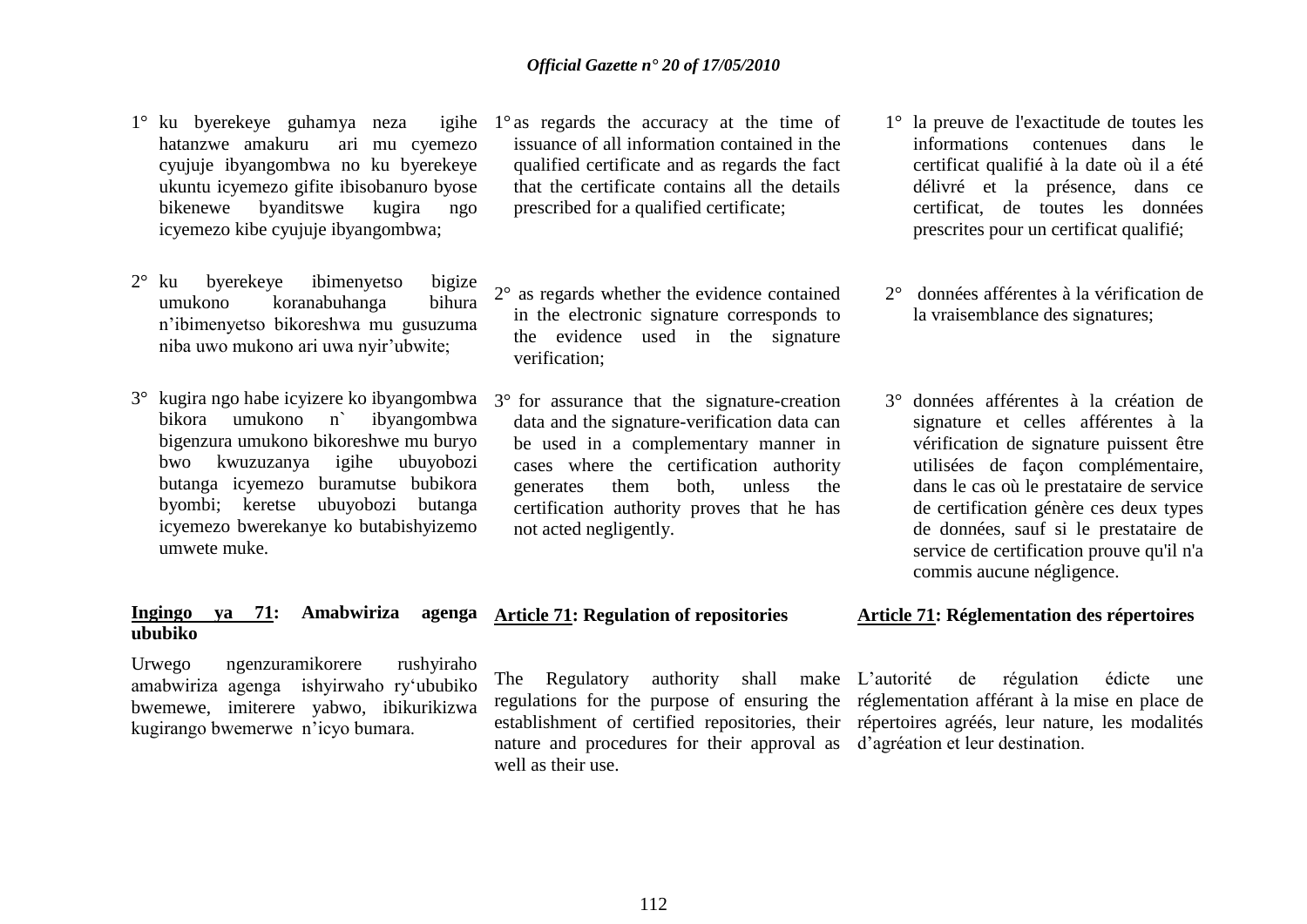1° ku byerekeye guhamya neza igihe hatanzwe amakuru ari mu cyemezo cyujuje ibyangombwa no ku byerekeye ukuntu icyemezo gifite ibisobanuro byose bikenewe byanditswe kugira ngo icyemezo kibe cyujuje ibyangombwa;

2° ku byerekeye ibimenyetso bigize umukono koranabuhanga bihura n'ibimenyetso bikoreshwa mu gusuzuma niba uwo mukono ari uwa nyir'ubwite;

3° kugira ngo habe icyizere ko ibyangombwa bikora umukono n` ibyangombwa bigenzura umukono bikoreshwe mu buryo bwo kwuzuzanya igihe ubuyobozi butanga icyemezo buramutse bubikora byombi; keretse ubuyobozi butanga icyemezo bwerekanye ko butabishyizemo umwete muke.

**Ingingo ya 71: Amabwiriza agenga ububiko**

Urwego ngenzuramikorere rushyiraho amabwiriza agenga ishyirwaho ry'ububiko bwemewe, imiterere yabwo, ibikurikizwa kugirango bwemerwe n'icyo bumara.

1° as regards the accuracy at the time of issuance of all information contained in the qualified certificate and as regards the fact that the certificate contains all the details prescribed for a qualified certificate;

2° as regards whether the evidence contained in the electronic signature corresponds to the evidence used in the signature verification;

3° for assurance that the signature-creation data and the signature-verification data can be used in a complementary manner in cases where the certification authority generates them both, unless the certification authority proves that he has not acted negligently.

**Article 71: Regulation of repositories**

The Regulatory authority shall make regulations for the purpose of ensuring the establishment of certified repositories, their nature and procedures for their approval as well as their use.

1° la preuve de l'exactitude de toutes les informations contenues dans le certificat qualifié à la date où il a été délivré et la présence, dans ce certificat, de toutes les données prescrites pour un certificat qualifié;

2° données afférentes à la vérification de la vraisemblance des signatures;

3° données afférentes à la création de signature et celles afférentes à la vérification de signature puissent être utilisées de façon complémentaire, dans le cas où le prestataire de service de certification génère ces deux types de données, sauf si le prestataire de service de certification prouve qu'il n'a commis aucune négligence.

**Article 71: Réglementation des répertoires**

L'autorité de régulation édicte une réglementation afférant à la mise en place de répertoires agréés, leur nature, les modalités d'agréation et leur destination.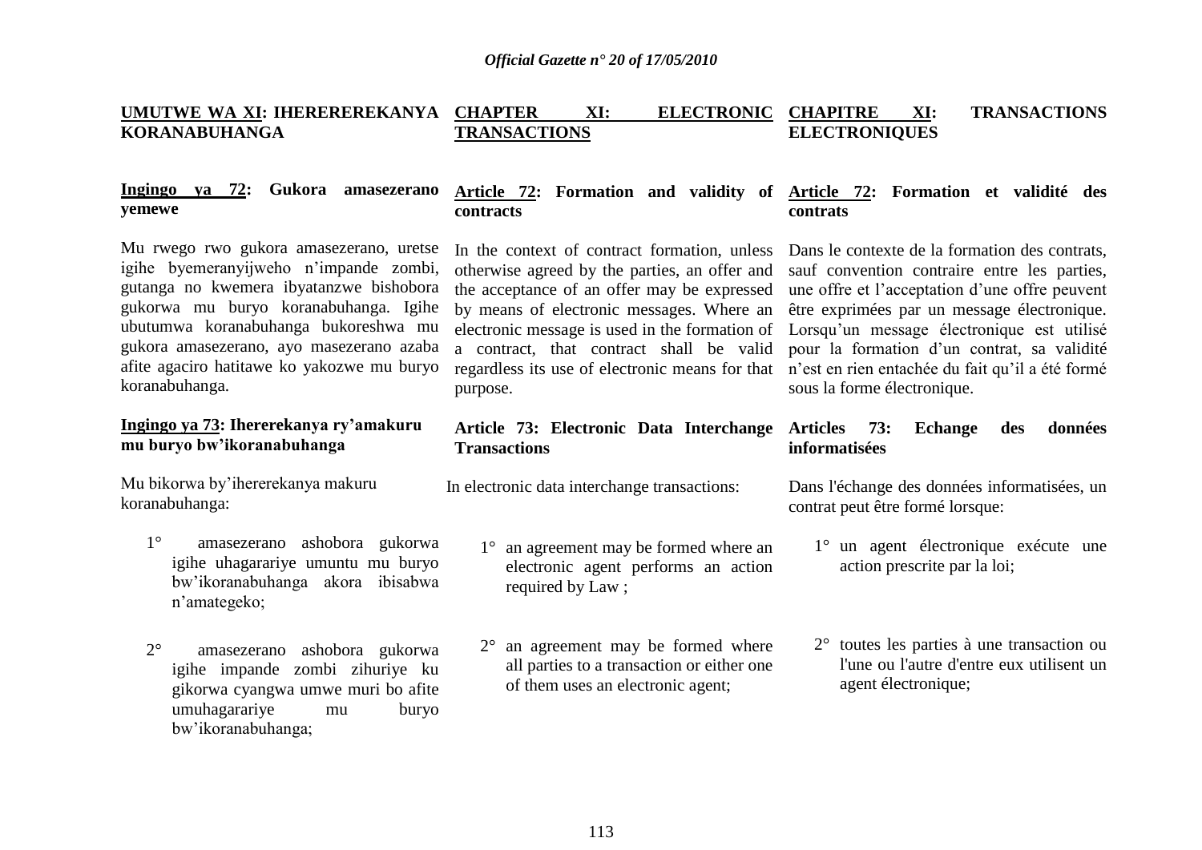**UMUTWE WA XI: IHEREREREKANYA KORANABUHANGA**

**Ingingo ya 72: Gukora amasezerano yemewe**

Mu rwego rwo gukora amasezerano, uretse igihe byemeranyijweho n'impande zombi, gutanga no kwemera ibyatanzwe bishobora gukorwa mu buryo koranabuhanga. Igihe ubutumwa koranabuhanga bukoreshwa mu gukora amasezerano, ayo masezerano azaba afite agaciro hatitawe ko yakozwe mu buryo koranabuhanga.

**Ingingo ya 73: Ihererekanya ry'amakuru mu buryo bw'ikoranabuhanga**

Mu bikorwa by'ihererekanya makuru koranabuhanga:

1° amasezerano ashobora gukorwa igihe uhagarariye umuntu mu buryo bw'ikoranabuhanga akora ibisabwa n'amategeko;

2° amasezerano ashobora gukorwa igihe impande zombi zihuriye ku gikorwa cyangwa umwe muri bo afite umuhagarariye mu buryo bw'ikoranabuhanga;

**CHAPTER XI: ELECTRONIC TRANSACTIONS**

**Article 72: Formation and validity of contracts**

In the context of contract formation, unless otherwise agreed by the parties, an offer and the acceptance of an offer may be expressed by means of electronic messages. Where an electronic message is used in the formation of a contract, that contract shall be valid regardless its use of electronic means for that purpose.

**Article 73: Electronic Data Interchange Transactions**

In electronic data interchange transactions:

1° an agreement may be formed where an electronic agent performs an action required by Law ;

2° an agreement may be formed where all parties to a transaction or either one of them uses an electronic agent;

**CHAPITRE XI: TRANSACTIONS ELECTRONIQUES**

**Article 72: Formation et validité des contrats**

Dans le contexte de la formation des contrats, sauf convention contraire entre les parties, une offre et l'acceptation d'une offre peuvent être exprimées par un message électronique. Lorsqu'un message électronique est utilisé pour la formation d'un contrat, sa validité n'est en rien entachée du fait qu'il a été formé sous la forme électronique.

**Articles 73: Echange des données informatisées**

Dans l'échange des données informatisées, un contrat peut être formé lorsque:

1° un agent électronique exécute une action prescrite par la loi;

2° toutes les parties à une transaction ou l'une ou l'autre d'entre eux utilisent un agent électronique;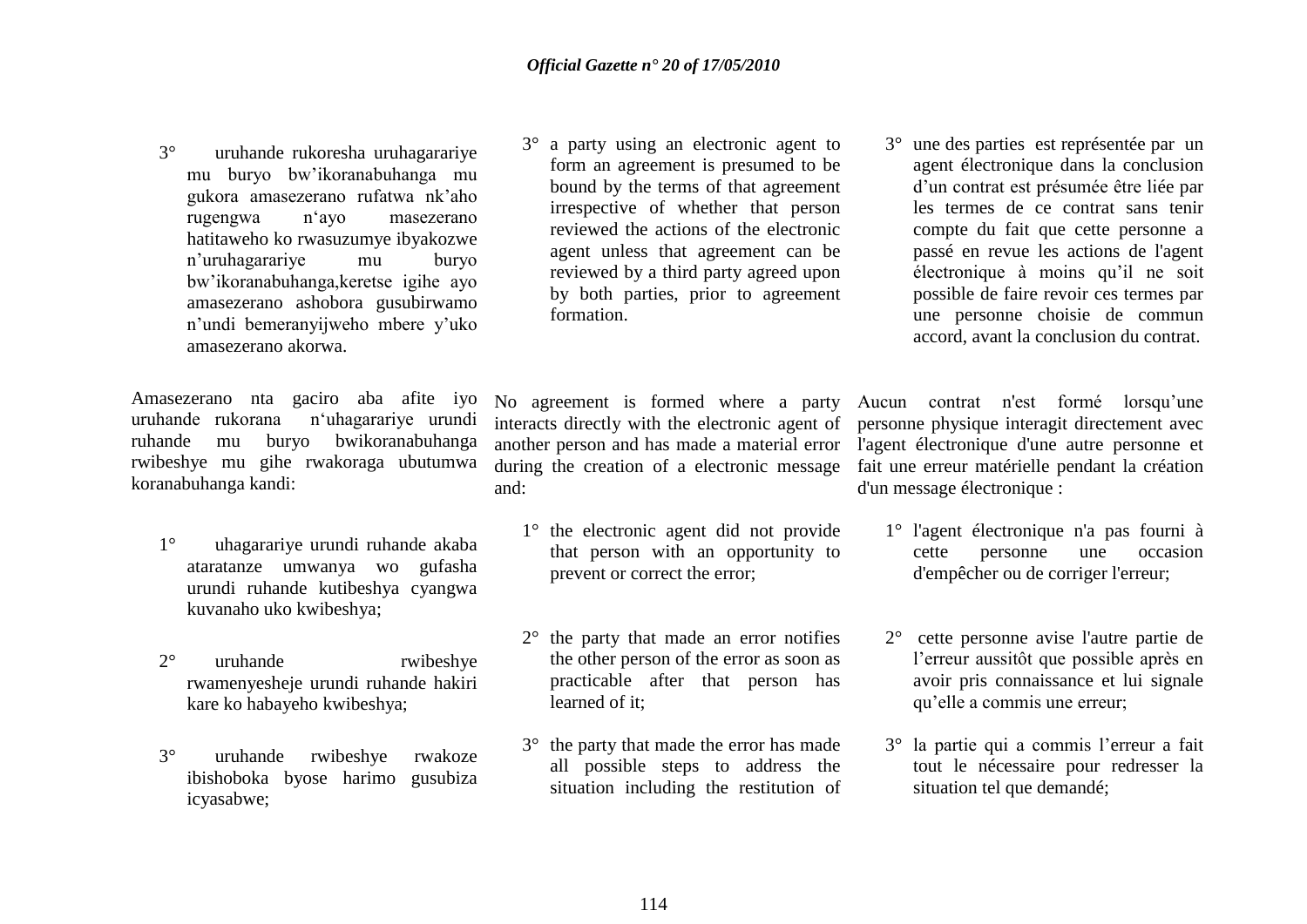3° uruhande rukoresha uruhagarariye mu buryo bw'ikoranabuhanga mu gukora amasezerano rufatwa nk'aho rugengwa n'ayo masezerano hatitaweho ko rwasuzumye ibyakozwe n'uruhagarariye mu buryo bw'ikoranabuhanga,keretse igihe ayo amasezerano ashobora gusubirwamo n'undi bemeranyijweho mbere y'uko amasezerano akorwa.

Amasezerano nta gaciro aba afite iyo uruhande rukorana n'uhagarariye urundi ruhande mu buryo bwikoranabuhanga rwibeshye mu gihe rwakoraga ubutumwa koranabuhanga kandi:

1° uhagarariye urundi ruhande akaba ataratanze umwanya wo gufasha urundi ruhande kutibeshya cyangwa kuvanaho uko kwibeshya;

2° uruhande rwibeshye rwamenyesheje urundi ruhande hakiri kare ko habayeho kwibeshya;

3° uruhande rwibeshye rwakoze ibishoboka byose harimo gusubiza icyasabwe;

3° a party using an electronic agent to form an agreement is presumed to be bound by the terms of that agreement irrespective of whether that person reviewed the actions of the electronic agent unless that agreement can be reviewed by a third party agreed upon by both parties, prior to agreement formation.

No agreement is formed where a party interacts directly with the electronic agent of another person and has made a material error during the creation of a electronic message and:

1° the electronic agent did not provide that person with an opportunity to prevent or correct the error;

2° the party that made an error notifies the other person of the error as soon as practicable after that person has learned of it;

3° the party that made the error has made all possible steps to address the situation including the restitution of

3° une des parties est représentée par un agent électronique dans la conclusion d'un contrat est présumée être liée par les termes de ce contrat sans tenir compte du fait que cette personne a passé en revue les actions de l'agent électronique à moins qu'il ne soit possible de faire revoir ces termes par une personne choisie de commun accord, avant la conclusion du contrat.

Aucun contrat n'est formé lorsqu'une personne physique interagit directement avec l'agent électronique d'une autre personne et fait une erreur matérielle pendant la création d'un message électronique :

1° l'agent électronique n'a pas fourni à cette personne une occasion d'empêcher ou de corriger l'erreur;

2° cette personne avise l'autre partie de l'erreur aussitôt que possible après en avoir pris connaissance et lui signale qu'elle a commis une erreur;

3° la partie qui a commis l'erreur a fait tout le nécessaire pour redresser la situation tel que demandé;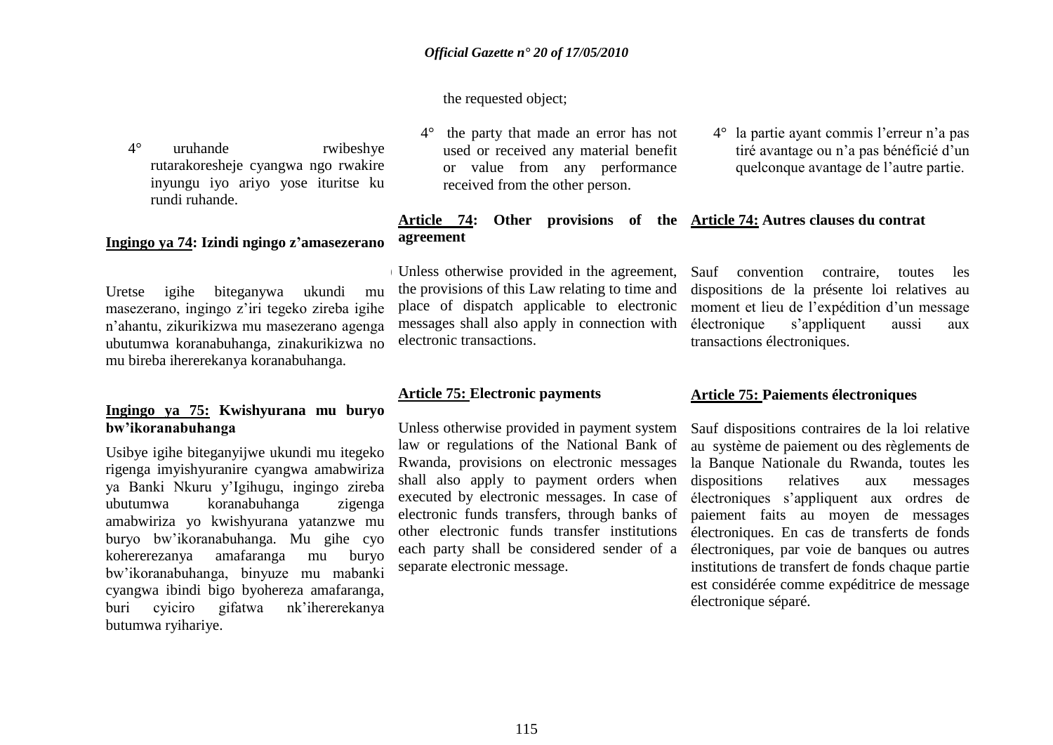4° uruhande rwibeshye rutarakoresheje cyangwa ngo rwakire inyungu iyo ariyo yose ituritse ku rundi ruhande.

**Ingingo ya 74: Izindi ngingo z'amasezerano**

Uretse igihe biteganywa ukundi mu masezerano, ingingo z'iri tegeko zireba igihe n'ahantu, zikurikizwa mu masezerano agenga ubutumwa koranabuhanga, zinakurikizwa no mu bireba ihererekanya koranabuhanga.

**Ingingo ya 75: Kwishyurana mu buryo bw'ikoranabuhanga**

Usibye igihe biteganyijwe ukundi mu itegeko rigenga imyishyuranire cyangwa amabwiriza ya Banki Nkuru y'Igihugu, ingingo zireba ubutumwa koranabuhanga zigenga amabwiriza yo kwishyurana yatanzwe mu buryo bw'ikoranabuhanga. Mu gihe cyo kohererezanya amafaranga mu buryo bw'ikoranabuhanga, binyuze mu mabanki cyangwa ibindi bigo byohereza amafaranga, buri cyiciro gifatwa nk'ihererekanya butumwa ryihariye.

the requested object;

4° the party that made an error has not used or received any material benefit or value from any performance received from the other person.

**Article 74: Other provisions of the agreement**

Unless otherwise provided in the agreement, the provisions of this Law relating to time and place of dispatch applicable to electronic messages shall also apply in connection with electronic transactions.

**Article 75: Electronic payments**

Unless otherwise provided in payment system law or regulations of the National Bank of Rwanda, provisions on electronic messages shall also apply to payment orders when executed by electronic messages. In case of electronic funds transfers, through banks of other electronic funds transfer institutions each party shall be considered sender of a separate electronic message.

4° la partie ayant commis l'erreur n'a pas tiré avantage ou n'a pas bénéficié d'un quelconque avantage de l'autre partie.

**Article 74: Autres clauses du contrat**

Sauf convention contraire, toutes les dispositions de la présente loi relatives au moment et lieu de l'expédition d'un message électronique s'appliquent aussi aux transactions électroniques.

**Article 75: Paiements électroniques**

Sauf dispositions contraires de la loi relative au système de paiement ou des règlements de la Banque Nationale du Rwanda, toutes les dispositions relatives aux messages électroniques s'appliquent aux ordres de paiement faits au moyen de messages électroniques. En cas de transferts de fonds électroniques, par voie de banques ou autres institutions de transfert de fonds chaque partie est considérée comme expéditrice de message électronique séparé.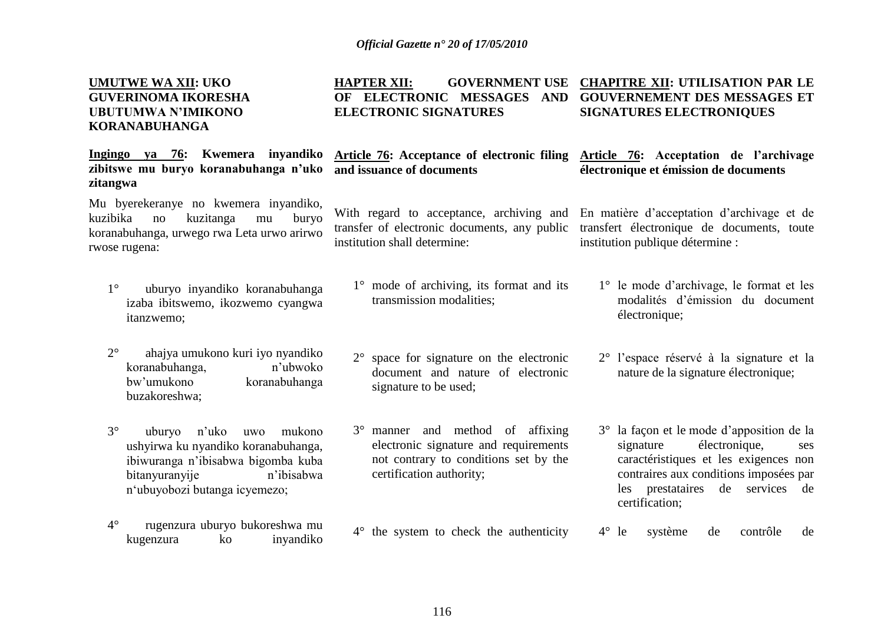**UMUTWE WA XII: UKO GUVERINOMA IKORESHA UBUTUMWA N'IMIKONO KORANABUHANGA**

**Ingingo ya 76: Kwemera inyandiko zibitswe mu buryo koranabuhanga n'uko zitangwa**

Mu byerekeranye no kwemera inyandiko, kuzibika no kuzitanga mu buryo koranabuhanga, urwego rwa Leta urwo arirwo rwose rugena:

1° uburyo inyandiko koranabuhanga izaba ibitswemo, ikozwemo cyangwa itanzwemo;

2° ahajya umukono kuri iyo nyandiko koranabuhanga, n'ubwoko bw'umukono koranabuhanga buzakoreshwa;

3° uburyo n'uko uwo mukono ushyirwa ku nyandiko koranabuhanga, ibiwuranga n'ibisabwa bigomba kuba bitanyuranyije n'ibisabwa n'ubuyobozi butanga icyemezo;

4° rugenzura uburyo bukoreshwa mu kugenzura ko inyandiko

**HAPTER XII: GOVERNMENT USE OF ELECTRONIC MESSAGES AND ELECTRONIC SIGNATURES**

**Article 76: Acceptance of electronic filing and issuance of documents**

With regard to acceptance, archiving and transfer of electronic documents, any public institution shall determine:

1° mode of archiving, its format and its transmission modalities;

2° space for signature on the electronic document and nature of electronic signature to be used;

3° manner and method of affixing electronic signature and requirements not contrary to conditions set by the certification authority;

4° the system to check the authenticity

**CHAPITRE XII: UTILISATION PAR LE GOUVERNEMENT DES MESSAGES ET SIGNATURES ELECTRONIQUES**

**Article 76: Acceptation de l'archivage électronique et émission de documents**

En matière d'acceptation d'archivage et de transfert électronique de documents, toute institution publique détermine :

1° le mode d'archivage, le format et les modalités d'émission du document électronique;

2° l'espace réservé à la signature et la nature de la signature électronique;

3° la façon et le mode d'apposition de la signature électronique, ses caractéristiques et les exigences non contraires aux conditions imposées par les prestataires de services de certification;

4° le système de contrôle de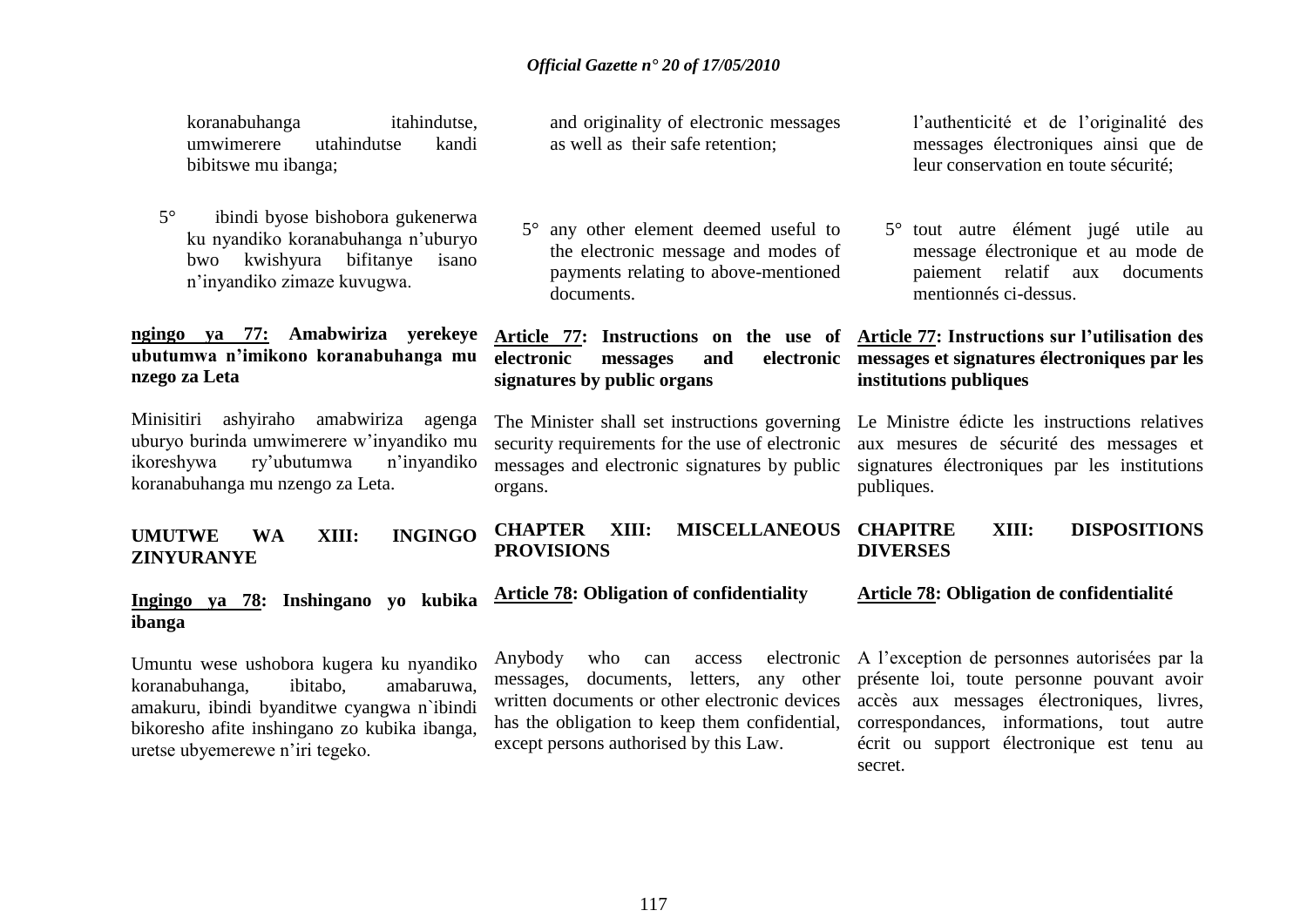koranabuhanga itahindutse, umwimerere utahindutse kandi bibitswe mu ibanga;

5° ibindi byose bishobora gukenerwa ku nyandiko koranabuhanga n'uburyo bwo kwishyura bifitanye isano n'inyandiko zimaze kuvugwa.

**ngingo ya 77: Amabwiriza yerekeye ubutumwa n'imikono koranabuhanga mu nzego za Leta**

Minisitiri ashyiraho amabwiriza agenga uburyo burinda umwimerere w'inyandiko mu ikoreshywa ry'ubutumwa n'inyandiko koranabuhanga mu nzengo za Leta.

**UMUTWE WA XIII: INGINGO ZINYURANYE**

**Ingingo ya 78: Inshingano yo kubika ibanga**

Umuntu wese ushobora kugera ku nyandiko koranabuhanga, ibitabo, amabaruwa, amakuru, ibindi byanditwe cyangwa n`ibindi bikoresho afite inshingano zo kubika ibanga, uretse ubyemerewe n'iri tegeko.

and originality of electronic messages as well as their safe retention;

5° any other element deemed useful to the electronic message and modes of payments relating to above-mentioned documents.

**Article 77: Instructions on the use of electronic messages and electronic signatures by public organs**

The Minister shall set instructions governing security requirements for the use of electronic messages and electronic signatures by public organs.

**CHAPTER XIII: MISCELLANEOUS PROVISIONS**

**Article 78: Obligation of confidentiality**

Anybody who can access electronic messages, documents, letters, any other written documents or other electronic devices has the obligation to keep them confidential, except persons authorised by this Law.

l'authenticité et de l'originalité des messages électroniques ainsi que de leur conservation en toute sécurité;

5° tout autre élément jugé utile au message électronique et au mode de paiement relatif aux documents mentionnés ci-dessus.

**Article 77: Instructions sur l'utilisation des messages et signatures électroniques par les institutions publiques**

Le Ministre édicte les instructions relatives aux mesures de sécurité des messages et signatures électroniques par les institutions publiques.

**CHAPITRE XIII: DISPOSITIONS DIVERSES**

**Article 78: Obligation de confidentialité**

A l'exception de personnes autorisées par la présente loi, toute personne pouvant avoir accès aux messages électroniques, livres, correspondances, informations, tout autre écrit ou support électronique est tenu au secret.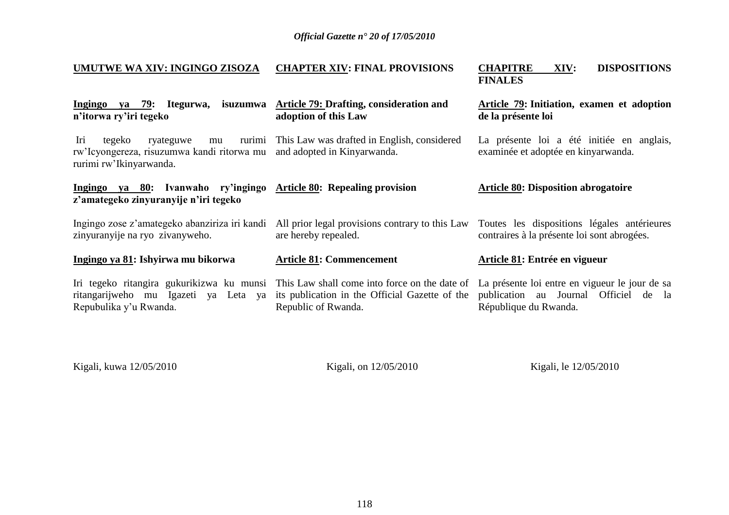## UMUTWE WA XIV: INGINGO ZISOZA

**Ingingo ya 79: Itegurwa, isuzumwa n'itorwa ry'iri tegeko**

Iri tegeko ryateguwe mu rurimi rw'Icyongereza, risuzumwa kandi ritorwa mu rurimi rw'Ikinyarwanda.

**Ingingo ya 80: Ivanwaho ry'ingingo z'amategeko zinyuranyije n'iri tegeko**

Ingingo zose z'amategeko abanziriza iri kandi zinyuranyije na ryo zivanyweho.

**Ingingo ya 81: Ishyirwa mu bikorwa**

Iri tegeko ritangira gukurikizwa ku munsi ritangarijweho mu Igazeti ya Leta ya Repubulika y'u Rwanda.

## CHAPTER XIV: FINAL PROVISIONS

**Article 79: Drafting, consideration and adoption of this Law**

This Law was drafted in English, considered and adopted in Kinyarwanda.

**Article 80: Repealing provision**

All prior legal provisions contrary to this Law are hereby repealed.

**Article 81: Commencement**

This Law shall come into force on the date of its publication in the Official Gazette of the Republic of Rwanda.

## CHAPITRE XIV: DISPOSITIONS FINALES

**Article 79: Initiation, examen et adoption de la présente loi**

La présente loi a été initiée en anglais, examinée et adoptée en kinyarwanda.

**Article 80: Disposition abrogatoire**

Toutes les dispositions légales antérieures contraires à la présente loi sont abrogées.

**Article 81: Entrée en vigueur**

La présente loi entre en vigueur le jour de sa publication au Journal Officiel de la République du Rwanda.

Kigali, kuwa 12/05/2010

Kigali, on 12/05/2010

Kigali, le 12/05/2010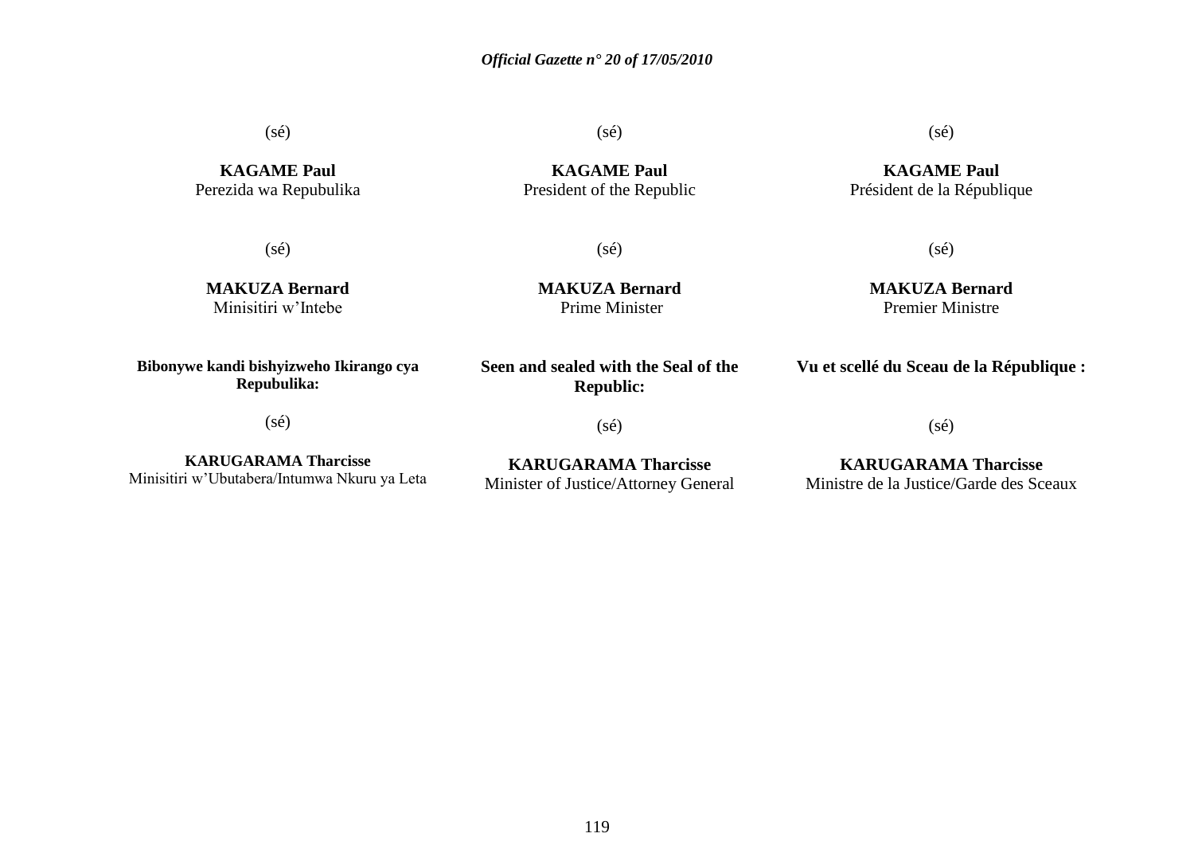(sé)

**KAGAME Paul**
Perezida wa Repubulika

(sé)

**MAKUZA Bernard**
Minisitiri w'Intebe

**Bibonywe kandi bishyizweho Ikirango cya Repubulika:**

(sé)

**KARUGARAMA Tharcisse**
Minisitiri w'Ubutabera/Intumwa Nkuru ya Leta

(sé)

**KAGAME Paul**
President of the Republic

(sé)

**MAKUZA Bernard**
Prime Minister

**Seen and sealed with the Seal of the Republic:**

(sé)

**KARUGARAMA Tharcisse**
Minister of Justice/Attorney General

(sé)

**KAGAME Paul**
Président de la République

(sé)

**MAKUZA Bernard**
Premier Ministre

**Vu et scellé du Sceau de la République :**

(sé)

**KARUGARAMA Tharcisse**
Ministre de la Justice/Garde des Sceaux